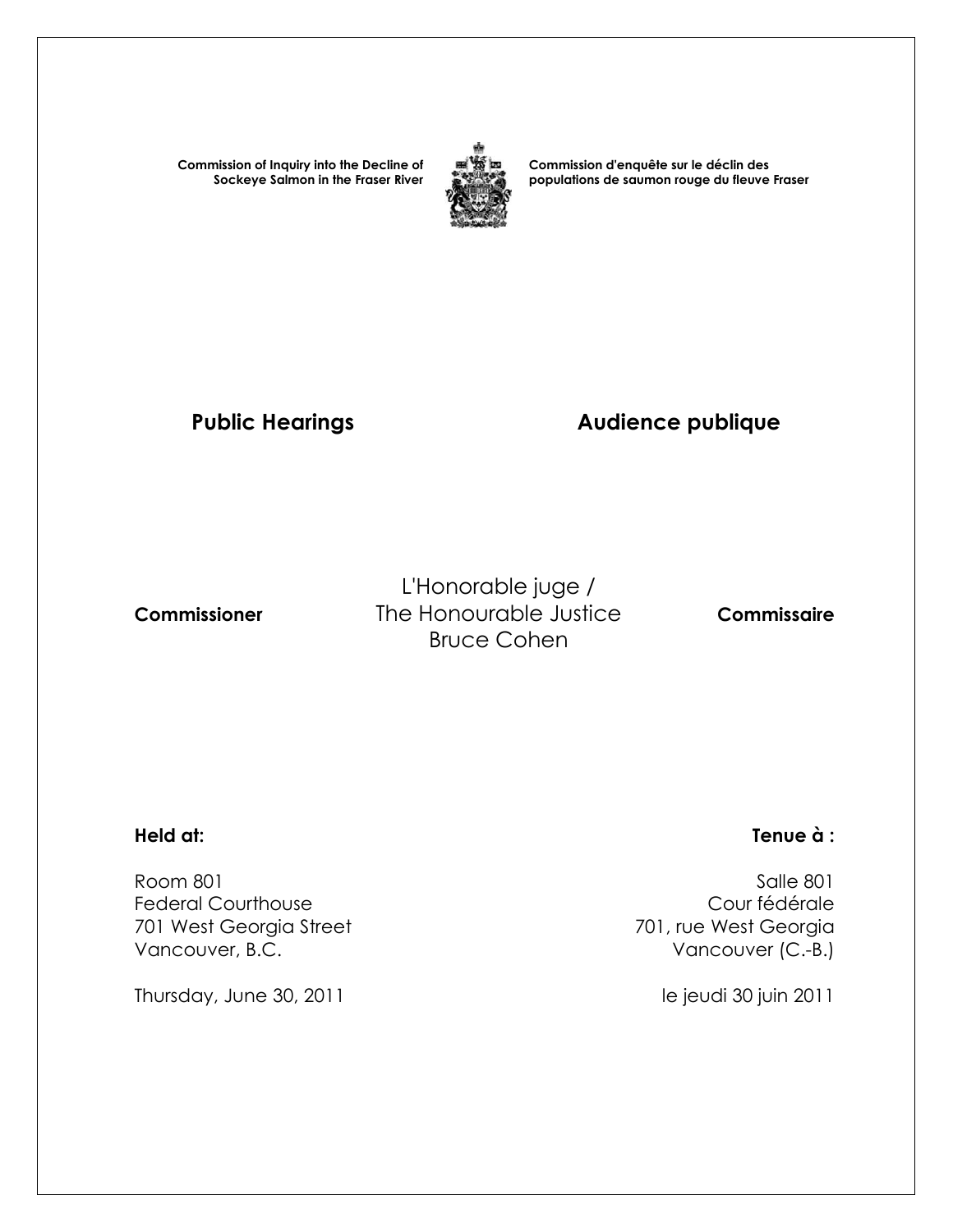**Commission of Inquiry into the Decline of Sockeye Salmon in the Fraser River**

**Commission d'enquête sur le déclin des populations de saumon rouge du fleuve Fraser**

## Public Hearings

## Audience publique

**Commissioner**

L'Honorable juge /
The Honourable Justice
Bruce Cohen

**Commissaire**

**Held at:**

Room 801
Federal Courthouse
701 West Georgia Street
Vancouver, B.C.

Thursday, June 30, 2011

**Tenue à :**

Salle 801
Cour fédérale
701, rue West Georgia
Vancouver (C.-B.)

le jeudi 30 juin 2011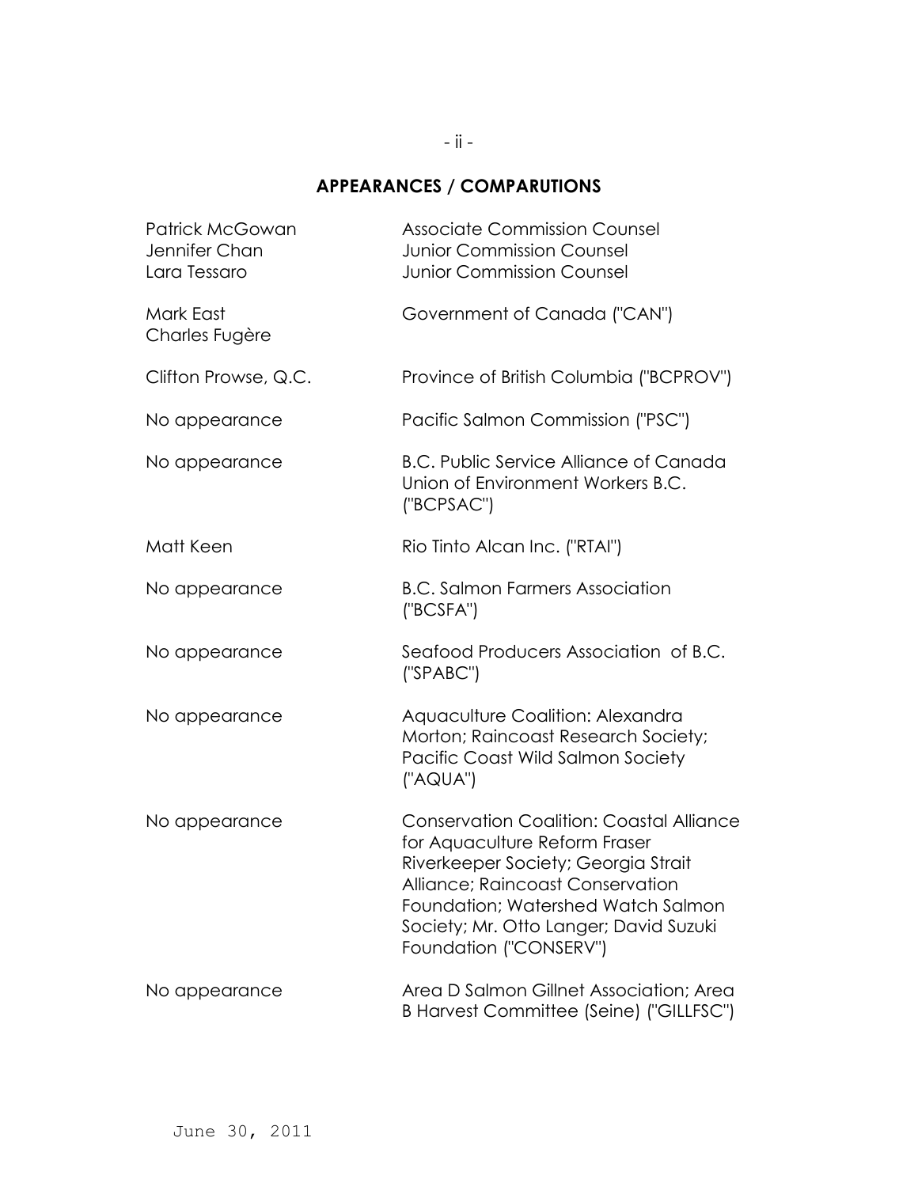## APPEARANCES / COMPARUTIONS

| | |
|---|---|
| Patrick McGowan<br>Jennifer Chan<br>Lara Tessaro | Associate Commission Counsel<br>Junior Commission Counsel<br>Junior Commission Counsel |
| Mark East<br>Charles Fugère | Government of Canada ("CAN") |
| Clifton Prowse, Q.C. | Province of British Columbia ("BCPROV") |
| No appearance | Pacific Salmon Commission ("PSC") |
| No appearance | B.C. Public Service Alliance of Canada Union of Environment Workers B.C. ("BCPSAC") |
| Matt Keen | Rio Tinto Alcan Inc. ("RTAI") |
| No appearance | B.C. Salmon Farmers Association ("BCSFA") |
| No appearance | Seafood Producers Association of B.C. ("SPABC") |
| No appearance | Aquaculture Coalition: Alexandra Morton; Raincoast Research Society; Pacific Coast Wild Salmon Society ("AQUA") |
| No appearance | Conservation Coalition: Coastal Alliance for Aquaculture Reform Fraser Riverkeeper Society; Georgia Strait Alliance; Raincoast Conservation Foundation; Watershed Watch Salmon Society; Mr. Otto Langer; David Suzuki Foundation ("CONSERV") |
| No appearance | Area D Salmon Gillnet Association; Area B Harvest Committee (Seine) ("GILLFSC") |

June 30, 2011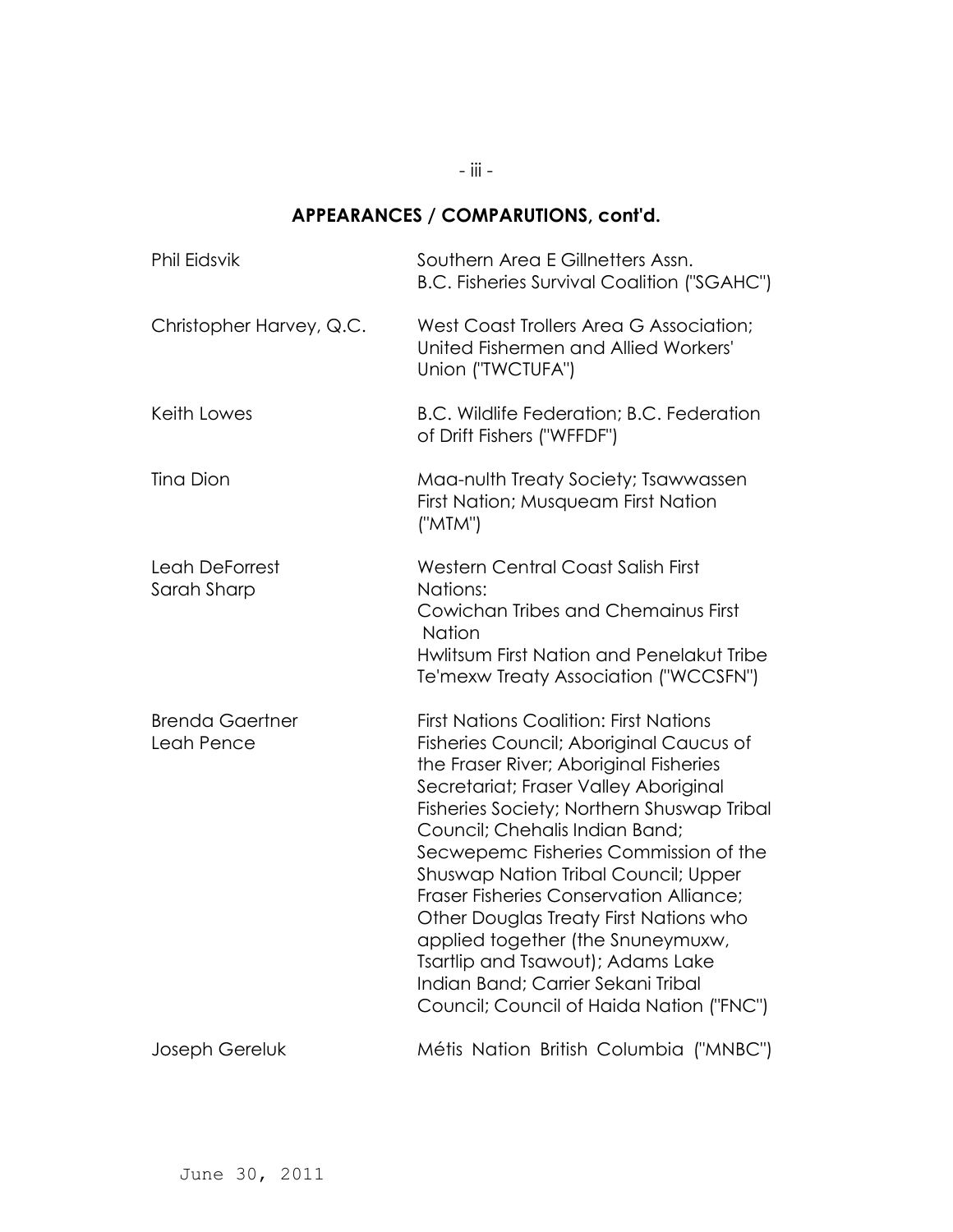## APPEARANCES / COMPARUTIONS, cont'd.

| | |
|---|---|
| Phil Eidsvik | Southern Area E Gillnetters Assn. B.C. Fisheries Survival Coalition ("SGAHC") |
| Christopher Harvey, Q.C. | West Coast Trollers Area G Association; United Fishermen and Allied Workers' Union ("TWCTUFA") |
| Keith Lowes | B.C. Wildlife Federation; B.C. Federation of Drift Fishers ("WFFDF") |
| Tina Dion | Maa-nulth Treaty Society; Tsawwassen First Nation; Musqueam First Nation ("MTM") |
| Leah DeForrest<br>Sarah Sharp | Western Central Coast Salish First Nations:<br>Cowichan Tribes and Chemainus First Nation<br>Hwlitsum First Nation and Penelakut Tribe<br>Te'mexw Treaty Association ("WCCSFN") |
| Brenda Gaertner<br>Leah Pence | First Nations Coalition: First Nations Fisheries Council; Aboriginal Caucus of the Fraser River; Aboriginal Fisheries Secretariat; Fraser Valley Aboriginal Fisheries Society; Northern Shuswap Tribal Council; Chehalis Indian Band; Secwepemc Fisheries Commission of the Shuswap Nation Tribal Council; Upper Fraser Fisheries Conservation Alliance; Other Douglas Treaty First Nations who applied together (the Snuneymuxw, Tsartlip and Tsawout); Adams Lake Indian Band; Carrier Sekani Tribal Council; Council of Haida Nation ("FNC") |
| Joseph Gereluk | Métis Nation British Columbia ("MNBC") |

June 30, 2011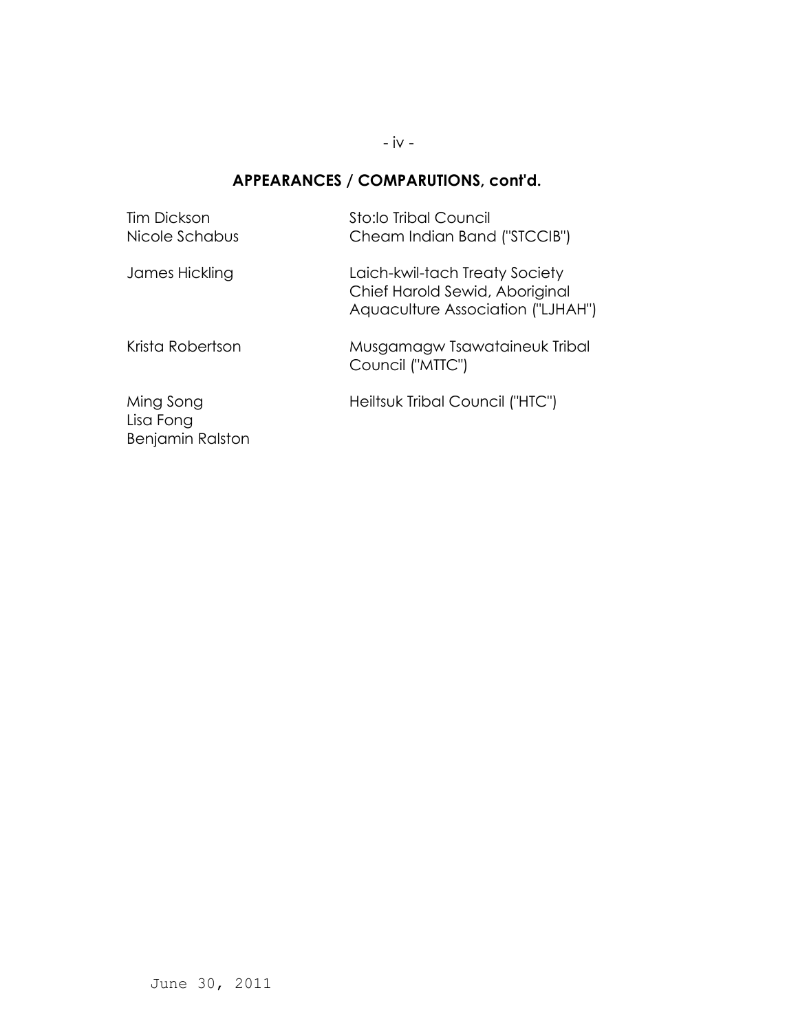## APPEARANCES / COMPARUTIONS, cont'd.

| | |
|---|---|
| Tim Dickson<br>Nicole Schabus | Sto:lo Tribal Council<br>Cheam Indian Band ("STCCIB") |
| James Hickling | Laich-kwil-tach Treaty Society<br>Chief Harold Sewid, Aboriginal Aquaculture Association ("LJHAH") |
| Krista Robertson | Musgamagw Tsawataineuk Tribal Council ("MTTC") |
| Ming Song<br>Lisa Fong<br>Benjamin Ralston | Heiltsuk Tribal Council ("HTC") |

June 30, 2011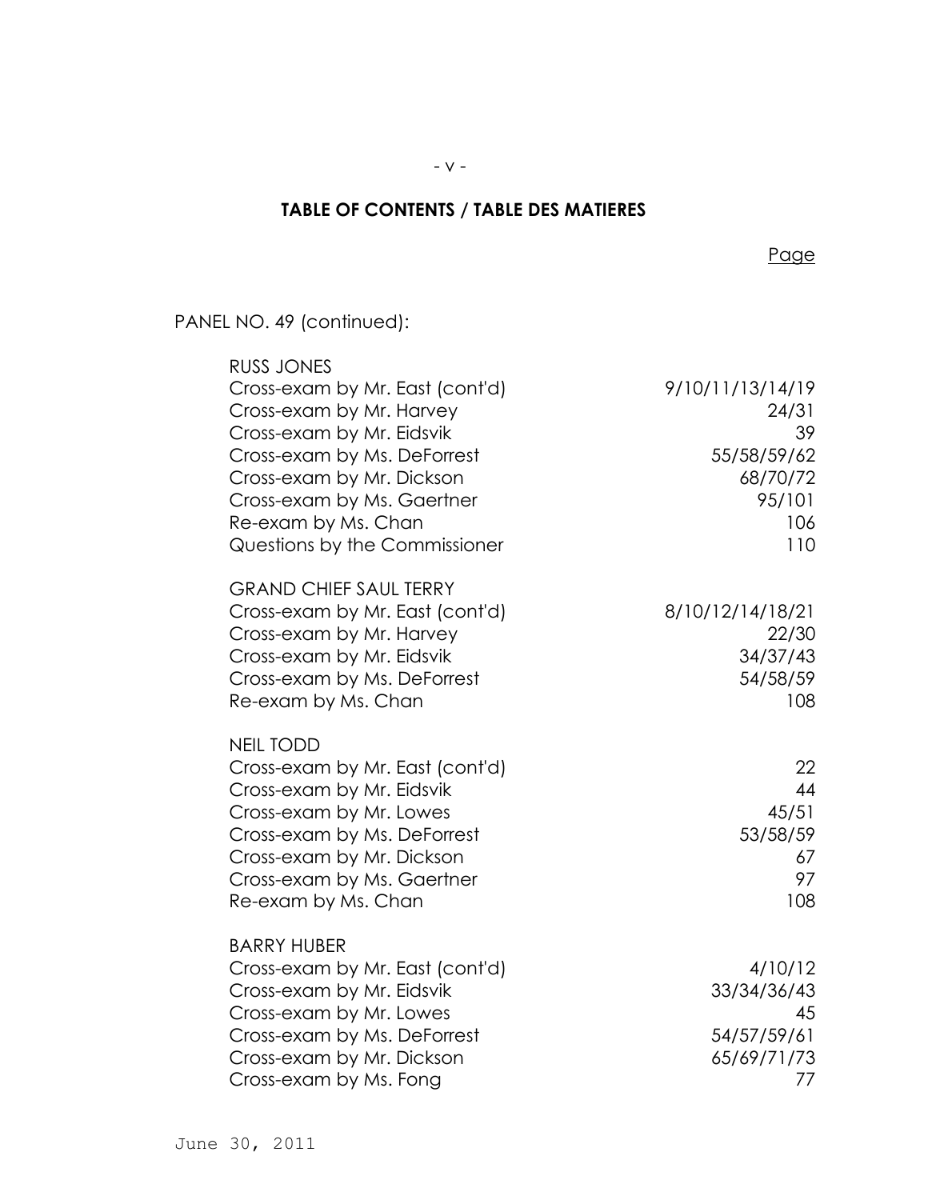## TABLE OF CONTENTS / TABLE DES MATIERES

| | Page |
|---|---|
| PANEL NO. 49 (continued): | |
| RUSS JONES | |
| Cross-exam by Mr. East (cont'd) | 9/10/11/13/14/19 |
| Cross-exam by Mr. Harvey | 24/31 |
| Cross-exam by Mr. Eidsvik | 39 |
| Cross-exam by Ms. DeForrest | 55/58/59/62 |
| Cross-exam by Mr. Dickson | 68/70/72 |
| Cross-exam by Ms. Gaertner | 95/101 |
| Re-exam by Ms. Chan | 106 |
| Questions by the Commissioner | 110 |
| GRAND CHIEF SAUL TERRY | |
| Cross-exam by Mr. East (cont'd) | 8/10/12/14/18/21 |
| Cross-exam by Mr. Harvey | 22/30 |
| Cross-exam by Mr. Eidsvik | 34/37/43 |
| Cross-exam by Ms. DeForrest | 54/58/59 |
| Re-exam by Ms. Chan | 108 |
| NEIL TODD | |
| Cross-exam by Mr. East (cont'd) | 22 |
| Cross-exam by Mr. Eidsvik | 44 |
| Cross-exam by Mr. Lowes | 45/51 |
| Cross-exam by Ms. DeForrest | 53/58/59 |
| Cross-exam by Mr. Dickson | 67 |
| Cross-exam by Ms. Gaertner | 97 |
| Re-exam by Ms. Chan | 108 |
| BARRY HUBER | |
| Cross-exam by Mr. East (cont'd) | 4/10/12 |
| Cross-exam by Mr. Eidsvik | 33/34/36/43 |
| Cross-exam by Mr. Lowes | 45 |
| Cross-exam by Ms. DeForrest | 54/57/59/61 |
| Cross-exam by Mr. Dickson | 65/69/71/73 |
| Cross-exam by Ms. Fong | 77 |

June 30, 2011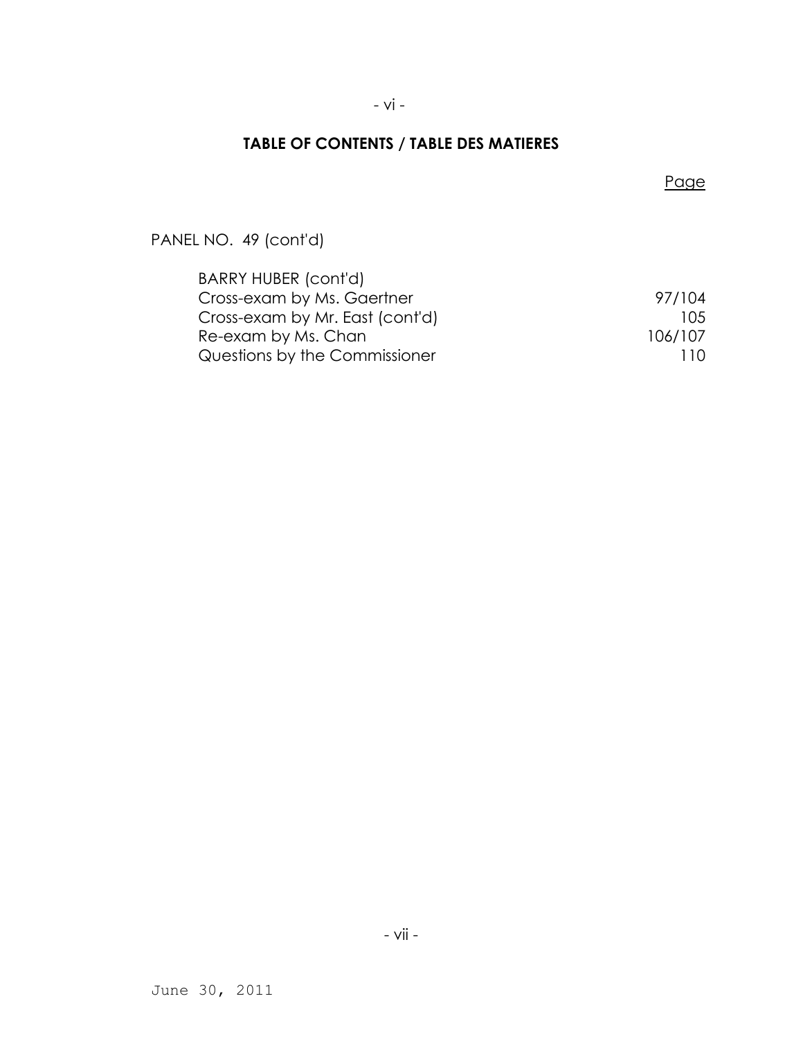# TABLE OF CONTENTS / TABLE DES MATIERES

| | Page |
|---|---|
| PANEL NO. 49 (cont'd) | |
| BARRY HUBER (cont'd) | |
| Cross-exam by Ms. Gaertner | 97/104 |
| Cross-exam by Mr. East (cont'd) | 105 |
| Re-exam by Ms. Chan | 106/107 |
| Questions by the Commissioner | 110 |

June 30, 2011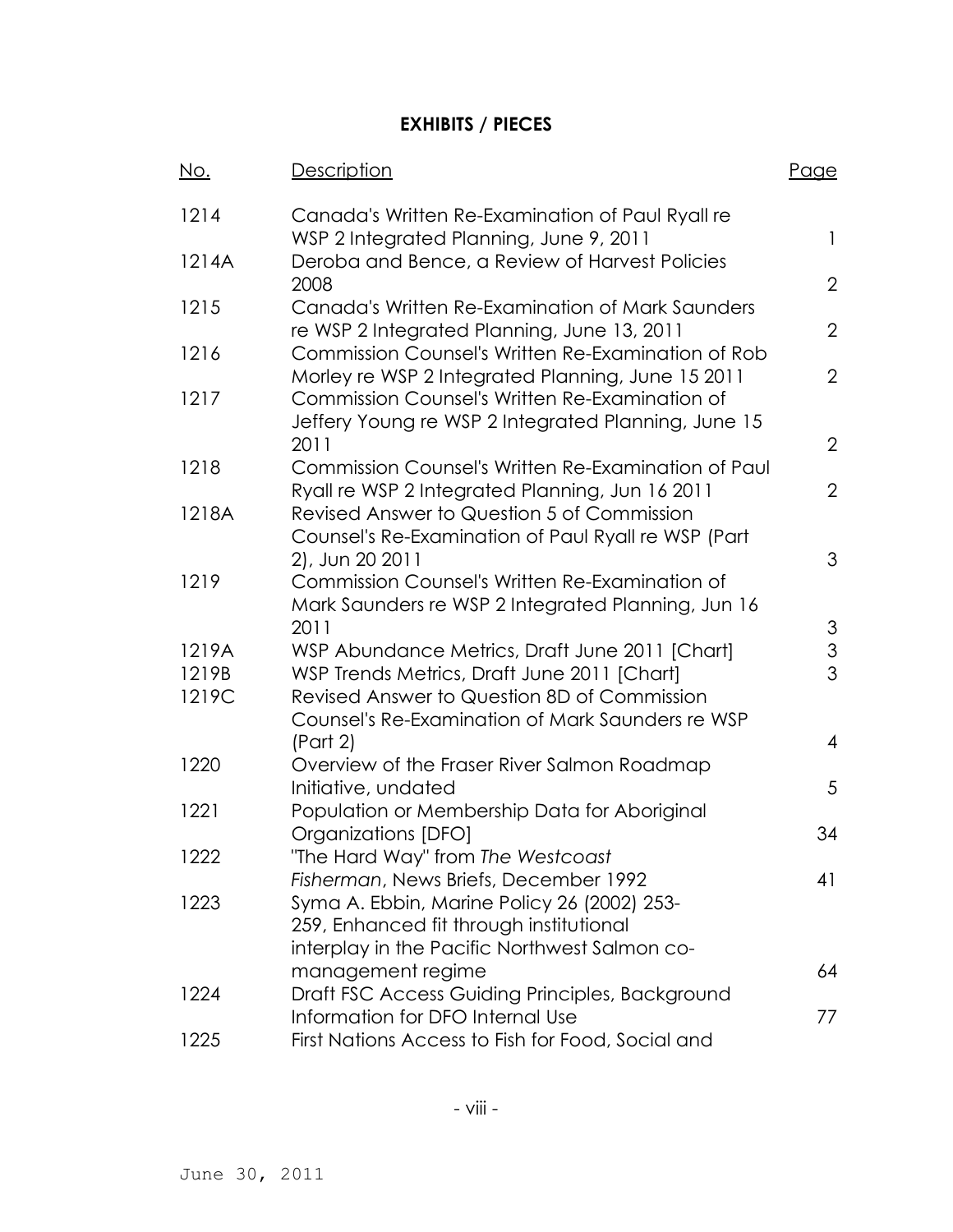## EXHIBITS / PIECES

| No. | Description | Page |
|---|---|---|
| 1214 | Canada's Written Re-Examination of Paul Ryall re WSP 2 Integrated Planning, June 9, 2011 | 1 |
| 1214A | Deroba and Bence, a Review of Harvest Policies 2008 | 2 |
| 1215 | Canada's Written Re-Examination of Mark Saunders re WSP 2 Integrated Planning, June 13, 2011 | 2 |
| 1216 | Commission Counsel's Written Re-Examination of Rob Morley re WSP 2 Integrated Planning, June 15 2011 | 2 |
| 1217 | Commission Counsel's Written Re-Examination of Jeffery Young re WSP 2 Integrated Planning, June 15 2011 | 2 |
| 1218 | Commission Counsel's Written Re-Examination of Paul Ryall re WSP 2 Integrated Planning, Jun 16 2011 | 2 |
| 1218A | Revised Answer to Question 5 of Commission Counsel's Re-Examination of Paul Ryall re WSP (Part 2), Jun 20 2011 | 3 |
| 1219 | Commission Counsel's Written Re-Examination of Mark Saunders re WSP 2 Integrated Planning, Jun 16 2011 | 3 |
| 1219A | WSP Abundance Metrics, Draft June 2011 [Chart] | 3 |
| 1219B | WSP Trends Metrics, Draft June 2011 [Chart] | 3 |
| 1219C | Revised Answer to Question 8D of Commission Counsel's Re-Examination of Mark Saunders re WSP (Part 2) | 4 |
| 1220 | Overview of the Fraser River Salmon Roadmap Initiative, undated | 5 |
| 1221 | Population or Membership Data for Aboriginal Organizations [DFO] | 34 |
| 1222 | "The Hard Way" from *The Westcoast Fisherman*, News Briefs, December 1992 | 41 |
| 1223 | Syma A. Ebbin, Marine Policy 26 (2002) 253-259, Enhanced fit through institutional interplay in the Pacific Northwest Salmon co-management regime | 64 |
| 1224 | Draft FSC Access Guiding Principles, Background Information for DFO Internal Use | 77 |
| 1225 | First Nations Access to Fish for Food, Social and | |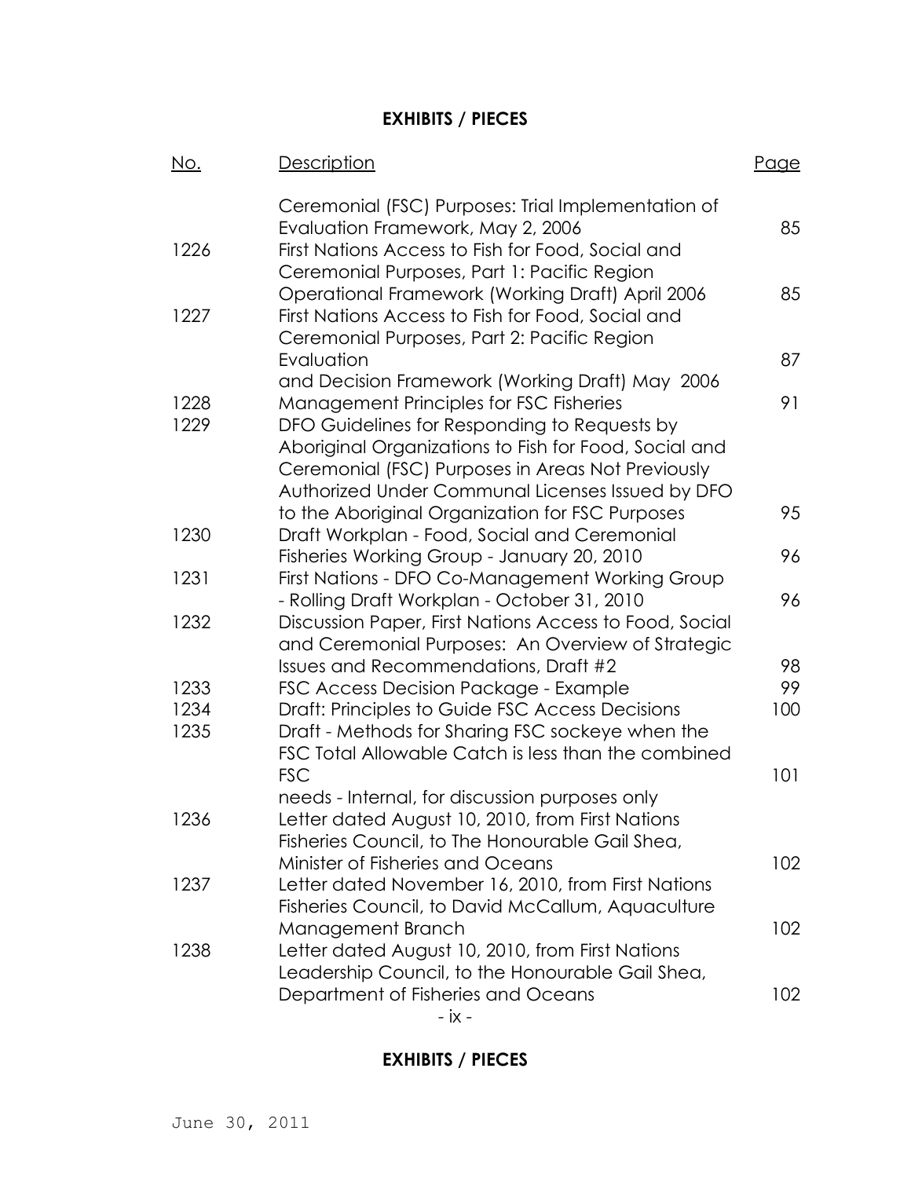**EXHIBITS / PIECES**

| No. | Description | Page |
|---|---|---|
| | Ceremonial (FSC) Purposes: Trial Implementation of Evaluation Framework, May 2, 2006 | 85 |
| 1226 | First Nations Access to Fish for Food, Social and Ceremonial Purposes, Part 1: Pacific Region Operational Framework (Working Draft) April 2006 | 85 |
| 1227 | First Nations Access to Fish for Food, Social and Ceremonial Purposes, Part 2: Pacific Region Evaluation and Decision Framework (Working Draft) May 2006 | 87 |
| 1228 | Management Principles for FSC Fisheries | 91 |
| 1229 | DFO Guidelines for Responding to Requests by Aboriginal Organizations to Fish for Food, Social and Ceremonial (FSC) Purposes in Areas Not Previously Authorized Under Communal Licenses Issued by DFO to the Aboriginal Organization for FSC Purposes | 95 |
| 1230 | Draft Workplan - Food, Social and Ceremonial Fisheries Working Group - January 20, 2010 | 96 |
| 1231 | First Nations - DFO Co-Management Working Group - Rolling Draft Workplan - October 31, 2010 | 96 |
| 1232 | Discussion Paper, First Nations Access to Food, Social and Ceremonial Purposes: An Overview of Strategic Issues and Recommendations, Draft #2 | 98 |
| 1233 | FSC Access Decision Package - Example | 99 |
| 1234 | Draft: Principles to Guide FSC Access Decisions | 100 |
| 1235 | Draft - Methods for Sharing FSC sockeye when the FSC Total Allowable Catch is less than the combined FSC needs - Internal, for discussion purposes only | 101 |
| 1236 | Letter dated August 10, 2010, from First Nations Fisheries Council, to The Honourable Gail Shea, Minister of Fisheries and Oceans | 102 |
| 1237 | Letter dated November 16, 2010, from First Nations Fisheries Council, to David McCallum, Aquaculture Management Branch | 102 |
| 1238 | Letter dated August 10, 2010, from First Nations Leadership Council, to the Honourable Gail Shea, Department of Fisheries and Oceans | 102 |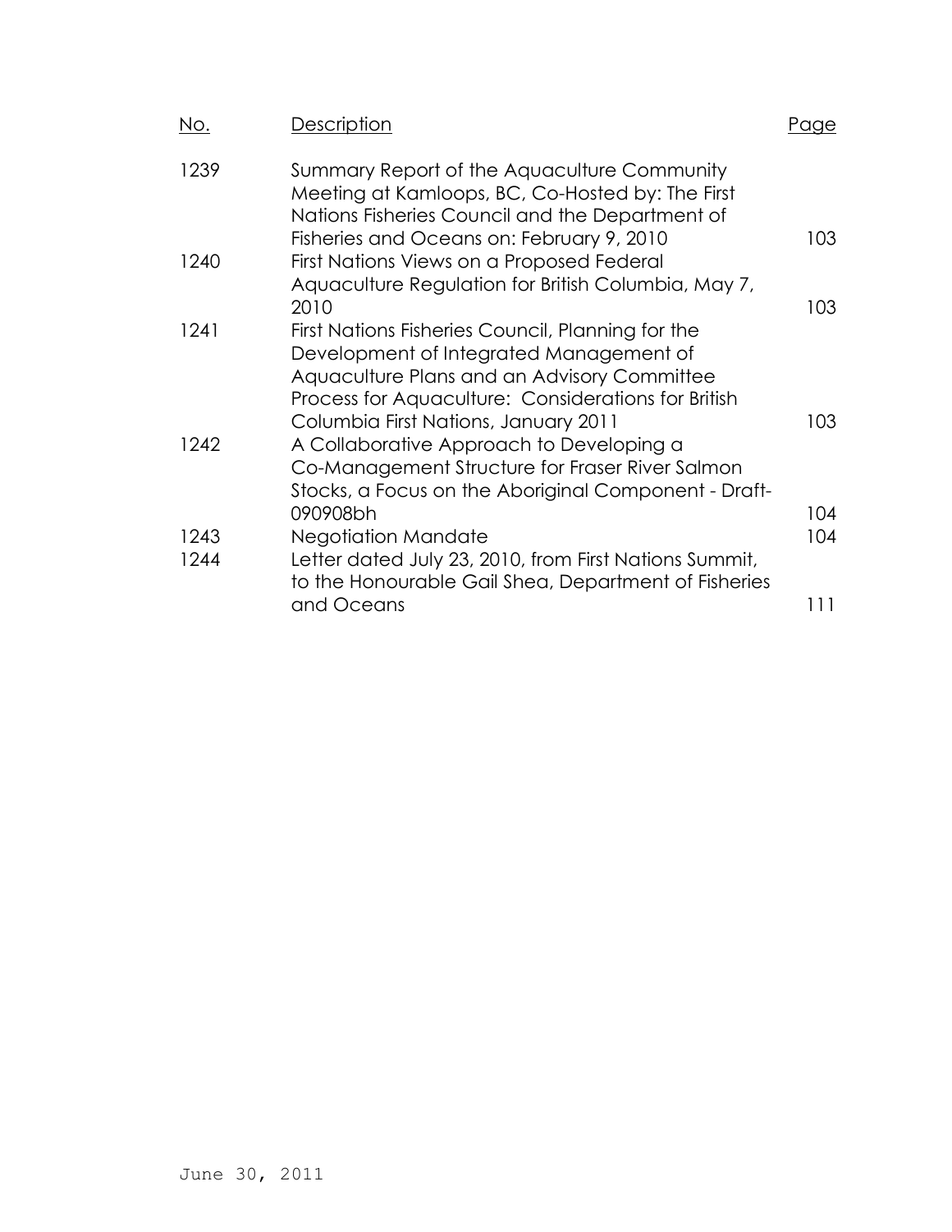| No. | Description | Page |
|---|---|---|
| 1239 | Summary Report of the Aquaculture Community Meeting at Kamloops, BC, Co-Hosted by: The First Nations Fisheries Council and the Department of Fisheries and Oceans on: February 9, 2010 | 103 |
| 1240 | First Nations Views on a Proposed Federal Aquaculture Regulation for British Columbia, May 7, 2010 | 103 |
| 1241 | First Nations Fisheries Council, Planning for the Development of Integrated Management of Aquaculture Plans and an Advisory Committee Process for Aquaculture: Considerations for British Columbia First Nations, January 2011 | 103 |
| 1242 | A Collaborative Approach to Developing a Co-Management Structure for Fraser River Salmon Stocks, a Focus on the Aboriginal Component - Draft-090908bh | 104 |
| 1243 | Negotiation Mandate | 104 |
| 1244 | Letter dated July 23, 2010, from First Nations Summit, to the Honourable Gail Shea, Department of Fisheries and Oceans | 111 |

June 30, 2011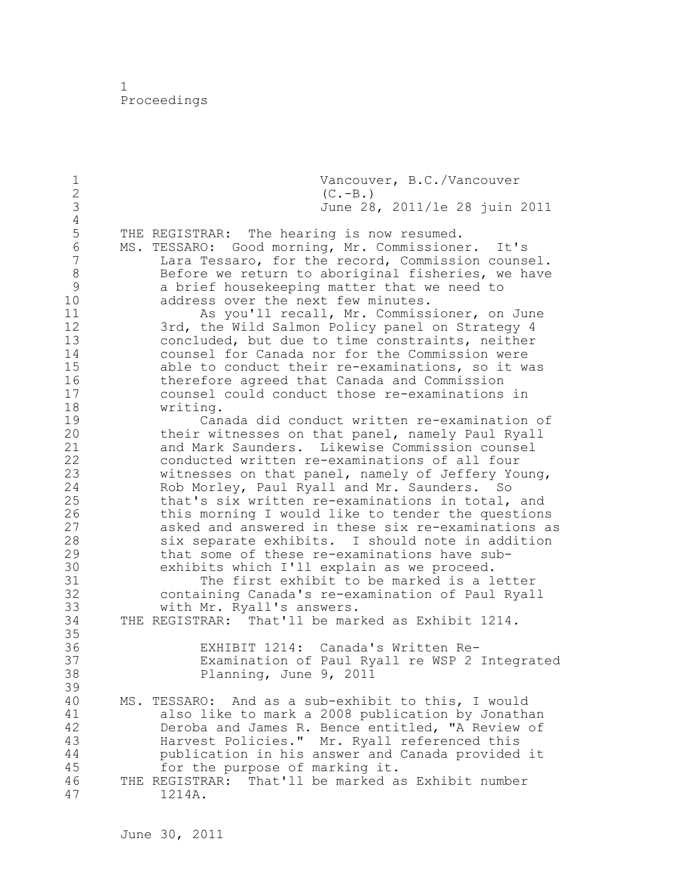Vancouver, B.C./Vancouver
(C.-B.)
June 28, 2011/le 28 juin 2011

THE REGISTRAR: The hearing is now resumed.

MS. TESSARO: Good morning, Mr. Commissioner. It's Lara Tessaro, for the record, Commission counsel. Before we return to aboriginal fisheries, we have a brief housekeeping matter that we need to address over the next few minutes.

As you'll recall, Mr. Commissioner, on June 3rd, the Wild Salmon Policy panel on Strategy 4 concluded, but due to time constraints, neither counsel for Canada nor for the Commission were able to conduct their re-examinations, so it was therefore agreed that Canada and Commission counsel could conduct those re-examinations in writing.

Canada did conduct written re-examination of their witnesses on that panel, namely Paul Ryall and Mark Saunders. Likewise Commission counsel conducted written re-examinations of all four witnesses on that panel, namely of Jeffery Young, Rob Morley, Paul Ryall and Mr. Saunders. So that's six written re-examinations in total, and this morning I would like to tender the questions asked and answered in these six re-examinations as six separate exhibits. I should note in addition that some of these re-examinations have sub-exhibits which I'll explain as we proceed.

The first exhibit to be marked is a letter containing Canada's re-examination of Paul Ryall with Mr. Ryall's answers.

THE REGISTRAR: That'll be marked as Exhibit 1214.

EXHIBIT 1214: Canada's Written Re-Examination of Paul Ryall re WSP 2 Integrated Planning, June 9, 2011

MS. TESSARO: And as a sub-exhibit to this, I would also like to mark a 2008 publication by Jonathan Deroba and James R. Bence entitled, "A Review of Harvest Policies." Mr. Ryall referenced this publication in his answer and Canada provided it for the purpose of marking it.

THE REGISTRAR: That'll be marked as Exhibit number 1214A.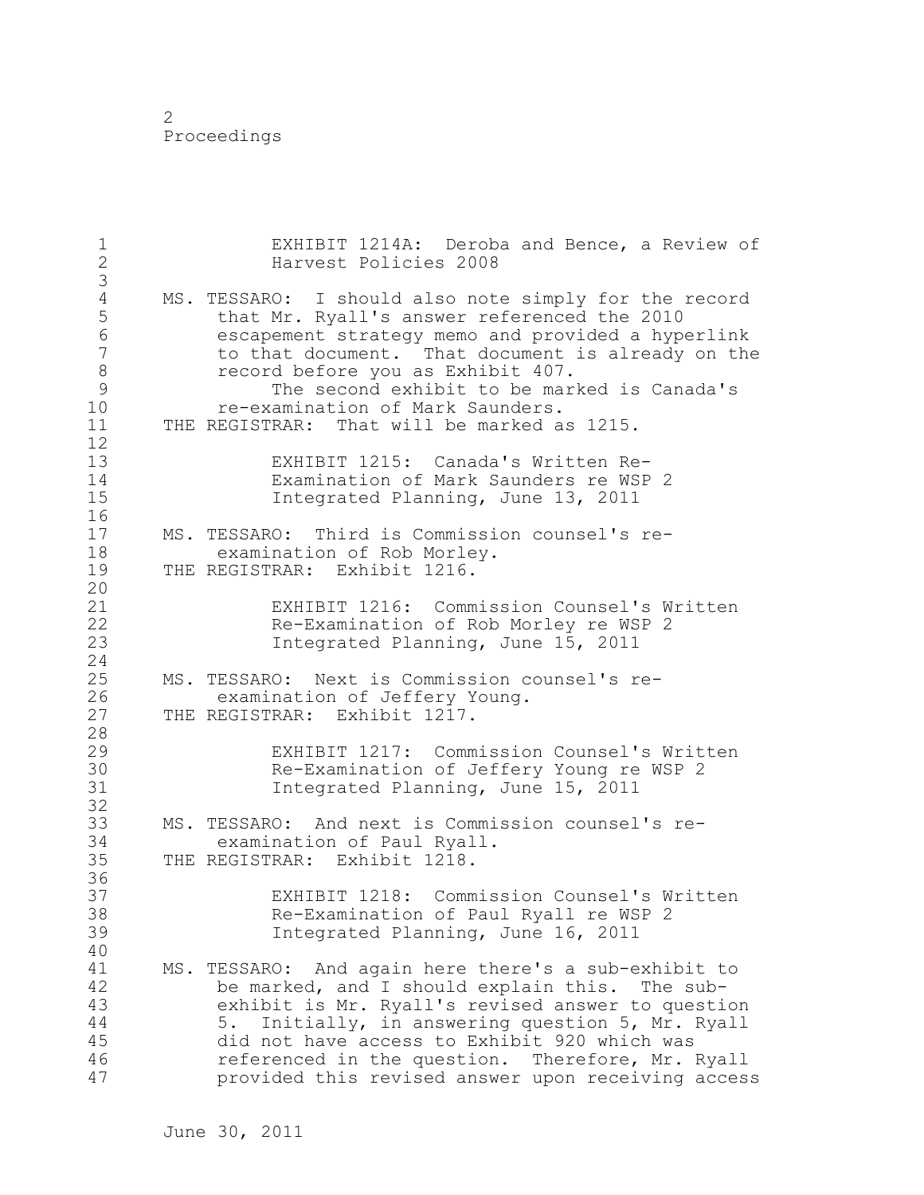EXHIBIT 1214A: Deroba and Bence, a Review of Harvest Policies 2008

MS. TESSARO: I should also note simply for the record that Mr. Ryall's answer referenced the 2010 escapement strategy memo and provided a hyperlink to that document. That document is already on the record before you as Exhibit 407.

The second exhibit to be marked is Canada's re-examination of Mark Saunders.

THE REGISTRAR: That will be marked as 1215.

EXHIBIT 1215: Canada's Written Re-Examination of Mark Saunders re WSP 2 Integrated Planning, June 13, 2011

MS. TESSARO: Third is Commission counsel's re-examination of Rob Morley.

THE REGISTRAR: Exhibit 1216.

EXHIBIT 1216: Commission Counsel's Written Re-Examination of Rob Morley re WSP 2 Integrated Planning, June 15, 2011

MS. TESSARO: Next is Commission counsel's re-examination of Jeffery Young.

THE REGISTRAR: Exhibit 1217.

EXHIBIT 1217: Commission Counsel's Written Re-Examination of Jeffery Young re WSP 2 Integrated Planning, June 15, 2011

MS. TESSARO: And next is Commission counsel's re-examination of Paul Ryall.

THE REGISTRAR: Exhibit 1218.

EXHIBIT 1218: Commission Counsel's Written Re-Examination of Paul Ryall re WSP 2 Integrated Planning, June 16, 2011

MS. TESSARO: And again here there's a sub-exhibit to be marked, and I should explain this. The sub-exhibit is Mr. Ryall's revised answer to question 5. Initially, in answering question 5, Mr. Ryall did not have access to Exhibit 920 which was referenced in the question. Therefore, Mr. Ryall provided this revised answer upon receiving access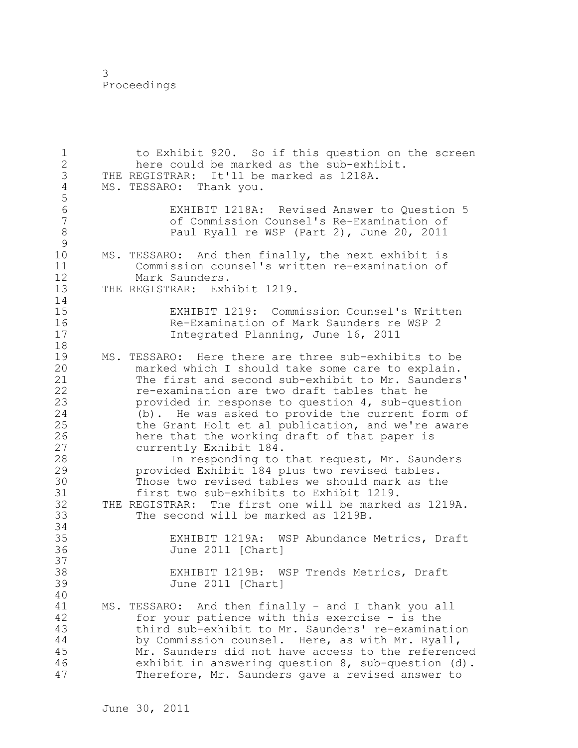to Exhibit 920. So if this question on the screen here could be marked as the sub-exhibit.

THE REGISTRAR: It'll be marked as 1218A.

MS. TESSARO: Thank you.

> EXHIBIT 1218A: Revised Answer to Question 5 of Commission Counsel's Re-Examination of Paul Ryall re WSP (Part 2), June 20, 2011

MS. TESSARO: And then finally, the next exhibit is Commission counsel's written re-examination of Mark Saunders.

THE REGISTRAR: Exhibit 1219.

> EXHIBIT 1219: Commission Counsel's Written Re-Examination of Mark Saunders re WSP 2 Integrated Planning, June 16, 2011

MS. TESSARO: Here there are three sub-exhibits to be marked which I should take some care to explain. The first and second sub-exhibit to Mr. Saunders' re-examination are two draft tables that he provided in response to question 4, sub-question (b). He was asked to provide the current form of the Grant Holt et al publication, and we're aware here that the working draft of that paper is currently Exhibit 184.

In responding to that request, Mr. Saunders provided Exhibit 184 plus two revised tables. Those two revised tables we should mark as the first two sub-exhibits to Exhibit 1219.

THE REGISTRAR: The first one will be marked as 1219A. The second will be marked as 1219B.

> EXHIBIT 1219A: WSP Abundance Metrics, Draft June 2011 [Chart]

> EXHIBIT 1219B: WSP Trends Metrics, Draft June 2011 [Chart]

MS. TESSARO: And then finally - and I thank you all for your patience with this exercise - is the third sub-exhibit to Mr. Saunders' re-examination by Commission counsel. Here, as with Mr. Ryall, Mr. Saunders did not have access to the referenced exhibit in answering question 8, sub-question (d). Therefore, Mr. Saunders gave a revised answer to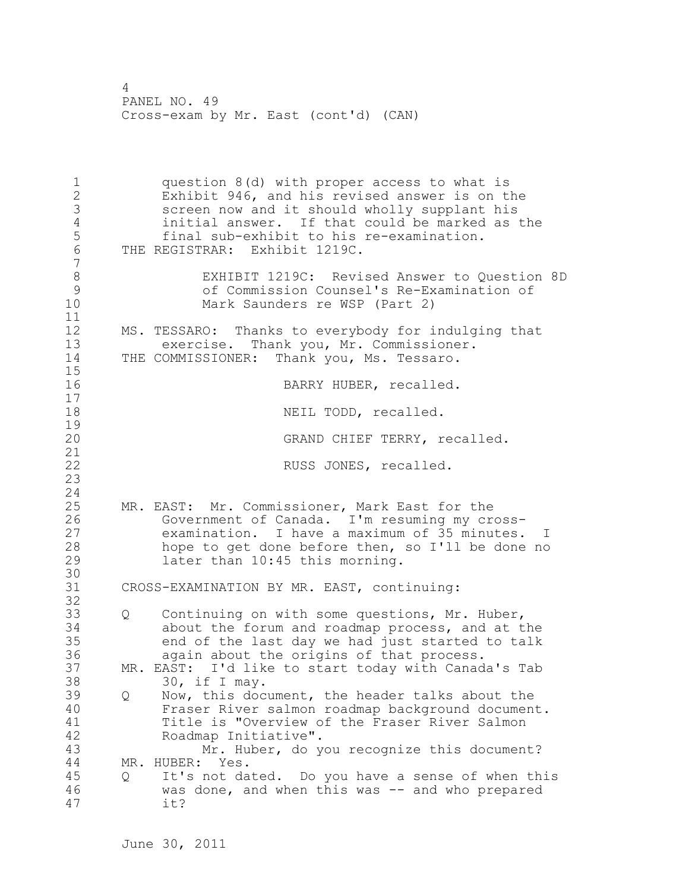question 8(d) with proper access to what is Exhibit 946, and his revised answer is on the screen now and it should wholly supplant his initial answer. If that could be marked as the final sub-exhibit to his re-examination.

THE REGISTRAR: Exhibit 1219C.

EXHIBIT 1219C: Revised Answer to Question 8D of Commission Counsel's Re-Examination of Mark Saunders re WSP (Part 2)

MS. TESSARO: Thanks to everybody for indulging that exercise. Thank you, Mr. Commissioner.

THE COMMISSIONER: Thank you, Ms. Tessaro.

BARRY HUBER, recalled.

NEIL TODD, recalled.

GRAND CHIEF TERRY, recalled.

RUSS JONES, recalled.

MR. EAST: Mr. Commissioner, Mark East for the Government of Canada. I'm resuming my cross-examination. I have a maximum of 35 minutes. I hope to get done before then, so I'll be done no later than 10:45 this morning.

CROSS-EXAMINATION BY MR. EAST, continuing:

Q Continuing on with some questions, Mr. Huber, about the forum and roadmap process, and at the end of the last day we had just started to talk again about the origins of that process.

MR. EAST: I'd like to start today with Canada's Tab 30, if I may.

Q Now, this document, the header talks about the Fraser River salmon roadmap background document. Title is "Overview of the Fraser River Salmon Roadmap Initiative".

Mr. Huber, do you recognize this document?

MR. HUBER: Yes.

Q It's not dated. Do you have a sense of when this was done, and when this was -- and who prepared it?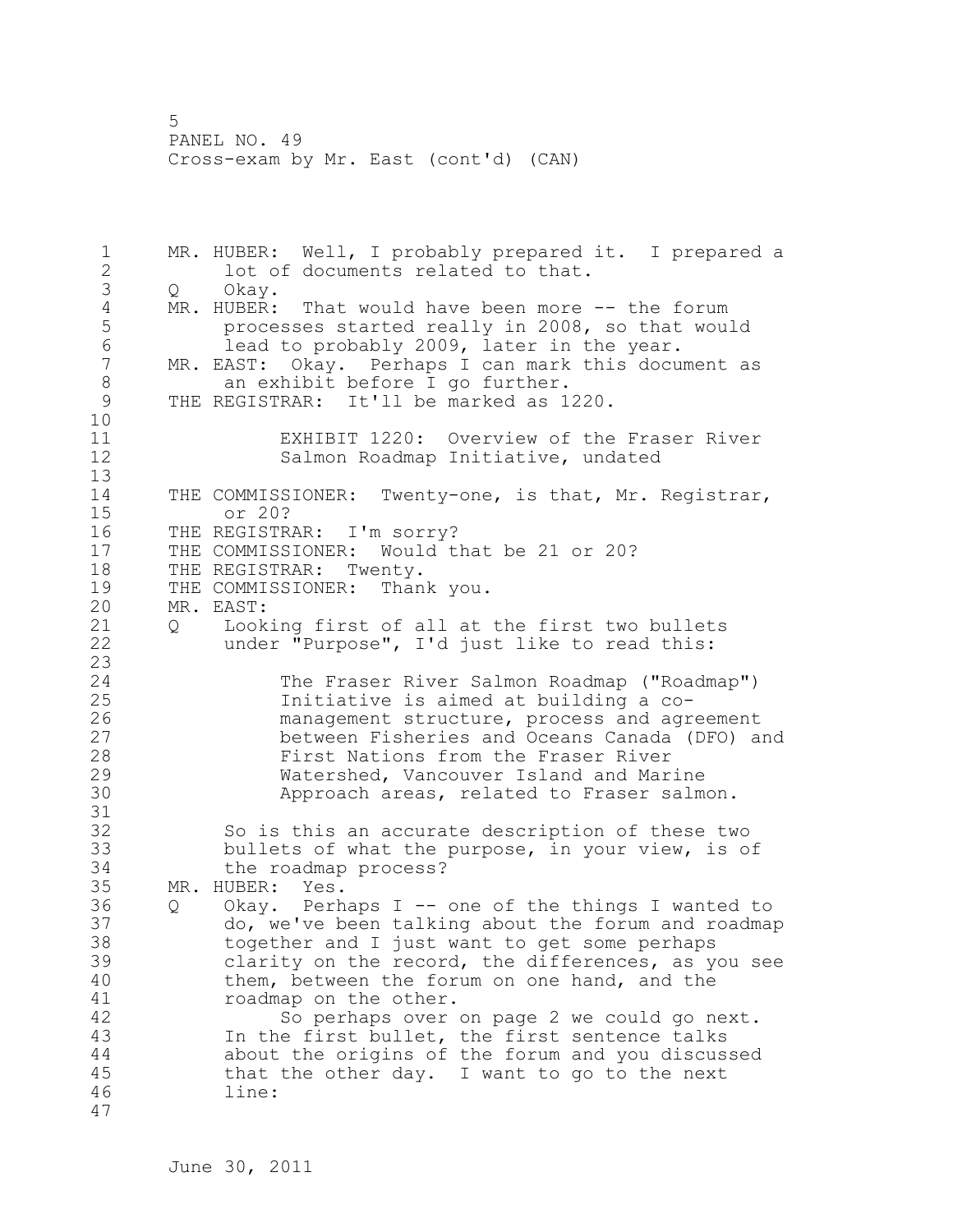MR. HUBER: Well, I probably prepared it. I prepared a lot of documents related to that.

Q Okay.

MR. HUBER: That would have been more -- the forum processes started really in 2008, so that would lead to probably 2009, later in the year.

MR. EAST: Okay. Perhaps I can mark this document as an exhibit before I go further.

THE REGISTRAR: It'll be marked as 1220.

EXHIBIT 1220: Overview of the Fraser River Salmon Roadmap Initiative, undated

THE COMMISSIONER: Twenty-one, is that, Mr. Registrar, or 20?

THE REGISTRAR: I'm sorry?

THE COMMISSIONER: Would that be 21 or 20?

THE REGISTRAR: Twenty.

THE COMMISSIONER: Thank you.

MR. EAST:

Q Looking first of all at the first two bullets under "Purpose", I'd just like to read this:

> The Fraser River Salmon Roadmap ("Roadmap") Initiative is aimed at building a co-management structure, process and agreement between Fisheries and Oceans Canada (DFO) and First Nations from the Fraser River Watershed, Vancouver Island and Marine Approach areas, related to Fraser salmon.

So is this an accurate description of these two bullets of what the purpose, in your view, is of the roadmap process?

MR. HUBER: Yes.

Q Okay. Perhaps I -- one of the things I wanted to do, we've been talking about the forum and roadmap together and I just want to get some perhaps clarity on the record, the differences, as you see them, between the forum on one hand, and the roadmap on the other.

So perhaps over on page 2 we could go next. In the first bullet, the first sentence talks about the origins of the forum and you discussed that the other day. I want to go to the next line: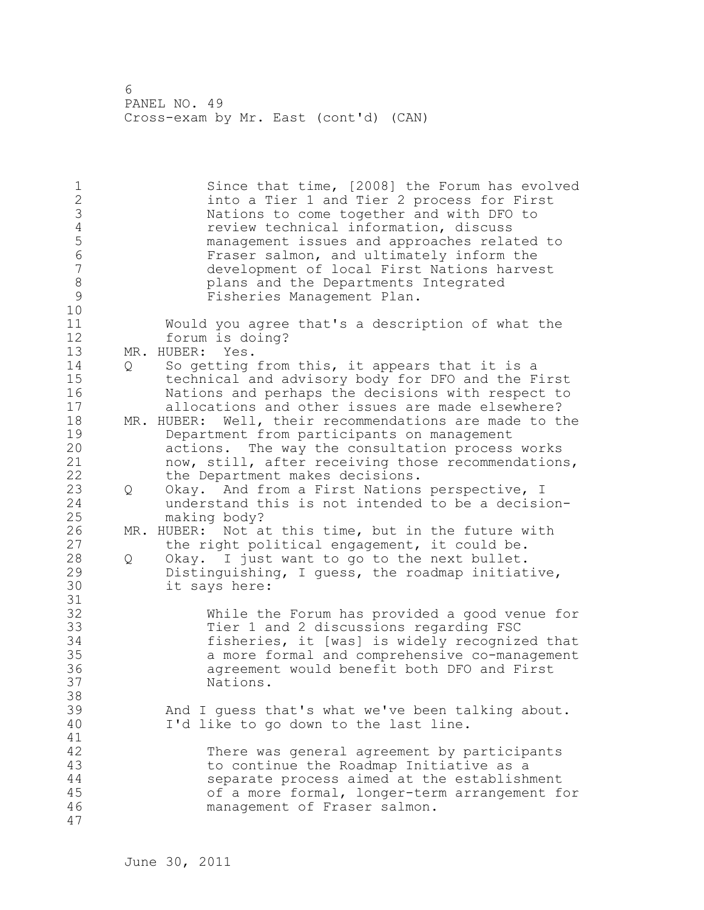> Since that time, [2008] the Forum has evolved into a Tier 1 and Tier 2 process for First Nations to come together and with DFO to review technical information, discuss management issues and approaches related to Fraser salmon, and ultimately inform the development of local First Nations harvest plans and the Departments Integrated Fisheries Management Plan.

Would you agree that's a description of what the forum is doing?

MR. HUBER: Yes.

Q So getting from this, it appears that it is a technical and advisory body for DFO and the First Nations and perhaps the decisions with respect to allocations and other issues are made elsewhere?

MR. HUBER: Well, their recommendations are made to the Department from participants on management actions. The way the consultation process works now, still, after receiving those recommendations, the Department makes decisions.

Q Okay. And from a First Nations perspective, I understand this is not intended to be a decision-making body?

MR. HUBER: Not at this time, but in the future with the right political engagement, it could be.

Q Okay. I just want to go to the next bullet. Distinguishing, I guess, the roadmap initiative, it says here:

> While the Forum has provided a good venue for Tier 1 and 2 discussions regarding FSC fisheries, it [was] is widely recognized that a more formal and comprehensive co-management agreement would benefit both DFO and First Nations.

And I guess that's what we've been talking about. I'd like to go down to the last line.

> There was general agreement by participants to continue the Roadmap Initiative as a separate process aimed at the establishment of a more formal, longer-term arrangement for management of Fraser salmon.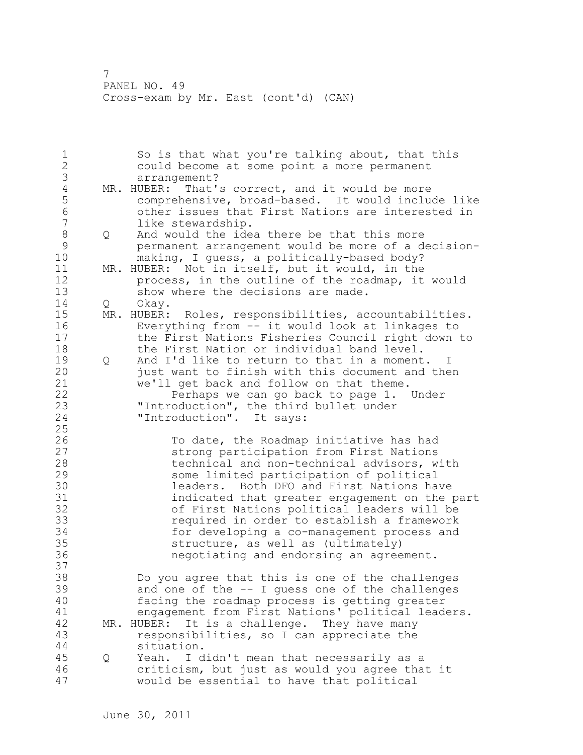So is that what you're talking about, that this could become at some point a more permanent arrangement?

MR. HUBER: That's correct, and it would be more comprehensive, broad-based. It would include like other issues that First Nations are interested in like stewardship.

Q And would the idea there be that this more permanent arrangement would be more of a decision-making, I guess, a politically-based body?

MR. HUBER: Not in itself, but it would, in the process, in the outline of the roadmap, it would show where the decisions are made.

Q Okay.

MR. HUBER: Roles, responsibilities, accountabilities. Everything from -- it would look at linkages to the First Nations Fisheries Council right down to the First Nation or individual band level.

Q And I'd like to return to that in a moment. I just want to finish with this document and then we'll get back and follow on that theme.

Perhaps we can go back to page 1. Under "Introduction", the third bullet under "Introduction". It says:

> To date, the Roadmap initiative has had strong participation from First Nations technical and non-technical advisors, with some limited participation of political leaders. Both DFO and First Nations have indicated that greater engagement on the part of First Nations political leaders will be required in order to establish a framework for developing a co-management process and structure, as well as (ultimately) negotiating and endorsing an agreement.

Do you agree that this is one of the challenges and one of the -- I guess one of the challenges facing the roadmap process is getting greater engagement from First Nations' political leaders.

MR. HUBER: It is a challenge. They have many responsibilities, so I can appreciate the situation.

Q Yeah. I didn't mean that necessarily as a criticism, but just as would you agree that it would be essential to have that political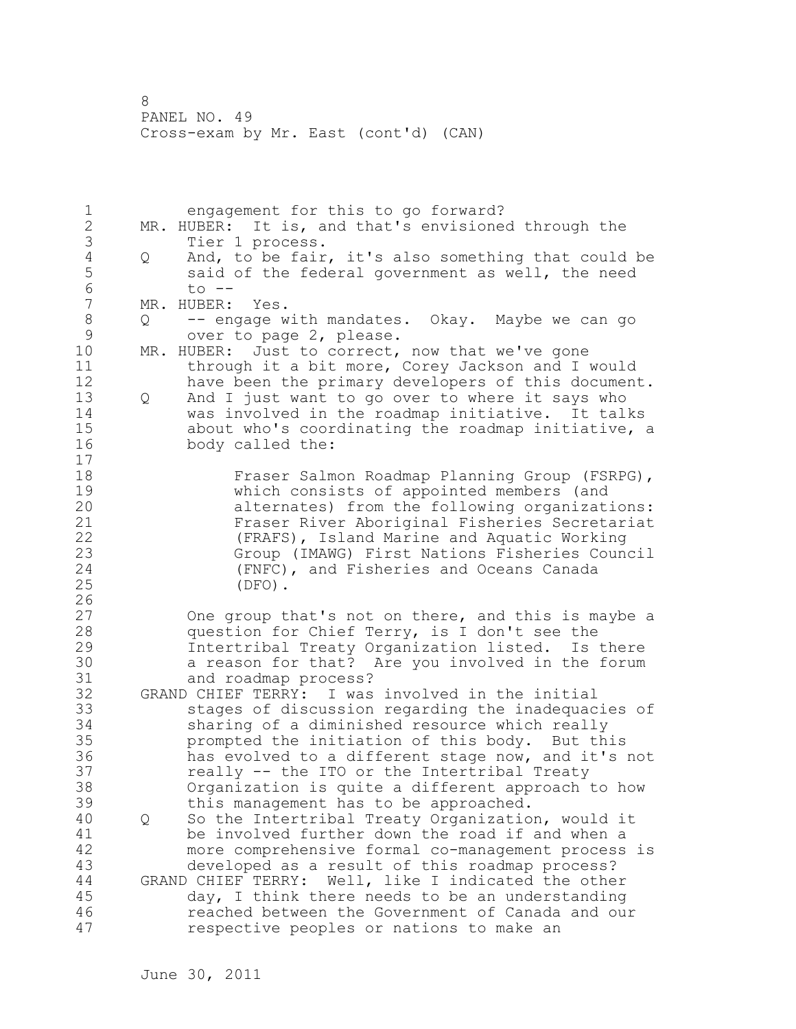engagement for this to go forward?

MR. HUBER: It is, and that's envisioned through the Tier 1 process.

Q And, to be fair, it's also something that could be said of the federal government as well, the need to --

MR. HUBER: Yes.

Q -- engage with mandates. Okay. Maybe we can go over to page 2, please.

MR. HUBER: Just to correct, now that we've gone through it a bit more, Corey Jackson and I would have been the primary developers of this document.

Q And I just want to go over to where it says who was involved in the roadmap initiative. It talks about who's coordinating the roadmap initiative, a body called the:

> Fraser Salmon Roadmap Planning Group (FSRPG), which consists of appointed members (and alternates) from the following organizations: Fraser River Aboriginal Fisheries Secretariat (FRAFS), Island Marine and Aquatic Working Group (IMAWG) First Nations Fisheries Council (FNFC), and Fisheries and Oceans Canada (DFO).

One group that's not on there, and this is maybe a question for Chief Terry, is I don't see the Intertribal Treaty Organization listed. Is there a reason for that? Are you involved in the forum and roadmap process?

GRAND CHIEF TERRY: I was involved in the initial stages of discussion regarding the inadequacies of sharing of a diminished resource which really prompted the initiation of this body. But this has evolved to a different stage now, and it's not really -- the ITO or the Intertribal Treaty Organization is quite a different approach to how this management has to be approached.

Q So the Intertribal Treaty Organization, would it be involved further down the road if and when a more comprehensive formal co-management process is developed as a result of this roadmap process?

GRAND CHIEF TERRY: Well, like I indicated the other day, I think there needs to be an understanding reached between the Government of Canada and our respective peoples or nations to make an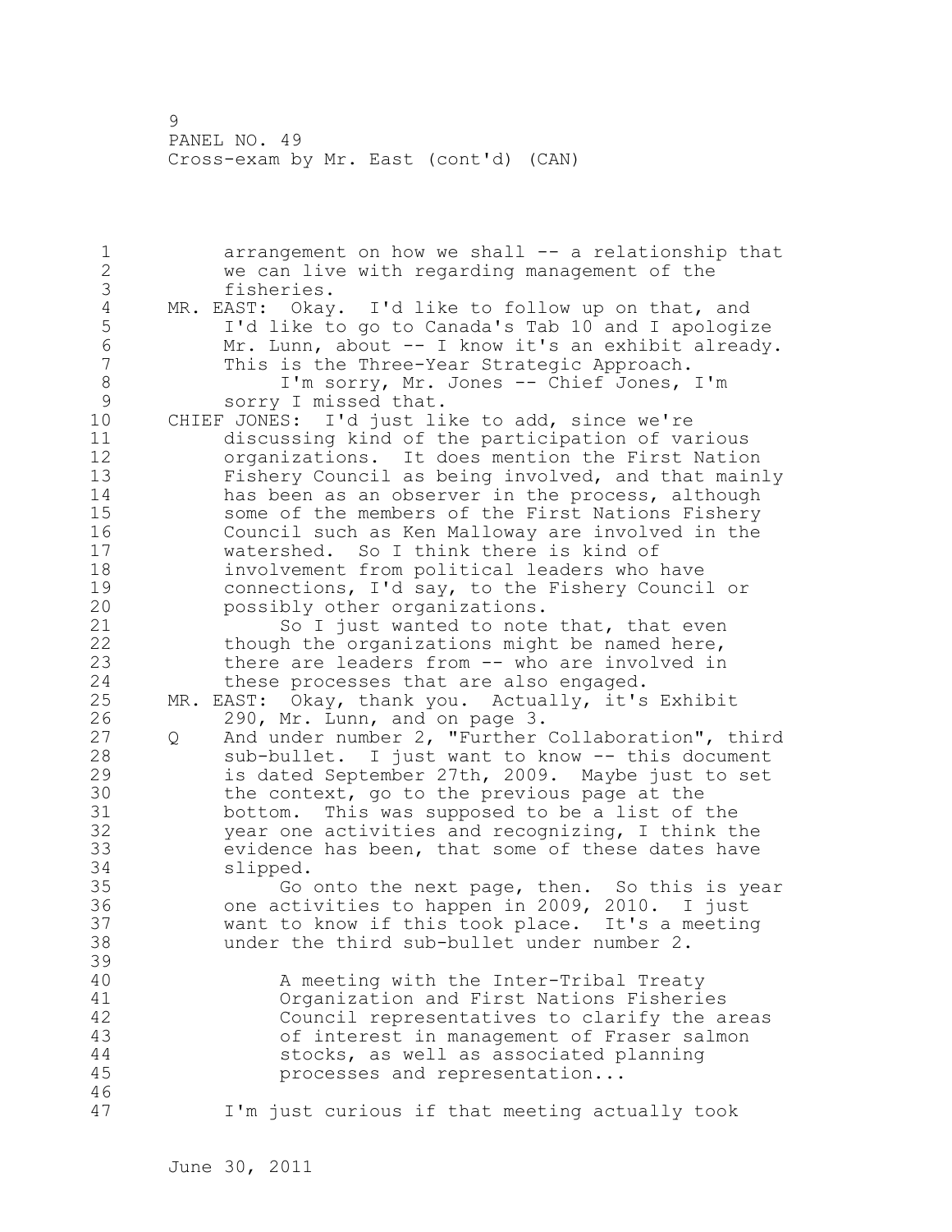arrangement on how we shall -- a relationship that we can live with regarding management of the fisheries.

MR. EAST: Okay. I'd like to follow up on that, and I'd like to go to Canada's Tab 10 and I apologize Mr. Lunn, about -- I know it's an exhibit already. This is the Three-Year Strategic Approach.

I'm sorry, Mr. Jones -- Chief Jones, I'm sorry I missed that.

CHIEF JONES: I'd just like to add, since we're discussing kind of the participation of various organizations. It does mention the First Nation Fishery Council as being involved, and that mainly has been as an observer in the process, although some of the members of the First Nations Fishery Council such as Ken Malloway are involved in the watershed. So I think there is kind of involvement from political leaders who have connections, I'd say, to the Fishery Council or possibly other organizations.

So I just wanted to note that, that even though the organizations might be named here, there are leaders from -- who are involved in these processes that are also engaged.

MR. EAST: Okay, thank you. Actually, it's Exhibit 290, Mr. Lunn, and on page 3.

Q And under number 2, "Further Collaboration", third sub-bullet. I just want to know -- this document is dated September 27th, 2009. Maybe just to set the context, go to the previous page at the bottom. This was supposed to be a list of the year one activities and recognizing, I think the evidence has been, that some of these dates have slipped.

Go onto the next page, then. So this is year one activities to happen in 2009, 2010. I just want to know if this took place. It's a meeting under the third sub-bullet under number 2.

> A meeting with the Inter-Tribal Treaty Organization and First Nations Fisheries Council representatives to clarify the areas of interest in management of Fraser salmon stocks, as well as associated planning processes and representation...

I'm just curious if that meeting actually took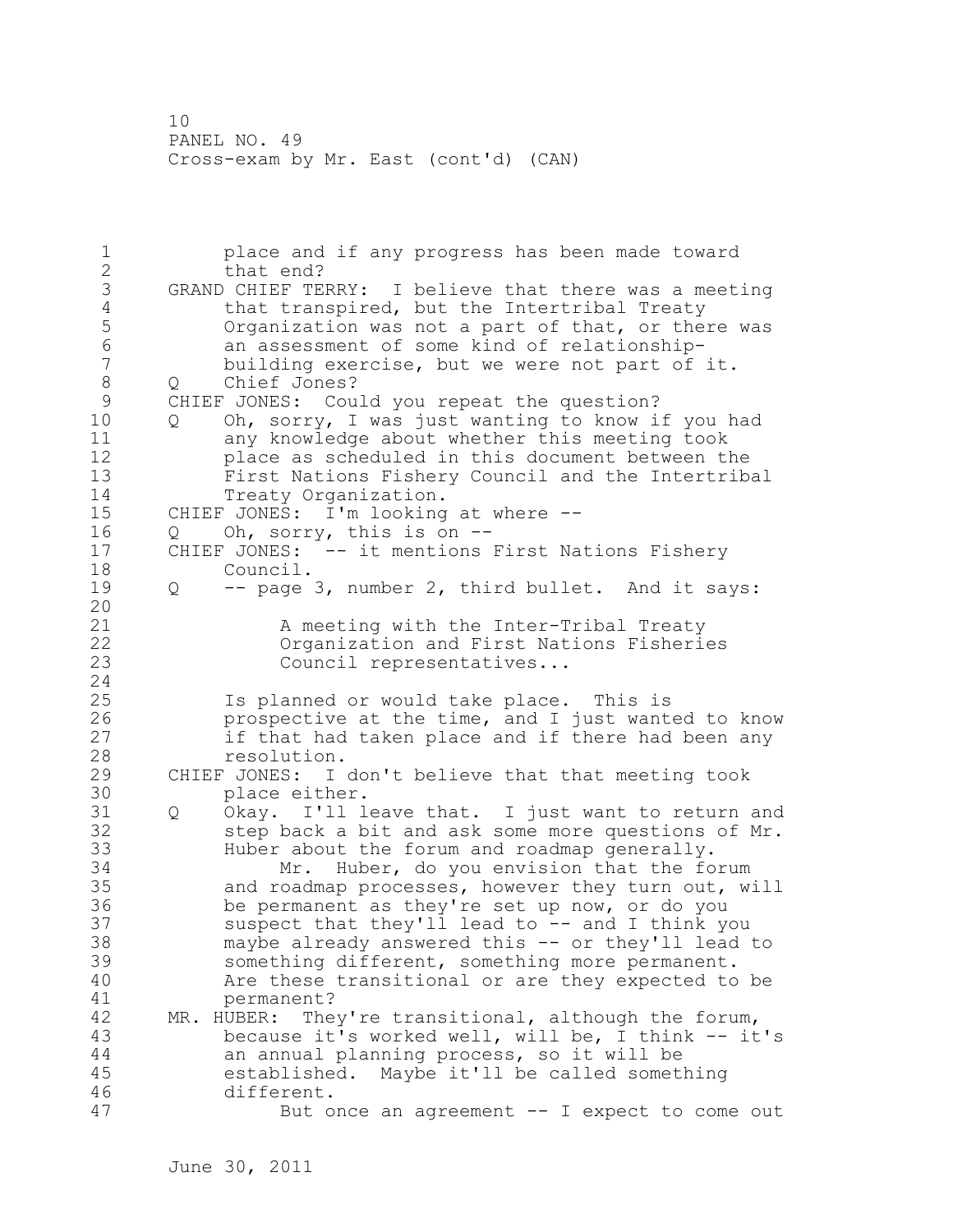place and if any progress has been made toward that end?

GRAND CHIEF TERRY: I believe that there was a meeting that transpired, but the Intertribal Treaty Organization was not a part of that, or there was an assessment of some kind of relationship-building exercise, but we were not part of it.

Q Chief Jones?

CHIEF JONES: Could you repeat the question?

Q Oh, sorry, I was just wanting to know if you had any knowledge about whether this meeting took place as scheduled in this document between the First Nations Fishery Council and the Intertribal Treaty Organization.

CHIEF JONES: I'm looking at where --

Q Oh, sorry, this is on --

CHIEF JONES: -- it mentions First Nations Fishery Council.

Q -- page 3, number 2, third bullet. And it says:

> A meeting with the Inter-Tribal Treaty Organization and First Nations Fisheries Council representatives...

Is planned or would take place. This is prospective at the time, and I just wanted to know if that had taken place and if there had been any resolution.

CHIEF JONES: I don't believe that that meeting took place either.

Q Okay. I'll leave that. I just want to return and step back a bit and ask some more questions of Mr. Huber about the forum and roadmap generally.

Mr. Huber, do you envision that the forum and roadmap processes, however they turn out, will be permanent as they're set up now, or do you suspect that they'll lead to -- and I think you maybe already answered this -- or they'll lead to something different, something more permanent. Are these transitional or are they expected to be permanent?

MR. HUBER: They're transitional, although the forum, because it's worked well, will be, I think -- it's an annual planning process, so it will be established. Maybe it'll be called something different.

But once an agreement -- I expect to come out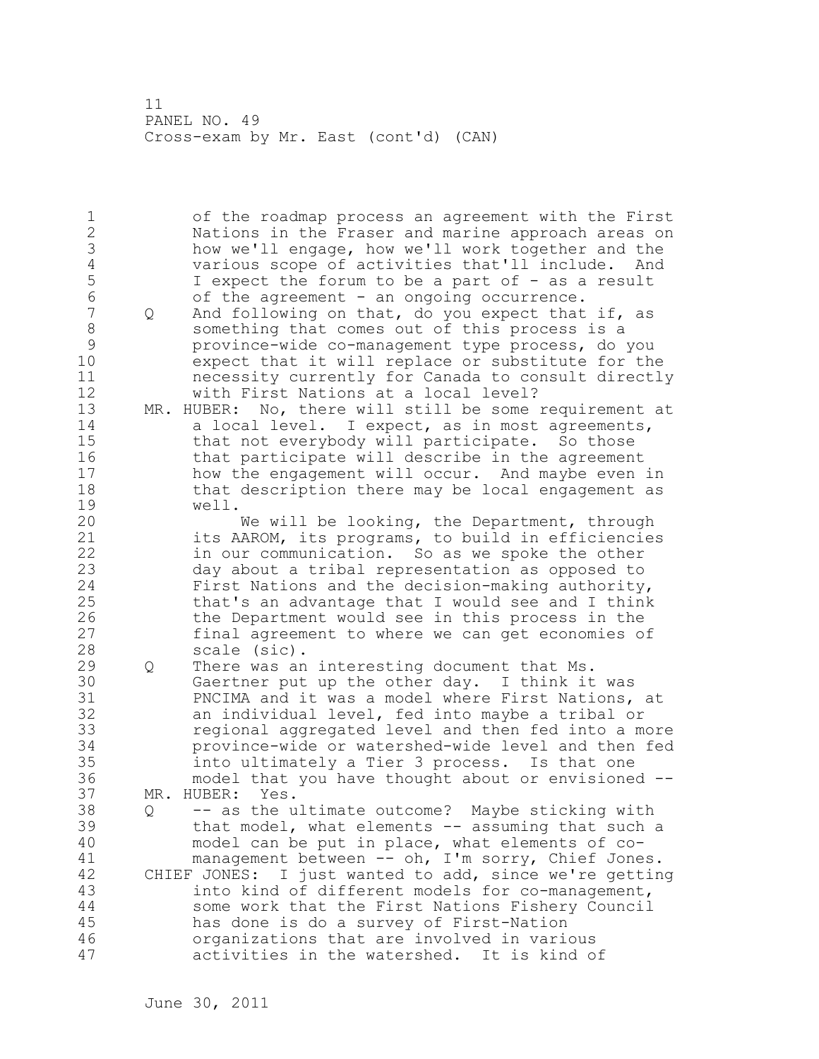of the roadmap process an agreement with the First Nations in the Fraser and marine approach areas on how we'll engage, how we'll work together and the various scope of activities that'll include. And I expect the forum to be a part of - as a result of the agreement - an ongoing occurrence.

Q And following on that, do you expect that if, as something that comes out of this process is a province-wide co-management type process, do you expect that it will replace or substitute for the necessity currently for Canada to consult directly with First Nations at a local level?

MR. HUBER: No, there will still be some requirement at a local level. I expect, as in most agreements, that not everybody will participate. So those that participate will describe in the agreement how the engagement will occur. And maybe even in that description there may be local engagement as well.

We will be looking, the Department, through its AAROM, its programs, to build in efficiencies in our communication. So as we spoke the other day about a tribal representation as opposed to First Nations and the decision-making authority, that's an advantage that I would see and I think the Department would see in this process in the final agreement to where we can get economies of scale (sic).

Q There was an interesting document that Ms. Gaertner put up the other day. I think it was PNCIMA and it was a model where First Nations, at an individual level, fed into maybe a tribal or regional aggregated level and then fed into a more province-wide or watershed-wide level and then fed into ultimately a Tier 3 process. Is that one model that you have thought about or envisioned --

MR. HUBER: Yes.

Q -- as the ultimate outcome? Maybe sticking with that model, what elements -- assuming that such a model can be put in place, what elements of co-management between -- oh, I'm sorry, Chief Jones.

CHIEF JONES: I just wanted to add, since we're getting into kind of different models for co-management, some work that the First Nations Fishery Council has done is do a survey of First-Nation organizations that are involved in various activities in the watershed. It is kind of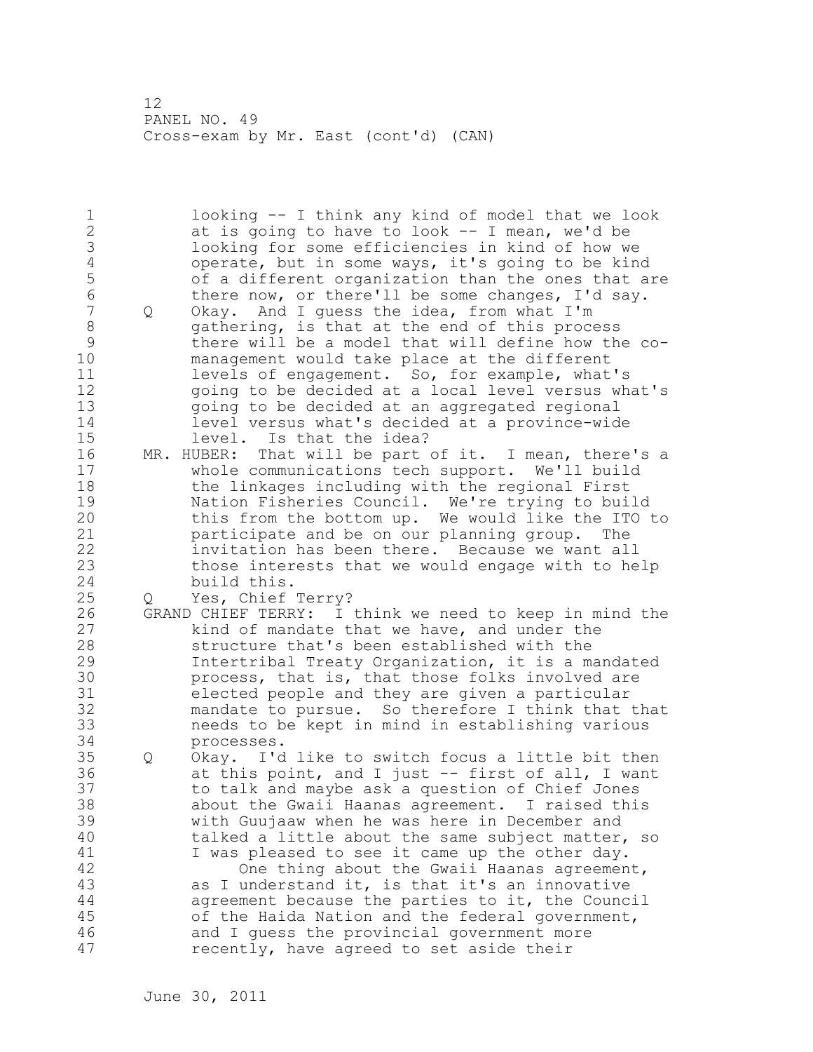looking -- I think any kind of model that we look at is going to have to look -- I mean, we'd be looking for some efficiencies in kind of how we operate, but in some ways, it's going to be kind of a different organization than the ones that are there now, or there'll be some changes, I'd say.

Q Okay. And I guess the idea, from what I'm gathering, is that at the end of this process there will be a model that will define how the co-management would take place at the different levels of engagement. So, for example, what's going to be decided at a local level versus what's going to be decided at an aggregated regional level versus what's decided at a province-wide level. Is that the idea?

MR. HUBER: That will be part of it. I mean, there's a whole communications tech support. We'll build the linkages including with the regional First Nation Fisheries Council. We're trying to build this from the bottom up. We would like the ITO to participate and be on our planning group. The invitation has been there. Because we want all those interests that we would engage with to help build this.

Q Yes, Chief Terry?

GRAND CHIEF TERRY: I think we need to keep in mind the kind of mandate that we have, and under the structure that's been established with the Intertribal Treaty Organization, it is a mandated process, that is, that those folks involved are elected people and they are given a particular mandate to pursue. So therefore I think that that needs to be kept in mind in establishing various processes.

Q Okay. I'd like to switch focus a little bit then at this point, and I just -- first of all, I want to talk and maybe ask a question of Chief Jones about the Gwaii Haanas agreement. I raised this with Guujaaw when he was here in December and talked a little about the same subject matter, so I was pleased to see it came up the other day.

One thing about the Gwaii Haanas agreement, as I understand it, is that it's an innovative agreement because the parties to it, the Council of the Haida Nation and the federal government, and I guess the provincial government more recently, have agreed to set aside their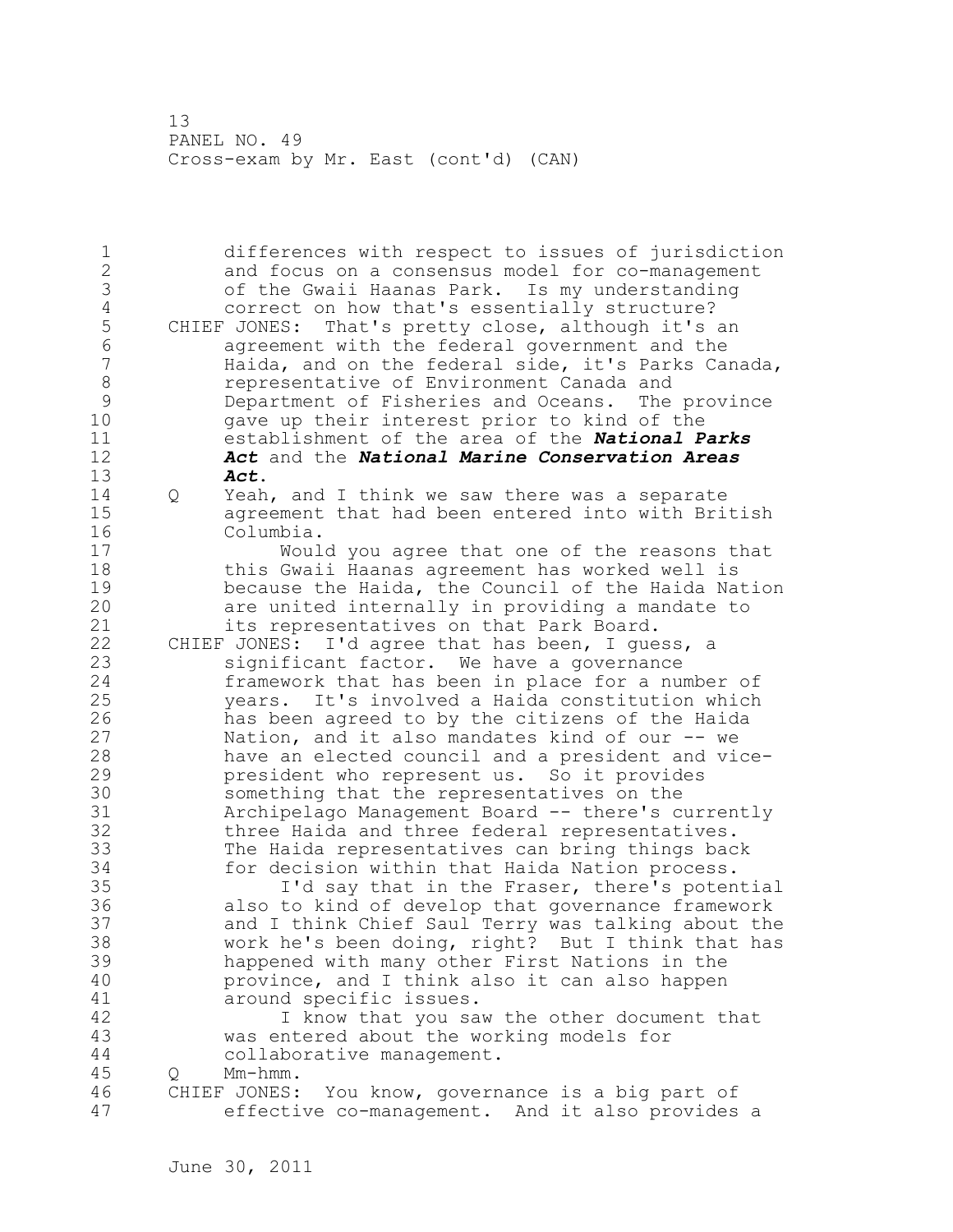differences with respect to issues of jurisdiction and focus on a consensus model for co-management of the Gwaii Haanas Park. Is my understanding correct on how that's essentially structure?

CHIEF JONES: That's pretty close, although it's an agreement with the federal government and the Haida, and on the federal side, it's Parks Canada, representative of Environment Canada and Department of Fisheries and Oceans. The province gave up their interest prior to kind of the establishment of the area of the ***National Parks Act*** and the ***National Marine Conservation Areas Act***.

Q Yeah, and I think we saw there was a separate agreement that had been entered into with British Columbia.

Would you agree that one of the reasons that this Gwaii Haanas agreement has worked well is because the Haida, the Council of the Haida Nation are united internally in providing a mandate to its representatives on that Park Board.

CHIEF JONES: I'd agree that has been, I guess, a significant factor. We have a governance framework that has been in place for a number of years. It's involved a Haida constitution which has been agreed to by the citizens of the Haida Nation, and it also mandates kind of our -- we have an elected council and a president and vice-president who represent us. So it provides something that the representatives on the Archipelago Management Board -- there's currently three Haida and three federal representatives. The Haida representatives can bring things back for decision within that Haida Nation process.

I'd say that in the Fraser, there's potential also to kind of develop that governance framework and I think Chief Saul Terry was talking about the work he's been doing, right? But I think that has happened with many other First Nations in the province, and I think also it can also happen around specific issues.

I know that you saw the other document that was entered about the working models for collaborative management.

Q Mm-hmm.

CHIEF JONES: You know, governance is a big part of effective co-management. And it also provides a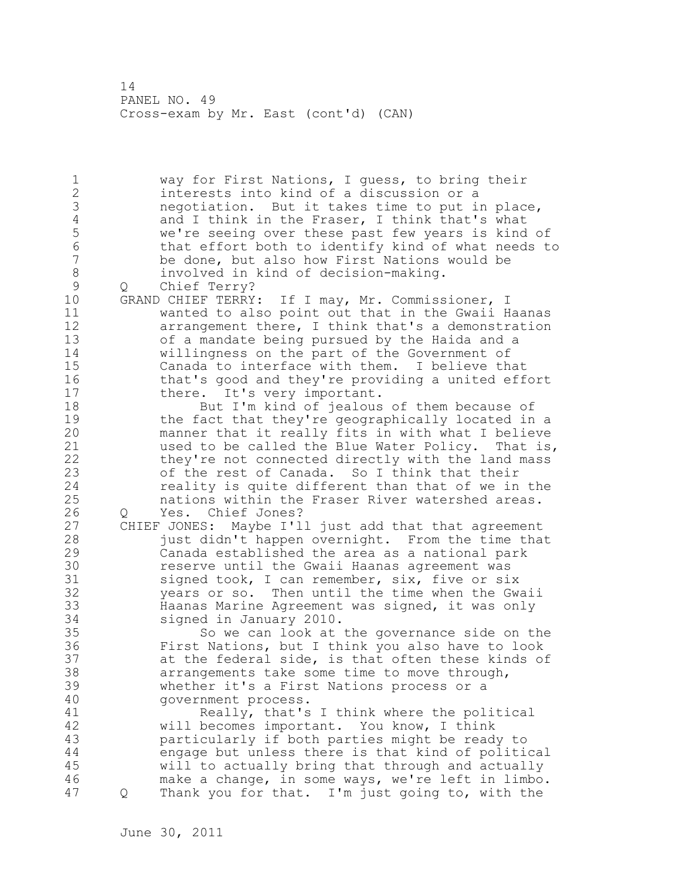way for First Nations, I guess, to bring their interests into kind of a discussion or a negotiation. But it takes time to put in place, and I think in the Fraser, I think that's what we're seeing over these past few years is kind of that effort both to identify kind of what needs to be done, but also how First Nations would be involved in kind of decision-making.

Q Chief Terry?

GRAND CHIEF TERRY: If I may, Mr. Commissioner, I wanted to also point out that in the Gwaii Haanas arrangement there, I think that's a demonstration of a mandate being pursued by the Haida and a willingness on the part of the Government of Canada to interface with them. I believe that that's good and they're providing a united effort there. It's very important.

But I'm kind of jealous of them because of the fact that they're geographically located in a manner that it really fits in with what I believe used to be called the Blue Water Policy. That is, they're not connected directly with the land mass of the rest of Canada. So I think that their reality is quite different than that of we in the nations within the Fraser River watershed areas.

Q Yes. Chief Jones?

CHIEF JONES: Maybe I'll just add that that agreement just didn't happen overnight. From the time that Canada established the area as a national park reserve until the Gwaii Haanas agreement was signed took, I can remember, six, five or six years or so. Then until the time when the Gwaii Haanas Marine Agreement was signed, it was only signed in January 2010.

So we can look at the governance side on the First Nations, but I think you also have to look at the federal side, is that often these kinds of arrangements take some time to move through, whether it's a First Nations process or a government process.

Really, that's I think where the political will becomes important. You know, I think particularly if both parties might be ready to engage but unless there is that kind of political will to actually bring that through and actually make a change, in some ways, we're left in limbo.

Q Thank you for that. I'm just going to, with the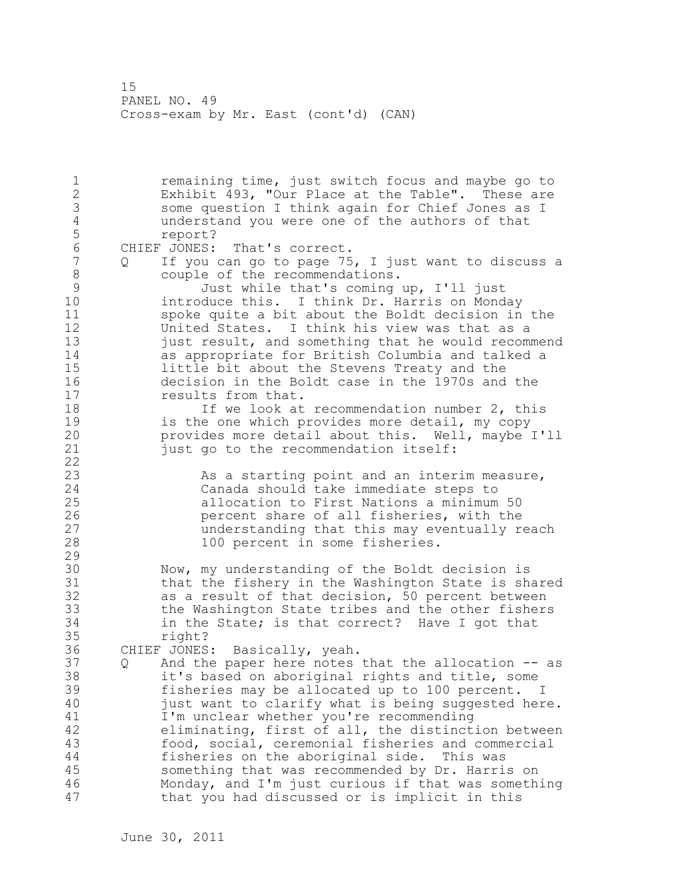remaining time, just switch focus and maybe go to Exhibit 493, "Our Place at the Table". These are some question I think again for Chief Jones as I understand you were one of the authors of that report?

CHIEF JONES: That's correct.

Q If you can go to page 75, I just want to discuss a couple of the recommendations.

Just while that's coming up, I'll just introduce this. I think Dr. Harris on Monday spoke quite a bit about the Boldt decision in the United States. I think his view was that as a just result, and something that he would recommend as appropriate for British Columbia and talked a little bit about the Stevens Treaty and the decision in the Boldt case in the 1970s and the results from that.

If we look at recommendation number 2, this is the one which provides more detail, my copy provides more detail about this. Well, maybe I'll just go to the recommendation itself:

> As a starting point and an interim measure, Canada should take immediate steps to allocation to First Nations a minimum 50 percent share of all fisheries, with the understanding that this may eventually reach 100 percent in some fisheries.

Now, my understanding of the Boldt decision is that the fishery in the Washington State is shared as a result of that decision, 50 percent between the Washington State tribes and the other fishers in the State; is that correct? Have I got that right?

CHIEF JONES: Basically, yeah.

Q And the paper here notes that the allocation -- as it's based on aboriginal rights and title, some fisheries may be allocated up to 100 percent. I just want to clarify what is being suggested here. I'm unclear whether you're recommending eliminating, first of all, the distinction between food, social, ceremonial fisheries and commercial fisheries on the aboriginal side. This was something that was recommended by Dr. Harris on Monday, and I'm just curious if that was something that you had discussed or is implicit in this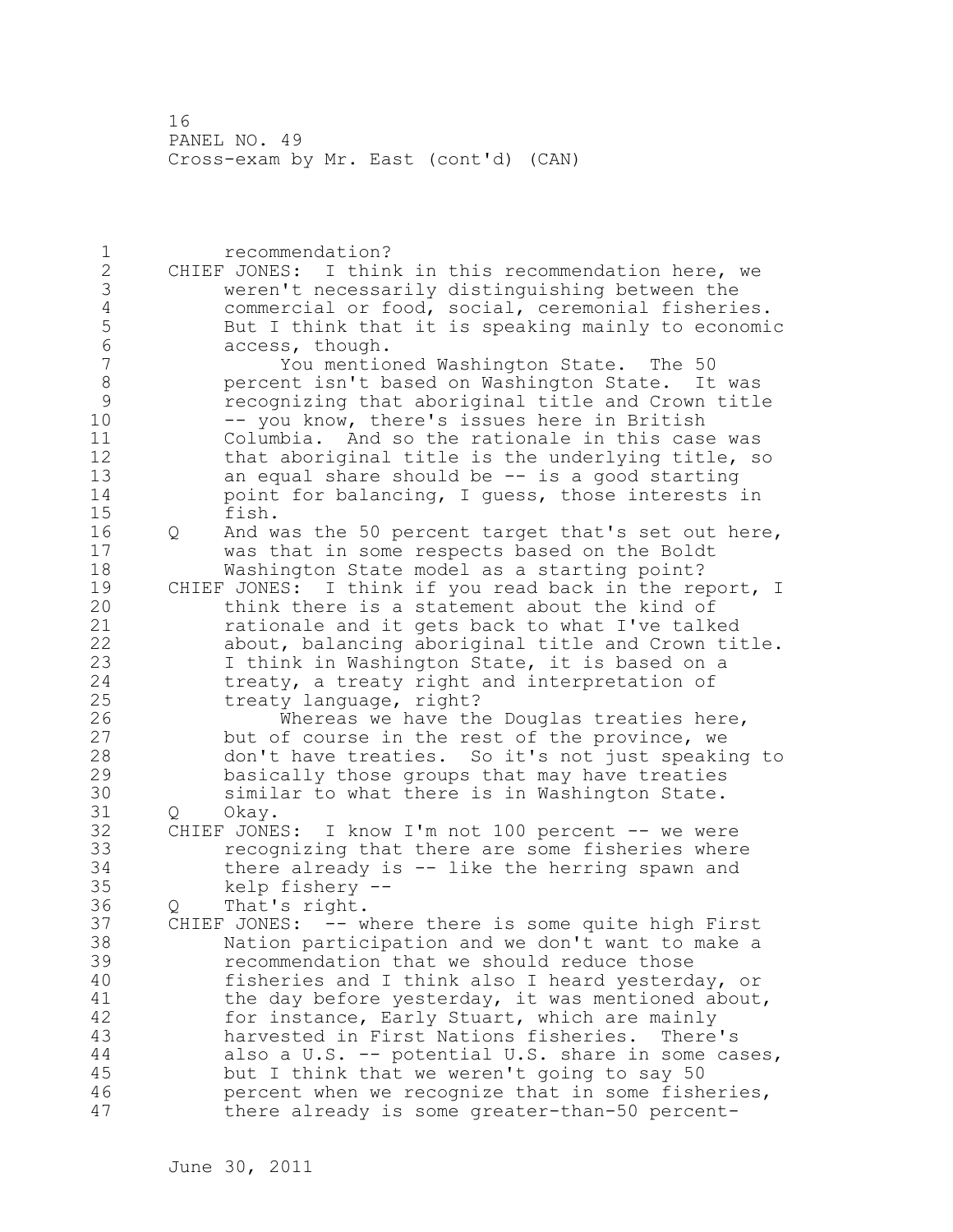recommendation?

CHIEF JONES: I think in this recommendation here, we weren't necessarily distinguishing between the commercial or food, social, ceremonial fisheries. But I think that it is speaking mainly to economic access, though.

You mentioned Washington State. The 50 percent isn't based on Washington State. It was recognizing that aboriginal title and Crown title -- you know, there's issues here in British Columbia. And so the rationale in this case was that aboriginal title is the underlying title, so an equal share should be -- is a good starting point for balancing, I guess, those interests in fish.

Q And was the 50 percent target that's set out here, was that in some respects based on the Boldt Washington State model as a starting point?

CHIEF JONES: I think if you read back in the report, I think there is a statement about the kind of rationale and it gets back to what I've talked about, balancing aboriginal title and Crown title. I think in Washington State, it is based on a treaty, a treaty right and interpretation of treaty language, right?

Whereas we have the Douglas treaties here, but of course in the rest of the province, we don't have treaties. So it's not just speaking to basically those groups that may have treaties similar to what there is in Washington State.

Q Okay.

CHIEF JONES: I know I'm not 100 percent -- we were recognizing that there are some fisheries where there already is -- like the herring spawn and kelp fishery --

Q That's right.

CHIEF JONES: -- where there is some quite high First Nation participation and we don't want to make a recommendation that we should reduce those fisheries and I think also I heard yesterday, or the day before yesterday, it was mentioned about, for instance, Early Stuart, which are mainly harvested in First Nations fisheries. There's also a U.S. -- potential U.S. share in some cases, but I think that we weren't going to say 50 percent when we recognize that in some fisheries, there already is some greater-than-50 percent-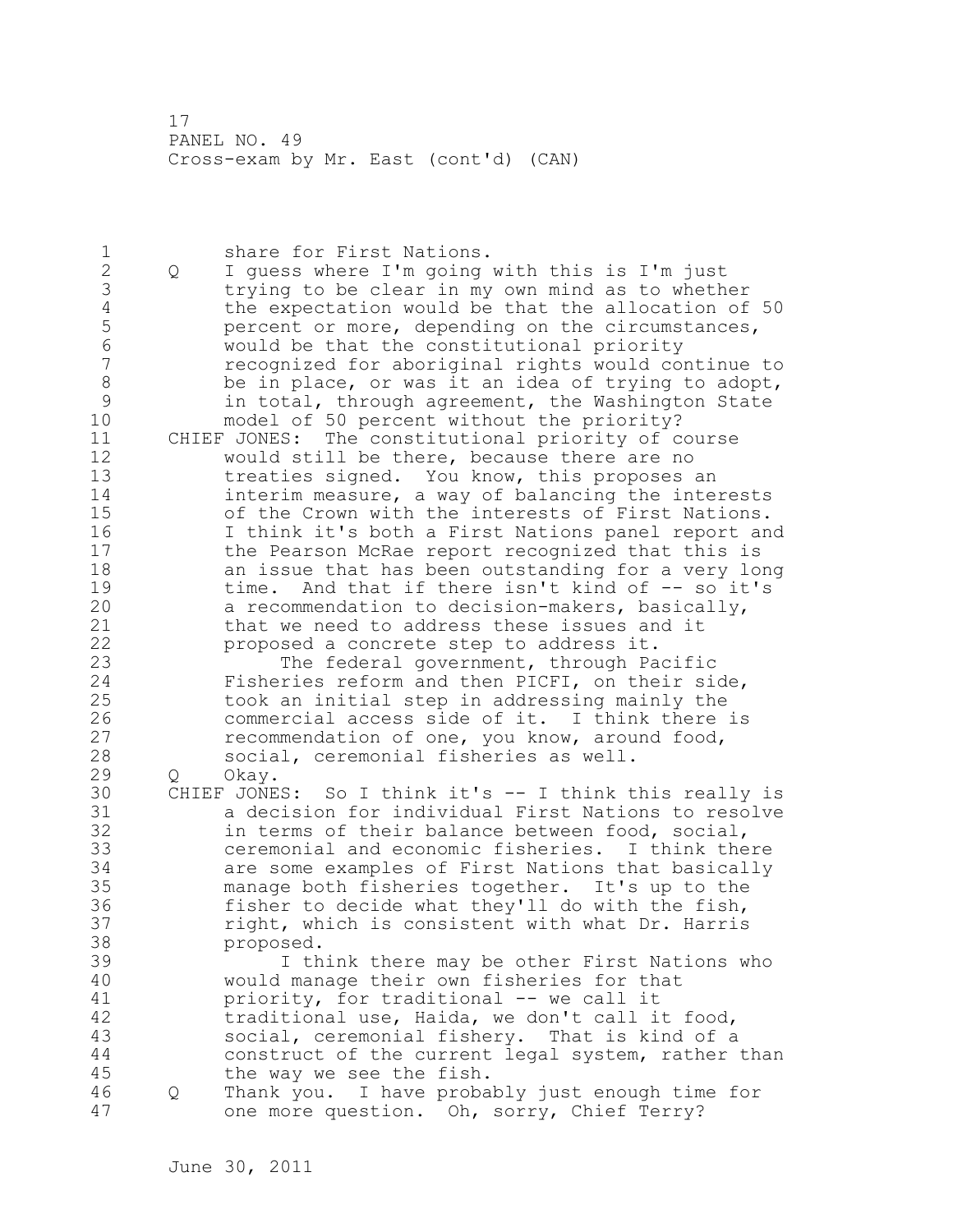share for First Nations.

Q I guess where I'm going with this is I'm just trying to be clear in my own mind as to whether the expectation would be that the allocation of 50 percent or more, depending on the circumstances, would be that the constitutional priority recognized for aboriginal rights would continue to be in place, or was it an idea of trying to adopt, in total, through agreement, the Washington State model of 50 percent without the priority?

CHIEF JONES: The constitutional priority of course would still be there, because there are no treaties signed. You know, this proposes an interim measure, a way of balancing the interests of the Crown with the interests of First Nations. I think it's both a First Nations panel report and the Pearson McRae report recognized that this is an issue that has been outstanding for a very long time. And that if there isn't kind of -- so it's a recommendation to decision-makers, basically, that we need to address these issues and it proposed a concrete step to address it.

The federal government, through Pacific Fisheries reform and then PICFI, on their side, took an initial step in addressing mainly the commercial access side of it. I think there is recommendation of one, you know, around food, social, ceremonial fisheries as well.

Q Okay.

CHIEF JONES: So I think it's -- I think this really is a decision for individual First Nations to resolve in terms of their balance between food, social, ceremonial and economic fisheries. I think there are some examples of First Nations that basically manage both fisheries together. It's up to the fisher to decide what they'll do with the fish, right, which is consistent with what Dr. Harris proposed.

I think there may be other First Nations who would manage their own fisheries for that priority, for traditional -- we call it traditional use, Haida, we don't call it food, social, ceremonial fishery. That is kind of a construct of the current legal system, rather than the way we see the fish.

Q Thank you. I have probably just enough time for one more question. Oh, sorry, Chief Terry?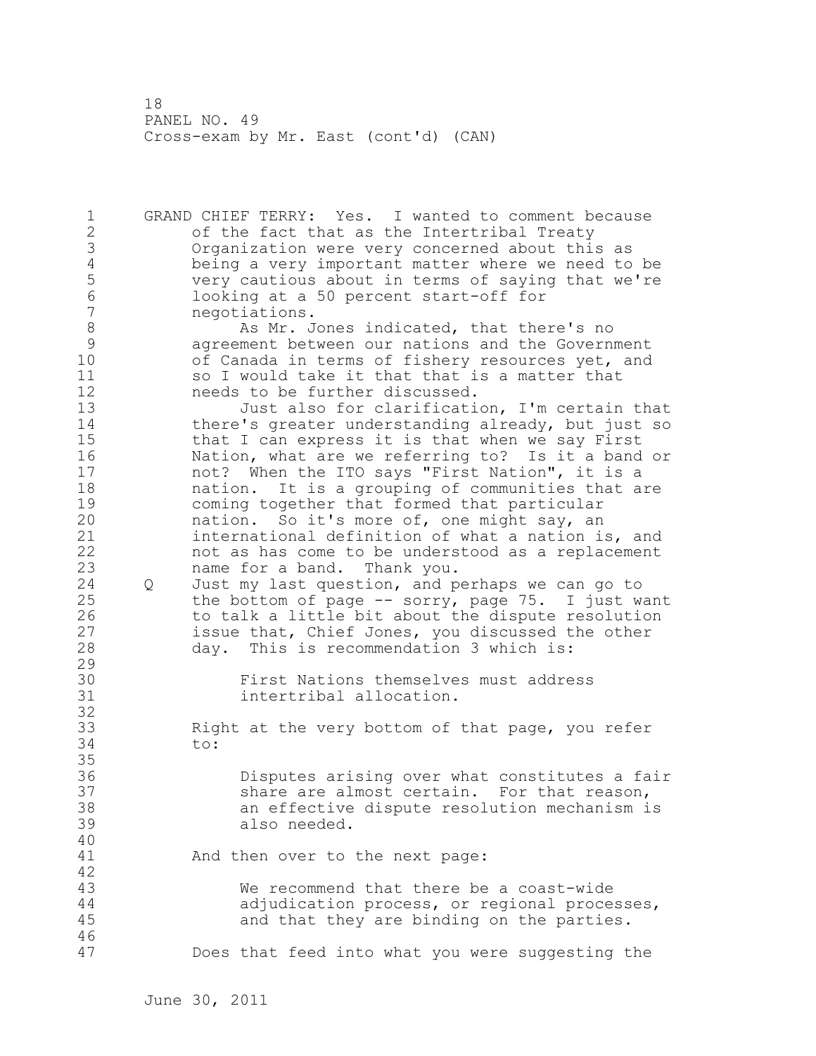GRAND CHIEF TERRY: Yes. I wanted to comment because of the fact that as the Intertribal Treaty Organization were very concerned about this as being a very important matter where we need to be very cautious about in terms of saying that we're looking at a 50 percent start-off for negotiations.

As Mr. Jones indicated, that there's no agreement between our nations and the Government of Canada in terms of fishery resources yet, and so I would take it that that is a matter that needs to be further discussed.

Just also for clarification, I'm certain that there's greater understanding already, but just so that I can express it is that when we say First Nation, what are we referring to? Is it a band or not? When the ITO says "First Nation", it is a nation. It is a grouping of communities that are coming together that formed that particular nation. So it's more of, one might say, an international definition of what a nation is, and not as has come to be understood as a replacement name for a band. Thank you.

Q Just my last question, and perhaps we can go to the bottom of page -- sorry, page 75. I just want to talk a little bit about the dispute resolution issue that, Chief Jones, you discussed the other day. This is recommendation 3 which is:

> First Nations themselves must address intertribal allocation.

Right at the very bottom of that page, you refer to:

> Disputes arising over what constitutes a fair share are almost certain. For that reason, an effective dispute resolution mechanism is also needed.

And then over to the next page:

> We recommend that there be a coast-wide adjudication process, or regional processes, and that they are binding on the parties.

Does that feed into what you were suggesting the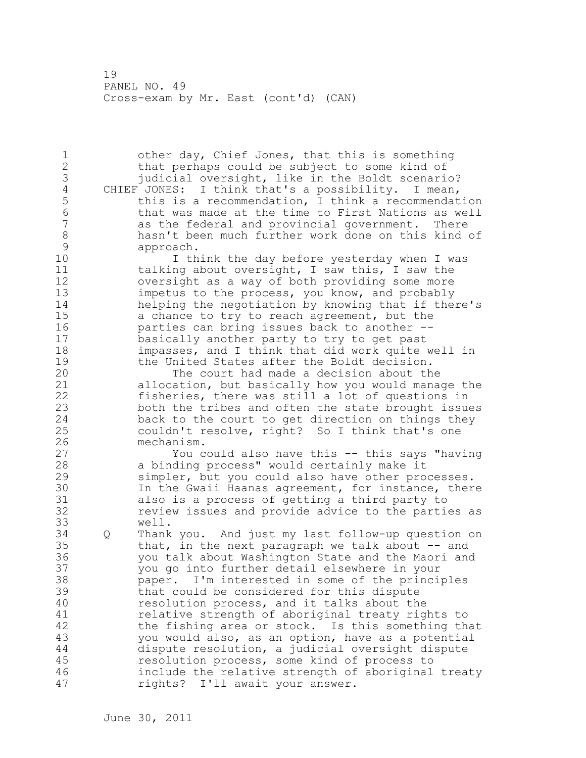other day, Chief Jones, that this is something that perhaps could be subject to some kind of judicial oversight, like in the Boldt scenario?

CHIEF JONES: I think that's a possibility. I mean, this is a recommendation, I think a recommendation that was made at the time to First Nations as well as the federal and provincial government. There hasn't been much further work done on this kind of approach.

I think the day before yesterday when I was talking about oversight, I saw this, I saw the oversight as a way of both providing some more impetus to the process, you know, and probably helping the negotiation by knowing that if there's a chance to try to reach agreement, but the parties can bring issues back to another -- basically another party to try to get past impasses, and I think that did work quite well in the United States after the Boldt decision.

The court had made a decision about the allocation, but basically how you would manage the fisheries, there was still a lot of questions in both the tribes and often the state brought issues back to the court to get direction on things they couldn't resolve, right? So I think that's one mechanism.

You could also have this -- this says "having a binding process" would certainly make it simpler, but you could also have other processes. In the Gwaii Haanas agreement, for instance, there also is a process of getting a third party to review issues and provide advice to the parties as well.

Q Thank you. And just my last follow-up question on that, in the next paragraph we talk about -- and you talk about Washington State and the Maori and you go into further detail elsewhere in your paper. I'm interested in some of the principles that could be considered for this dispute resolution process, and it talks about the relative strength of aboriginal treaty rights to the fishing area or stock. Is this something that you would also, as an option, have as a potential dispute resolution, a judicial oversight dispute resolution process, some kind of process to include the relative strength of aboriginal treaty rights? I'll await your answer.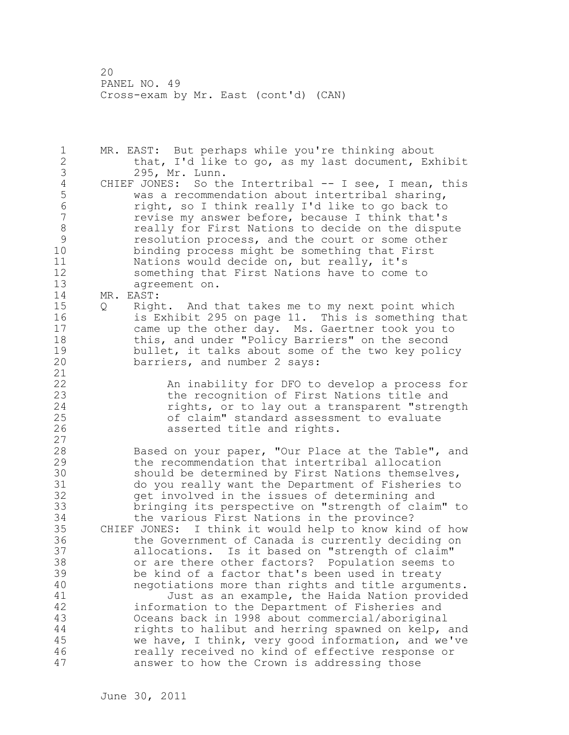MR. EAST: But perhaps while you're thinking about that, I'd like to go, as my last document, Exhibit 295, Mr. Lunn.

CHIEF JONES: So the Intertribal -- I see, I mean, this was a recommendation about intertribal sharing, right, so I think really I'd like to go back to revise my answer before, because I think that's really for First Nations to decide on the dispute resolution process, and the court or some other binding process might be something that First Nations would decide on, but really, it's something that First Nations have to come to agreement on.

MR. EAST:

Q Right. And that takes me to my next point which is Exhibit 295 on page 11. This is something that came up the other day. Ms. Gaertner took you to this, and under "Policy Barriers" on the second bullet, it talks about some of the two key policy barriers, and number 2 says:

> An inability for DFO to develop a process for the recognition of First Nations title and rights, or to lay out a transparent "strength of claim" standard assessment to evaluate asserted title and rights.

Based on your paper, "Our Place at the Table", and the recommendation that intertribal allocation should be determined by First Nations themselves, do you really want the Department of Fisheries to get involved in the issues of determining and bringing its perspective on "strength of claim" to the various First Nations in the province?

CHIEF JONES: I think it would help to know kind of how the Government of Canada is currently deciding on allocations. Is it based on "strength of claim" or are there other factors? Population seems to be kind of a factor that's been used in treaty negotiations more than rights and title arguments.

Just as an example, the Haida Nation provided information to the Department of Fisheries and Oceans back in 1998 about commercial/aboriginal rights to halibut and herring spawned on kelp, and we have, I think, very good information, and we've really received no kind of effective response or answer to how the Crown is addressing those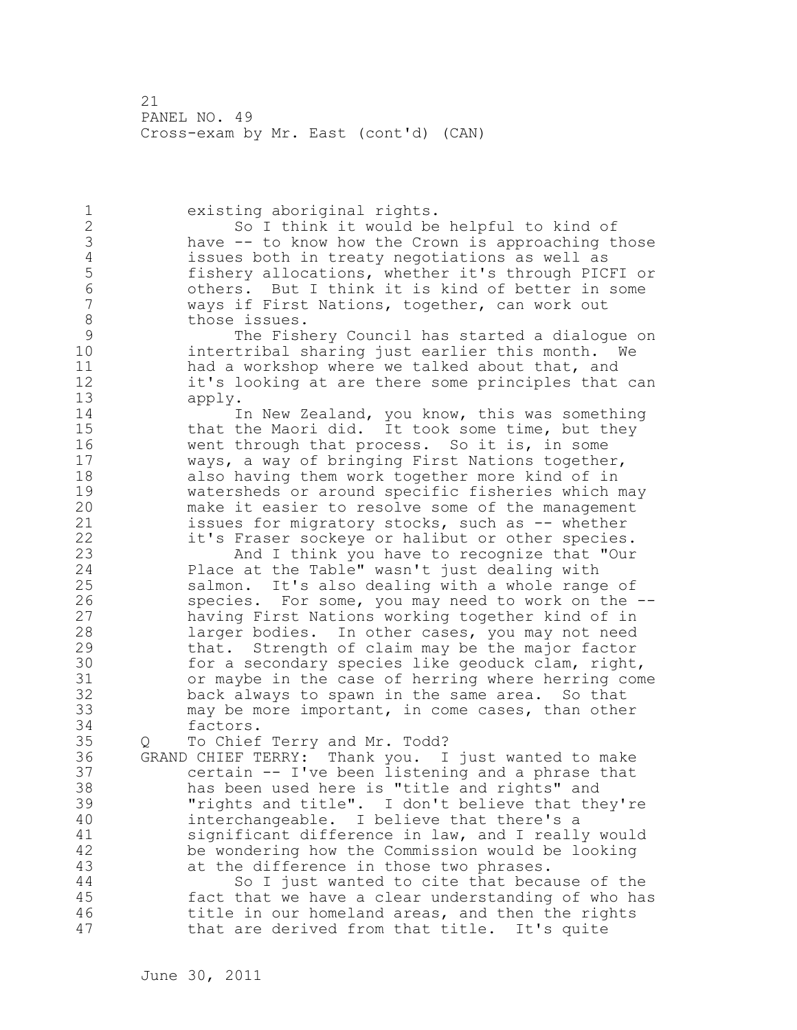existing aboriginal rights.

So I think it would be helpful to kind of have -- to know how the Crown is approaching those issues both in treaty negotiations as well as fishery allocations, whether it's through PICFI or others. But I think it is kind of better in some ways if First Nations, together, can work out those issues.

The Fishery Council has started a dialogue on intertribal sharing just earlier this month. We had a workshop where we talked about that, and it's looking at are there some principles that can apply.

In New Zealand, you know, this was something that the Maori did. It took some time, but they went through that process. So it is, in some ways, a way of bringing First Nations together, also having them work together more kind of in watersheds or around specific fisheries which may make it easier to resolve some of the management issues for migratory stocks, such as -- whether it's Fraser sockeye or halibut or other species.

And I think you have to recognize that "Our Place at the Table" wasn't just dealing with salmon. It's also dealing with a whole range of species. For some, you may need to work on the -- having First Nations working together kind of in larger bodies. In other cases, you may not need that. Strength of claim may be the major factor for a secondary species like geoduck clam, right, or maybe in the case of herring where herring come back always to spawn in the same area. So that may be more important, in come cases, than other factors.

Q To Chief Terry and Mr. Todd?

GRAND CHIEF TERRY: Thank you. I just wanted to make certain -- I've been listening and a phrase that has been used here is "title and rights" and "rights and title". I don't believe that they're interchangeable. I believe that there's a significant difference in law, and I really would be wondering how the Commission would be looking at the difference in those two phrases.

So I just wanted to cite that because of the fact that we have a clear understanding of who has title in our homeland areas, and then the rights that are derived from that title. It's quite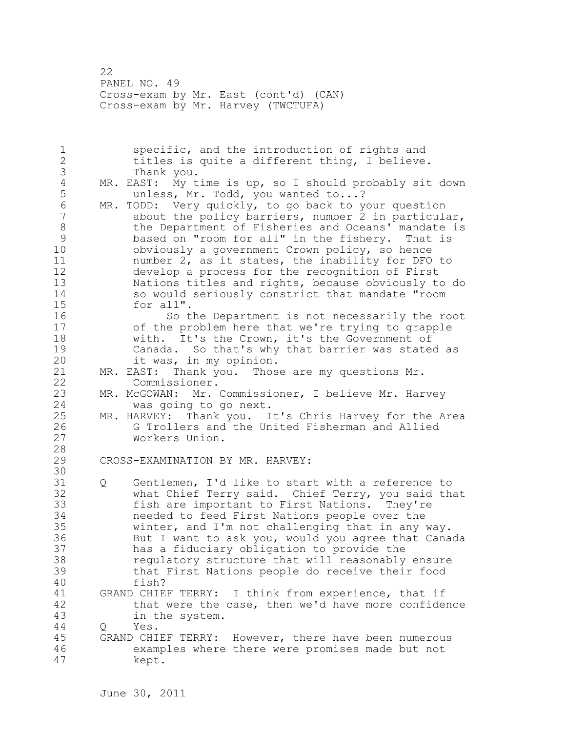specific, and the introduction of rights and titles is quite a different thing, I believe. Thank you.

MR. EAST: My time is up, so I should probably sit down unless, Mr. Todd, you wanted to...?

MR. TODD: Very quickly, to go back to your question about the policy barriers, number 2 in particular, the Department of Fisheries and Oceans' mandate is based on "room for all" in the fishery. That is obviously a government Crown policy, so hence number 2, as it states, the inability for DFO to develop a process for the recognition of First Nations titles and rights, because obviously to do so would seriously constrict that mandate "room for all".

So the Department is not necessarily the root of the problem here that we're trying to grapple with. It's the Crown, it's the Government of Canada. So that's why that barrier was stated as it was, in my opinion.

MR. EAST: Thank you. Those are my questions Mr. Commissioner.

MR. McGOWAN: Mr. Commissioner, I believe Mr. Harvey was going to go next.

MR. HARVEY: Thank you. It's Chris Harvey for the Area G Trollers and the United Fisherman and Allied Workers Union.

CROSS-EXAMINATION BY MR. HARVEY:

Q Gentlemen, I'd like to start with a reference to what Chief Terry said. Chief Terry, you said that fish are important to First Nations. They're needed to feed First Nations people over the winter, and I'm not challenging that in any way. But I want to ask you, would you agree that Canada has a fiduciary obligation to provide the regulatory structure that will reasonably ensure that First Nations people do receive their food fish?

GRAND CHIEF TERRY: I think from experience, that if that were the case, then we'd have more confidence in the system.

Q Yes.

GRAND CHIEF TERRY: However, there have been numerous examples where there were promises made but not kept.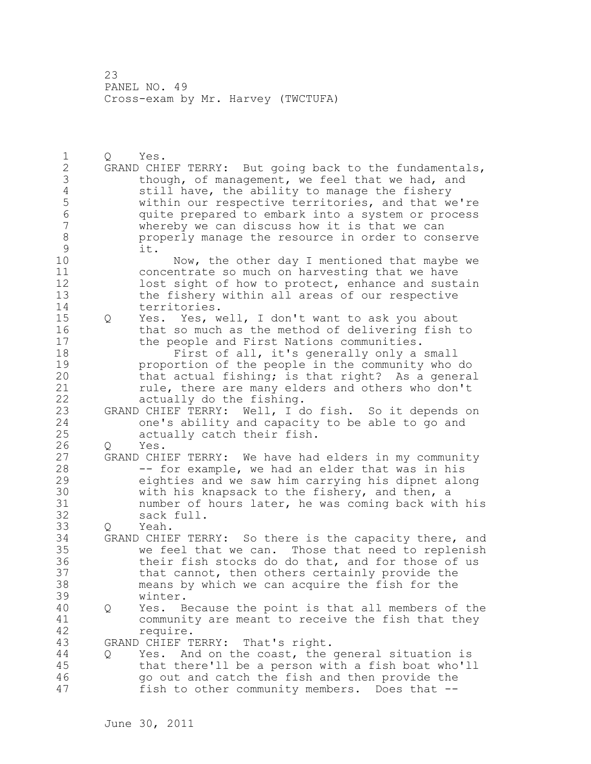Q Yes.

GRAND CHIEF TERRY: But going back to the fundamentals, though, of management, we feel that we had, and still have, the ability to manage the fishery within our respective territories, and that we're quite prepared to embark into a system or process whereby we can discuss how it is that we can properly manage the resource in order to conserve it.

Now, the other day I mentioned that maybe we concentrate so much on harvesting that we have lost sight of how to protect, enhance and sustain the fishery within all areas of our respective territories.

Q Yes. Yes, well, I don't want to ask you about that so much as the method of delivering fish to the people and First Nations communities.

First of all, it's generally only a small proportion of the people in the community who do that actual fishing; is that right? As a general rule, there are many elders and others who don't actually do the fishing.

GRAND CHIEF TERRY: Well, I do fish. So it depends on one's ability and capacity to be able to go and actually catch their fish.

Q Yes.

GRAND CHIEF TERRY: We have had elders in my community -- for example, we had an elder that was in his eighties and we saw him carrying his dipnet along with his knapsack to the fishery, and then, a number of hours later, he was coming back with his sack full.

Q Yeah.

GRAND CHIEF TERRY: So there is the capacity there, and we feel that we can. Those that need to replenish their fish stocks do do that, and for those of us that cannot, then others certainly provide the means by which we can acquire the fish for the winter.

Q Yes. Because the point is that all members of the community are meant to receive the fish that they require.

GRAND CHIEF TERRY: That's right.

Q Yes. And on the coast, the general situation is that there'll be a person with a fish boat who'll go out and catch the fish and then provide the fish to other community members. Does that --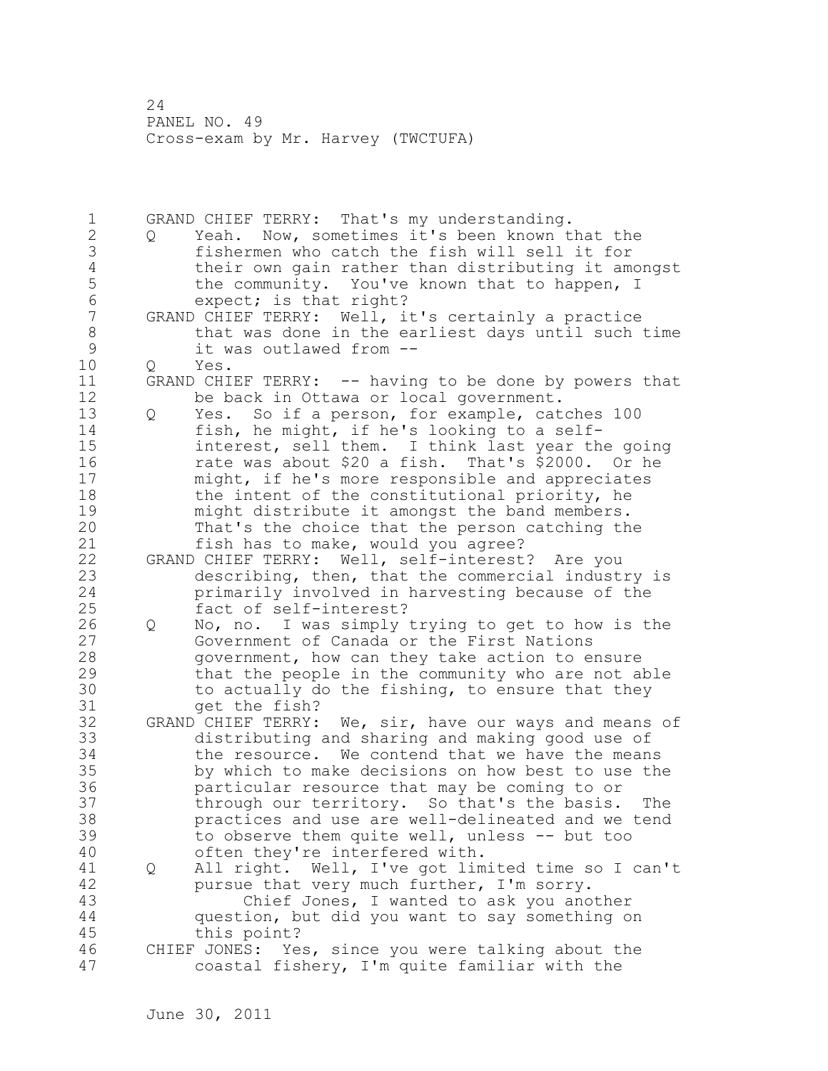GRAND CHIEF TERRY: That's my understanding.

Q Yeah. Now, sometimes it's been known that the fishermen who catch the fish will sell it for their own gain rather than distributing it amongst the community. You've known that to happen, I expect; is that right?

GRAND CHIEF TERRY: Well, it's certainly a practice that was done in the earliest days until such time it was outlawed from --

Q Yes.

GRAND CHIEF TERRY: -- having to be done by powers that be back in Ottawa or local government.

Q Yes. So if a person, for example, catches 100 fish, he might, if he's looking to a self-interest, sell them. I think last year the going rate was about $20 a fish. That's $2000. Or he might, if he's more responsible and appreciates the intent of the constitutional priority, he might distribute it amongst the band members. That's the choice that the person catching the fish has to make, would you agree?

GRAND CHIEF TERRY: Well, self-interest? Are you describing, then, that the commercial industry is primarily involved in harvesting because of the fact of self-interest?

Q No, no. I was simply trying to get to how is the Government of Canada or the First Nations government, how can they take action to ensure that the people in the community who are not able to actually do the fishing, to ensure that they get the fish?

GRAND CHIEF TERRY: We, sir, have our ways and means of distributing and sharing and making good use of the resource. We contend that we have the means by which to make decisions on how best to use the particular resource that may be coming to or through our territory. So that's the basis. The practices and use are well-delineated and we tend to observe them quite well, unless -- but too often they're interfered with.

Q All right. Well, I've got limited time so I can't pursue that very much further, I'm sorry.

Chief Jones, I wanted to ask you another question, but did you want to say something on this point?

CHIEF JONES: Yes, since you were talking about the coastal fishery, I'm quite familiar with the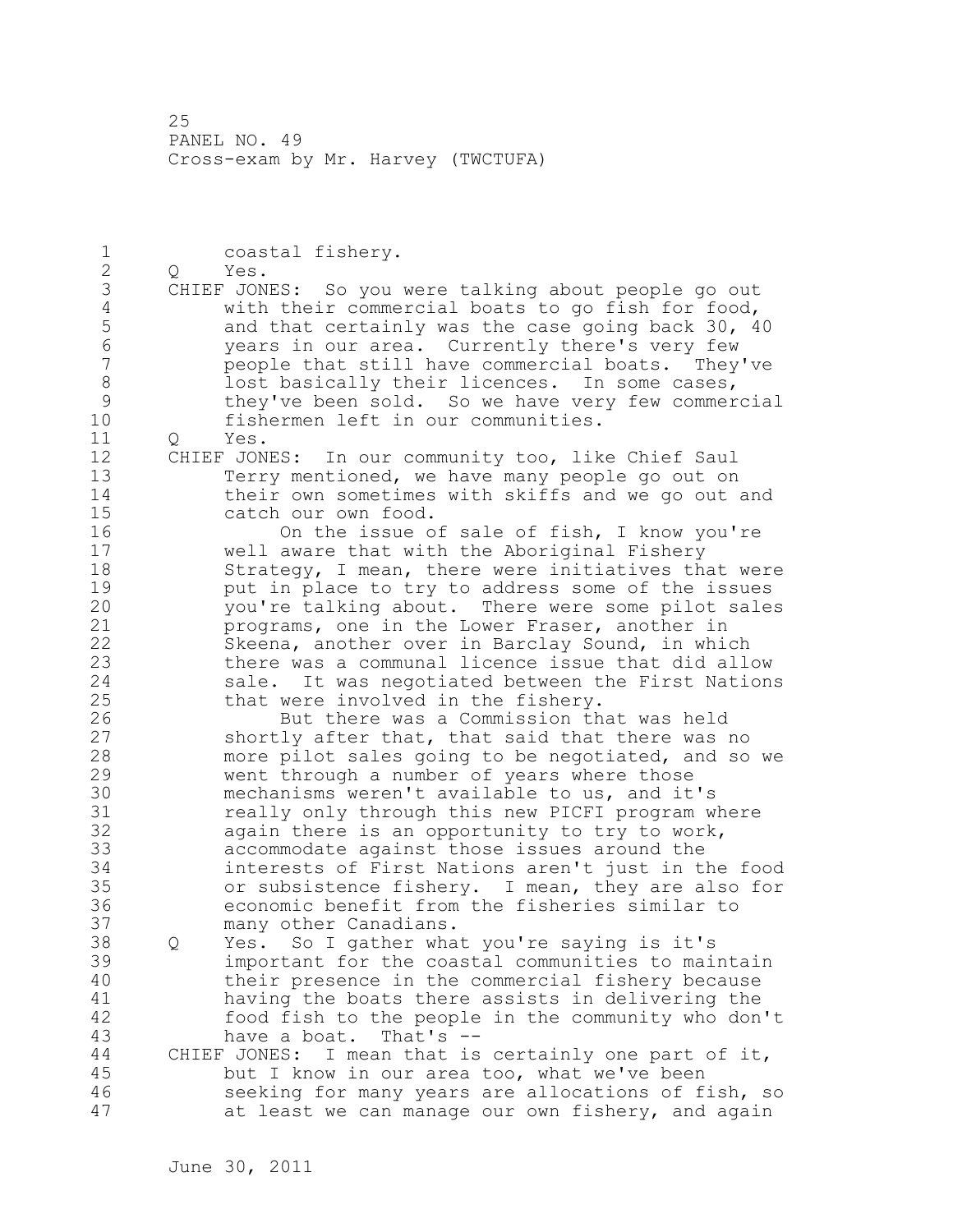coastal fishery.

Q Yes.

CHIEF JONES: So you were talking about people go out with their commercial boats to go fish for food, and that certainly was the case going back 30, 40 years in our area. Currently there's very few people that still have commercial boats. They've lost basically their licences. In some cases, they've been sold. So we have very few commercial fishermen left in our communities.

Q Yes.

CHIEF JONES: In our community too, like Chief Saul Terry mentioned, we have many people go out on their own sometimes with skiffs and we go out and catch our own food.

On the issue of sale of fish, I know you're well aware that with the Aboriginal Fishery Strategy, I mean, there were initiatives that were put in place to try to address some of the issues you're talking about. There were some pilot sales programs, one in the Lower Fraser, another in Skeena, another over in Barclay Sound, in which there was a communal licence issue that did allow sale. It was negotiated between the First Nations that were involved in the fishery.

But there was a Commission that was held shortly after that, that said that there was no more pilot sales going to be negotiated, and so we went through a number of years where those mechanisms weren't available to us, and it's really only through this new PICFI program where again there is an opportunity to try to work, accommodate against those issues around the interests of First Nations aren't just in the food or subsistence fishery. I mean, they are also for economic benefit from the fisheries similar to many other Canadians.

Q Yes. So I gather what you're saying is it's important for the coastal communities to maintain their presence in the commercial fishery because having the boats there assists in delivering the food fish to the people in the community who don't have a boat. That's --

CHIEF JONES: I mean that is certainly one part of it, but I know in our area too, what we've been seeking for many years are allocations of fish, so at least we can manage our own fishery, and again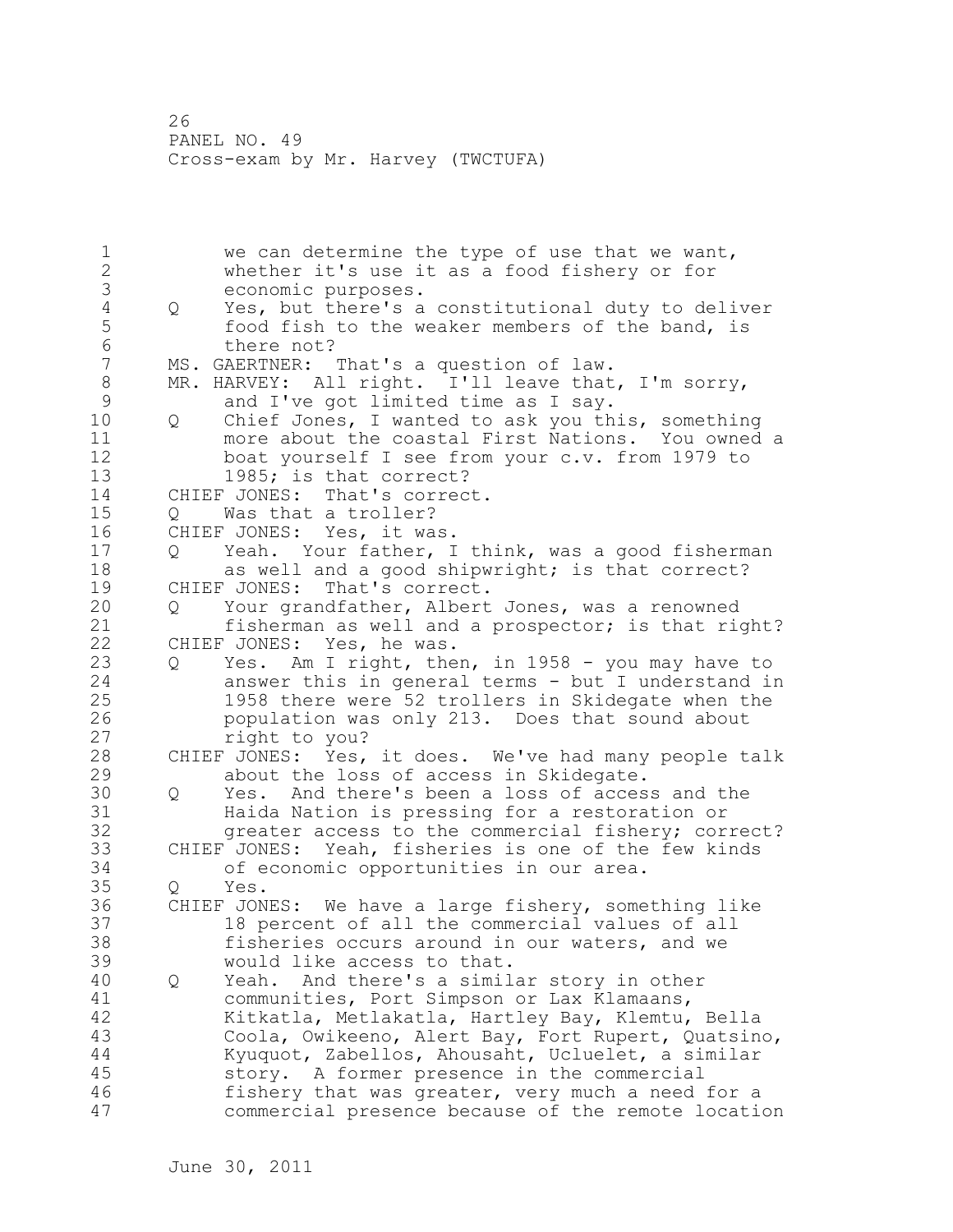we can determine the type of use that we want, whether it's use it as a food fishery or for economic purposes.

Q Yes, but there's a constitutional duty to deliver food fish to the weaker members of the band, is there not?

MS. GAERTNER: That's a question of law.

MR. HARVEY: All right. I'll leave that, I'm sorry, and I've got limited time as I say.

Q Chief Jones, I wanted to ask you this, something more about the coastal First Nations. You owned a boat yourself I see from your c.v. from 1979 to 1985; is that correct?

CHIEF JONES: That's correct.

Q Was that a troller?

CHIEF JONES: Yes, it was.

Q Yeah. Your father, I think, was a good fisherman as well and a good shipwright; is that correct?

CHIEF JONES: That's correct.

Q Your grandfather, Albert Jones, was a renowned fisherman as well and a prospector; is that right?

CHIEF JONES: Yes, he was.

Q Yes. Am I right, then, in 1958 - you may have to answer this in general terms - but I understand in 1958 there were 52 trollers in Skidegate when the population was only 213. Does that sound about right to you?

CHIEF JONES: Yes, it does. We've had many people talk about the loss of access in Skidegate.

Q Yes. And there's been a loss of access and the Haida Nation is pressing for a restoration or greater access to the commercial fishery; correct?

CHIEF JONES: Yeah, fisheries is one of the few kinds of economic opportunities in our area.

Q Yes.

CHIEF JONES: We have a large fishery, something like 18 percent of all the commercial values of all fisheries occurs around in our waters, and we would like access to that.

Q Yeah. And there's a similar story in other communities, Port Simpson or Lax Klamaans, Kitkatla, Metlakatla, Hartley Bay, Klemtu, Bella Coola, Owikeeno, Alert Bay, Fort Rupert, Quatsino, Kyuquot, Zabellos, Ahousaht, Ucluelet, a similar story. A former presence in the commercial fishery that was greater, very much a need for a commercial presence because of the remote location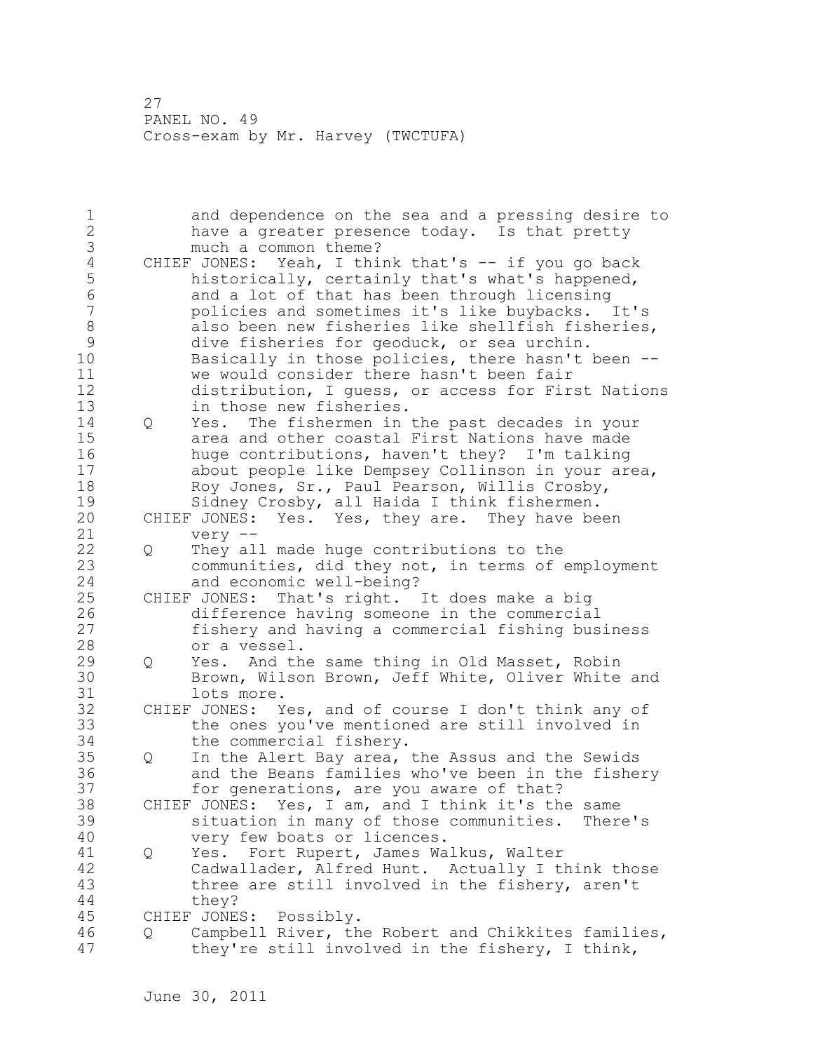and dependence on the sea and a pressing desire to have a greater presence today. Is that pretty much a common theme?

CHIEF JONES: Yeah, I think that's -- if you go back historically, certainly that's what's happened, and a lot of that has been through licensing policies and sometimes it's like buybacks. It's also been new fisheries like shellfish fisheries, dive fisheries for geoduck, or sea urchin. Basically in those policies, there hasn't been -- we would consider there hasn't been fair distribution, I guess, or access for First Nations in those new fisheries.

Q Yes. The fishermen in the past decades in your area and other coastal First Nations have made huge contributions, haven't they? I'm talking about people like Dempsey Collinson in your area, Roy Jones, Sr., Paul Pearson, Willis Crosby, Sidney Crosby, all Haida I think fishermen.

CHIEF JONES: Yes. Yes, they are. They have been very --

Q They all made huge contributions to the communities, did they not, in terms of employment and economic well-being?

CHIEF JONES: That's right. It does make a big difference having someone in the commercial fishery and having a commercial fishing business or a vessel.

Q Yes. And the same thing in Old Masset, Robin Brown, Wilson Brown, Jeff White, Oliver White and lots more.

CHIEF JONES: Yes, and of course I don't think any of the ones you've mentioned are still involved in the commercial fishery.

Q In the Alert Bay area, the Assus and the Sewids and the Beans families who've been in the fishery for generations, are you aware of that?

CHIEF JONES: Yes, I am, and I think it's the same situation in many of those communities. There's very few boats or licences.

Q Yes. Fort Rupert, James Walkus, Walter Cadwallader, Alfred Hunt. Actually I think those three are still involved in the fishery, aren't they?

CHIEF JONES: Possibly.

Q Campbell River, the Robert and Chikkites families, they're still involved in the fishery, I think,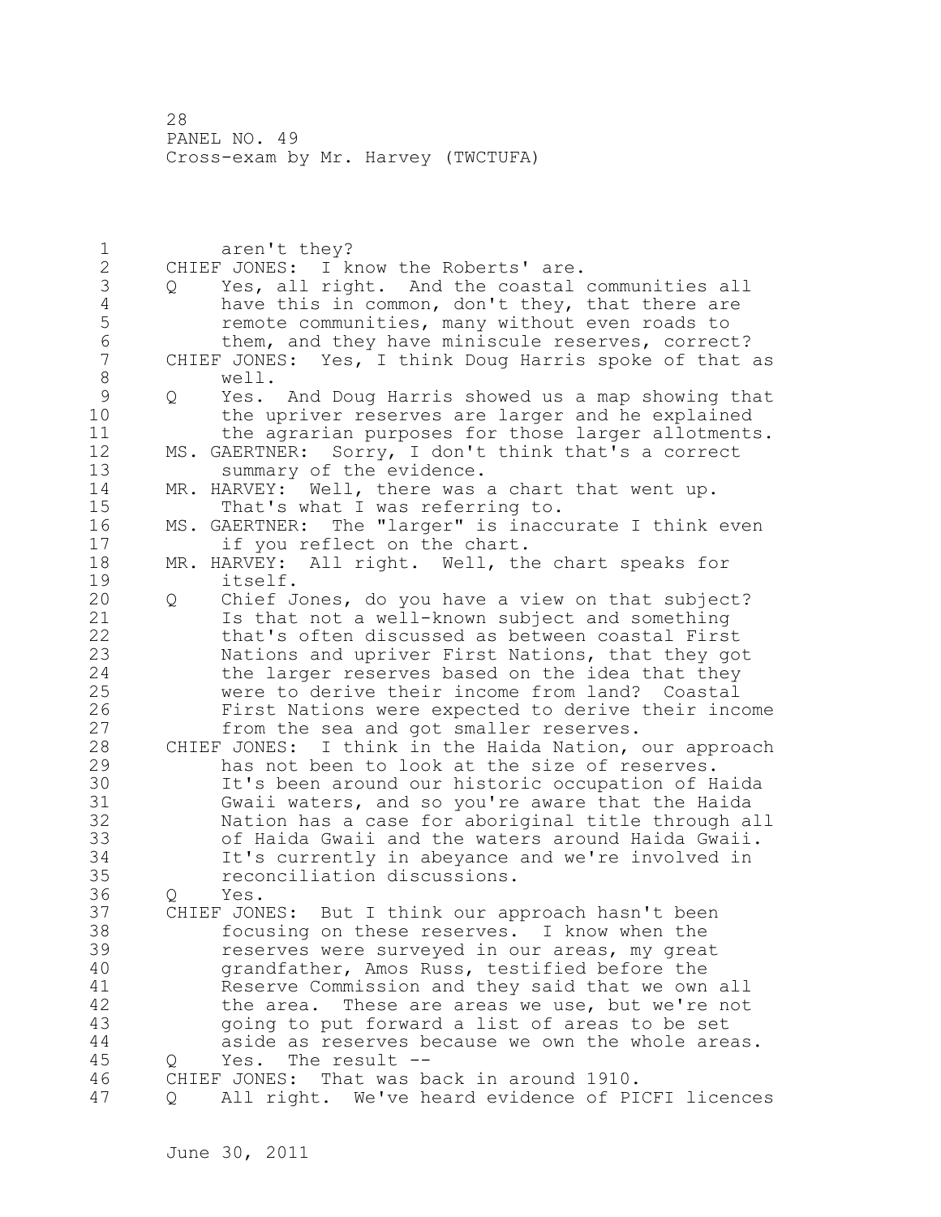aren't they?

CHIEF JONES: I know the Roberts' are.

Q Yes, all right. And the coastal communities all have this in common, don't they, that there are remote communities, many without even roads to them, and they have miniscule reserves, correct?

CHIEF JONES: Yes, I think Doug Harris spoke of that as well.

Q Yes. And Doug Harris showed us a map showing that the upriver reserves are larger and he explained the agrarian purposes for those larger allotments.

MS. GAERTNER: Sorry, I don't think that's a correct summary of the evidence.

MR. HARVEY: Well, there was a chart that went up. That's what I was referring to.

MS. GAERTNER: The "larger" is inaccurate I think even if you reflect on the chart.

MR. HARVEY: All right. Well, the chart speaks for itself.

Q Chief Jones, do you have a view on that subject? Is that not a well-known subject and something that's often discussed as between coastal First Nations and upriver First Nations, that they got the larger reserves based on the idea that they were to derive their income from land? Coastal First Nations were expected to derive their income from the sea and got smaller reserves.

CHIEF JONES: I think in the Haida Nation, our approach has not been to look at the size of reserves. It's been around our historic occupation of Haida Gwaii waters, and so you're aware that the Haida Nation has a case for aboriginal title through all of Haida Gwaii and the waters around Haida Gwaii. It's currently in abeyance and we're involved in reconciliation discussions.

Q Yes.

CHIEF JONES: But I think our approach hasn't been focusing on these reserves. I know when the reserves were surveyed in our areas, my great grandfather, Amos Russ, testified before the Reserve Commission and they said that we own all the area. These are areas we use, but we're not going to put forward a list of areas to be set aside as reserves because we own the whole areas.

Q Yes. The result --

CHIEF JONES: That was back in around 1910.

Q All right. We've heard evidence of PICFI licences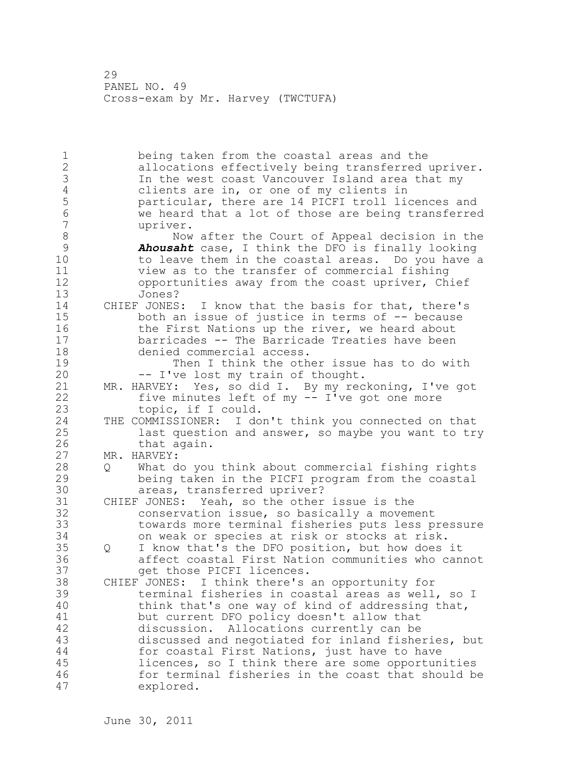being taken from the coastal areas and the allocations effectively being transferred upriver. In the west coast Vancouver Island area that my clients are in, or one of my clients in particular, there are 14 PICFI troll licences and we heard that a lot of those are being transferred upriver.

Now after the Court of Appeal decision in the ***Ahousaht*** case, I think the DFO is finally looking to leave them in the coastal areas. Do you have a view as to the transfer of commercial fishing opportunities away from the coast upriver, Chief Jones?

CHIEF JONES: I know that the basis for that, there's both an issue of justice in terms of -- because the First Nations up the river, we heard about barricades -- The Barricade Treaties have been denied commercial access.

Then I think the other issue has to do with -- I've lost my train of thought.

MR. HARVEY: Yes, so did I. By my reckoning, I've got five minutes left of my -- I've got one more topic, if I could.

THE COMMISSIONER: I don't think you connected on that last question and answer, so maybe you want to try that again.

MR. HARVEY:

Q What do you think about commercial fishing rights being taken in the PICFI program from the coastal areas, transferred upriver?

CHIEF JONES: Yeah, so the other issue is the conservation issue, so basically a movement towards more terminal fisheries puts less pressure on weak or species at risk or stocks at risk.

Q I know that's the DFO position, but how does it affect coastal First Nation communities who cannot get those PICFI licences.

CHIEF JONES: I think there's an opportunity for terminal fisheries in coastal areas as well, so I think that's one way of kind of addressing that, but current DFO policy doesn't allow that discussion. Allocations currently can be discussed and negotiated for inland fisheries, but for coastal First Nations, just have to have licences, so I think there are some opportunities for terminal fisheries in the coast that should be explored.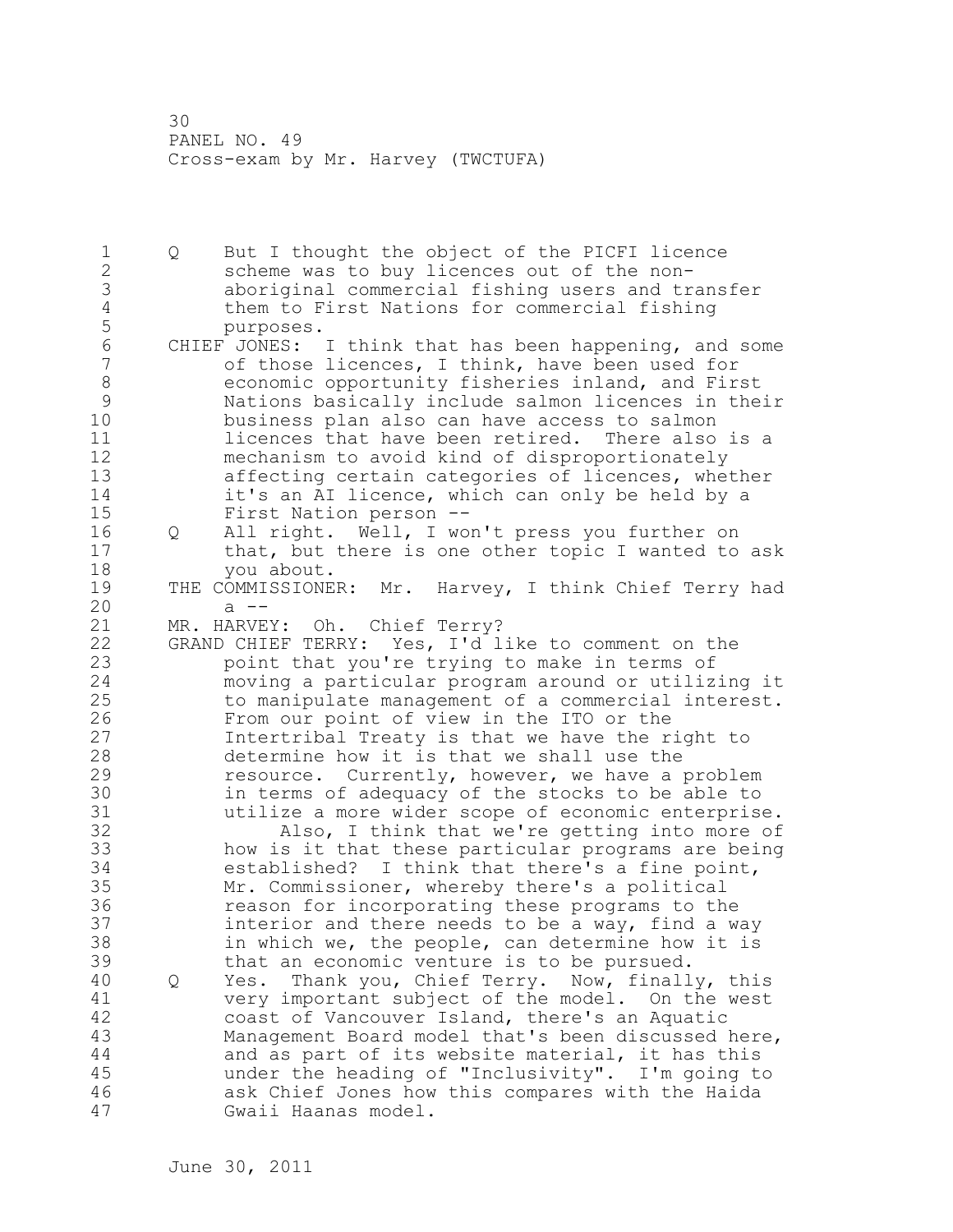Q But I thought the object of the PICFI licence scheme was to buy licences out of the non-aboriginal commercial fishing users and transfer them to First Nations for commercial fishing purposes.

CHIEF JONES: I think that has been happening, and some of those licences, I think, have been used for economic opportunity fisheries inland, and First Nations basically include salmon licences in their business plan also can have access to salmon licences that have been retired. There also is a mechanism to avoid kind of disproportionately affecting certain categories of licences, whether it's an AI licence, which can only be held by a First Nation person --

Q All right. Well, I won't press you further on that, but there is one other topic I wanted to ask you about.

THE COMMISSIONER: Mr. Harvey, I think Chief Terry had a --

MR. HARVEY: Oh. Chief Terry?

GRAND CHIEF TERRY: Yes, I'd like to comment on the point that you're trying to make in terms of moving a particular program around or utilizing it to manipulate management of a commercial interest. From our point of view in the ITO or the Intertribal Treaty is that we have the right to determine how it is that we shall use the resource. Currently, however, we have a problem in terms of adequacy of the stocks to be able to utilize a more wider scope of economic enterprise.

Also, I think that we're getting into more of how is it that these particular programs are being established? I think that there's a fine point, Mr. Commissioner, whereby there's a political reason for incorporating these programs to the interior and there needs to be a way, find a way in which we, the people, can determine how it is that an economic venture is to be pursued.

Q Yes. Thank you, Chief Terry. Now, finally, this very important subject of the model. On the west coast of Vancouver Island, there's an Aquatic Management Board model that's been discussed here, and as part of its website material, it has this under the heading of "Inclusivity". I'm going to ask Chief Jones how this compares with the Haida Gwaii Haanas model.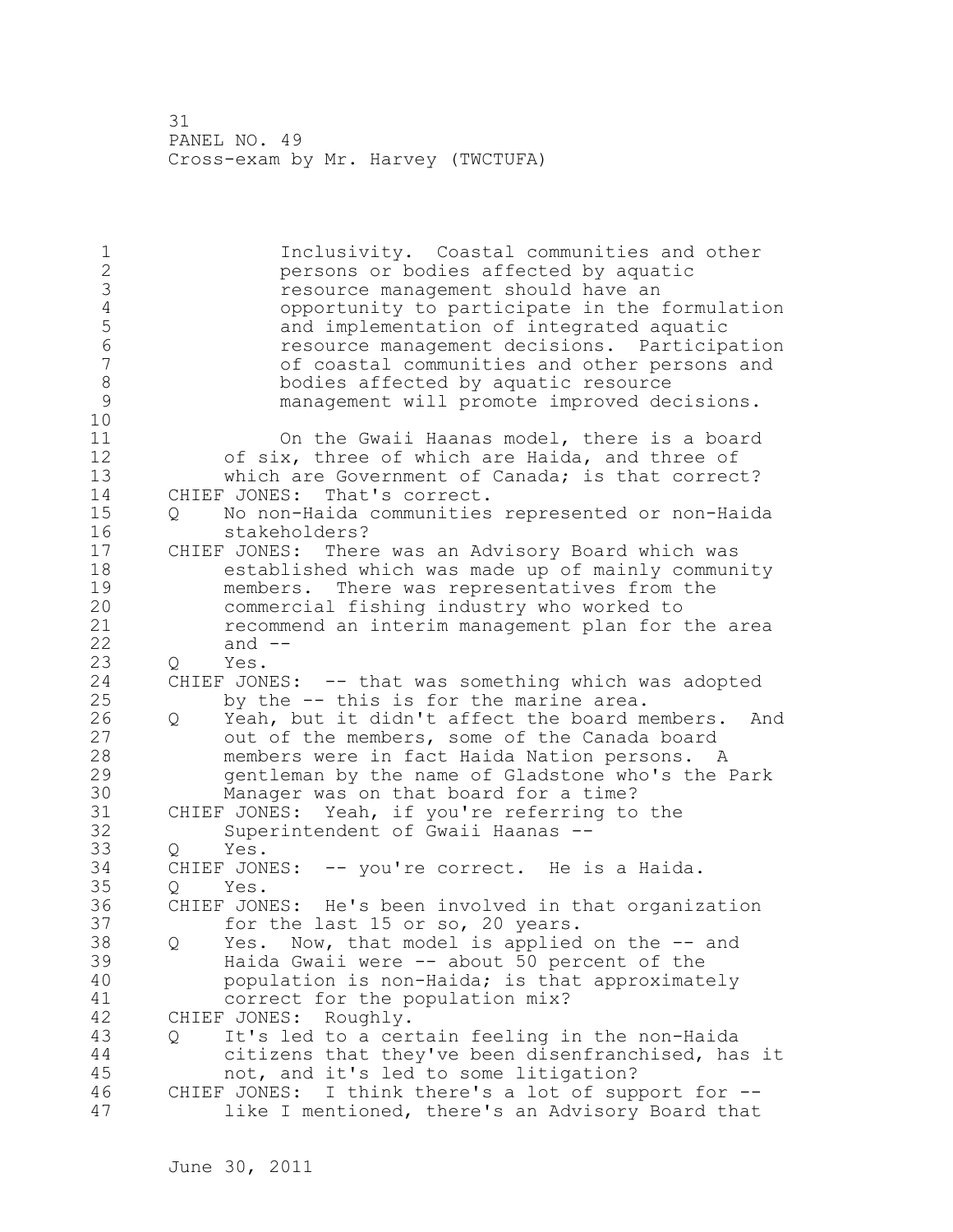Inclusivity. Coastal communities and other persons or bodies affected by aquatic resource management should have an opportunity to participate in the formulation and implementation of integrated aquatic resource management decisions. Participation of coastal communities and other persons and bodies affected by aquatic resource management will promote improved decisions.

On the Gwaii Haanas model, there is a board of six, three of which are Haida, and three of which are Government of Canada; is that correct?

CHIEF JONES: That's correct.

Q No non-Haida communities represented or non-Haida stakeholders?

CHIEF JONES: There was an Advisory Board which was established which was made up of mainly community members. There was representatives from the commercial fishing industry who worked to recommend an interim management plan for the area and --

Q Yes.

CHIEF JONES: -- that was something which was adopted by the -- this is for the marine area.

Q Yeah, but it didn't affect the board members. And out of the members, some of the Canada board members were in fact Haida Nation persons. A gentleman by the name of Gladstone who's the Park Manager was on that board for a time?

CHIEF JONES: Yeah, if you're referring to the Superintendent of Gwaii Haanas --

Q Yes.

CHIEF JONES: -- you're correct. He is a Haida.

Q Yes.

CHIEF JONES: He's been involved in that organization for the last 15 or so, 20 years.

Q Yes. Now, that model is applied on the -- and Haida Gwaii were -- about 50 percent of the population is non-Haida; is that approximately correct for the population mix?

CHIEF JONES: Roughly.

Q It's led to a certain feeling in the non-Haida citizens that they've been disenfranchised, has it not, and it's led to some litigation?

CHIEF JONES: I think there's a lot of support for -- like I mentioned, there's an Advisory Board that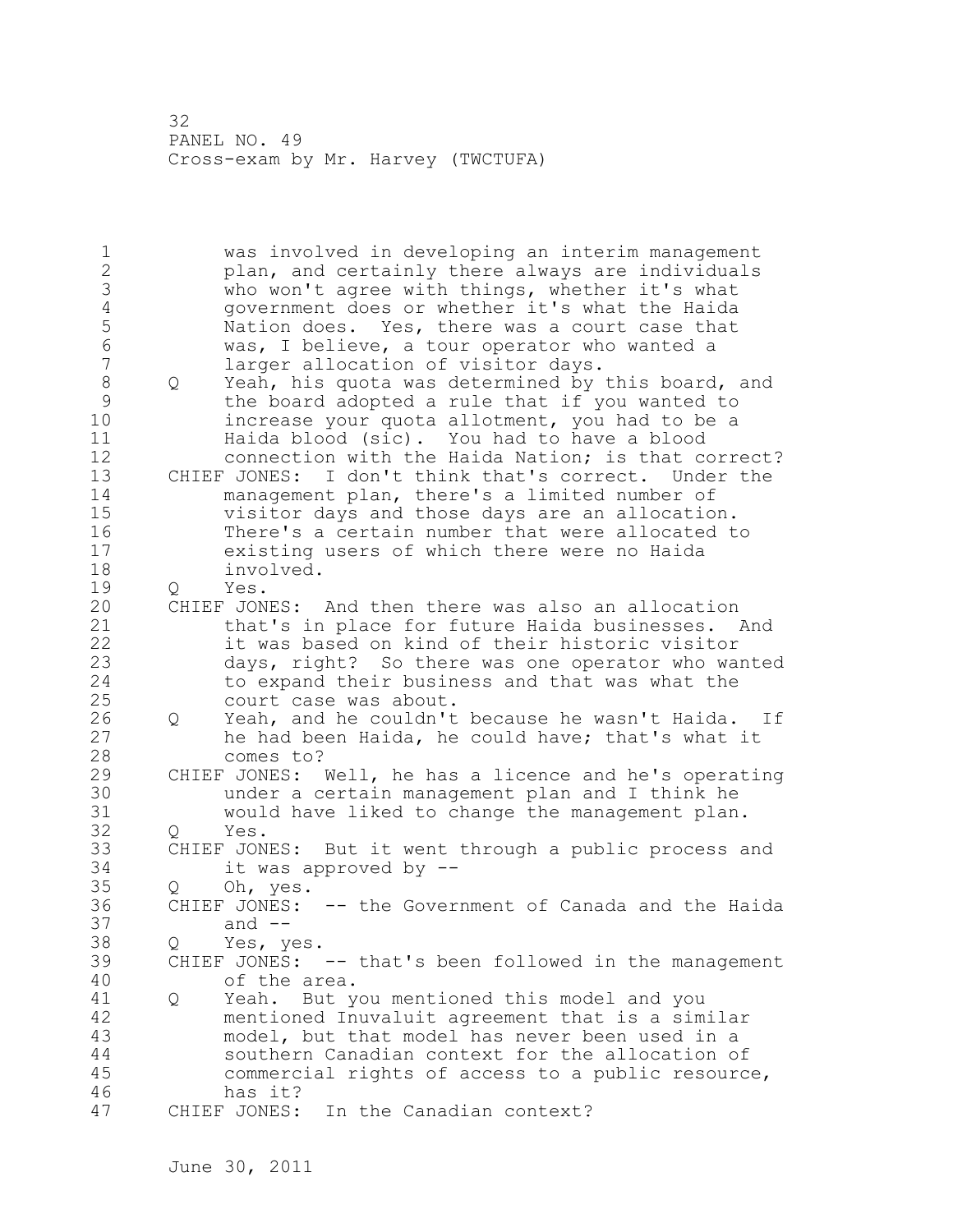was involved in developing an interim management plan, and certainly there always are individuals who won't agree with things, whether it's what government does or whether it's what the Haida Nation does. Yes, there was a court case that was, I believe, a tour operator who wanted a larger allocation of visitor days.

Q Yeah, his quota was determined by this board, and the board adopted a rule that if you wanted to increase your quota allotment, you had to be a Haida blood (sic). You had to have a blood connection with the Haida Nation; is that correct?

CHIEF JONES: I don't think that's correct. Under the management plan, there's a limited number of visitor days and those days are an allocation. There's a certain number that were allocated to existing users of which there were no Haida involved.

Q Yes.

CHIEF JONES: And then there was also an allocation that's in place for future Haida businesses. And it was based on kind of their historic visitor days, right? So there was one operator who wanted to expand their business and that was what the court case was about.

Q Yeah, and he couldn't because he wasn't Haida. If he had been Haida, he could have; that's what it comes to?

CHIEF JONES: Well, he has a licence and he's operating under a certain management plan and I think he would have liked to change the management plan.

Q Yes.

CHIEF JONES: But it went through a public process and it was approved by --

Q Oh, yes.

CHIEF JONES: -- the Government of Canada and the Haida and --

Q Yes, yes.

CHIEF JONES: -- that's been followed in the management of the area.

Q Yeah. But you mentioned this model and you mentioned Inuvaluit agreement that is a similar model, but that model has never been used in a southern Canadian context for the allocation of commercial rights of access to a public resource, has it?

CHIEF JONES: In the Canadian context?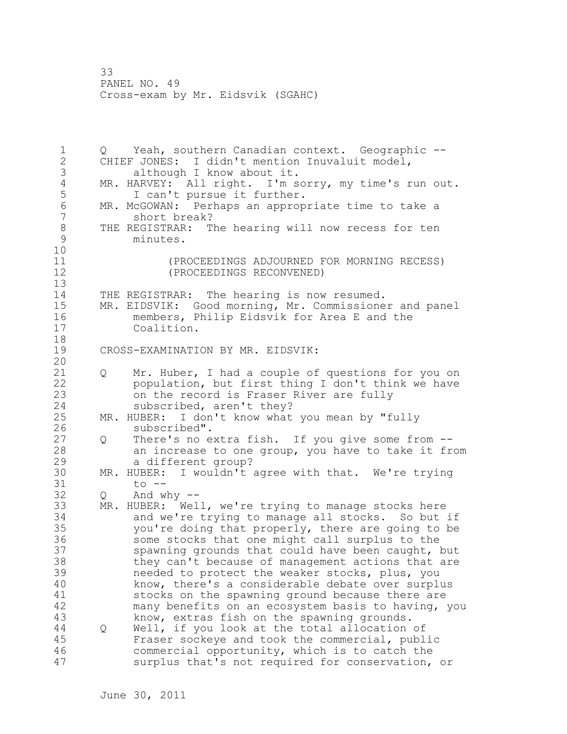Q Yeah, southern Canadian context. Geographic --

CHIEF JONES: I didn't mention Inuvaluit model, although I know about it.

MR. HARVEY: All right. I'm sorry, my time's run out. I can't pursue it further.

MR. McGOWAN: Perhaps an appropriate time to take a short break?

THE REGISTRAR: The hearing will now recess for ten minutes.

(PROCEEDINGS ADJOURNED FOR MORNING RECESS)
(PROCEEDINGS RECONVENED)

THE REGISTRAR: The hearing is now resumed.

MR. EIDSVIK: Good morning, Mr. Commissioner and panel members, Philip Eidsvik for Area E and the Coalition.

CROSS-EXAMINATION BY MR. EIDSVIK:

Q Mr. Huber, I had a couple of questions for you on population, but first thing I don't think we have on the record is Fraser River are fully subscribed, aren't they?

MR. HUBER: I don't know what you mean by "fully subscribed".

Q There's no extra fish. If you give some from -- an increase to one group, you have to take it from a different group?

MR. HUBER: I wouldn't agree with that. We're trying to --

Q And why --

MR. HUBER: Well, we're trying to manage stocks here and we're trying to manage all stocks. So but if you're doing that properly, there are going to be some stocks that one might call surplus to the spawning grounds that could have been caught, but they can't because of management actions that are needed to protect the weaker stocks, plus, you know, there's a considerable debate over surplus stocks on the spawning ground because there are many benefits on an ecosystem basis to having, you know, extras fish on the spawning grounds.

Q Well, if you look at the total allocation of Fraser sockeye and took the commercial, public commercial opportunity, which is to catch the surplus that's not required for conservation, or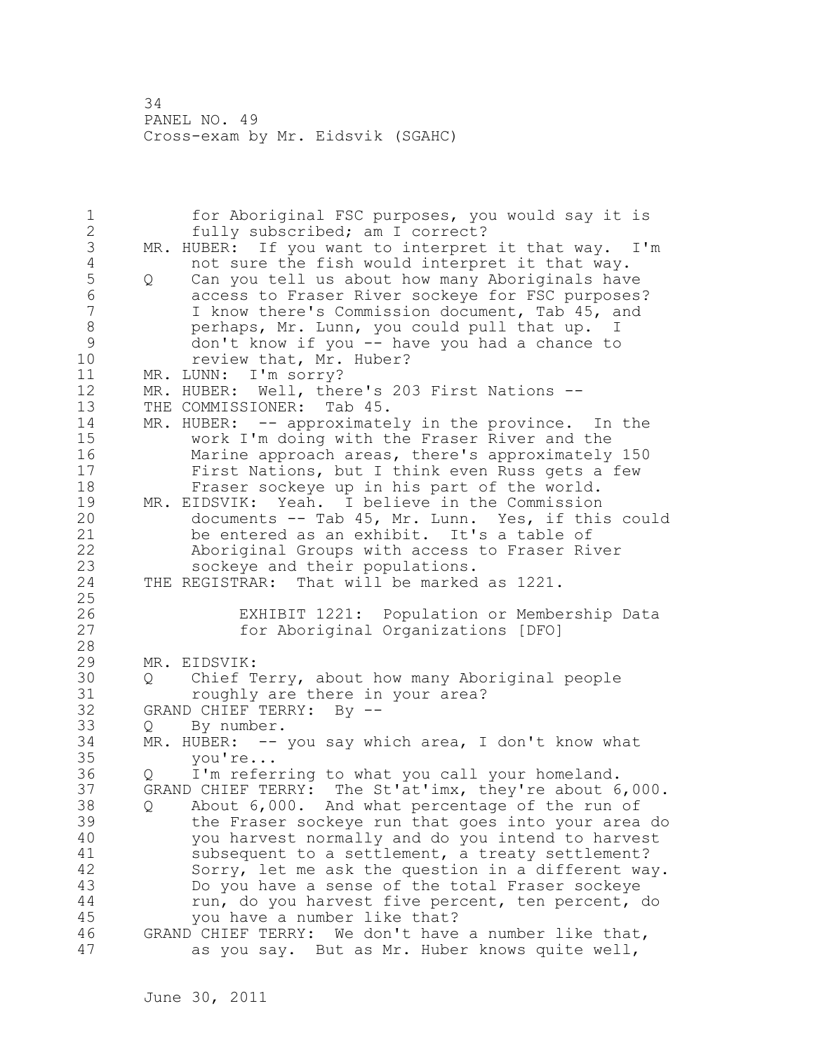for Aboriginal FSC purposes, you would say it is fully subscribed; am I correct?

MR. HUBER: If you want to interpret it that way. I'm not sure the fish would interpret it that way.

Q Can you tell us about how many Aboriginals have access to Fraser River sockeye for FSC purposes? I know there's Commission document, Tab 45, and perhaps, Mr. Lunn, you could pull that up. I don't know if you -- have you had a chance to review that, Mr. Huber?

MR. LUNN: I'm sorry?

MR. HUBER: Well, there's 203 First Nations --

THE COMMISSIONER: Tab 45.

MR. HUBER: -- approximately in the province. In the work I'm doing with the Fraser River and the Marine approach areas, there's approximately 150 First Nations, but I think even Russ gets a few Fraser sockeye up in his part of the world.

MR. EIDSVIK: Yeah. I believe in the Commission documents -- Tab 45, Mr. Lunn. Yes, if this could be entered as an exhibit. It's a table of Aboriginal Groups with access to Fraser River sockeye and their populations.

THE REGISTRAR: That will be marked as 1221.

EXHIBIT 1221: Population or Membership Data for Aboriginal Organizations [DFO]

MR. EIDSVIK:

Q Chief Terry, about how many Aboriginal people roughly are there in your area?

GRAND CHIEF TERRY: By --

Q By number.

MR. HUBER: -- you say which area, I don't know what you're...

Q I'm referring to what you call your homeland.

GRAND CHIEF TERRY: The St'at'imx, they're about 6,000.

Q About 6,000. And what percentage of the run of the Fraser sockeye run that goes into your area do you harvest normally and do you intend to harvest subsequent to a settlement, a treaty settlement? Sorry, let me ask the question in a different way. Do you have a sense of the total Fraser sockeye run, do you harvest five percent, ten percent, do you have a number like that?

GRAND CHIEF TERRY: We don't have a number like that, as you say. But as Mr. Huber knows quite well,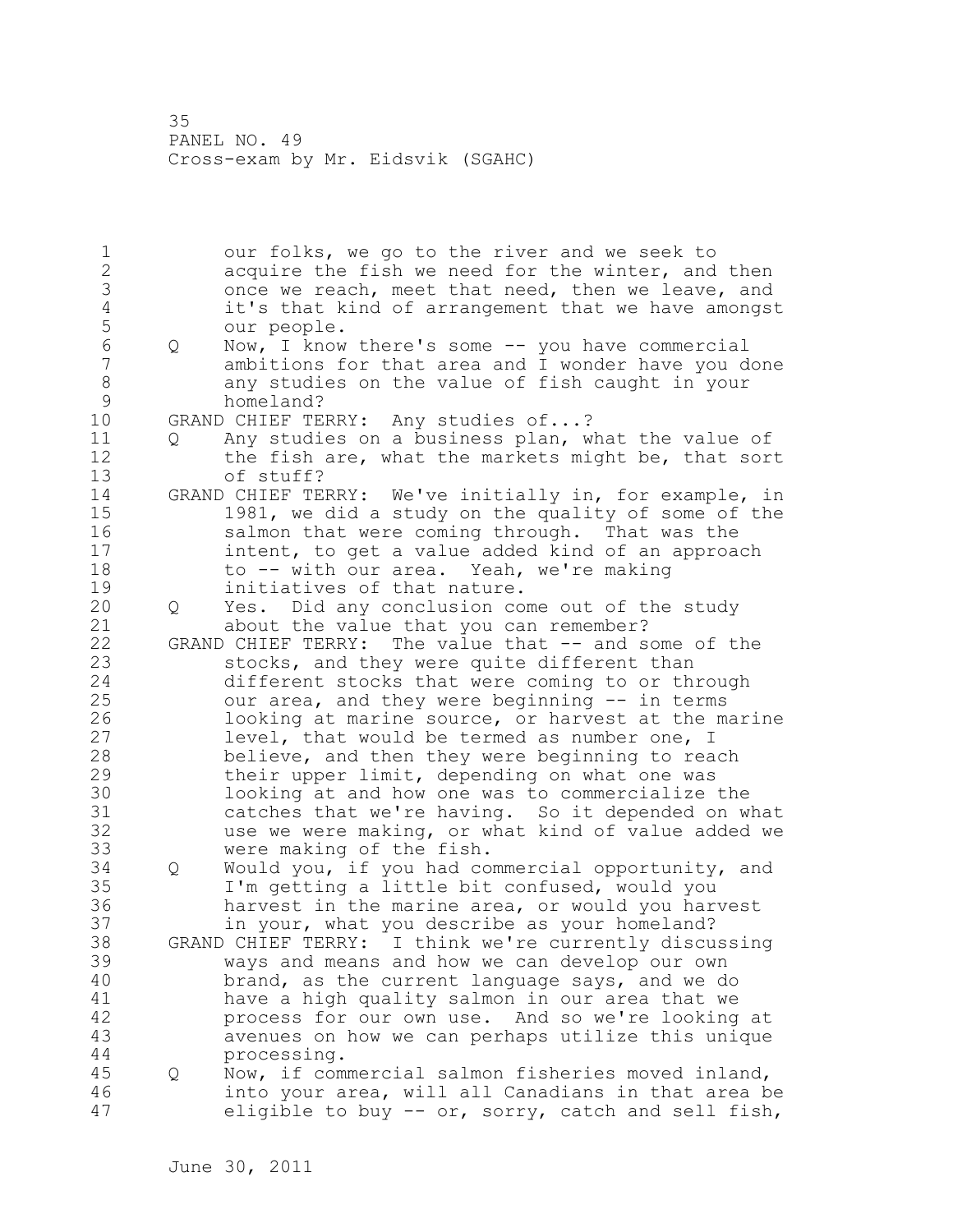our folks, we go to the river and we seek to acquire the fish we need for the winter, and then once we reach, meet that need, then we leave, and it's that kind of arrangement that we have amongst our people.

Q Now, I know there's some -- you have commercial ambitions for that area and I wonder have you done any studies on the value of fish caught in your homeland?

GRAND CHIEF TERRY: Any studies of...?

Q Any studies on a business plan, what the value of the fish are, what the markets might be, that sort of stuff?

GRAND CHIEF TERRY: We've initially in, for example, in 1981, we did a study on the quality of some of the salmon that were coming through. That was the intent, to get a value added kind of an approach to -- with our area. Yeah, we're making initiatives of that nature.

Q Yes. Did any conclusion come out of the study about the value that you can remember?

GRAND CHIEF TERRY: The value that -- and some of the stocks, and they were quite different than different stocks that were coming to or through our area, and they were beginning -- in terms looking at marine source, or harvest at the marine level, that would be termed as number one, I believe, and then they were beginning to reach their upper limit, depending on what one was looking at and how one was to commercialize the catches that we're having. So it depended on what use we were making, or what kind of value added we were making of the fish.

Q Would you, if you had commercial opportunity, and I'm getting a little bit confused, would you harvest in the marine area, or would you harvest in your, what you describe as your homeland?

GRAND CHIEF TERRY: I think we're currently discussing ways and means and how we can develop our own brand, as the current language says, and we do have a high quality salmon in our area that we process for our own use. And so we're looking at avenues on how we can perhaps utilize this unique processing.

Q Now, if commercial salmon fisheries moved inland, into your area, will all Canadians in that area be eligible to buy -- or, sorry, catch and sell fish,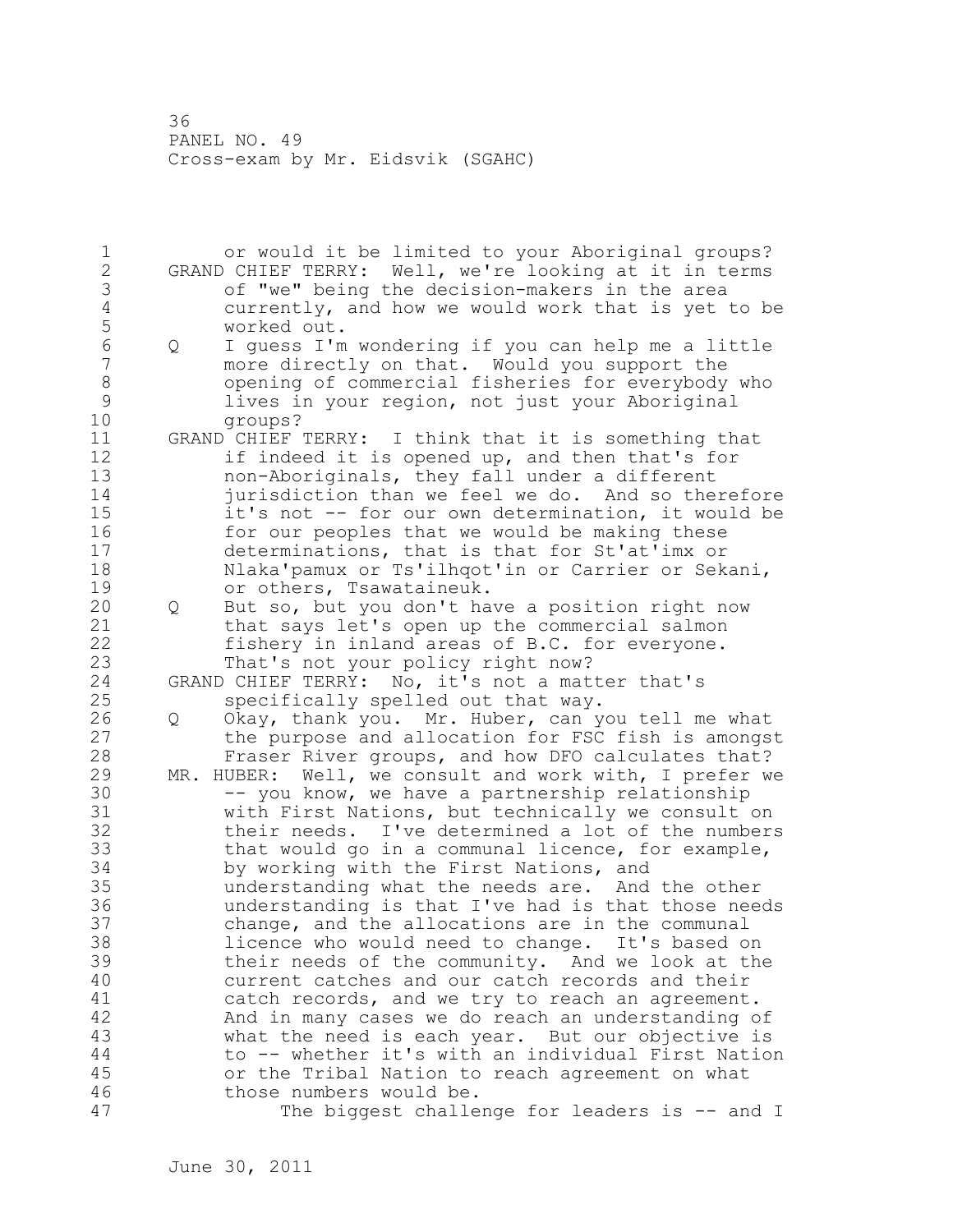or would it be limited to your Aboriginal groups?

GRAND CHIEF TERRY: Well, we're looking at it in terms of "we" being the decision-makers in the area currently, and how we would work that is yet to be worked out.

Q I guess I'm wondering if you can help me a little more directly on that. Would you support the opening of commercial fisheries for everybody who lives in your region, not just your Aboriginal groups?

GRAND CHIEF TERRY: I think that it is something that if indeed it is opened up, and then that's for non-Aboriginals, they fall under a different jurisdiction than we feel we do. And so therefore it's not -- for our own determination, it would be for our peoples that we would be making these determinations, that is that for St'at'imx or Nlaka'pamux or Ts'ilhqot'in or Carrier or Sekani, or others, Tsawataineuk.

Q But so, but you don't have a position right now that says let's open up the commercial salmon fishery in inland areas of B.C. for everyone. That's not your policy right now?

GRAND CHIEF TERRY: No, it's not a matter that's specifically spelled out that way.

Q Okay, thank you. Mr. Huber, can you tell me what the purpose and allocation for FSC fish is amongst Fraser River groups, and how DFO calculates that?

MR. HUBER: Well, we consult and work with, I prefer we -- you know, we have a partnership relationship with First Nations, but technically we consult on their needs. I've determined a lot of the numbers that would go in a communal licence, for example, by working with the First Nations, and understanding what the needs are. And the other understanding is that I've had is that those needs change, and the allocations are in the communal licence who would need to change. It's based on their needs of the community. And we look at the current catches and our catch records and their catch records, and we try to reach an agreement. And in many cases we do reach an understanding of what the need is each year. But our objective is to -- whether it's with an individual First Nation or the Tribal Nation to reach agreement on what those numbers would be.

The biggest challenge for leaders is -- and I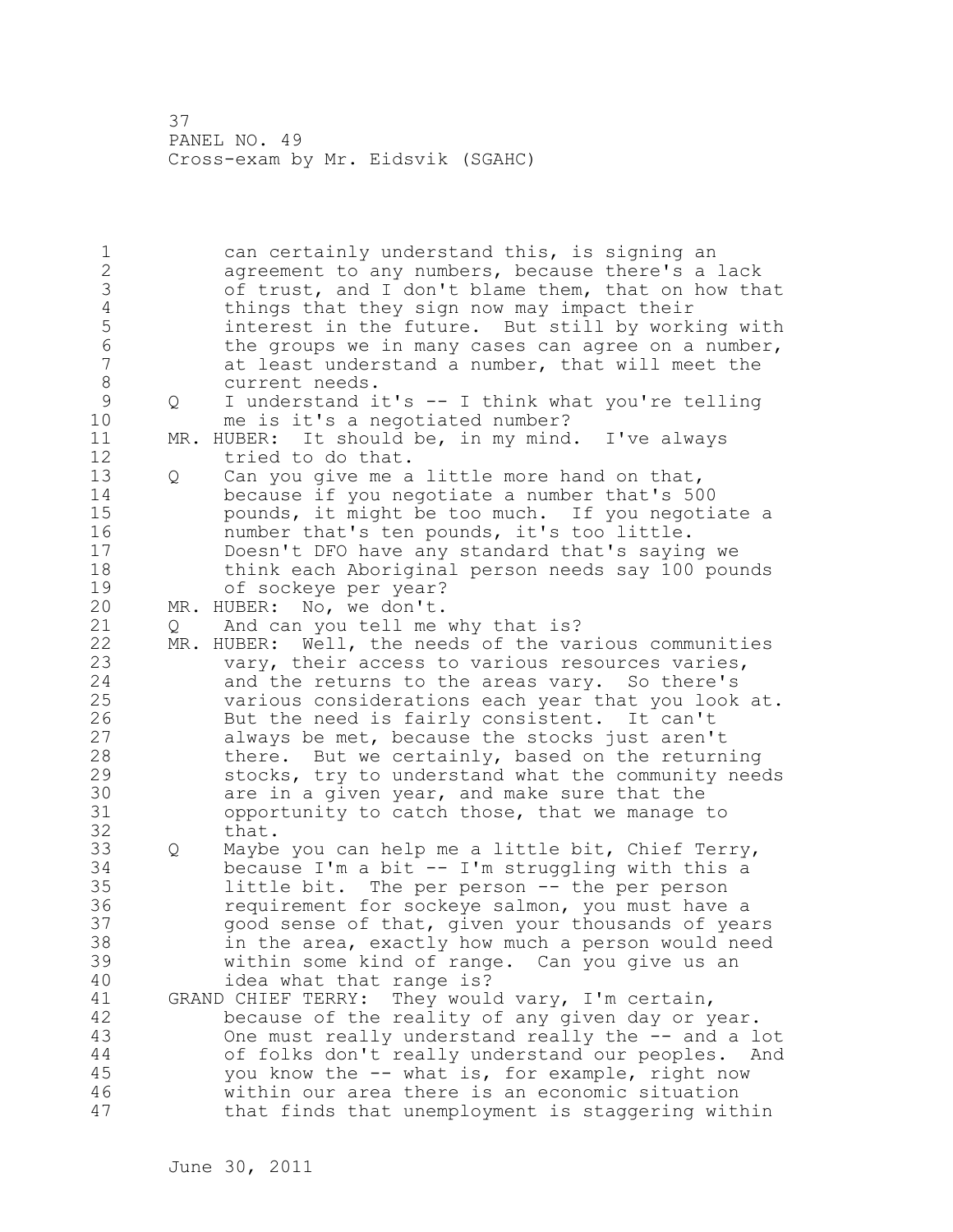can certainly understand this, is signing an agreement to any numbers, because there's a lack of trust, and I don't blame them, that on how that things that they sign now may impact their interest in the future. But still by working with the groups we in many cases can agree on a number, at least understand a number, that will meet the current needs.

Q I understand it's -- I think what you're telling me is it's a negotiated number?

MR. HUBER: It should be, in my mind. I've always tried to do that.

Q Can you give me a little more hand on that, because if you negotiate a number that's 500 pounds, it might be too much. If you negotiate a number that's ten pounds, it's too little. Doesn't DFO have any standard that's saying we think each Aboriginal person needs say 100 pounds of sockeye per year?

MR. HUBER: No, we don't.

Q And can you tell me why that is?

MR. HUBER: Well, the needs of the various communities vary, their access to various resources varies, and the returns to the areas vary. So there's various considerations each year that you look at. But the need is fairly consistent. It can't always be met, because the stocks just aren't there. But we certainly, based on the returning stocks, try to understand what the community needs are in a given year, and make sure that the opportunity to catch those, that we manage to that.

Q Maybe you can help me a little bit, Chief Terry, because I'm a bit -- I'm struggling with this a little bit. The per person -- the per person requirement for sockeye salmon, you must have a good sense of that, given your thousands of years in the area, exactly how much a person would need within some kind of range. Can you give us an idea what that range is?

GRAND CHIEF TERRY: They would vary, I'm certain, because of the reality of any given day or year. One must really understand really the -- and a lot of folks don't really understand our peoples. And you know the -- what is, for example, right now within our area there is an economic situation that finds that unemployment is staggering within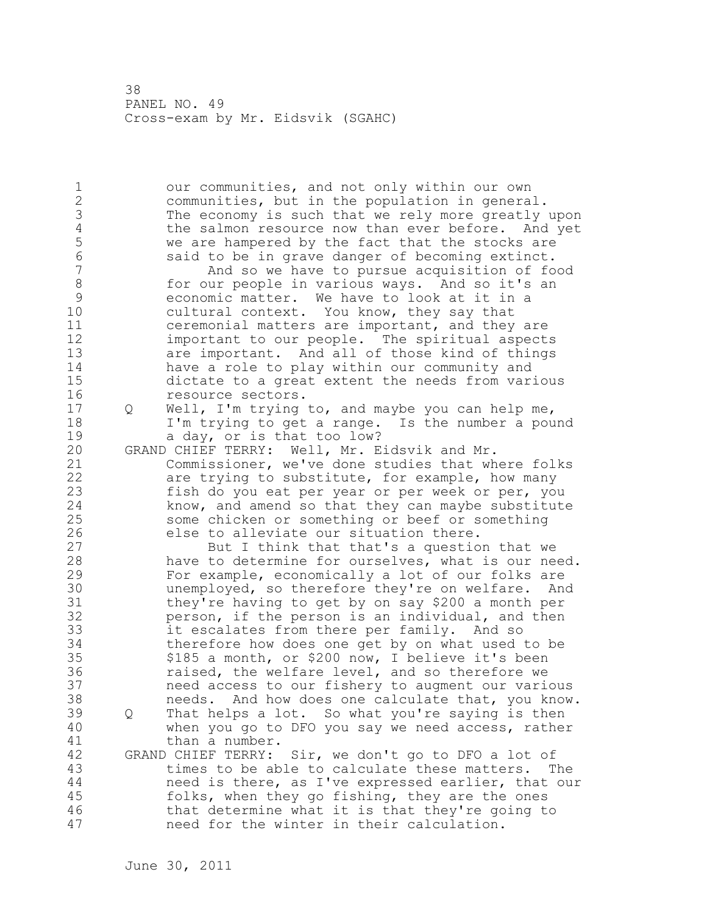our communities, and not only within our own communities, but in the population in general. The economy is such that we rely more greatly upon the salmon resource now than ever before. And yet we are hampered by the fact that the stocks are said to be in grave danger of becoming extinct.

And so we have to pursue acquisition of food for our people in various ways. And so it's an economic matter. We have to look at it in a cultural context. You know, they say that ceremonial matters are important, and they are important to our people. The spiritual aspects are important. And all of those kind of things have a role to play within our community and dictate to a great extent the needs from various resource sectors.

Q Well, I'm trying to, and maybe you can help me, I'm trying to get a range. Is the number a pound a day, or is that too low?

GRAND CHIEF TERRY: Well, Mr. Eidsvik and Mr. Commissioner, we've done studies that where folks are trying to substitute, for example, how many fish do you eat per year or per week or per, you know, and amend so that they can maybe substitute some chicken or something or beef or something else to alleviate our situation there.

But I think that that's a question that we have to determine for ourselves, what is our need. For example, economically a lot of our folks are unemployed, so therefore they're on welfare. And they're having to get by on say $200 a month per person, if the person is an individual, and then it escalates from there per family. And so therefore how does one get by on what used to be $185 a month, or $200 now, I believe it's been raised, the welfare level, and so therefore we need access to our fishery to augment our various needs. And how does one calculate that, you know.

Q That helps a lot. So what you're saying is then when you go to DFO you say we need access, rather than a number.

GRAND CHIEF TERRY: Sir, we don't go to DFO a lot of times to be able to calculate these matters. The need is there, as I've expressed earlier, that our folks, when they go fishing, they are the ones that determine what it is that they're going to need for the winter in their calculation.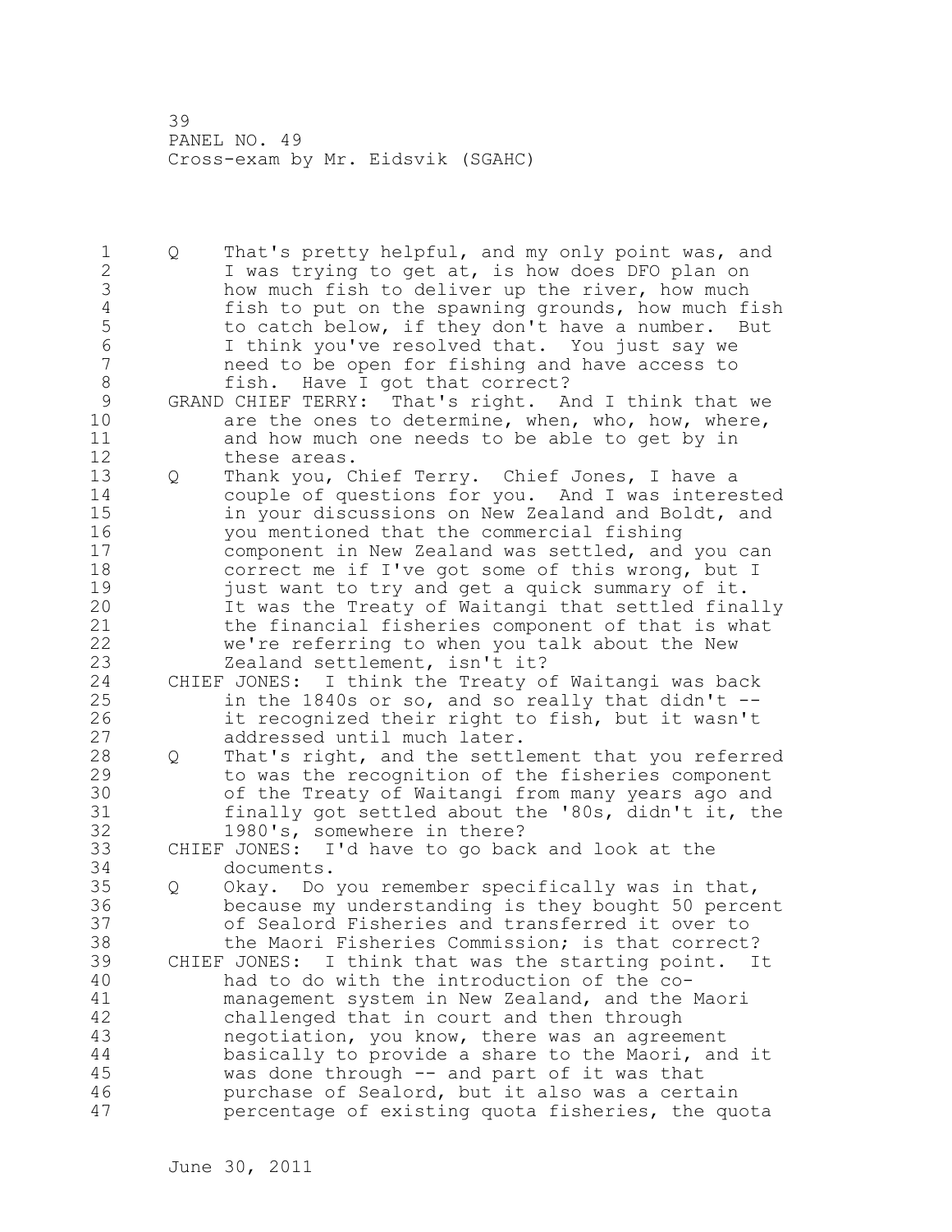Q That's pretty helpful, and my only point was, and I was trying to get at, is how does DFO plan on how much fish to deliver up the river, how much fish to put on the spawning grounds, how much fish to catch below, if they don't have a number. But I think you've resolved that. You just say we need to be open for fishing and have access to fish. Have I got that correct?

GRAND CHIEF TERRY: That's right. And I think that we are the ones to determine, when, who, how, where, and how much one needs to be able to get by in these areas.

Q Thank you, Chief Terry. Chief Jones, I have a couple of questions for you. And I was interested in your discussions on New Zealand and Boldt, and you mentioned that the commercial fishing component in New Zealand was settled, and you can correct me if I've got some of this wrong, but I just want to try and get a quick summary of it. It was the Treaty of Waitangi that settled finally the financial fisheries component of that is what we're referring to when you talk about the New Zealand settlement, isn't it?

CHIEF JONES: I think the Treaty of Waitangi was back in the 1840s or so, and so really that didn't -- it recognized their right to fish, but it wasn't addressed until much later.

Q That's right, and the settlement that you referred to was the recognition of the fisheries component of the Treaty of Waitangi from many years ago and finally got settled about the '80s, didn't it, the 1980's, somewhere in there?

CHIEF JONES: I'd have to go back and look at the documents.

Q Okay. Do you remember specifically was in that, because my understanding is they bought 50 percent of Sealord Fisheries and transferred it over to the Maori Fisheries Commission; is that correct?

CHIEF JONES: I think that was the starting point. It had to do with the introduction of the co-management system in New Zealand, and the Maori challenged that in court and then through negotiation, you know, there was an agreement basically to provide a share to the Maori, and it was done through -- and part of it was that purchase of Sealord, but it also was a certain percentage of existing quota fisheries, the quota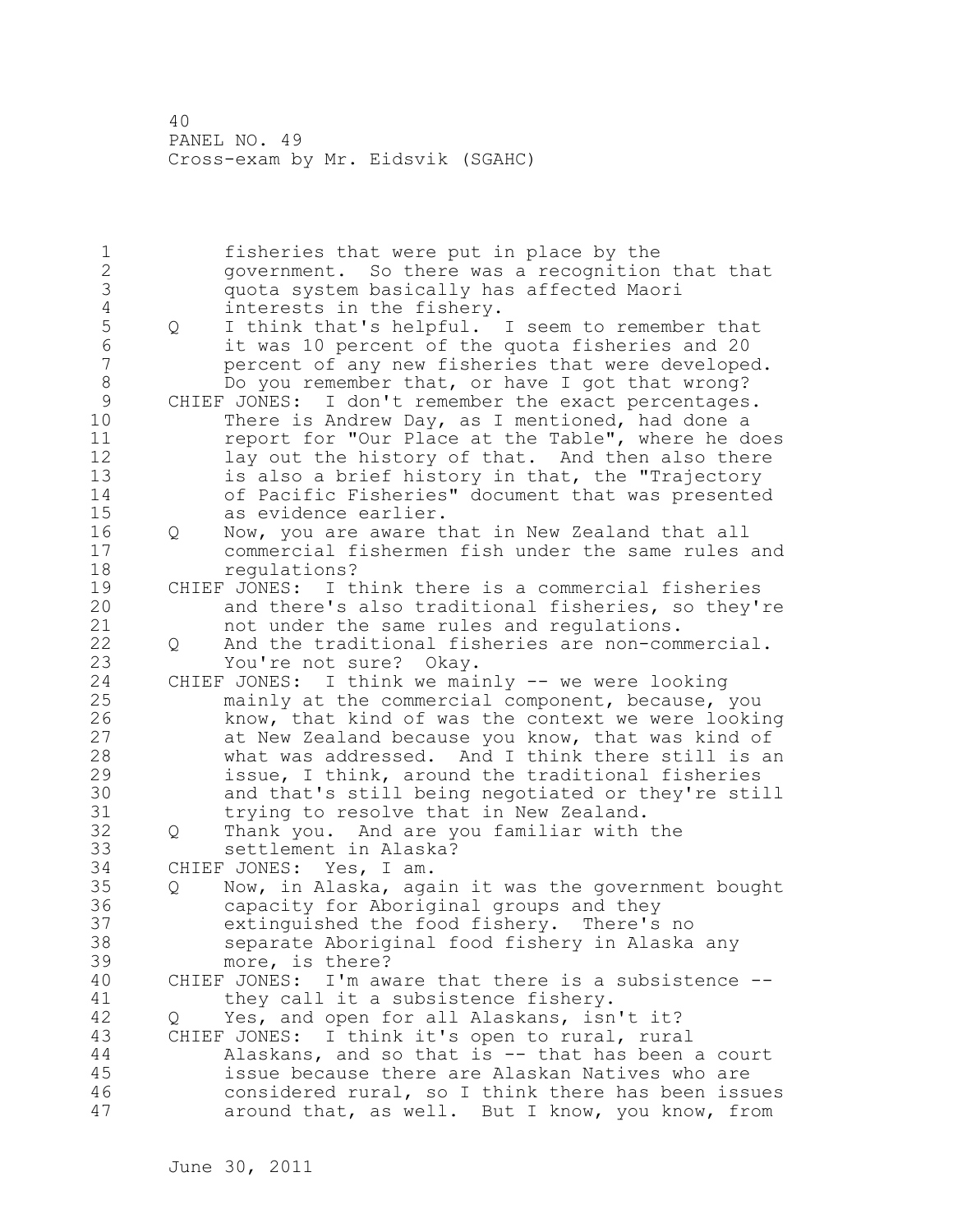fisheries that were put in place by the government. So there was a recognition that that quota system basically has affected Maori interests in the fishery.

Q I think that's helpful. I seem to remember that it was 10 percent of the quota fisheries and 20 percent of any new fisheries that were developed. Do you remember that, or have I got that wrong?

CHIEF JONES: I don't remember the exact percentages. There is Andrew Day, as I mentioned, had done a report for "Our Place at the Table", where he does lay out the history of that. And then also there is also a brief history in that, the "Trajectory of Pacific Fisheries" document that was presented as evidence earlier.

Q Now, you are aware that in New Zealand that all commercial fishermen fish under the same rules and regulations?

CHIEF JONES: I think there is a commercial fisheries and there's also traditional fisheries, so they're not under the same rules and regulations.

Q And the traditional fisheries are non-commercial. You're not sure? Okay.

CHIEF JONES: I think we mainly -- we were looking mainly at the commercial component, because, you know, that kind of was the context we were looking at New Zealand because you know, that was kind of what was addressed. And I think there still is an issue, I think, around the traditional fisheries and that's still being negotiated or they're still trying to resolve that in New Zealand.

Q Thank you. And are you familiar with the settlement in Alaska?

CHIEF JONES: Yes, I am.

Q Now, in Alaska, again it was the government bought capacity for Aboriginal groups and they extinguished the food fishery. There's no separate Aboriginal food fishery in Alaska any more, is there?

CHIEF JONES: I'm aware that there is a subsistence -- they call it a subsistence fishery.

Q Yes, and open for all Alaskans, isn't it?

CHIEF JONES: I think it's open to rural, rural Alaskans, and so that is -- that has been a court issue because there are Alaskan Natives who are considered rural, so I think there has been issues around that, as well. But I know, you know, from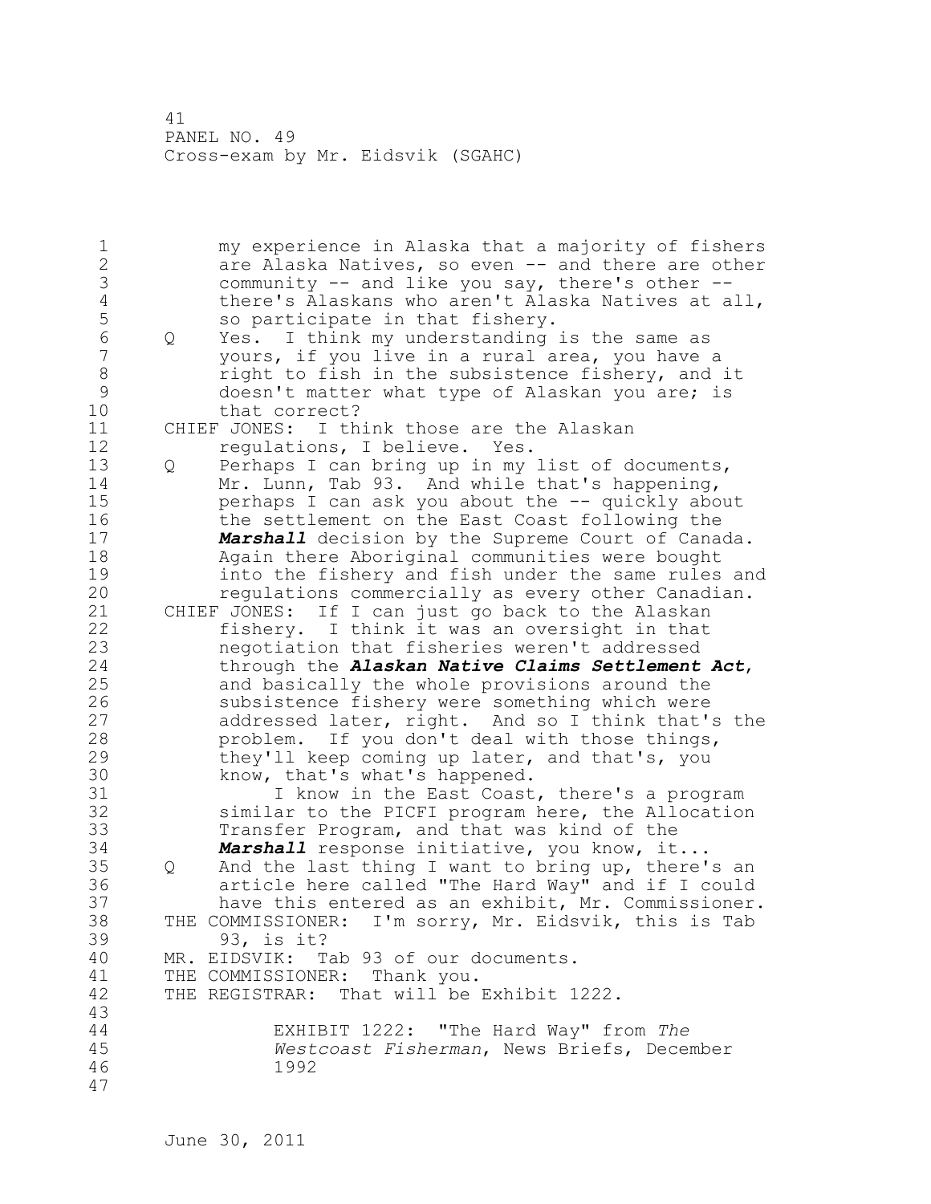my experience in Alaska that a majority of fishers are Alaska Natives, so even -- and there are other community -- and like you say, there's other -- there's Alaskans who aren't Alaska Natives at all, so participate in that fishery.

Q Yes. I think my understanding is the same as yours, if you live in a rural area, you have a right to fish in the subsistence fishery, and it doesn't matter what type of Alaskan you are; is that correct?

CHIEF JONES: I think those are the Alaskan regulations, I believe. Yes.

Q Perhaps I can bring up in my list of documents, Mr. Lunn, Tab 93. And while that's happening, perhaps I can ask you about the -- quickly about the settlement on the East Coast following the ***Marshall*** decision by the Supreme Court of Canada. Again there Aboriginal communities were bought into the fishery and fish under the same rules and regulations commercially as every other Canadian.

CHIEF JONES: If I can just go back to the Alaskan fishery. I think it was an oversight in that negotiation that fisheries weren't addressed through the ***Alaskan Native Claims Settlement Act***, and basically the whole provisions around the subsistence fishery were something which were addressed later, right. And so I think that's the problem. If you don't deal with those things, they'll keep coming up later, and that's, you know, that's what's happened.

I know in the East Coast, there's a program similar to the PICFI program here, the Allocation Transfer Program, and that was kind of the ***Marshall*** response initiative, you know, it...

Q And the last thing I want to bring up, there's an article here called "The Hard Way" and if I could have this entered as an exhibit, Mr. Commissioner.

THE COMMISSIONER: I'm sorry, Mr. Eidsvik, this is Tab 93, is it?

MR. EIDSVIK: Tab 93 of our documents.

THE COMMISSIONER: Thank you.

THE REGISTRAR: That will be Exhibit 1222.

EXHIBIT 1222: "The Hard Way" from *The Westcoast Fisherman*, News Briefs, December 1992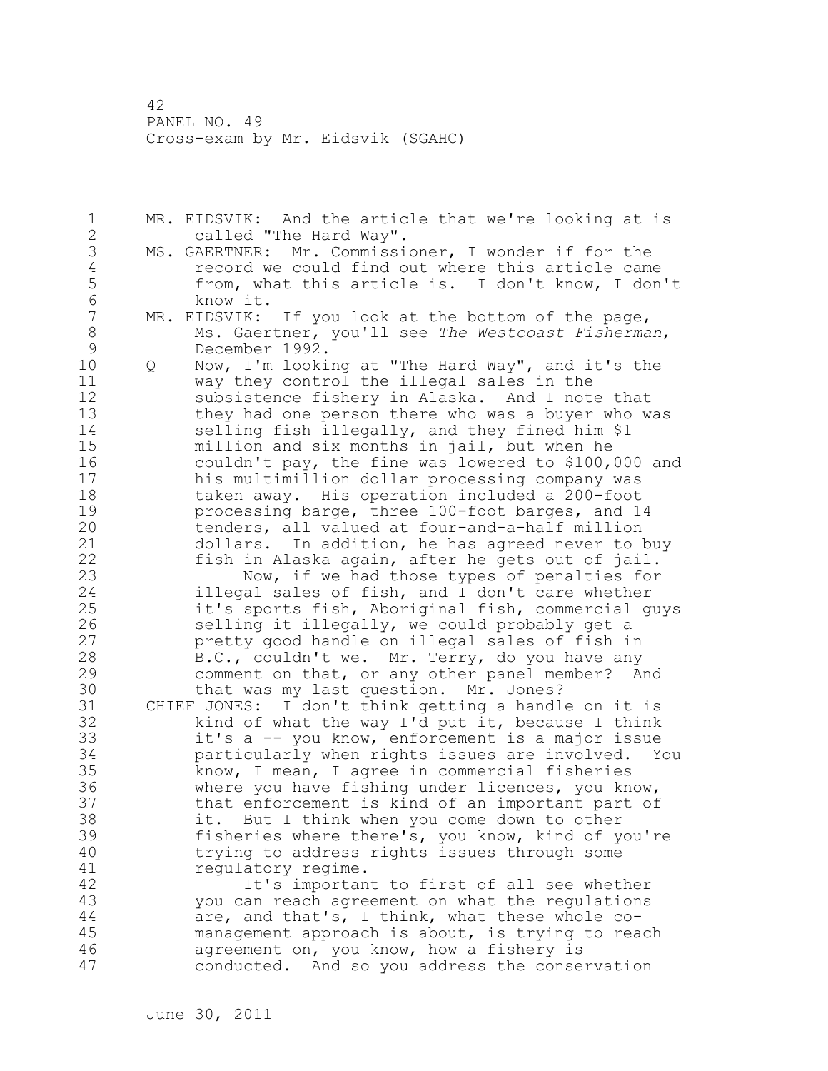MR. EIDSVIK: And the article that we're looking at is called "The Hard Way".

MS. GAERTNER: Mr. Commissioner, I wonder if for the record we could find out where this article came from, what this article is. I don't know, I don't know it.

MR. EIDSVIK: If you look at the bottom of the page, Ms. Gaertner, you'll see *The Westcoast Fisherman*, December 1992.

Q Now, I'm looking at "The Hard Way", and it's the way they control the illegal sales in the subsistence fishery in Alaska. And I note that they had one person there who was a buyer who was selling fish illegally, and they fined him $1 million and six months in jail, but when he couldn't pay, the fine was lowered to $100,000 and his multimillion dollar processing company was taken away. His operation included a 200-foot processing barge, three 100-foot barges, and 14 tenders, all valued at four-and-a-half million dollars. In addition, he has agreed never to buy fish in Alaska again, after he gets out of jail.

Now, if we had those types of penalties for illegal sales of fish, and I don't care whether it's sports fish, Aboriginal fish, commercial guys selling it illegally, we could probably get a pretty good handle on illegal sales of fish in B.C., couldn't we. Mr. Terry, do you have any comment on that, or any other panel member? And that was my last question. Mr. Jones?

CHIEF JONES: I don't think getting a handle on it is kind of what the way I'd put it, because I think it's a -- you know, enforcement is a major issue particularly when rights issues are involved. You know, I mean, I agree in commercial fisheries where you have fishing under licences, you know, that enforcement is kind of an important part of it. But I think when you come down to other fisheries where there's, you know, kind of you're trying to address rights issues through some regulatory regime.

It's important to first of all see whether you can reach agreement on what the regulations are, and that's, I think, what these whole co-management approach is about, is trying to reach agreement on, you know, how a fishery is conducted. And so you address the conservation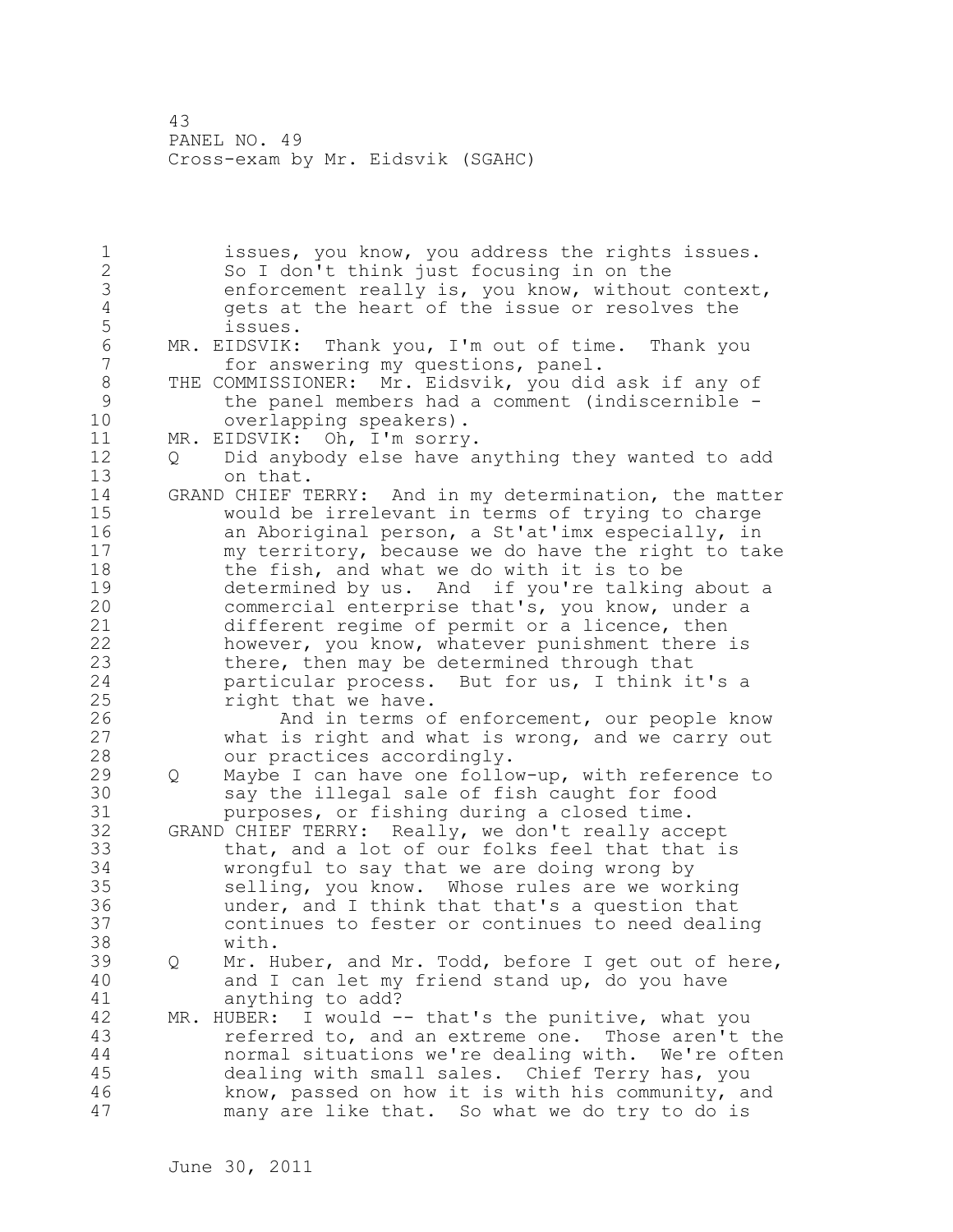issues, you know, you address the rights issues. So I don't think just focusing in on the enforcement really is, you know, without context, gets at the heart of the issue or resolves the issues.

MR. EIDSVIK: Thank you, I'm out of time. Thank you for answering my questions, panel.

THE COMMISSIONER: Mr. Eidsvik, you did ask if any of the panel members had a comment (indiscernible - overlapping speakers).

MR. EIDSVIK: Oh, I'm sorry.

Q Did anybody else have anything they wanted to add on that.

GRAND CHIEF TERRY: And in my determination, the matter would be irrelevant in terms of trying to charge an Aboriginal person, a St'at'imx especially, in my territory, because we do have the right to take the fish, and what we do with it is to be determined by us. And if you're talking about a commercial enterprise that's, you know, under a different regime of permit or a licence, then however, you know, whatever punishment there is there, then may be determined through that particular process. But for us, I think it's a right that we have.

And in terms of enforcement, our people know what is right and what is wrong, and we carry out our practices accordingly.

Q Maybe I can have one follow-up, with reference to say the illegal sale of fish caught for food purposes, or fishing during a closed time.

GRAND CHIEF TERRY: Really, we don't really accept that, and a lot of our folks feel that that is wrongful to say that we are doing wrong by selling, you know. Whose rules are we working under, and I think that that's a question that continues to fester or continues to need dealing with.

Q Mr. Huber, and Mr. Todd, before I get out of here, and I can let my friend stand up, do you have anything to add?

MR. HUBER: I would -- that's the punitive, what you referred to, and an extreme one. Those aren't the normal situations we're dealing with. We're often dealing with small sales. Chief Terry has, you know, passed on how it is with his community, and many are like that. So what we do try to do is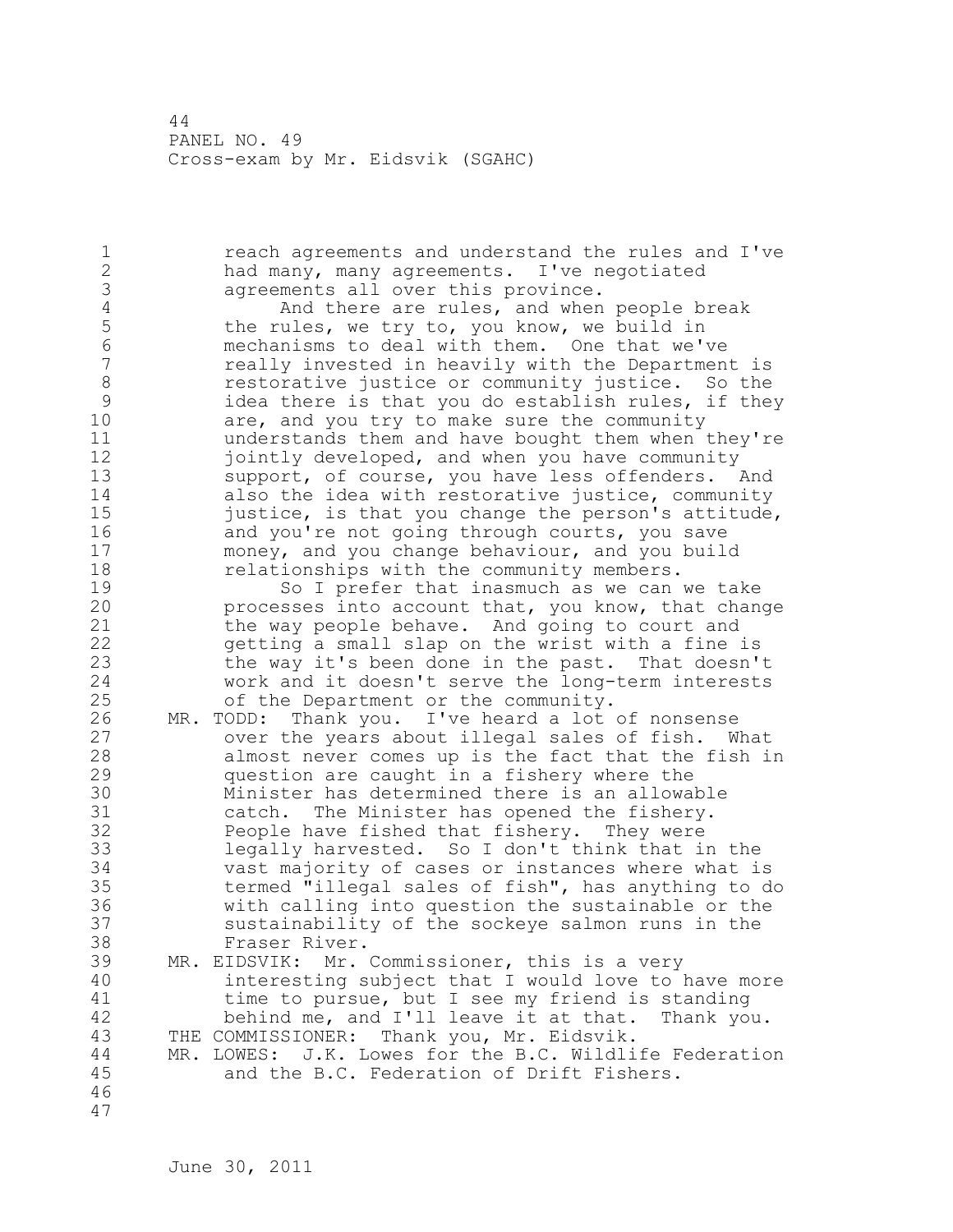reach agreements and understand the rules and I've had many, many agreements. I've negotiated agreements all over this province.

And there are rules, and when people break the rules, we try to, you know, we build in mechanisms to deal with them. One that we've really invested in heavily with the Department is restorative justice or community justice. So the idea there is that you do establish rules, if they are, and you try to make sure the community understands them and have bought them when they're jointly developed, and when you have community support, of course, you have less offenders. And also the idea with restorative justice, community justice, is that you change the person's attitude, and you're not going through courts, you save money, and you change behaviour, and you build relationships with the community members.

So I prefer that inasmuch as we can we take processes into account that, you know, that change the way people behave. And going to court and getting a small slap on the wrist with a fine is the way it's been done in the past. That doesn't work and it doesn't serve the long-term interests of the Department or the community.

MR. TODD: Thank you. I've heard a lot of nonsense over the years about illegal sales of fish. What almost never comes up is the fact that the fish in question are caught in a fishery where the Minister has determined there is an allowable catch. The Minister has opened the fishery. People have fished that fishery. They were legally harvested. So I don't think that in the vast majority of cases or instances where what is termed "illegal sales of fish", has anything to do with calling into question the sustainable or the sustainability of the sockeye salmon runs in the Fraser River.

MR. EIDSVIK: Mr. Commissioner, this is a very interesting subject that I would love to have more time to pursue, but I see my friend is standing behind me, and I'll leave it at that. Thank you.

THE COMMISSIONER: Thank you, Mr. Eidsvik.

MR. LOWES: J.K. Lowes for the B.C. Wildlife Federation and the B.C. Federation of Drift Fishers.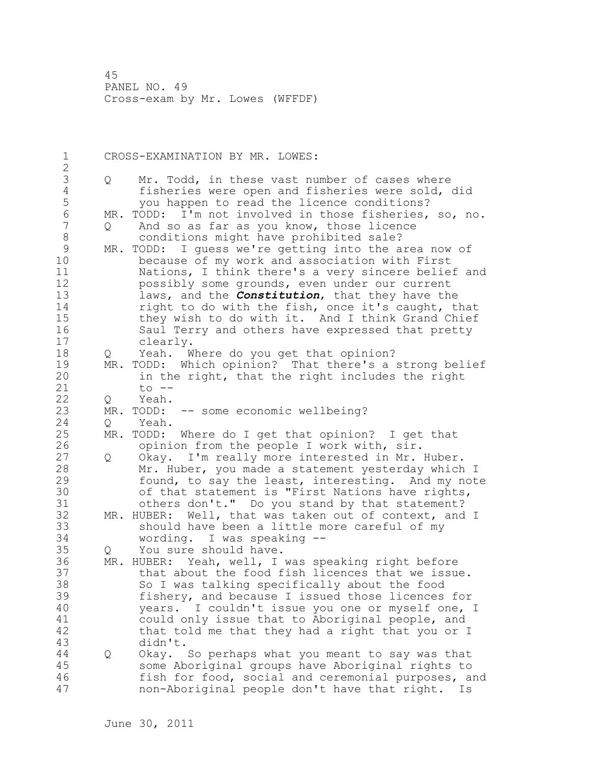CROSS-EXAMINATION BY MR. LOWES:

Q Mr. Todd, in these vast number of cases where fisheries were open and fisheries were sold, did you happen to read the licence conditions?

MR. TODD: I'm not involved in those fisheries, so, no.

Q And so as far as you know, those licence conditions might have prohibited sale?

MR. TODD: I guess we're getting into the area now of because of my work and association with First Nations, I think there's a very sincere belief and possibly some grounds, even under our current laws, and the ***Constitution***, that they have the right to do with the fish, once it's caught, that they wish to do with it. And I think Grand Chief Saul Terry and others have expressed that pretty clearly.

Q Yeah. Where do you get that opinion?

MR. TODD: Which opinion? That there's a strong belief in the right, that the right includes the right to --

Q Yeah.

MR. TODD: -- some economic wellbeing?

Q Yeah.

MR. TODD: Where do I get that opinion? I get that opinion from the people I work with, sir.

Q Okay. I'm really more interested in Mr. Huber. Mr. Huber, you made a statement yesterday which I found, to say the least, interesting. And my note of that statement is "First Nations have rights, others don't." Do you stand by that statement?

MR. HUBER: Well, that was taken out of context, and I should have been a little more careful of my wording. I was speaking --

Q You sure should have.

MR. HUBER: Yeah, well, I was speaking right before that about the food fish licences that we issue. So I was talking specifically about the food fishery, and because I issued those licences for years. I couldn't issue you one or myself one, I could only issue that to Aboriginal people, and that told me that they had a right that you or I didn't.

Q Okay. So perhaps what you meant to say was that some Aboriginal groups have Aboriginal rights to fish for food, social and ceremonial purposes, and non-Aboriginal people don't have that right. Is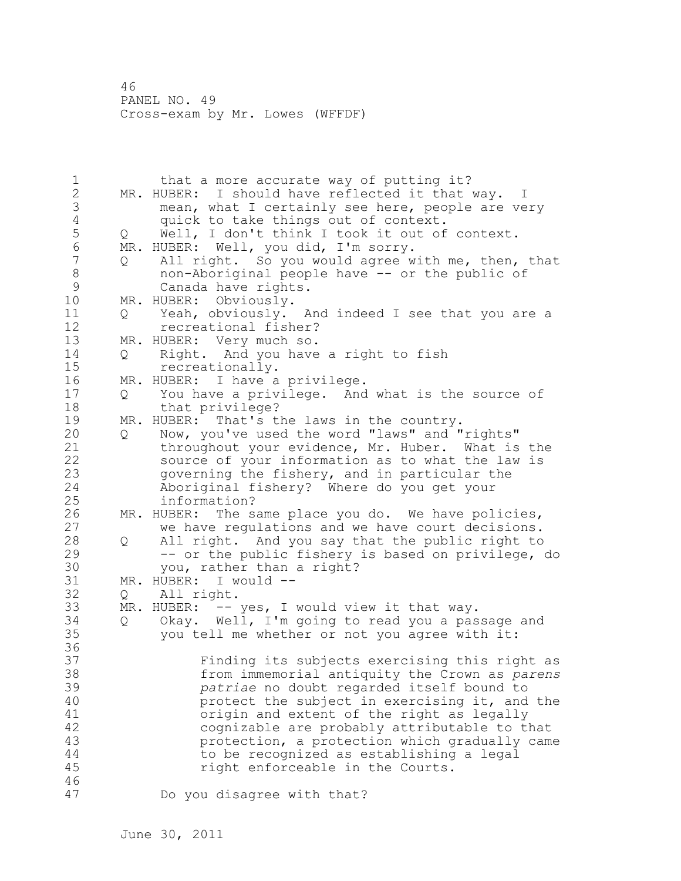that a more accurate way of putting it?

MR. HUBER: I should have reflected it that way. I mean, what I certainly see here, people are very quick to take things out of context.

Q Well, I don't think I took it out of context.

MR. HUBER: Well, you did, I'm sorry.

Q All right. So you would agree with me, then, that non-Aboriginal people have -- or the public of Canada have rights.

MR. HUBER: Obviously.

Q Yeah, obviously. And indeed I see that you are a recreational fisher?

MR. HUBER: Very much so.

Q Right. And you have a right to fish recreationally.

MR. HUBER: I have a privilege.

Q You have a privilege. And what is the source of that privilege?

MR. HUBER: That's the laws in the country.

Q Now, you've used the word "laws" and "rights" throughout your evidence, Mr. Huber. What is the source of your information as to what the law is governing the fishery, and in particular the Aboriginal fishery? Where do you get your information?

MR. HUBER: The same place you do. We have policies, we have regulations and we have court decisions.

Q All right. And you say that the public right to -- or the public fishery is based on privilege, do you, rather than a right?

MR. HUBER: I would --

Q All right.

MR. HUBER: -- yes, I would view it that way.

Q Okay. Well, I'm going to read you a passage and you tell me whether or not you agree with it:

> Finding its subjects exercising this right as from immemorial antiquity the Crown as *parens patriae* no doubt regarded itself bound to protect the subject in exercising it, and the origin and extent of the right as legally cognizable are probably attributable to that protection, a protection which gradually came to be recognized as establishing a legal right enforceable in the Courts.

Do you disagree with that?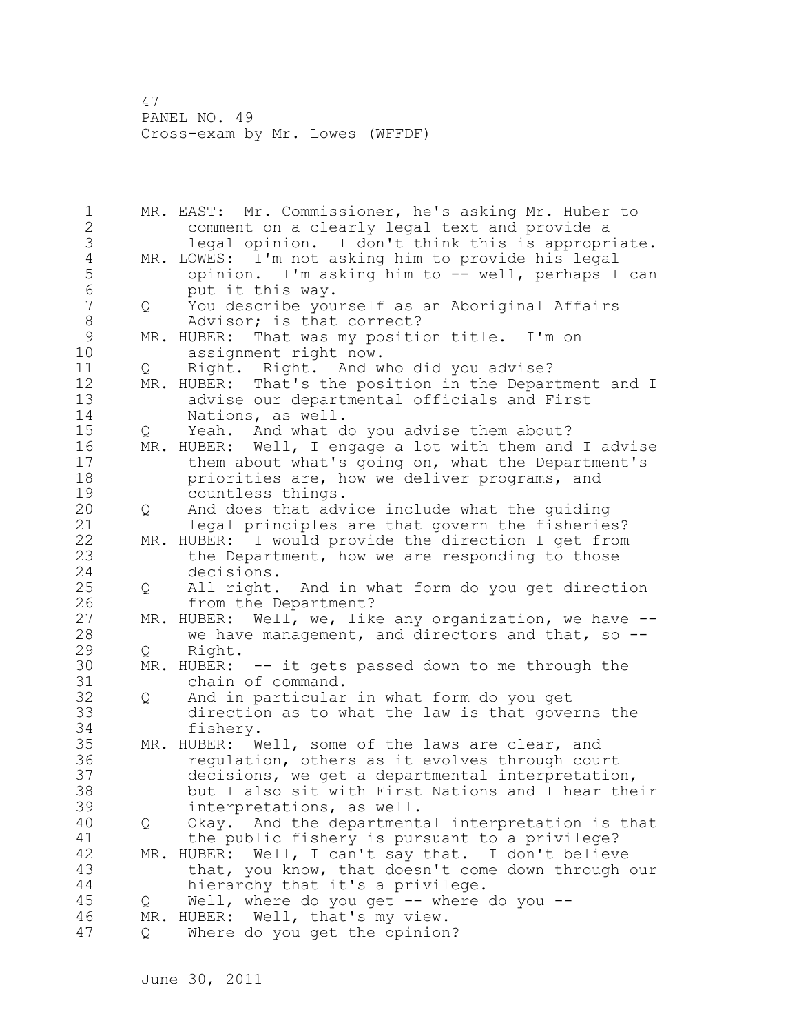MR. EAST: Mr. Commissioner, he's asking Mr. Huber to comment on a clearly legal text and provide a legal opinion. I don't think this is appropriate.

MR. LOWES: I'm not asking him to provide his legal opinion. I'm asking him to -- well, perhaps I can put it this way.

Q You describe yourself as an Aboriginal Affairs Advisor; is that correct?

MR. HUBER: That was my position title. I'm on assignment right now.

Q Right. Right. And who did you advise?

MR. HUBER: That's the position in the Department and I advise our departmental officials and First Nations, as well.

Q Yeah. And what do you advise them about?

MR. HUBER: Well, I engage a lot with them and I advise them about what's going on, what the Department's priorities are, how we deliver programs, and countless things.

Q And does that advice include what the guiding legal principles are that govern the fisheries?

MR. HUBER: I would provide the direction I get from the Department, how we are responding to those decisions.

Q All right. And in what form do you get direction from the Department?

MR. HUBER: Well, we, like any organization, we have -- we have management, and directors and that, so --

Q Right.

MR. HUBER: -- it gets passed down to me through the chain of command.

Q And in particular in what form do you get direction as to what the law is that governs the fishery.

MR. HUBER: Well, some of the laws are clear, and regulation, others as it evolves through court decisions, we get a departmental interpretation, but I also sit with First Nations and I hear their interpretations, as well.

Q Okay. And the departmental interpretation is that the public fishery is pursuant to a privilege?

MR. HUBER: Well, I can't say that. I don't believe that, you know, that doesn't come down through our hierarchy that it's a privilege.

Q Well, where do you get -- where do you --

MR. HUBER: Well, that's my view.

Q Where do you get the opinion?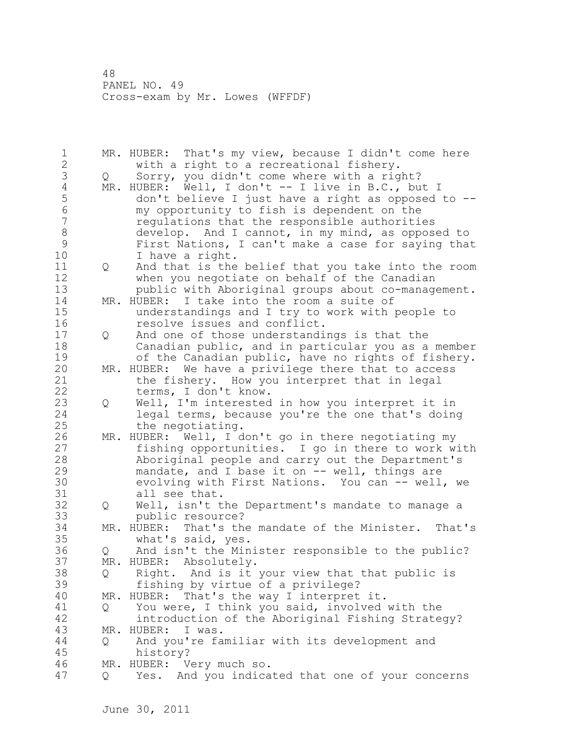MR. HUBER: That's my view, because I didn't come here with a right to a recreational fishery.

Q Sorry, you didn't come where with a right?

MR. HUBER: Well, I don't -- I live in B.C., but I don't believe I just have a right as opposed to -- my opportunity to fish is dependent on the regulations that the responsible authorities develop. And I cannot, in my mind, as opposed to First Nations, I can't make a case for saying that I have a right.

Q And that is the belief that you take into the room when you negotiate on behalf of the Canadian public with Aboriginal groups about co-management.

MR. HUBER: I take into the room a suite of understandings and I try to work with people to resolve issues and conflict.

Q And one of those understandings is that the Canadian public, and in particular you as a member of the Canadian public, have no rights of fishery.

MR. HUBER: We have a privilege there that to access the fishery. How you interpret that in legal terms, I don't know.

Q Well, I'm interested in how you interpret it in legal terms, because you're the one that's doing the negotiating.

MR. HUBER: Well, I don't go in there negotiating my fishing opportunities. I go in there to work with Aboriginal people and carry out the Department's mandate, and I base it on -- well, things are evolving with First Nations. You can -- well, we all see that.

Q Well, isn't the Department's mandate to manage a public resource?

MR. HUBER: That's the mandate of the Minister. That's what's said, yes.

Q And isn't the Minister responsible to the public?

MR. HUBER: Absolutely.

Q Right. And is it your view that that public is fishing by virtue of a privilege?

MR. HUBER: That's the way I interpret it.

Q You were, I think you said, involved with the introduction of the Aboriginal Fishing Strategy?

MR. HUBER: I was.

Q And you're familiar with its development and history?

MR. HUBER: Very much so.

Q Yes. And you indicated that one of your concerns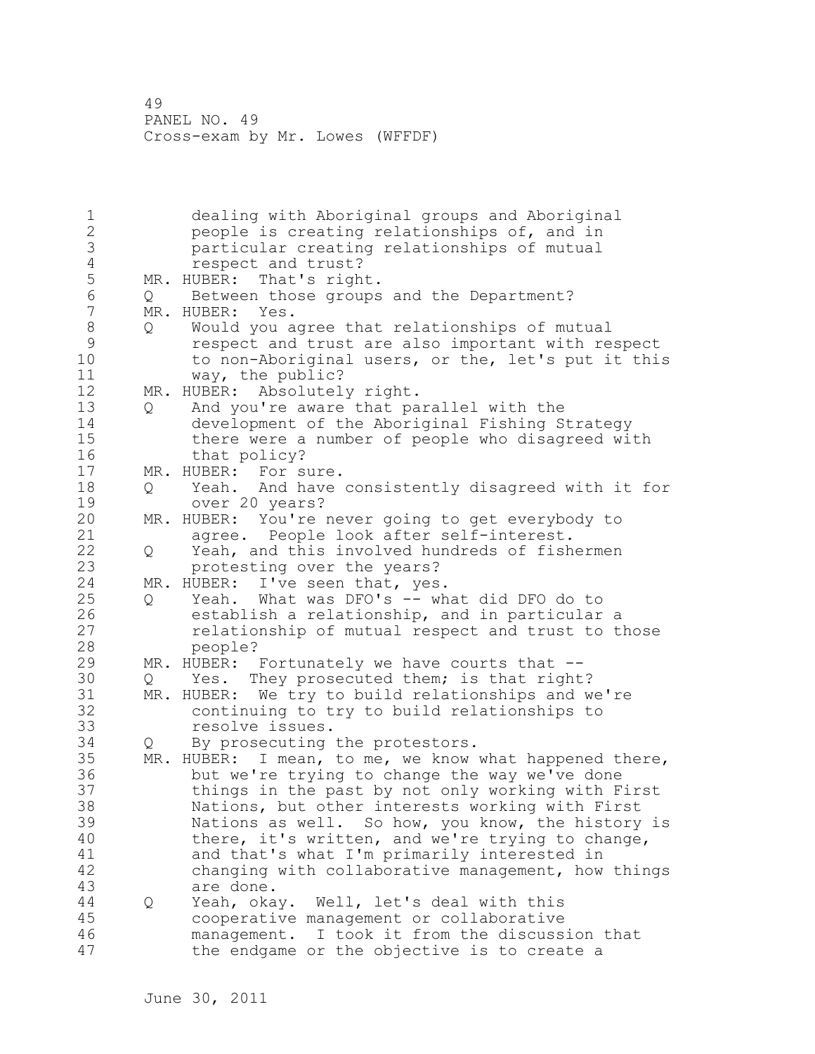dealing with Aboriginal groups and Aboriginal people is creating relationships of, and in particular creating relationships of mutual respect and trust?

MR. HUBER: That's right.

Q Between those groups and the Department?

MR. HUBER: Yes.

Q Would you agree that relationships of mutual respect and trust are also important with respect to non-Aboriginal users, or the, let's put it this way, the public?

MR. HUBER: Absolutely right.

Q And you're aware that parallel with the development of the Aboriginal Fishing Strategy there were a number of people who disagreed with that policy?

MR. HUBER: For sure.

Q Yeah. And have consistently disagreed with it for over 20 years?

MR. HUBER: You're never going to get everybody to agree. People look after self-interest.

Q Yeah, and this involved hundreds of fishermen protesting over the years?

MR. HUBER: I've seen that, yes.

Q Yeah. What was DFO's -- what did DFO do to establish a relationship, and in particular a relationship of mutual respect and trust to those people?

MR. HUBER: Fortunately we have courts that --

Q Yes. They prosecuted them; is that right?

MR. HUBER: We try to build relationships and we're continuing to try to build relationships to resolve issues.

Q By prosecuting the protestors.

MR. HUBER: I mean, to me, we know what happened there, but we're trying to change the way we've done things in the past by not only working with First Nations, but other interests working with First Nations as well. So how, you know, the history is there, it's written, and we're trying to change, and that's what I'm primarily interested in changing with collaborative management, how things are done.

Q Yeah, okay. Well, let's deal with this cooperative management or collaborative management. I took it from the discussion that the endgame or the objective is to create a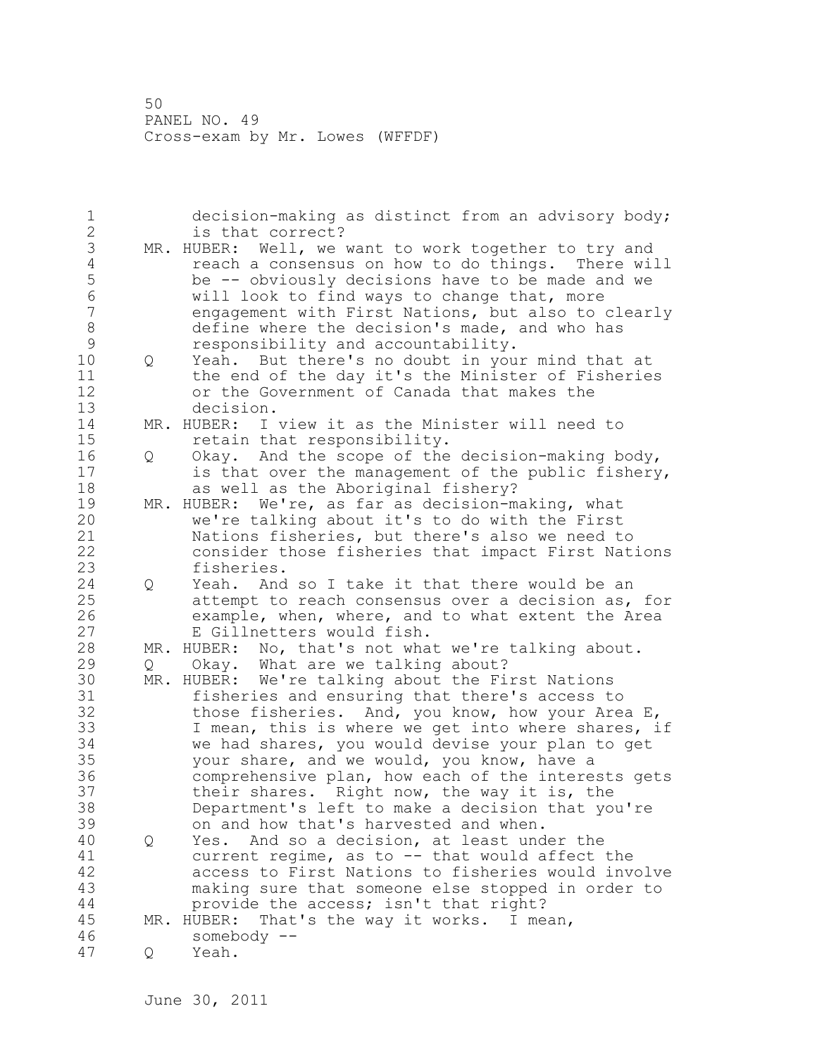decision-making as distinct from an advisory body; is that correct?

MR. HUBER: Well, we want to work together to try and reach a consensus on how to do things. There will be -- obviously decisions have to be made and we will look to find ways to change that, more engagement with First Nations, but also to clearly define where the decision's made, and who has responsibility and accountability.

Q Yeah. But there's no doubt in your mind that at the end of the day it's the Minister of Fisheries or the Government of Canada that makes the decision.

MR. HUBER: I view it as the Minister will need to retain that responsibility.

Q Okay. And the scope of the decision-making body, is that over the management of the public fishery, as well as the Aboriginal fishery?

MR. HUBER: We're, as far as decision-making, what we're talking about it's to do with the First Nations fisheries, but there's also we need to consider those fisheries that impact First Nations fisheries.

Q Yeah. And so I take it that there would be an attempt to reach consensus over a decision as, for example, when, where, and to what extent the Area E Gillnetters would fish.

MR. HUBER: No, that's not what we're talking about.

Q Okay. What are we talking about?

MR. HUBER: We're talking about the First Nations fisheries and ensuring that there's access to those fisheries. And, you know, how your Area E, I mean, this is where we get into where shares, if we had shares, you would devise your plan to get your share, and we would, you know, have a comprehensive plan, how each of the interests gets their shares. Right now, the way it is, the Department's left to make a decision that you're on and how that's harvested and when.

Q Yes. And so a decision, at least under the current regime, as to -- that would affect the access to First Nations to fisheries would involve making sure that someone else stopped in order to provide the access; isn't that right?

MR. HUBER: That's the way it works. I mean, somebody --

Q Yeah.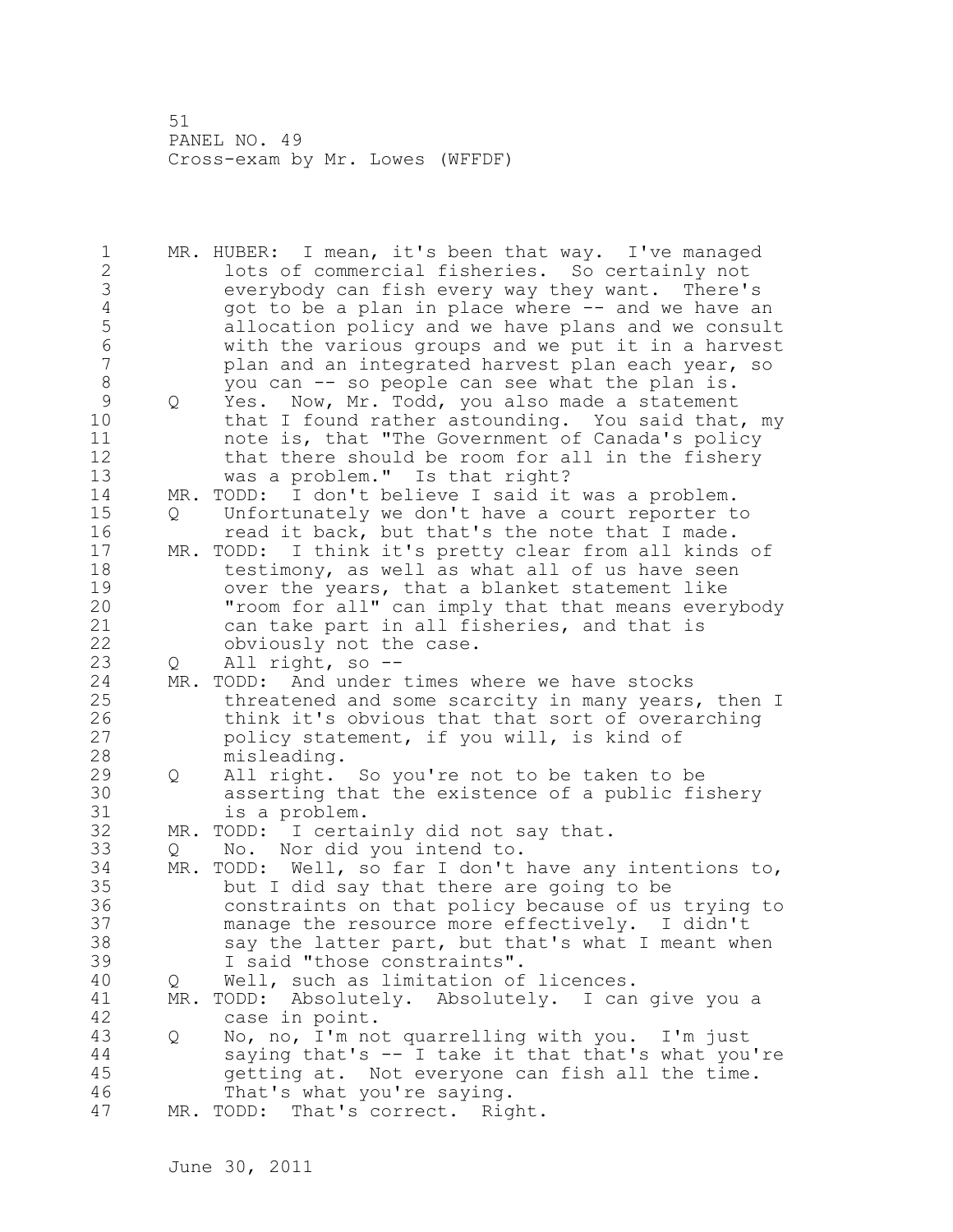MR. HUBER: I mean, it's been that way. I've managed lots of commercial fisheries. So certainly not everybody can fish every way they want. There's got to be a plan in place where -- and we have an allocation policy and we have plans and we consult with the various groups and we put it in a harvest plan and an integrated harvest plan each year, so you can -- so people can see what the plan is.

Q Yes. Now, Mr. Todd, you also made a statement that I found rather astounding. You said that, my note is, that "The Government of Canada's policy that there should be room for all in the fishery was a problem." Is that right?

MR. TODD: I don't believe I said it was a problem.

Q Unfortunately we don't have a court reporter to read it back, but that's the note that I made.

MR. TODD: I think it's pretty clear from all kinds of testimony, as well as what all of us have seen over the years, that a blanket statement like "room for all" can imply that that means everybody can take part in all fisheries, and that is obviously not the case.

Q All right, so --

MR. TODD: And under times where we have stocks threatened and some scarcity in many years, then I think it's obvious that that sort of overarching policy statement, if you will, is kind of misleading.

Q All right. So you're not to be taken to be asserting that the existence of a public fishery is a problem.

MR. TODD: I certainly did not say that.

Q No. Nor did you intend to.

MR. TODD: Well, so far I don't have any intentions to, but I did say that there are going to be constraints on that policy because of us trying to manage the resource more effectively. I didn't say the latter part, but that's what I meant when I said "those constraints".

Q Well, such as limitation of licences.

MR. TODD: Absolutely. Absolutely. I can give you a case in point.

Q No, no, I'm not quarrelling with you. I'm just saying that's -- I take it that that's what you're getting at. Not everyone can fish all the time. That's what you're saying.

MR. TODD: That's correct. Right.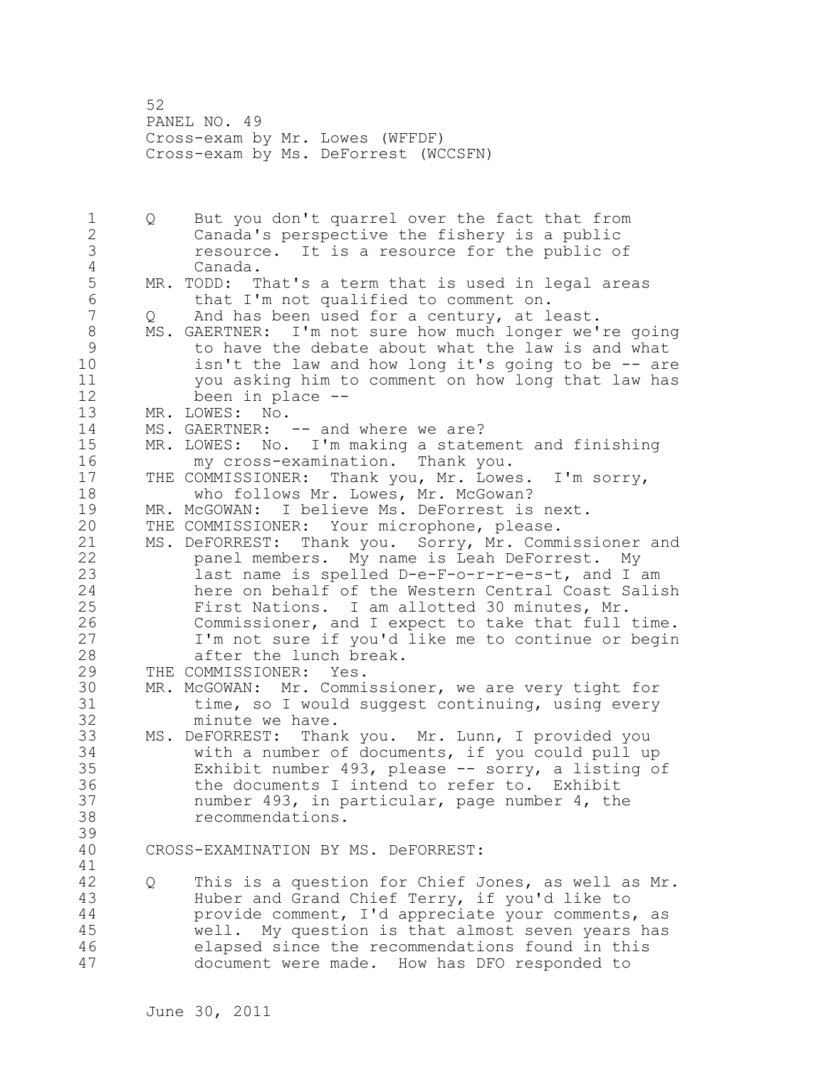Q But you don't quarrel over the fact that from Canada's perspective the fishery is a public resource. It is a resource for the public of Canada.

MR. TODD: That's a term that is used in legal areas that I'm not qualified to comment on.

Q And has been used for a century, at least.

MS. GAERTNER: I'm not sure how much longer we're going to have the debate about what the law is and what isn't the law and how long it's going to be -- are you asking him to comment on how long that law has been in place --

MR. LOWES: No.

MS. GAERTNER: -- and where we are?

MR. LOWES: No. I'm making a statement and finishing my cross-examination. Thank you.

THE COMMISSIONER: Thank you, Mr. Lowes. I'm sorry, who follows Mr. Lowes, Mr. McGowan?

MR. McGOWAN: I believe Ms. DeForrest is next.

THE COMMISSIONER: Your microphone, please.

MS. DeFORREST: Thank you. Sorry, Mr. Commissioner and panel members. My name is Leah DeForrest. My last name is spelled D-e-F-o-r-r-e-s-t, and I am here on behalf of the Western Central Coast Salish First Nations. I am allotted 30 minutes, Mr. Commissioner, and I expect to take that full time. I'm not sure if you'd like me to continue or begin after the lunch break.

THE COMMISSIONER: Yes.

MR. McGOWAN: Mr. Commissioner, we are very tight for time, so I would suggest continuing, using every minute we have.

MS. DeFORREST: Thank you. Mr. Lunn, I provided you with a number of documents, if you could pull up Exhibit number 493, please -- sorry, a listing of the documents I intend to refer to. Exhibit number 493, in particular, page number 4, the recommendations.

## CROSS-EXAMINATION BY MS. DeFORREST:

Q This is a question for Chief Jones, as well as Mr. Huber and Grand Chief Terry, if you'd like to provide comment, I'd appreciate your comments, as well. My question is that almost seven years has elapsed since the recommendations found in this document were made. How has DFO responded to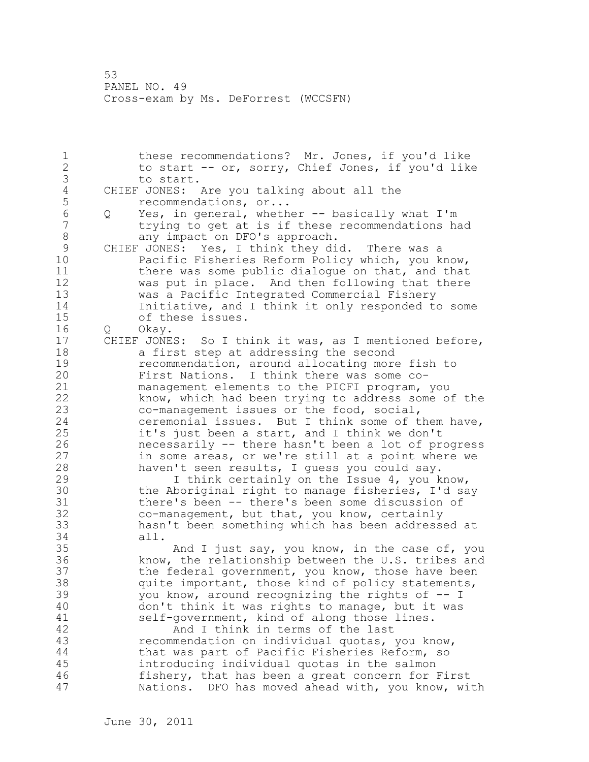these recommendations? Mr. Jones, if you'd like to start -- or, sorry, Chief Jones, if you'd like to start.

CHIEF JONES: Are you talking about all the recommendations, or...

Q Yes, in general, whether -- basically what I'm trying to get at is if these recommendations had any impact on DFO's approach.

CHIEF JONES: Yes, I think they did. There was a Pacific Fisheries Reform Policy which, you know, there was some public dialogue on that, and that was put in place. And then following that there was a Pacific Integrated Commercial Fishery Initiative, and I think it only responded to some of these issues.

Q Okay.

CHIEF JONES: So I think it was, as I mentioned before, a first step at addressing the second recommendation, around allocating more fish to First Nations. I think there was some co-management elements to the PICFI program, you know, which had been trying to address some of the co-management issues or the food, social, ceremonial issues. But I think some of them have, it's just been a start, and I think we don't necessarily -- there hasn't been a lot of progress in some areas, or we're still at a point where we haven't seen results, I guess you could say.

I think certainly on the Issue 4, you know, the Aboriginal right to manage fisheries, I'd say there's been -- there's been some discussion of co-management, but that, you know, certainly hasn't been something which has been addressed at all.

And I just say, you know, in the case of, you know, the relationship between the U.S. tribes and the federal government, you know, those have been quite important, those kind of policy statements, you know, around recognizing the rights of -- I don't think it was rights to manage, but it was self-government, kind of along those lines.

And I think in terms of the last recommendation on individual quotas, you know, that was part of Pacific Fisheries Reform, so introducing individual quotas in the salmon fishery, that has been a great concern for First Nations. DFO has moved ahead with, you know, with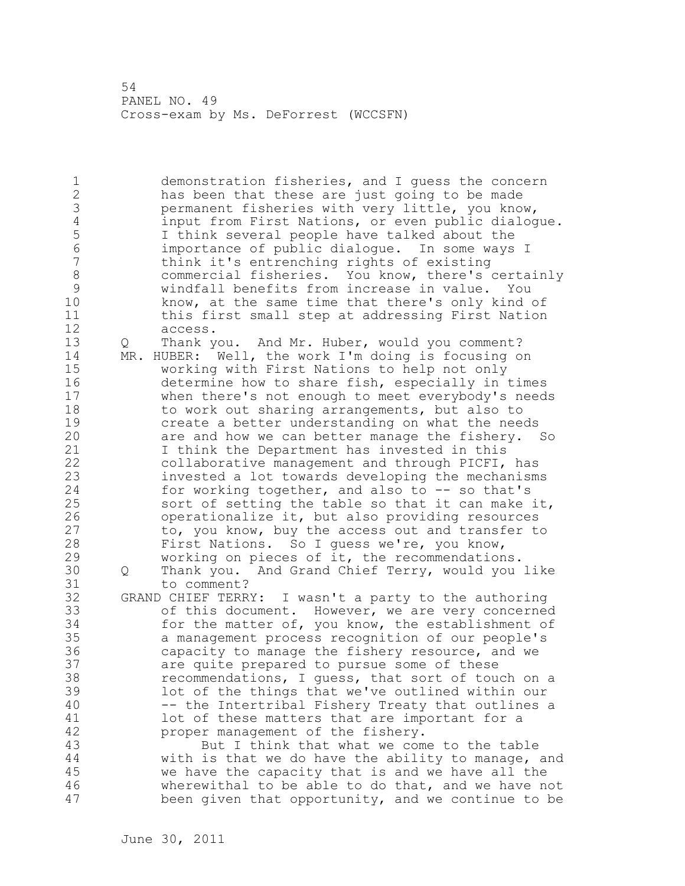demonstration fisheries, and I guess the concern has been that these are just going to be made permanent fisheries with very little, you know, input from First Nations, or even public dialogue. I think several people have talked about the importance of public dialogue. In some ways I think it's entrenching rights of existing commercial fisheries. You know, there's certainly windfall benefits from increase in value. You know, at the same time that there's only kind of this first small step at addressing First Nation access.

Q Thank you. And Mr. Huber, would you comment?

MR. HUBER: Well, the work I'm doing is focusing on working with First Nations to help not only determine how to share fish, especially in times when there's not enough to meet everybody's needs to work out sharing arrangements, but also to create a better understanding on what the needs are and how we can better manage the fishery. So I think the Department has invested in this collaborative management and through PICFI, has invested a lot towards developing the mechanisms for working together, and also to -- so that's sort of setting the table so that it can make it, operationalize it, but also providing resources to, you know, buy the access out and transfer to First Nations. So I guess we're, you know, working on pieces of it, the recommendations.

Q Thank you. And Grand Chief Terry, would you like to comment?

GRAND CHIEF TERRY: I wasn't a party to the authoring of this document. However, we are very concerned for the matter of, you know, the establishment of a management process recognition of our people's capacity to manage the fishery resource, and we are quite prepared to pursue some of these recommendations, I guess, that sort of touch on a lot of the things that we've outlined within our -- the Intertribal Fishery Treaty that outlines a lot of these matters that are important for a proper management of the fishery.

But I think that what we come to the table with is that we do have the ability to manage, and we have the capacity that is and we have all the wherewithal to be able to do that, and we have not been given that opportunity, and we continue to be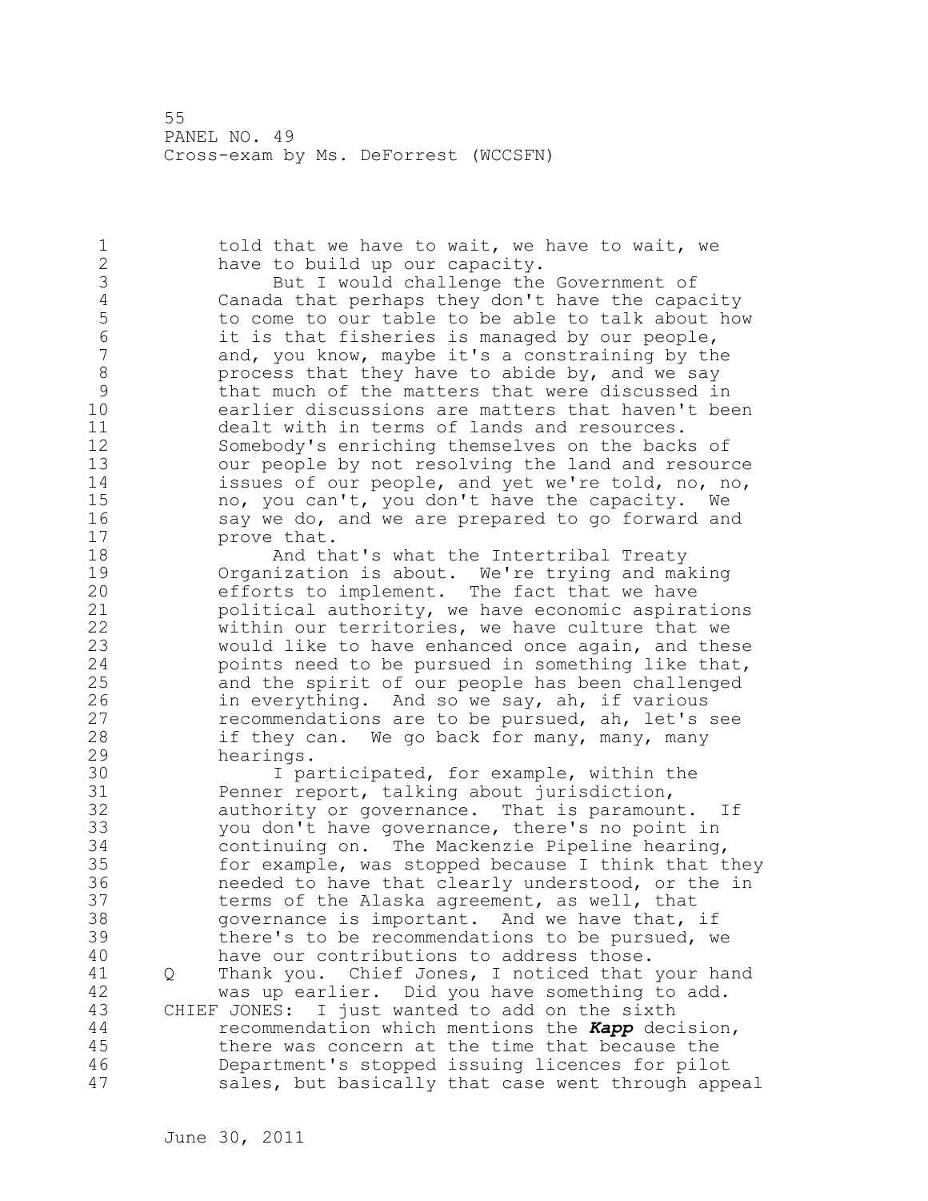told that we have to wait, we have to wait, we have to build up our capacity.

But I would challenge the Government of Canada that perhaps they don't have the capacity to come to our table to be able to talk about how it is that fisheries is managed by our people, and, you know, maybe it's a constraining by the process that they have to abide by, and we say that much of the matters that were discussed in earlier discussions are matters that haven't been dealt with in terms of lands and resources. Somebody's enriching themselves on the backs of our people by not resolving the land and resource issues of our people, and yet we're told, no, no, no, you can't, you don't have the capacity. We say we do, and we are prepared to go forward and prove that.

And that's what the Intertribal Treaty Organization is about. We're trying and making efforts to implement. The fact that we have political authority, we have economic aspirations within our territories, we have culture that we would like to have enhanced once again, and these points need to be pursued in something like that, and the spirit of our people has been challenged in everything. And so we say, ah, if various recommendations are to be pursued, ah, let's see if they can. We go back for many, many, many hearings.

I participated, for example, within the Penner report, talking about jurisdiction, authority or governance. That is paramount. If you don't have governance, there's no point in continuing on. The Mackenzie Pipeline hearing, for example, was stopped because I think that they needed to have that clearly understood, or the in terms of the Alaska agreement, as well, that governance is important. And we have that, if there's to be recommendations to be pursued, we have our contributions to address those.

Q Thank you. Chief Jones, I noticed that your hand was up earlier. Did you have something to add.

CHIEF JONES: I just wanted to add on the sixth recommendation which mentions the ***Kapp*** decision, there was concern at the time that because the Department's stopped issuing licences for pilot sales, but basically that case went through appeal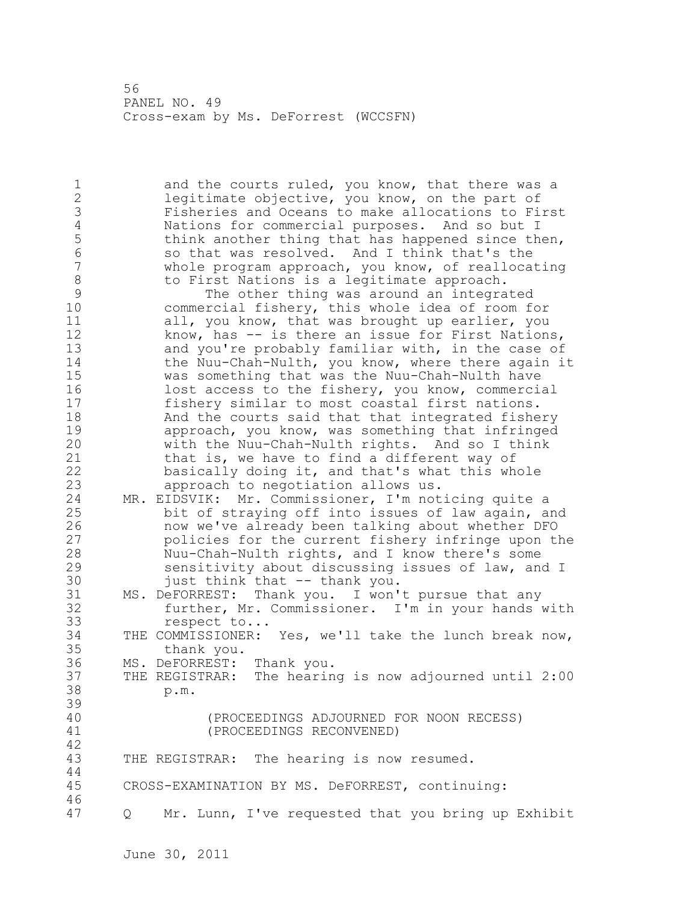and the courts ruled, you know, that there was a legitimate objective, you know, on the part of Fisheries and Oceans to make allocations to First Nations for commercial purposes. And so but I think another thing that has happened since then, so that was resolved. And I think that's the whole program approach, you know, of reallocating to First Nations is a legitimate approach.

The other thing was around an integrated commercial fishery, this whole idea of room for all, you know, that was brought up earlier, you know, has -- is there an issue for First Nations, and you're probably familiar with, in the case of the Nuu-Chah-Nulth, you know, where there again it was something that was the Nuu-Chah-Nulth have lost access to the fishery, you know, commercial fishery similar to most coastal first nations. And the courts said that that integrated fishery approach, you know, was something that infringed with the Nuu-Chah-Nulth rights. And so I think that is, we have to find a different way of basically doing it, and that's what this whole approach to negotiation allows us.

MR. EIDSVIK: Mr. Commissioner, I'm noticing quite a bit of straying off into issues of law again, and now we've already been talking about whether DFO policies for the current fishery infringe upon the Nuu-Chah-Nulth rights, and I know there's some sensitivity about discussing issues of law, and I just think that -- thank you.

MS. DeFORREST: Thank you. I won't pursue that any further, Mr. Commissioner. I'm in your hands with respect to...

THE COMMISSIONER: Yes, we'll take the lunch break now, thank you.

MS. DeFORREST: Thank you.

THE REGISTRAR: The hearing is now adjourned until 2:00 p.m.

(PROCEEDINGS ADJOURNED FOR NOON RECESS)
(PROCEEDINGS RECONVENED)

THE REGISTRAR: The hearing is now resumed.

CROSS-EXAMINATION BY MS. DeFORREST, continuing:

Q Mr. Lunn, I've requested that you bring up Exhibit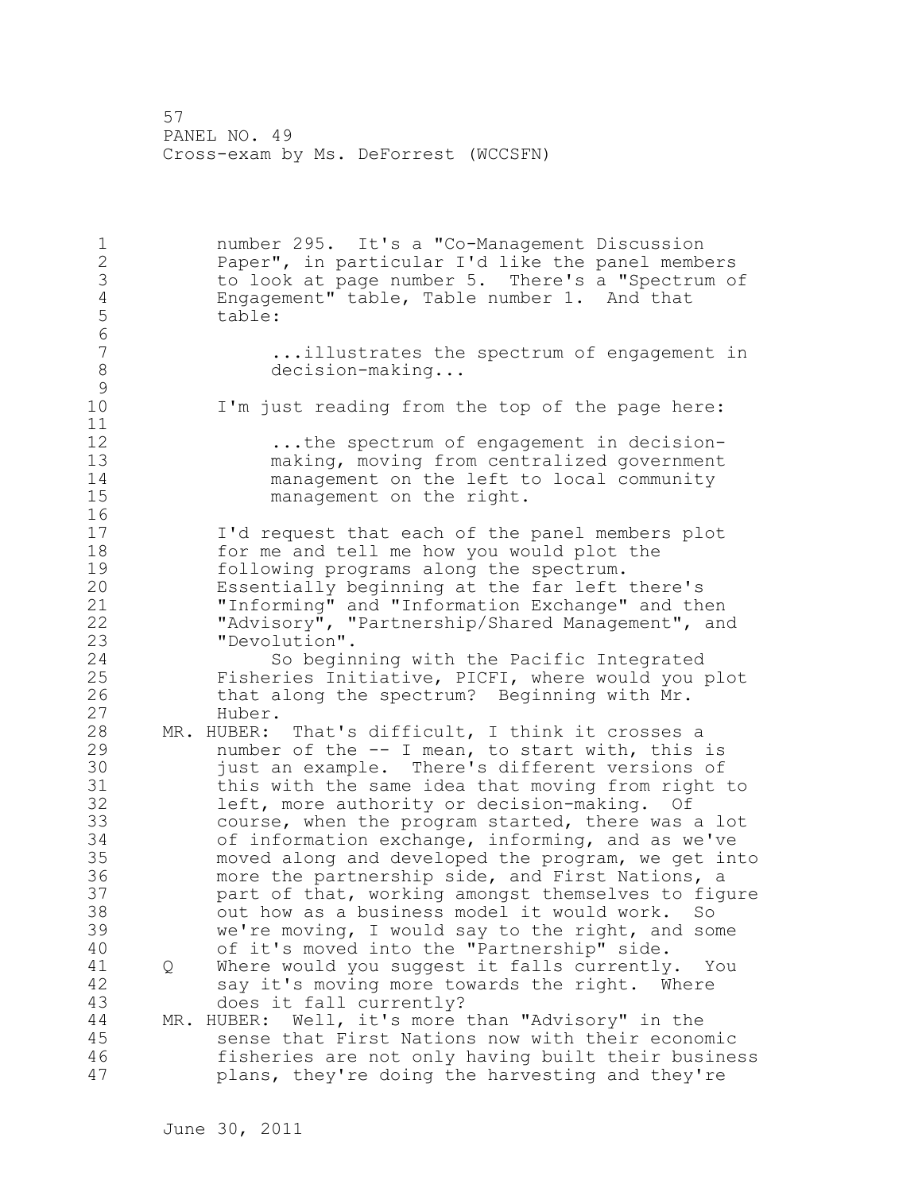number 295. It's a "Co-Management Discussion Paper", in particular I'd like the panel members to look at page number 5. There's a "Spectrum of Engagement" table, Table number 1. And that table:

> ...illustrates the spectrum of engagement in decision-making...

I'm just reading from the top of the page here:

> ...the spectrum of engagement in decision-making, moving from centralized government management on the left to local community management on the right.

I'd request that each of the panel members plot for me and tell me how you would plot the following programs along the spectrum. Essentially beginning at the far left there's "Informing" and "Information Exchange" and then "Advisory", "Partnership/Shared Management", and "Devolution".

So beginning with the Pacific Integrated Fisheries Initiative, PICFI, where would you plot that along the spectrum? Beginning with Mr. Huber.

MR. HUBER: That's difficult, I think it crosses a number of the -- I mean, to start with, this is just an example. There's different versions of this with the same idea that moving from right to left, more authority or decision-making. Of course, when the program started, there was a lot of information exchange, informing, and as we've moved along and developed the program, we get into more the partnership side, and First Nations, a part of that, working amongst themselves to figure out how as a business model it would work. So we're moving, I would say to the right, and some of it's moved into the "Partnership" side.

Q Where would you suggest it falls currently. You say it's moving more towards the right. Where does it fall currently?

MR. HUBER: Well, it's more than "Advisory" in the sense that First Nations now with their economic fisheries are not only having built their business plans, they're doing the harvesting and they're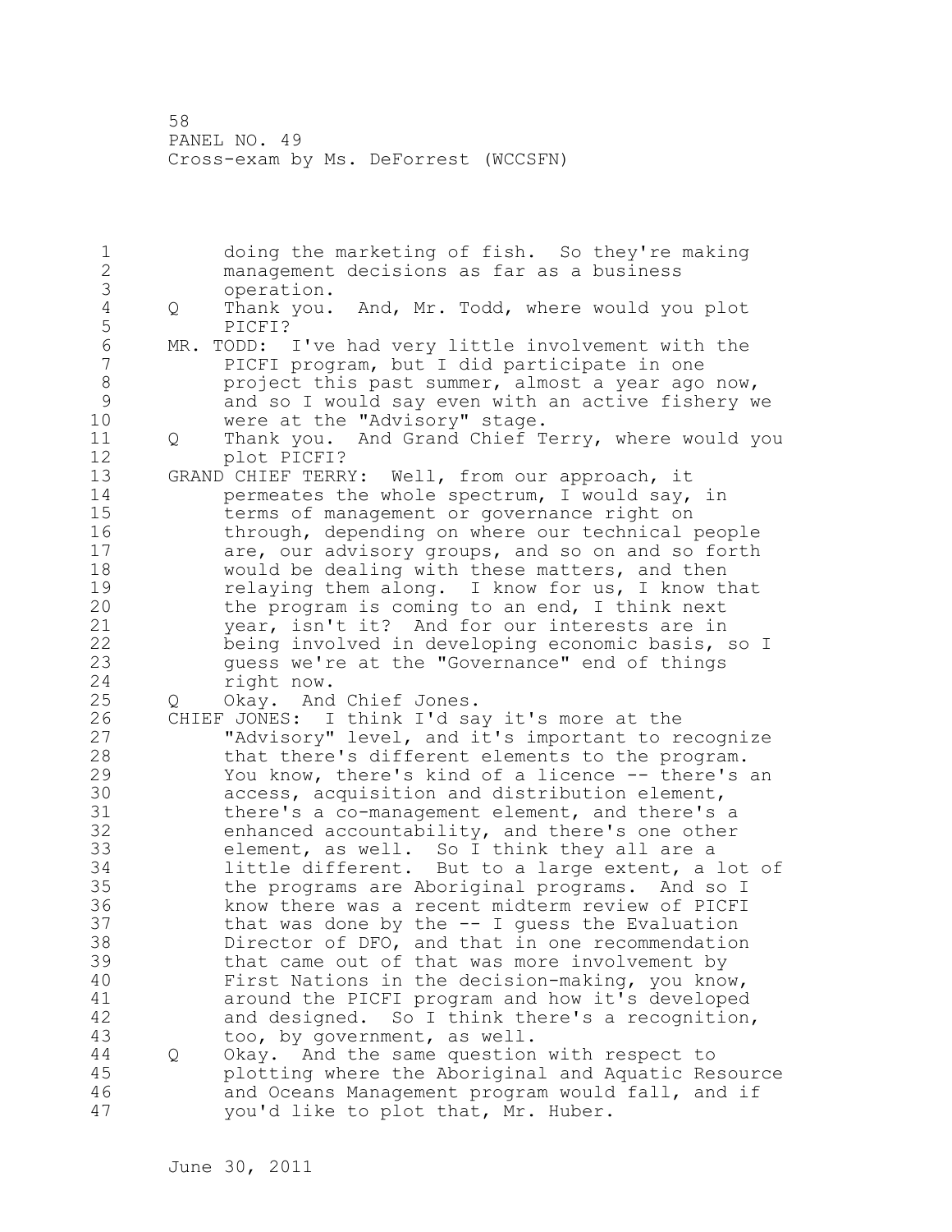doing the marketing of fish. So they're making management decisions as far as a business operation.

Q Thank you. And, Mr. Todd, where would you plot PICFI?

MR. TODD: I've had very little involvement with the PICFI program, but I did participate in one project this past summer, almost a year ago now, and so I would say even with an active fishery we were at the "Advisory" stage.

Q Thank you. And Grand Chief Terry, where would you plot PICFI?

GRAND CHIEF TERRY: Well, from our approach, it permeates the whole spectrum, I would say, in terms of management or governance right on through, depending on where our technical people are, our advisory groups, and so on and so forth would be dealing with these matters, and then relaying them along. I know for us, I know that the program is coming to an end, I think next year, isn't it? And for our interests are in being involved in developing economic basis, so I guess we're at the "Governance" end of things right now.

Q Okay. And Chief Jones.

CHIEF JONES: I think I'd say it's more at the "Advisory" level, and it's important to recognize that there's different elements to the program. You know, there's kind of a licence -- there's an access, acquisition and distribution element, there's a co-management element, and there's a enhanced accountability, and there's one other element, as well. So I think they all are a little different. But to a large extent, a lot of the programs are Aboriginal programs. And so I know there was a recent midterm review of PICFI that was done by the -- I guess the Evaluation Director of DFO, and that in one recommendation that came out of that was more involvement by First Nations in the decision-making, you know, around the PICFI program and how it's developed and designed. So I think there's a recognition, too, by government, as well.

Q Okay. And the same question with respect to plotting where the Aboriginal and Aquatic Resource and Oceans Management program would fall, and if you'd like to plot that, Mr. Huber.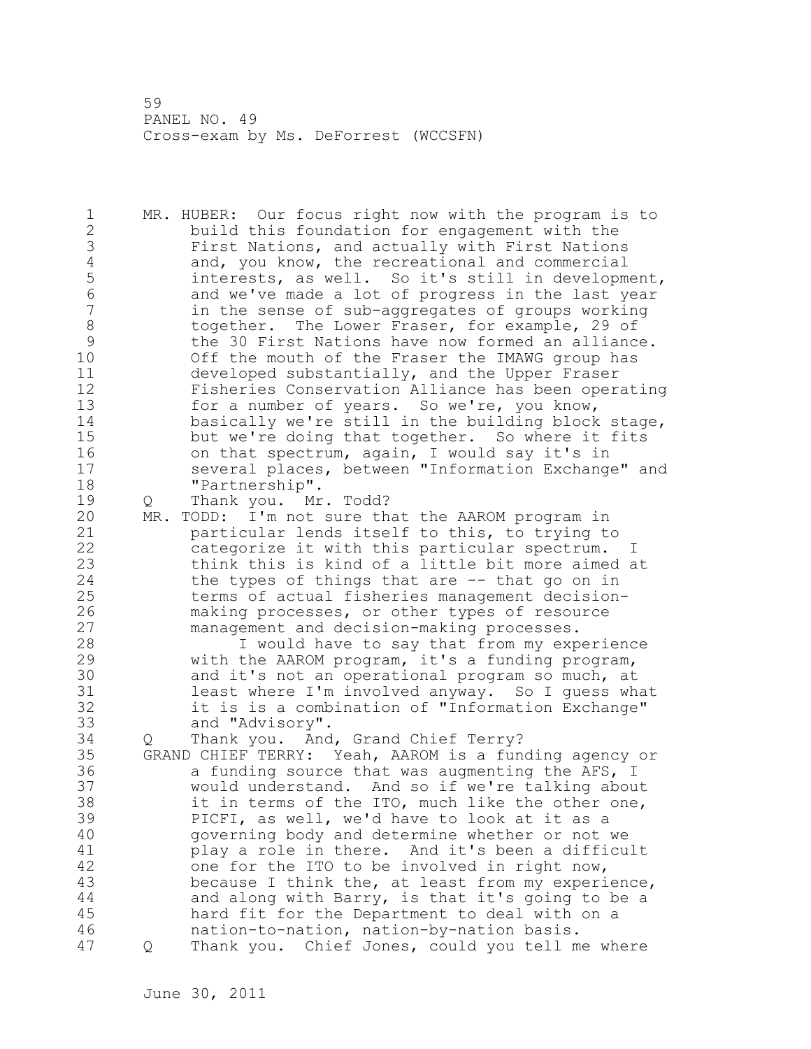MR. HUBER: Our focus right now with the program is to build this foundation for engagement with the First Nations, and actually with First Nations and, you know, the recreational and commercial interests, as well. So it's still in development, and we've made a lot of progress in the last year in the sense of sub-aggregates of groups working together. The Lower Fraser, for example, 29 of the 30 First Nations have now formed an alliance. Off the mouth of the Fraser the IMAWG group has developed substantially, and the Upper Fraser Fisheries Conservation Alliance has been operating for a number of years. So we're, you know, basically we're still in the building block stage, but we're doing that together. So where it fits on that spectrum, again, I would say it's in several places, between "Information Exchange" and "Partnership".

Q Thank you. Mr. Todd?

MR. TODD: I'm not sure that the AAROM program in particular lends itself to this, to trying to categorize it with this particular spectrum. I think this is kind of a little bit more aimed at the types of things that are -- that go on in terms of actual fisheries management decision-making processes, or other types of resource management and decision-making processes.

I would have to say that from my experience with the AAROM program, it's a funding program, and it's not an operational program so much, at least where I'm involved anyway. So I guess what it is is a combination of "Information Exchange" and "Advisory".

Q Thank you. And, Grand Chief Terry?

GRAND CHIEF TERRY: Yeah, AAROM is a funding agency or a funding source that was augmenting the AFS, I would understand. And so if we're talking about it in terms of the ITO, much like the other one, PICFI, as well, we'd have to look at it as a governing body and determine whether or not we play a role in there. And it's been a difficult one for the ITO to be involved in right now, because I think the, at least from my experience, and along with Barry, is that it's going to be a hard fit for the Department to deal with on a nation-to-nation, nation-by-nation basis.

Q Thank you. Chief Jones, could you tell me where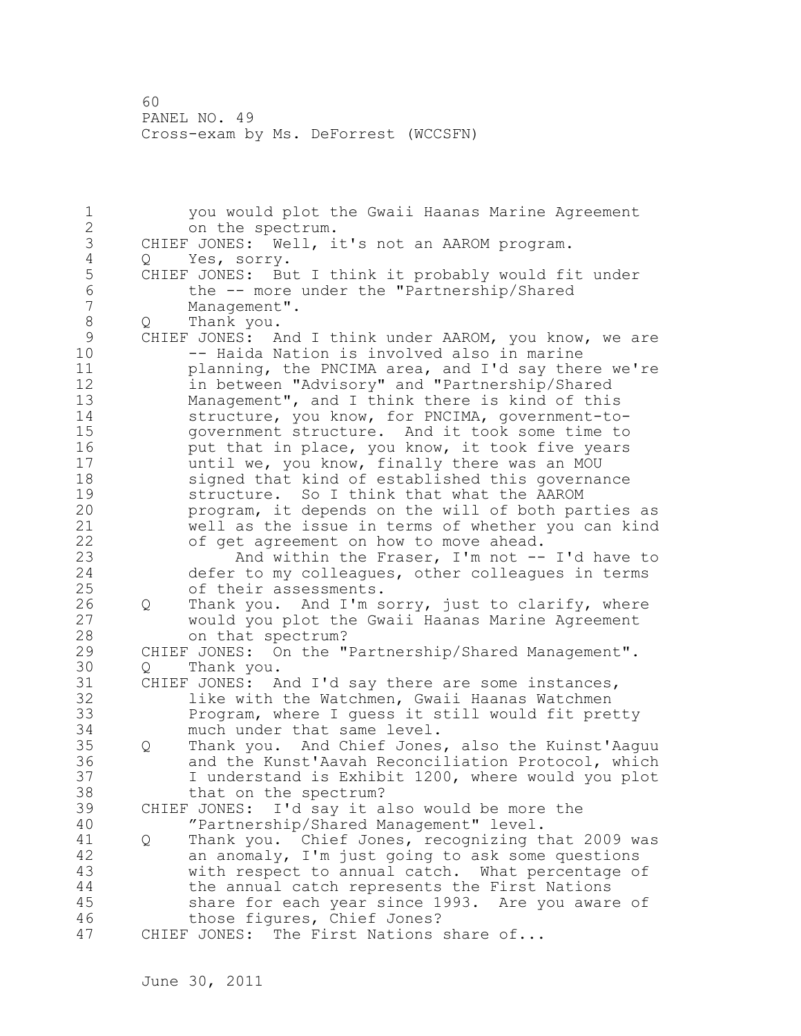you would plot the Gwaii Haanas Marine Agreement on the spectrum.

CHIEF JONES: Well, it's not an AAROM program.

Q Yes, sorry.

CHIEF JONES: But I think it probably would fit under the -- more under the "Partnership/Shared Management".

Q Thank you.

CHIEF JONES: And I think under AAROM, you know, we are -- Haida Nation is involved also in marine planning, the PNCIMA area, and I'd say there we're in between "Advisory" and "Partnership/Shared Management", and I think there is kind of this structure, you know, for PNCIMA, government-to-government structure. And it took some time to put that in place, you know, it took five years until we, you know, finally there was an MOU signed that kind of established this governance structure. So I think that what the AAROM program, it depends on the will of both parties as well as the issue in terms of whether you can kind of get agreement on how to move ahead.

And within the Fraser, I'm not -- I'd have to defer to my colleagues, other colleagues in terms of their assessments.

Q Thank you. And I'm sorry, just to clarify, where would you plot the Gwaii Haanas Marine Agreement on that spectrum?

CHIEF JONES: On the "Partnership/Shared Management".

Q Thank you.

CHIEF JONES: And I'd say there are some instances, like with the Watchmen, Gwaii Haanas Watchmen Program, where I guess it still would fit pretty much under that same level.

Q Thank you. And Chief Jones, also the Kuinst'Aaguu and the Kunst'Aavah Reconciliation Protocol, which I understand is Exhibit 1200, where would you plot that on the spectrum?

CHIEF JONES: I'd say it also would be more the "Partnership/Shared Management" level.

Q Thank you. Chief Jones, recognizing that 2009 was an anomaly, I'm just going to ask some questions with respect to annual catch. What percentage of the annual catch represents the First Nations share for each year since 1993. Are you aware of those figures, Chief Jones?

CHIEF JONES: The First Nations share of...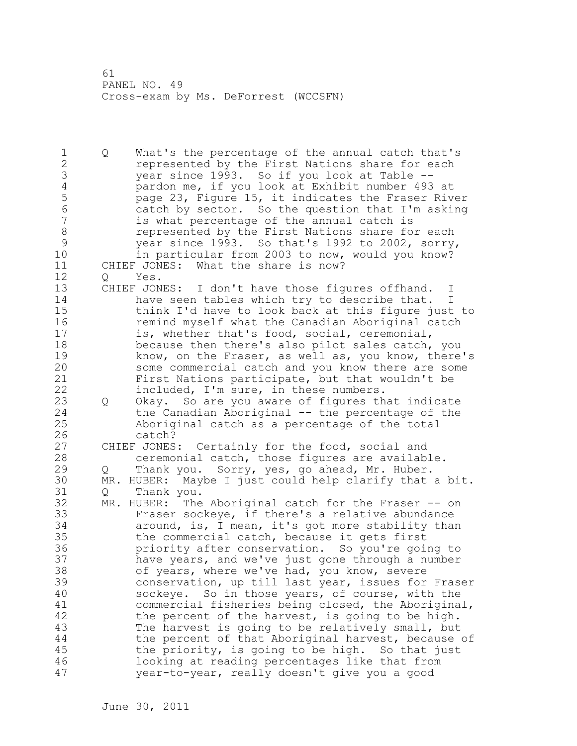Q What's the percentage of the annual catch that's represented by the First Nations share for each year since 1993. So if you look at Table -- pardon me, if you look at Exhibit number 493 at page 23, Figure 15, it indicates the Fraser River catch by sector. So the question that I'm asking is what percentage of the annual catch is represented by the First Nations share for each year since 1993. So that's 1992 to 2002, sorry, in particular from 2003 to now, would you know?

CHIEF JONES: What the share is now?

Q Yes.

CHIEF JONES: I don't have those figures offhand. I have seen tables which try to describe that. I think I'd have to look back at this figure just to remind myself what the Canadian Aboriginal catch is, whether that's food, social, ceremonial, because then there's also pilot sales catch, you know, on the Fraser, as well as, you know, there's some commercial catch and you know there are some First Nations participate, but that wouldn't be included, I'm sure, in these numbers.

Q Okay. So are you aware of figures that indicate the Canadian Aboriginal -- the percentage of the Aboriginal catch as a percentage of the total catch?

CHIEF JONES: Certainly for the food, social and ceremonial catch, those figures are available.

Q Thank you. Sorry, yes, go ahead, Mr. Huber.

MR. HUBER: Maybe I just could help clarify that a bit.

Q Thank you.

MR. HUBER: The Aboriginal catch for the Fraser -- on Fraser sockeye, if there's a relative abundance around, is, I mean, it's got more stability than the commercial catch, because it gets first priority after conservation. So you're going to have years, and we've just gone through a number of years, where we've had, you know, severe conservation, up till last year, issues for Fraser sockeye. So in those years, of course, with the commercial fisheries being closed, the Aboriginal, the percent of the harvest, is going to be high. The harvest is going to be relatively small, but the percent of that Aboriginal harvest, because of the priority, is going to be high. So that just looking at reading percentages like that from year-to-year, really doesn't give you a good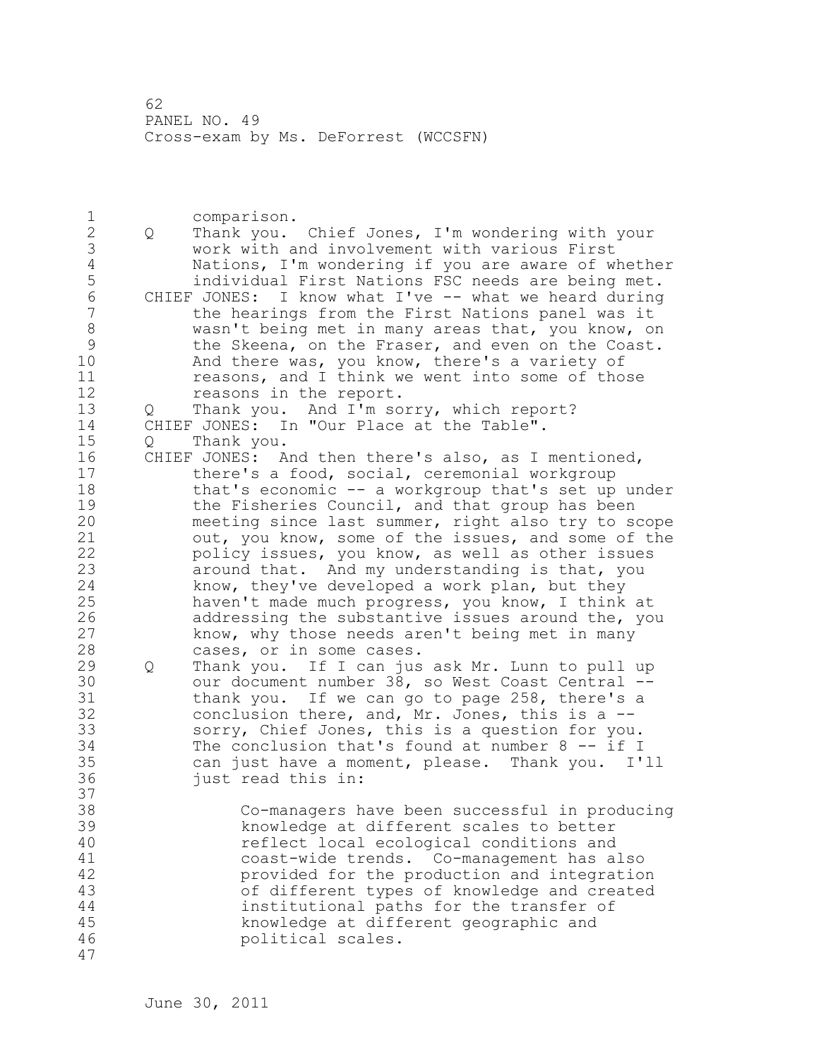comparison.

Q Thank you. Chief Jones, I'm wondering with your work with and involvement with various First Nations, I'm wondering if you are aware of whether individual First Nations FSC needs are being met.

CHIEF JONES: I know what I've -- what we heard during the hearings from the First Nations panel was it wasn't being met in many areas that, you know, on the Skeena, on the Fraser, and even on the Coast. And there was, you know, there's a variety of reasons, and I think we went into some of those reasons in the report.

Q Thank you. And I'm sorry, which report?

CHIEF JONES: In "Our Place at the Table".

Q Thank you.

CHIEF JONES: And then there's also, as I mentioned, there's a food, social, ceremonial workgroup that's economic -- a workgroup that's set up under the Fisheries Council, and that group has been meeting since last summer, right also try to scope out, you know, some of the issues, and some of the policy issues, you know, as well as other issues around that. And my understanding is that, you know, they've developed a work plan, but they haven't made much progress, you know, I think at addressing the substantive issues around the, you know, why those needs aren't being met in many cases, or in some cases.

Q Thank you. If I can jus ask Mr. Lunn to pull up our document number 38, so West Coast Central -- thank you. If we can go to page 258, there's a conclusion there, and, Mr. Jones, this is a -- sorry, Chief Jones, this is a question for you. The conclusion that's found at number 8 -- if I can just have a moment, please. Thank you. I'll just read this in:

> Co-managers have been successful in producing knowledge at different scales to better reflect local ecological conditions and coast-wide trends. Co-management has also provided for the production and integration of different types of knowledge and created institutional paths for the transfer of knowledge at different geographic and political scales.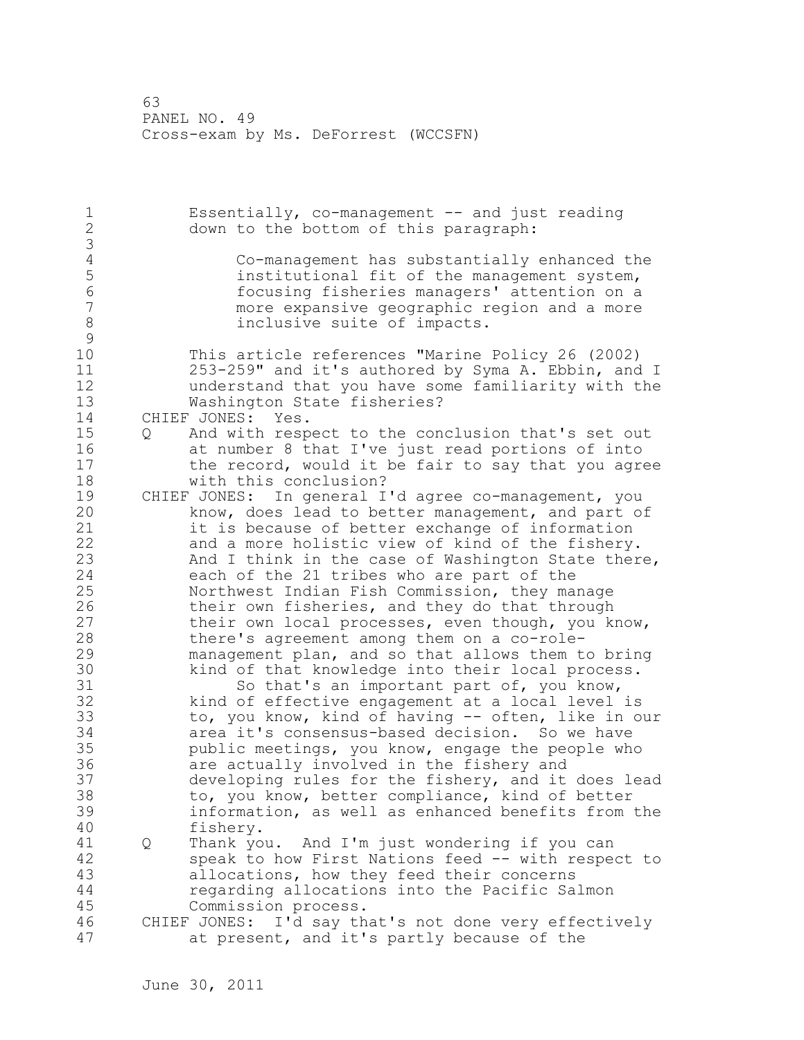Essentially, co-management -- and just reading down to the bottom of this paragraph:

> Co-management has substantially enhanced the institutional fit of the management system, focusing fisheries managers' attention on a more expansive geographic region and a more inclusive suite of impacts.

This article references "Marine Policy 26 (2002) 253-259" and it's authored by Syma A. Ebbin, and I understand that you have some familiarity with the Washington State fisheries?

CHIEF JONES: Yes.

Q And with respect to the conclusion that's set out at number 8 that I've just read portions of into the record, would it be fair to say that you agree with this conclusion?

CHIEF JONES: In general I'd agree co-management, you know, does lead to better management, and part of it is because of better exchange of information and a more holistic view of kind of the fishery. And I think in the case of Washington State there, each of the 21 tribes who are part of the Northwest Indian Fish Commission, they manage their own fisheries, and they do that through their own local processes, even though, you know, there's agreement among them on a co-role-management plan, and so that allows them to bring kind of that knowledge into their local process.

So that's an important part of, you know, kind of effective engagement at a local level is to, you know, kind of having -- often, like in our area it's consensus-based decision. So we have public meetings, you know, engage the people who are actually involved in the fishery and developing rules for the fishery, and it does lead to, you know, better compliance, kind of better information, as well as enhanced benefits from the fishery.

Q Thank you. And I'm just wondering if you can speak to how First Nations feed -- with respect to allocations, how they feed their concerns regarding allocations into the Pacific Salmon Commission process.

CHIEF JONES: I'd say that's not done very effectively at present, and it's partly because of the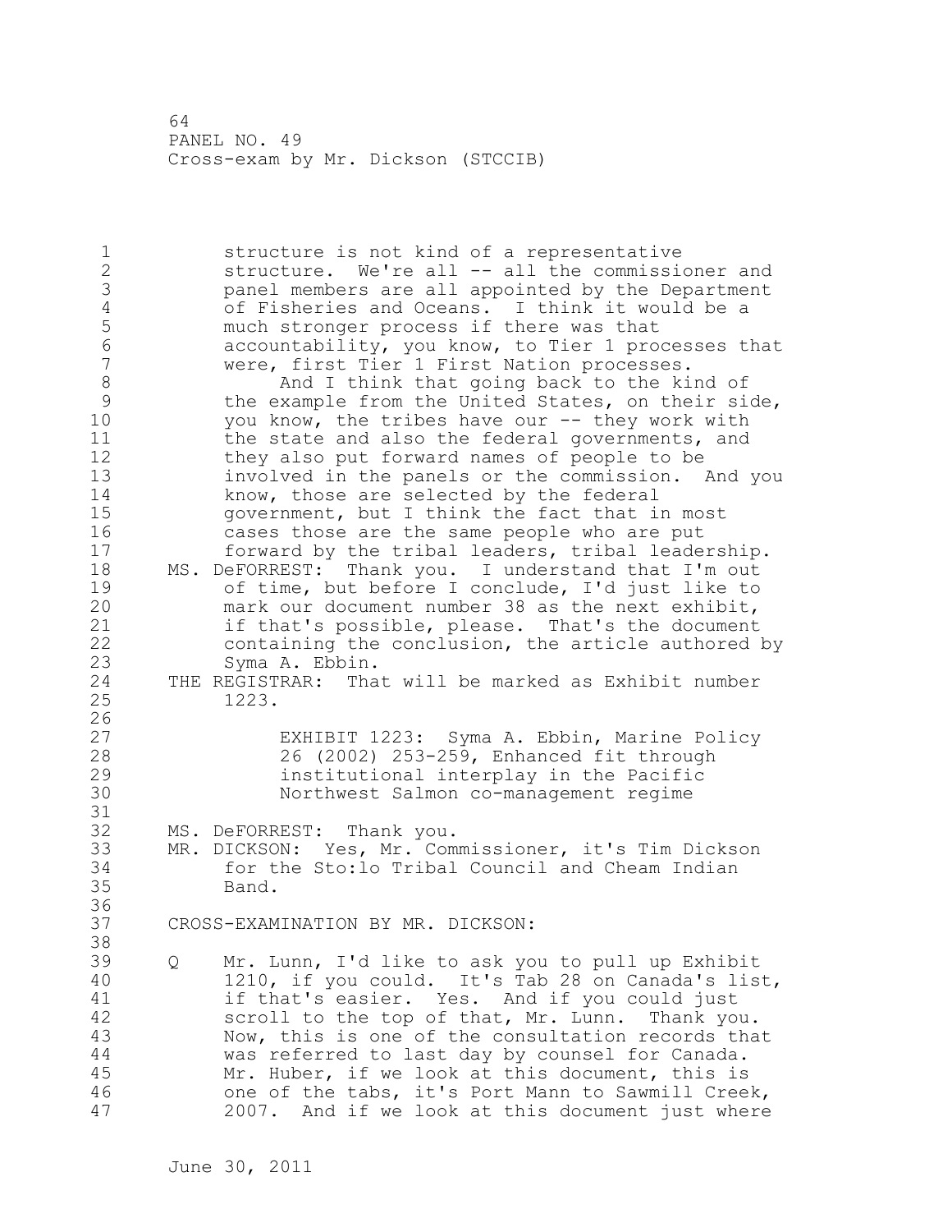structure is not kind of a representative structure. We're all -- all the commissioner and panel members are all appointed by the Department of Fisheries and Oceans. I think it would be a much stronger process if there was that accountability, you know, to Tier 1 processes that were, first Tier 1 First Nation processes.

And I think that going back to the kind of the example from the United States, on their side, you know, the tribes have our -- they work with the state and also the federal governments, and they also put forward names of people to be involved in the panels or the commission. And you know, those are selected by the federal government, but I think the fact that in most cases those are the same people who are put forward by the tribal leaders, tribal leadership.

MS. DeFORREST: Thank you. I understand that I'm out of time, but before I conclude, I'd just like to mark our document number 38 as the next exhibit, if that's possible, please. That's the document containing the conclusion, the article authored by Syma A. Ebbin.

THE REGISTRAR: That will be marked as Exhibit number 1223.

EXHIBIT 1223: Syma A. Ebbin, Marine Policy 26 (2002) 253-259, Enhanced fit through institutional interplay in the Pacific Northwest Salmon co-management regime

MS. DeFORREST: Thank you.

MR. DICKSON: Yes, Mr. Commissioner, it's Tim Dickson for the Sto:lo Tribal Council and Cheam Indian Band.

CROSS-EXAMINATION BY MR. DICKSON:

Q Mr. Lunn, I'd like to ask you to pull up Exhibit 1210, if you could. It's Tab 28 on Canada's list, if that's easier. Yes. And if you could just scroll to the top of that, Mr. Lunn. Thank you. Now, this is one of the consultation records that was referred to last day by counsel for Canada. Mr. Huber, if we look at this document, this is one of the tabs, it's Port Mann to Sawmill Creek, 2007. And if we look at this document just where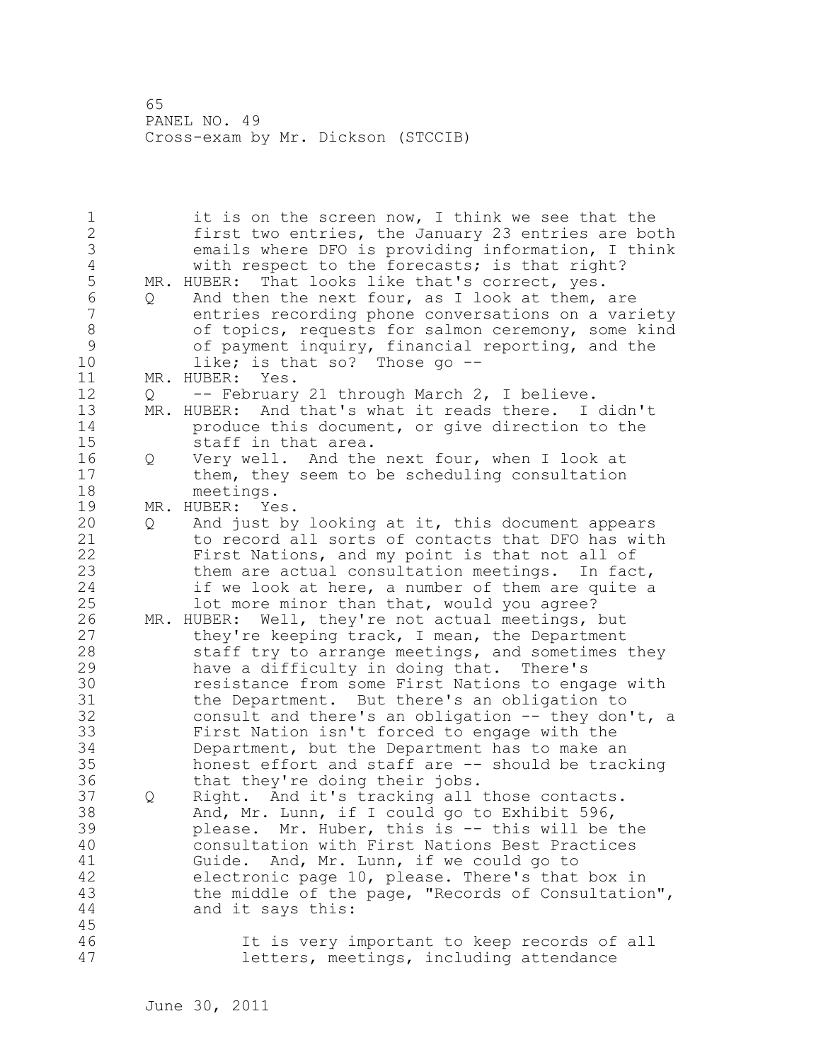it is on the screen now, I think we see that the first two entries, the January 23 entries are both emails where DFO is providing information, I think with respect to the forecasts; is that right?

MR. HUBER: That looks like that's correct, yes.

Q And then the next four, as I look at them, are entries recording phone conversations on a variety of topics, requests for salmon ceremony, some kind of payment inquiry, financial reporting, and the like; is that so? Those go --

MR. HUBER: Yes.

Q -- February 21 through March 2, I believe.

MR. HUBER: And that's what it reads there. I didn't produce this document, or give direction to the staff in that area.

Q Very well. And the next four, when I look at them, they seem to be scheduling consultation meetings.

MR. HUBER: Yes.

Q And just by looking at it, this document appears to record all sorts of contacts that DFO has with First Nations, and my point is that not all of them are actual consultation meetings. In fact, if we look at here, a number of them are quite a lot more minor than that, would you agree?

MR. HUBER: Well, they're not actual meetings, but they're keeping track, I mean, the Department staff try to arrange meetings, and sometimes they have a difficulty in doing that. There's resistance from some First Nations to engage with the Department. But there's an obligation to consult and there's an obligation -- they don't, a First Nation isn't forced to engage with the Department, but the Department has to make an honest effort and staff are -- should be tracking that they're doing their jobs.

Q Right. And it's tracking all those contacts. And, Mr. Lunn, if I could go to Exhibit 596, please. Mr. Huber, this is -- this will be the consultation with First Nations Best Practices Guide. And, Mr. Lunn, if we could go to electronic page 10, please. There's that box in the middle of the page, "Records of Consultation", and it says this:

> It is very important to keep records of all letters, meetings, including attendance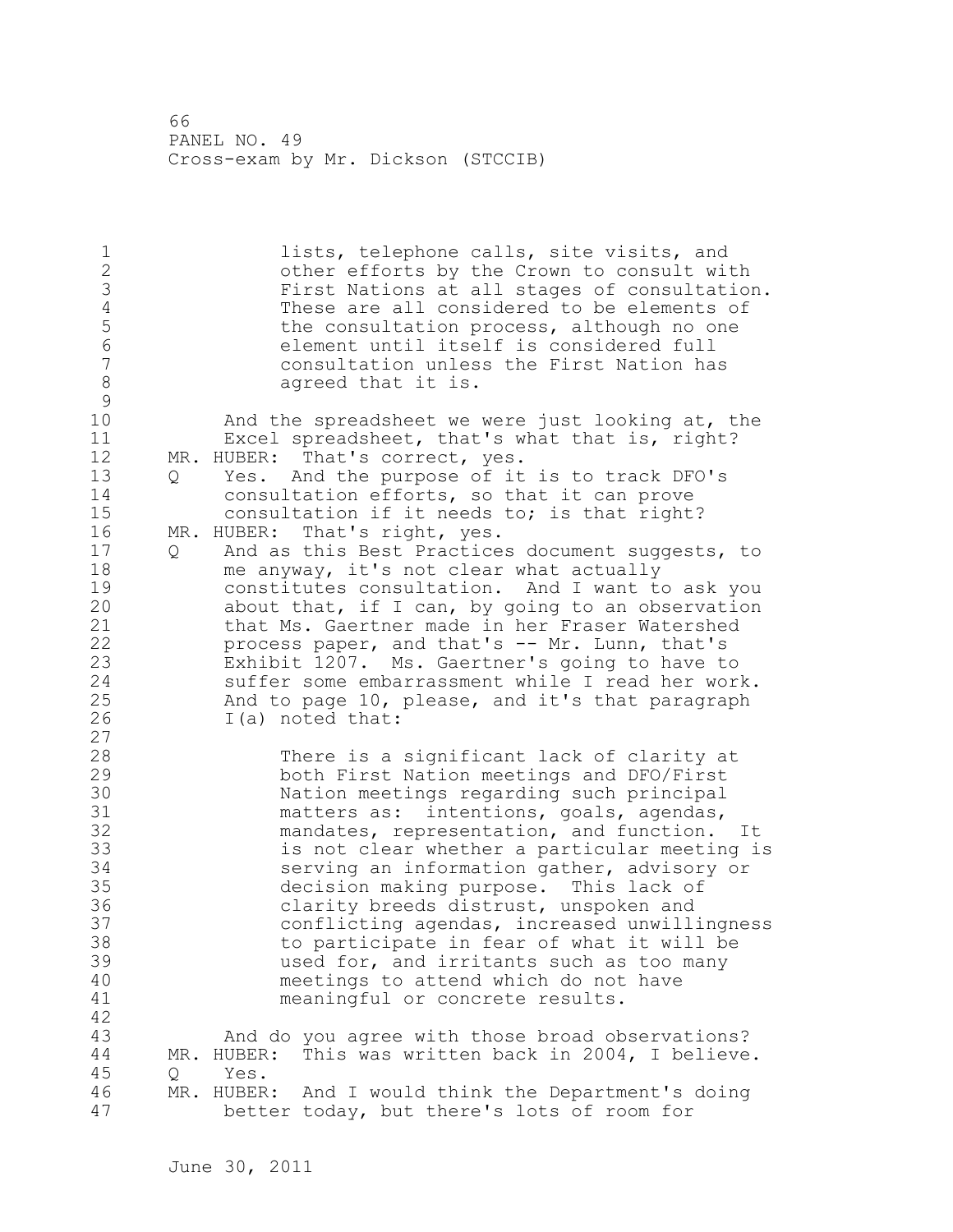lists, telephone calls, site visits, and other efforts by the Crown to consult with First Nations at all stages of consultation. These are all considered to be elements of the consultation process, although no one element until itself is considered full consultation unless the First Nation has agreed that it is.

And the spreadsheet we were just looking at, the Excel spreadsheet, that's what that is, right?

MR. HUBER: That's correct, yes.

Q Yes. And the purpose of it is to track DFO's consultation efforts, so that it can prove consultation if it needs to; is that right?

MR. HUBER: That's right, yes.

Q And as this Best Practices document suggests, to me anyway, it's not clear what actually constitutes consultation. And I want to ask you about that, if I can, by going to an observation that Ms. Gaertner made in her Fraser Watershed process paper, and that's -- Mr. Lunn, that's Exhibit 1207. Ms. Gaertner's going to have to suffer some embarrassment while I read her work. And to page 10, please, and it's that paragraph I(a) noted that:

> There is a significant lack of clarity at both First Nation meetings and DFO/First Nation meetings regarding such principal matters as: intentions, goals, agendas, mandates, representation, and function. It is not clear whether a particular meeting is serving an information gather, advisory or decision making purpose. This lack of clarity breeds distrust, unspoken and conflicting agendas, increased unwillingness to participate in fear of what it will be used for, and irritants such as too many meetings to attend which do not have meaningful or concrete results.

And do you agree with those broad observations?

MR. HUBER: This was written back in 2004, I believe.

Q Yes.

MR. HUBER: And I would think the Department's doing better today, but there's lots of room for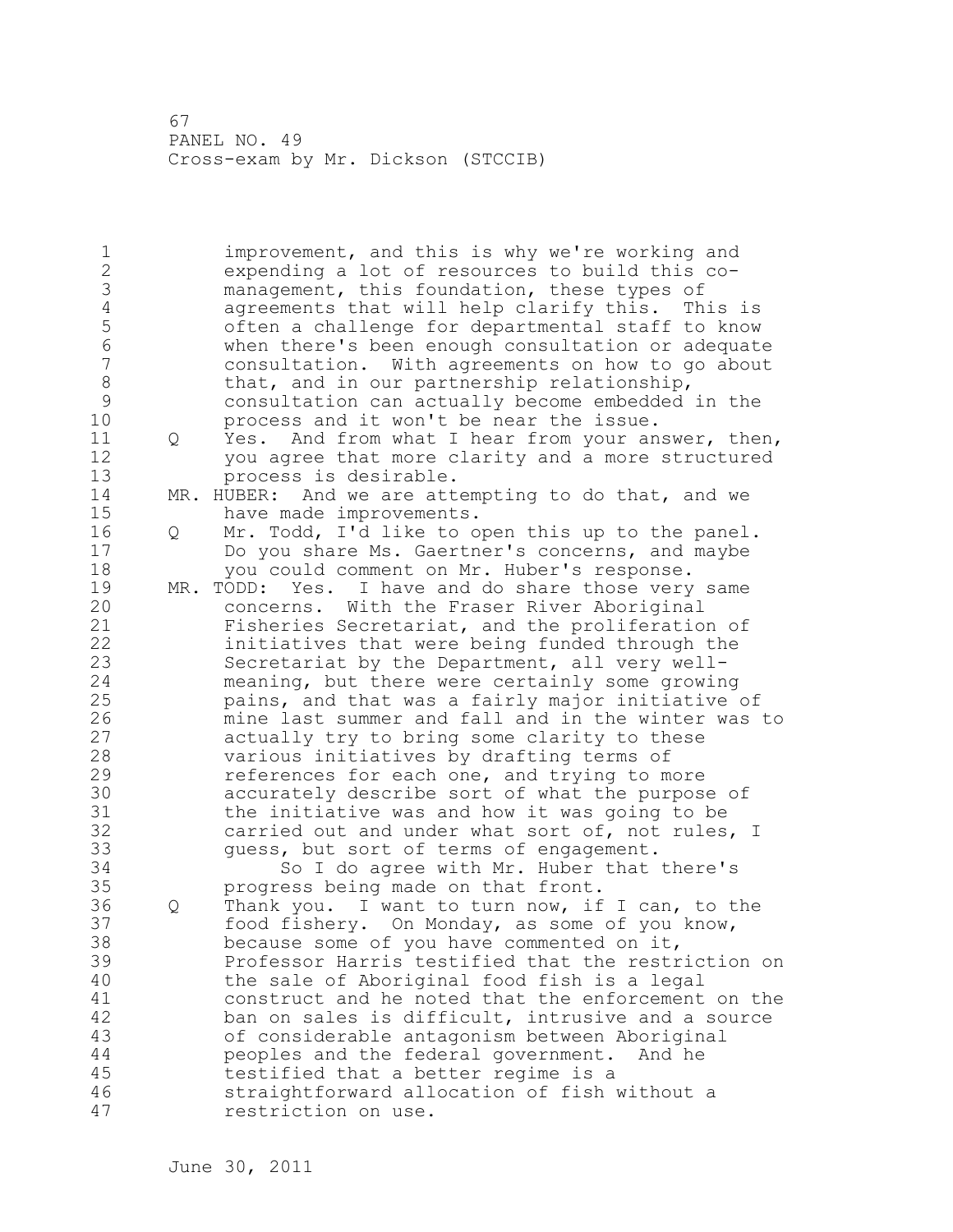improvement, and this is why we're working and expending a lot of resources to build this co-management, this foundation, these types of agreements that will help clarify this. This is often a challenge for departmental staff to know when there's been enough consultation or adequate consultation. With agreements on how to go about that, and in our partnership relationship, consultation can actually become embedded in the process and it won't be near the issue.

Q Yes. And from what I hear from your answer, then, you agree that more clarity and a more structured process is desirable.

MR. HUBER: And we are attempting to do that, and we have made improvements.

Q Mr. Todd, I'd like to open this up to the panel. Do you share Ms. Gaertner's concerns, and maybe you could comment on Mr. Huber's response.

MR. TODD: Yes. I have and do share those very same concerns. With the Fraser River Aboriginal Fisheries Secretariat, and the proliferation of initiatives that were being funded through the Secretariat by the Department, all very well-meaning, but there were certainly some growing pains, and that was a fairly major initiative of mine last summer and fall and in the winter was to actually try to bring some clarity to these various initiatives by drafting terms of references for each one, and trying to more accurately describe sort of what the purpose of the initiative was and how it was going to be carried out and under what sort of, not rules, I guess, but sort of terms of engagement.

So I do agree with Mr. Huber that there's progress being made on that front.

Q Thank you. I want to turn now, if I can, to the food fishery. On Monday, as some of you know, because some of you have commented on it, Professor Harris testified that the restriction on the sale of Aboriginal food fish is a legal construct and he noted that the enforcement on the ban on sales is difficult, intrusive and a source of considerable antagonism between Aboriginal peoples and the federal government. And he testified that a better regime is a straightforward allocation of fish without a restriction on use.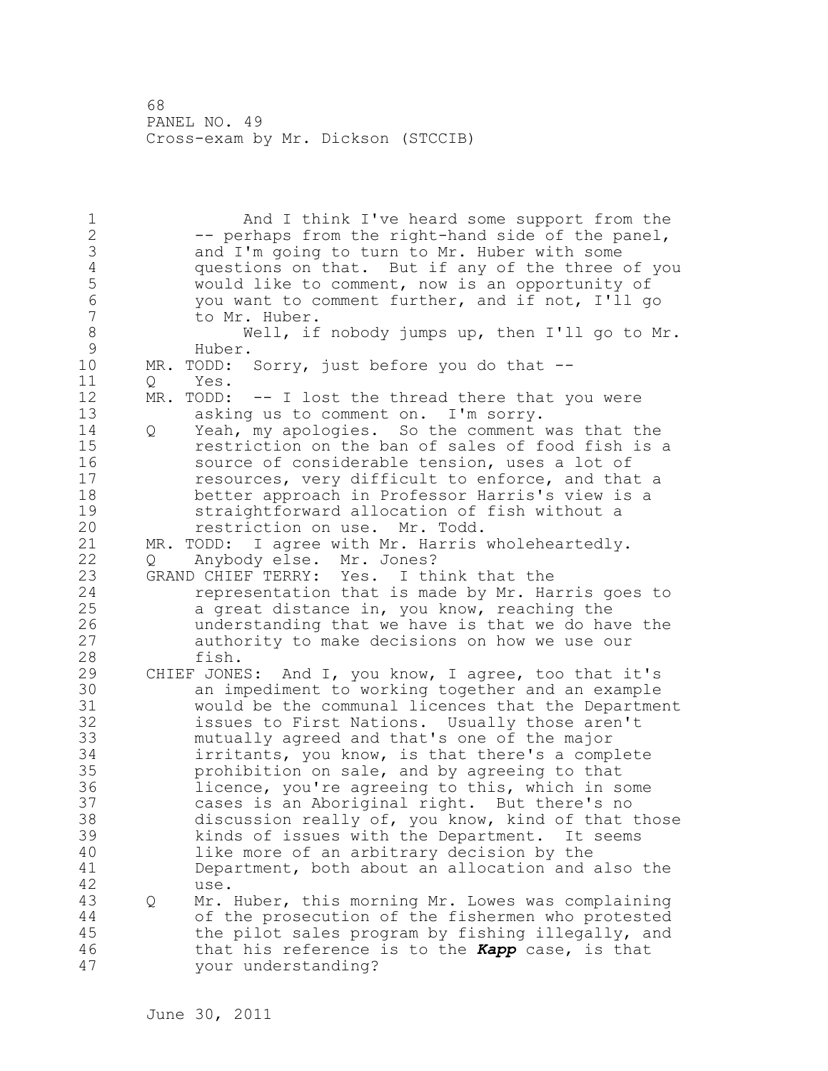And I think I've heard some support from the -- perhaps from the right-hand side of the panel, and I'm going to turn to Mr. Huber with some questions on that. But if any of the three of you would like to comment, now is an opportunity of you want to comment further, and if not, I'll go to Mr. Huber.

Well, if nobody jumps up, then I'll go to Mr. Huber.

MR. TODD: Sorry, just before you do that --

Q Yes.

MR. TODD: -- I lost the thread there that you were asking us to comment on. I'm sorry.

Q Yeah, my apologies. So the comment was that the restriction on the ban of sales of food fish is a source of considerable tension, uses a lot of resources, very difficult to enforce, and that a better approach in Professor Harris's view is a straightforward allocation of fish without a restriction on use. Mr. Todd.

MR. TODD: I agree with Mr. Harris wholeheartedly.

Q Anybody else. Mr. Jones?

GRAND CHIEF TERRY: Yes. I think that the representation that is made by Mr. Harris goes to a great distance in, you know, reaching the understanding that we have is that we do have the authority to make decisions on how we use our fish.

CHIEF JONES: And I, you know, I agree, too that it's an impediment to working together and an example would be the communal licences that the Department issues to First Nations. Usually those aren't mutually agreed and that's one of the major irritants, you know, is that there's a complete prohibition on sale, and by agreeing to that licence, you're agreeing to this, which in some cases is an Aboriginal right. But there's no discussion really of, you know, kind of that those kinds of issues with the Department. It seems like more of an arbitrary decision by the Department, both about an allocation and also the use.

Q Mr. Huber, this morning Mr. Lowes was complaining of the prosecution of the fishermen who protested the pilot sales program by fishing illegally, and that his reference is to the ***Kapp*** case, is that your understanding?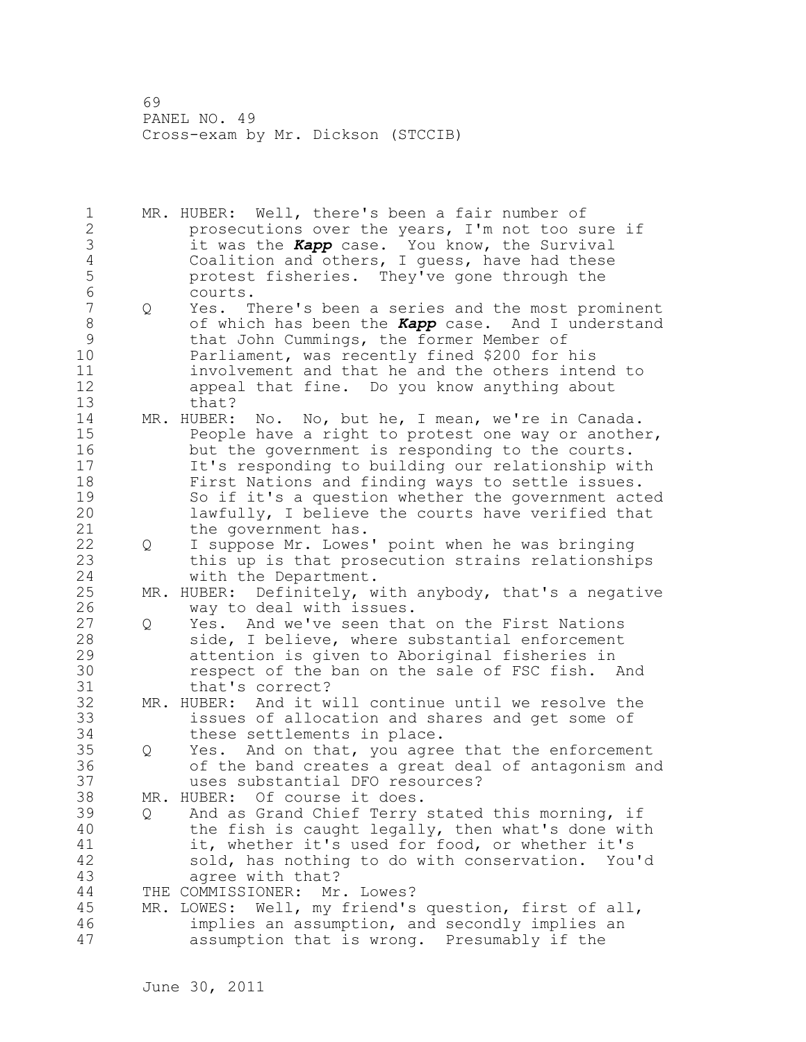MR. HUBER: Well, there's been a fair number of prosecutions over the years, I'm not too sure if it was the ***Kapp*** case. You know, the Survival Coalition and others, I guess, have had these protest fisheries. They've gone through the courts.

Q Yes. There's been a series and the most prominent of which has been the ***Kapp*** case. And I understand that John Cummings, the former Member of Parliament, was recently fined $200 for his involvement and that he and the others intend to appeal that fine. Do you know anything about that?

MR. HUBER: No. No, but he, I mean, we're in Canada. People have a right to protest one way or another, but the government is responding to the courts. It's responding to building our relationship with First Nations and finding ways to settle issues. So if it's a question whether the government acted lawfully, I believe the courts have verified that the government has.

Q I suppose Mr. Lowes' point when he was bringing this up is that prosecution strains relationships with the Department.

MR. HUBER: Definitely, with anybody, that's a negative way to deal with issues.

Q Yes. And we've seen that on the First Nations side, I believe, where substantial enforcement attention is given to Aboriginal fisheries in respect of the ban on the sale of FSC fish. And that's correct?

MR. HUBER: And it will continue until we resolve the issues of allocation and shares and get some of these settlements in place.

Q Yes. And on that, you agree that the enforcement of the band creates a great deal of antagonism and uses substantial DFO resources?

MR. HUBER: Of course it does.

Q And as Grand Chief Terry stated this morning, if the fish is caught legally, then what's done with it, whether it's used for food, or whether it's sold, has nothing to do with conservation. You'd agree with that?

THE COMMISSIONER: Mr. Lowes?

MR. LOWES: Well, my friend's question, first of all, implies an assumption, and secondly implies an assumption that is wrong. Presumably if the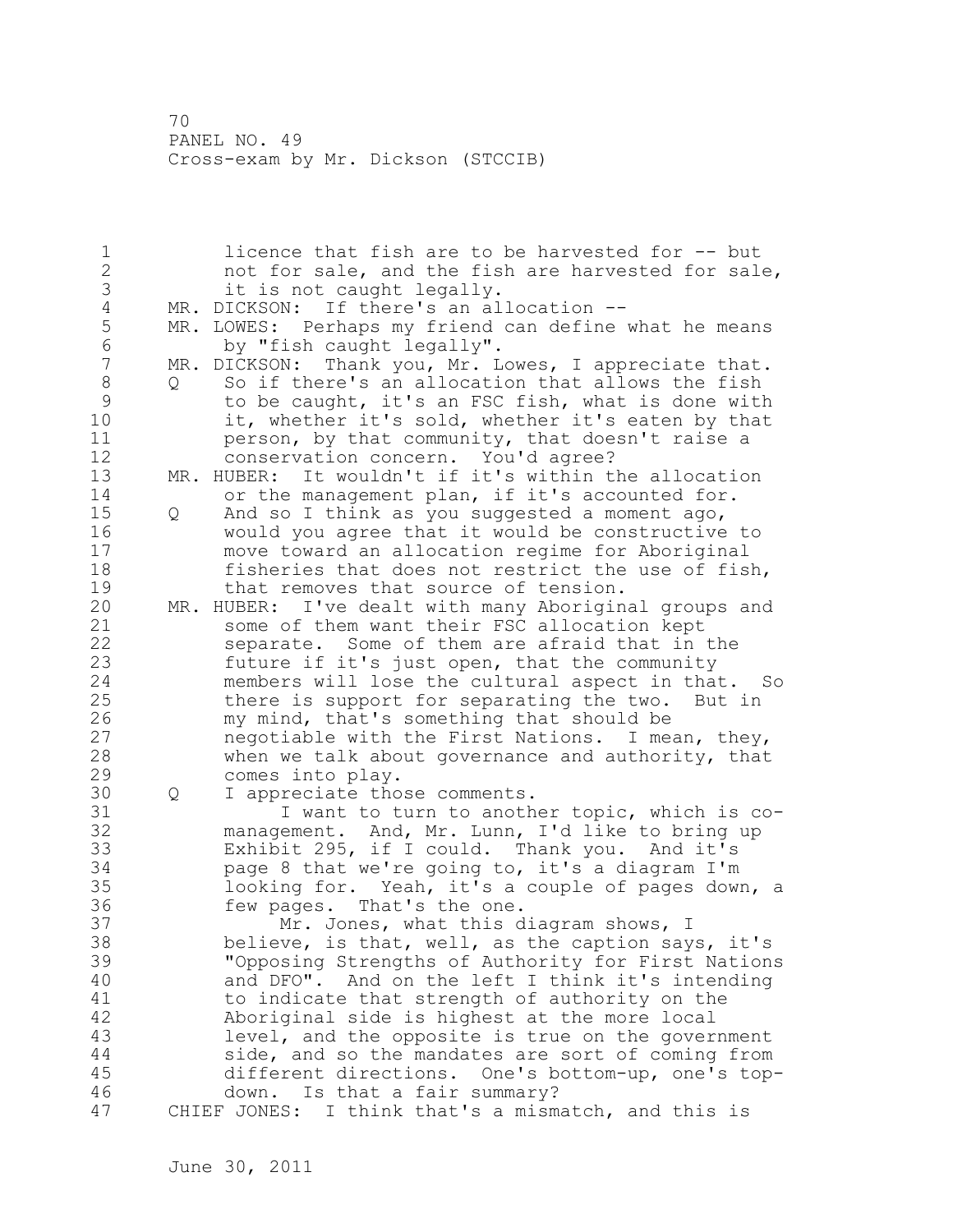licence that fish are to be harvested for -- but not for sale, and the fish are harvested for sale, it is not caught legally.

MR. DICKSON: If there's an allocation --

MR. LOWES: Perhaps my friend can define what he means by "fish caught legally".

MR. DICKSON: Thank you, Mr. Lowes, I appreciate that.

Q So if there's an allocation that allows the fish to be caught, it's an FSC fish, what is done with it, whether it's sold, whether it's eaten by that person, by that community, that doesn't raise a conservation concern. You'd agree?

MR. HUBER: It wouldn't if it's within the allocation or the management plan, if it's accounted for.

Q And so I think as you suggested a moment ago, would you agree that it would be constructive to move toward an allocation regime for Aboriginal fisheries that does not restrict the use of fish, that removes that source of tension.

MR. HUBER: I've dealt with many Aboriginal groups and some of them want their FSC allocation kept separate. Some of them are afraid that in the future if it's just open, that the community members will lose the cultural aspect in that. So there is support for separating the two. But in my mind, that's something that should be negotiable with the First Nations. I mean, they, when we talk about governance and authority, that comes into play.

Q I appreciate those comments.

I want to turn to another topic, which is co-management. And, Mr. Lunn, I'd like to bring up Exhibit 295, if I could. Thank you. And it's page 8 that we're going to, it's a diagram I'm looking for. Yeah, it's a couple of pages down, a few pages. That's the one.

Mr. Jones, what this diagram shows, I believe, is that, well, as the caption says, it's "Opposing Strengths of Authority for First Nations and DFO". And on the left I think it's intending to indicate that strength of authority on the Aboriginal side is highest at the more local level, and the opposite is true on the government side, and so the mandates are sort of coming from different directions. One's bottom-up, one's top-down. Is that a fair summary?

CHIEF JONES: I think that's a mismatch, and this is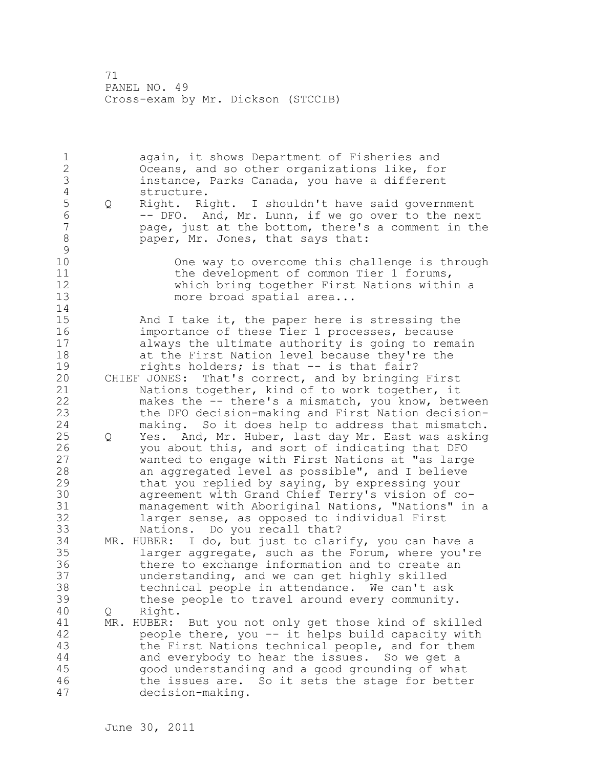again, it shows Department of Fisheries and Oceans, and so other organizations like, for instance, Parks Canada, you have a different structure.

Q Right. Right. I shouldn't have said government -- DFO. And, Mr. Lunn, if we go over to the next page, just at the bottom, there's a comment in the paper, Mr. Jones, that says that:

> One way to overcome this challenge is through the development of common Tier 1 forums, which bring together First Nations within a more broad spatial area...

And I take it, the paper here is stressing the importance of these Tier 1 processes, because always the ultimate authority is going to remain at the First Nation level because they're the rights holders; is that -- is that fair?

CHIEF JONES: That's correct, and by bringing First Nations together, kind of to work together, it makes the -- there's a mismatch, you know, between the DFO decision-making and First Nation decision-making. So it does help to address that mismatch.

Q Yes. And, Mr. Huber, last day Mr. East was asking you about this, and sort of indicating that DFO wanted to engage with First Nations at "as large an aggregated level as possible", and I believe that you replied by saying, by expressing your agreement with Grand Chief Terry's vision of co-management with Aboriginal Nations, "Nations" in a larger sense, as opposed to individual First Nations. Do you recall that?

MR. HUBER: I do, but just to clarify, you can have a larger aggregate, such as the Forum, where you're there to exchange information and to create an understanding, and we can get highly skilled technical people in attendance. We can't ask these people to travel around every community.

Q Right.

MR. HUBER: But you not only get those kind of skilled people there, you -- it helps build capacity with the First Nations technical people, and for them and everybody to hear the issues. So we get a good understanding and a good grounding of what the issues are. So it sets the stage for better decision-making.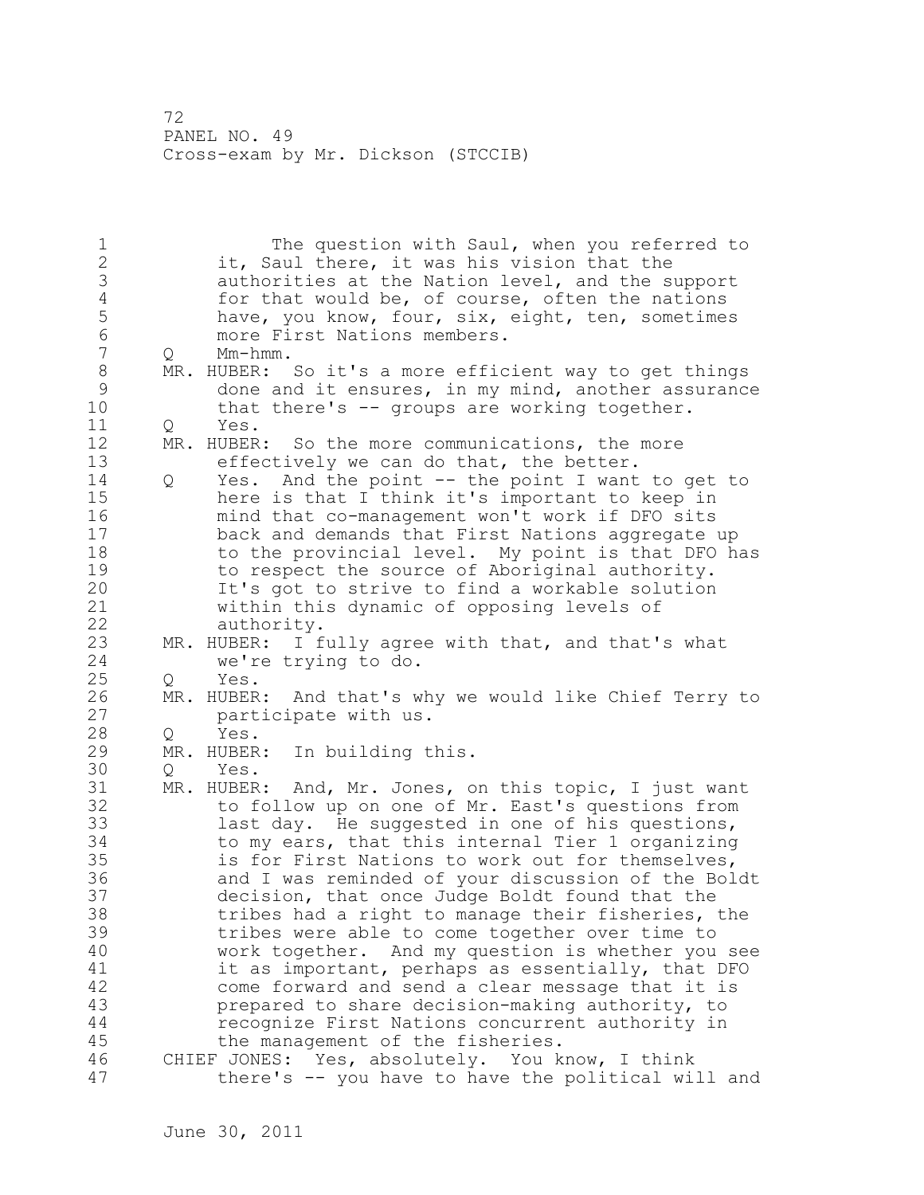The question with Saul, when you referred to it, Saul there, it was his vision that the authorities at the Nation level, and the support for that would be, of course, often the nations have, you know, four, six, eight, ten, sometimes more First Nations members.

Q Mm-hmm.

MR. HUBER: So it's a more efficient way to get things done and it ensures, in my mind, another assurance that there's -- groups are working together.

Q Yes.

MR. HUBER: So the more communications, the more effectively we can do that, the better.

Q Yes. And the point -- the point I want to get to here is that I think it's important to keep in mind that co-management won't work if DFO sits back and demands that First Nations aggregate up to the provincial level. My point is that DFO has to respect the source of Aboriginal authority. It's got to strive to find a workable solution within this dynamic of opposing levels of authority.

MR. HUBER: I fully agree with that, and that's what we're trying to do.

Q Yes.

MR. HUBER: And that's why we would like Chief Terry to participate with us.

Q Yes.

MR. HUBER: In building this.

Q Yes.

MR. HUBER: And, Mr. Jones, on this topic, I just want to follow up on one of Mr. East's questions from last day. He suggested in one of his questions, to my ears, that this internal Tier 1 organizing is for First Nations to work out for themselves, and I was reminded of your discussion of the Boldt decision, that once Judge Boldt found that the tribes had a right to manage their fisheries, the tribes were able to come together over time to work together. And my question is whether you see it as important, perhaps as essentially, that DFO come forward and send a clear message that it is prepared to share decision-making authority, to recognize First Nations concurrent authority in the management of the fisheries.

CHIEF JONES: Yes, absolutely. You know, I think there's -- you have to have the political will and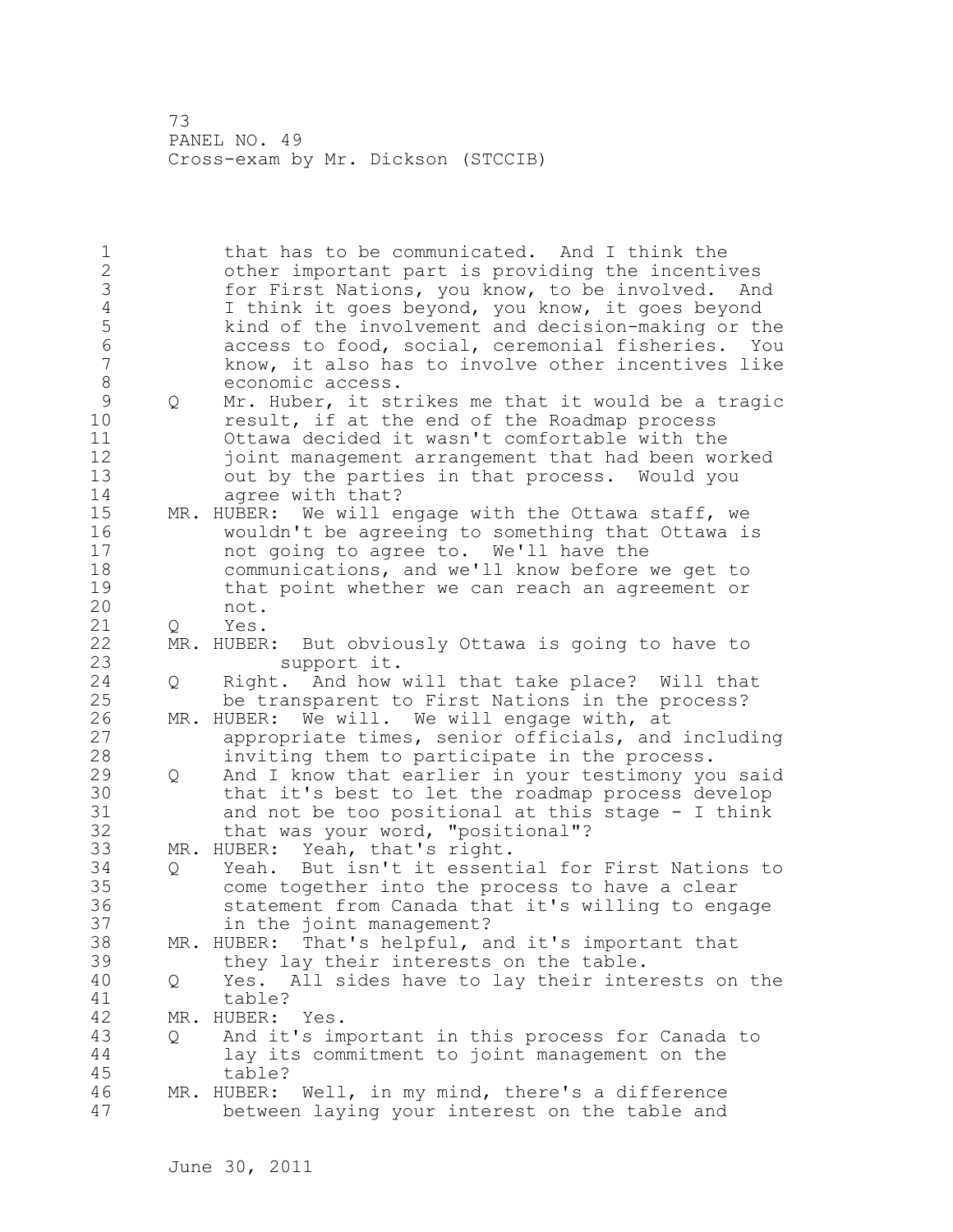that has to be communicated. And I think the other important part is providing the incentives for First Nations, you know, to be involved. And I think it goes beyond, you know, it goes beyond kind of the involvement and decision-making or the access to food, social, ceremonial fisheries. You know, it also has to involve other incentives like economic access.

Q Mr. Huber, it strikes me that it would be a tragic result, if at the end of the Roadmap process Ottawa decided it wasn't comfortable with the joint management arrangement that had been worked out by the parties in that process. Would you agree with that?

MR. HUBER: We will engage with the Ottawa staff, we wouldn't be agreeing to something that Ottawa is not going to agree to. We'll have the communications, and we'll know before we get to that point whether we can reach an agreement or not.

Q Yes.

MR. HUBER: But obviously Ottawa is going to have to support it.

Q Right. And how will that take place? Will that be transparent to First Nations in the process?

MR. HUBER: We will. We will engage with, at appropriate times, senior officials, and including inviting them to participate in the process.

Q And I know that earlier in your testimony you said that it's best to let the roadmap process develop and not be too positional at this stage - I think that was your word, "positional"?

MR. HUBER: Yeah, that's right.

Q Yeah. But isn't it essential for First Nations to come together into the process to have a clear statement from Canada that it's willing to engage in the joint management?

MR. HUBER: That's helpful, and it's important that they lay their interests on the table.

Q Yes. All sides have to lay their interests on the table?

MR. HUBER: Yes.

Q And it's important in this process for Canada to lay its commitment to joint management on the table?

MR. HUBER: Well, in my mind, there's a difference between laying your interest on the table and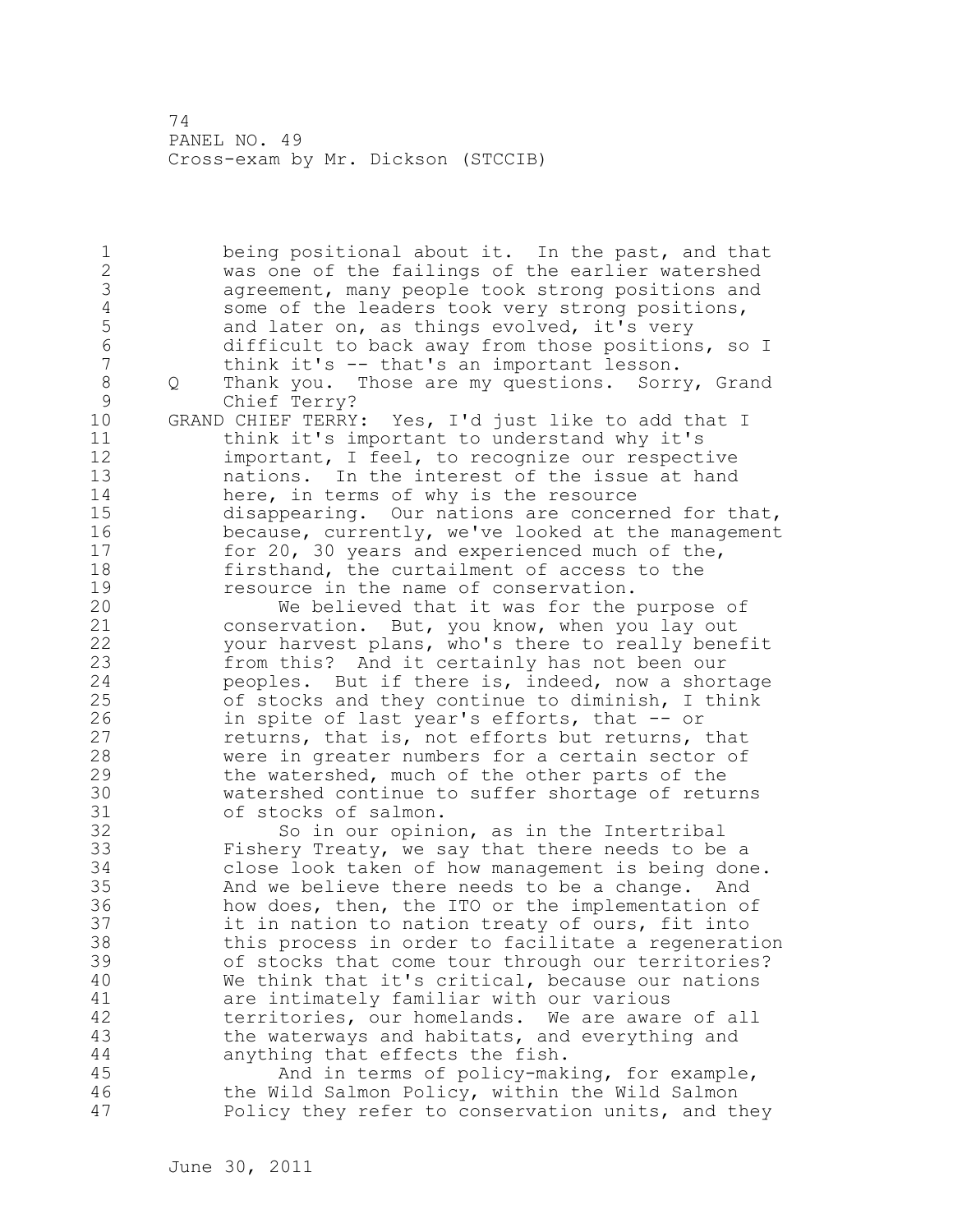being positional about it. In the past, and that was one of the failings of the earlier watershed agreement, many people took strong positions and some of the leaders took very strong positions, and later on, as things evolved, it's very difficult to back away from those positions, so I think it's -- that's an important lesson.

Q Thank you. Those are my questions. Sorry, Grand Chief Terry?

GRAND CHIEF TERRY: Yes, I'd just like to add that I think it's important to understand why it's important, I feel, to recognize our respective nations. In the interest of the issue at hand here, in terms of why is the resource disappearing. Our nations are concerned for that, because, currently, we've looked at the management for 20, 30 years and experienced much of the, firsthand, the curtailment of access to the resource in the name of conservation.

We believed that it was for the purpose of conservation. But, you know, when you lay out your harvest plans, who's there to really benefit from this? And it certainly has not been our peoples. But if there is, indeed, now a shortage of stocks and they continue to diminish, I think in spite of last year's efforts, that -- or returns, that is, not efforts but returns, that were in greater numbers for a certain sector of the watershed, much of the other parts of the watershed continue to suffer shortage of returns of stocks of salmon.

So in our opinion, as in the Intertribal Fishery Treaty, we say that there needs to be a close look taken of how management is being done. And we believe there needs to be a change. And how does, then, the ITO or the implementation of it in nation to nation treaty of ours, fit into this process in order to facilitate a regeneration of stocks that come tour through our territories? We think that it's critical, because our nations are intimately familiar with our various territories, our homelands. We are aware of all the waterways and habitats, and everything and anything that effects the fish.

And in terms of policy-making, for example, the Wild Salmon Policy, within the Wild Salmon Policy they refer to conservation units, and they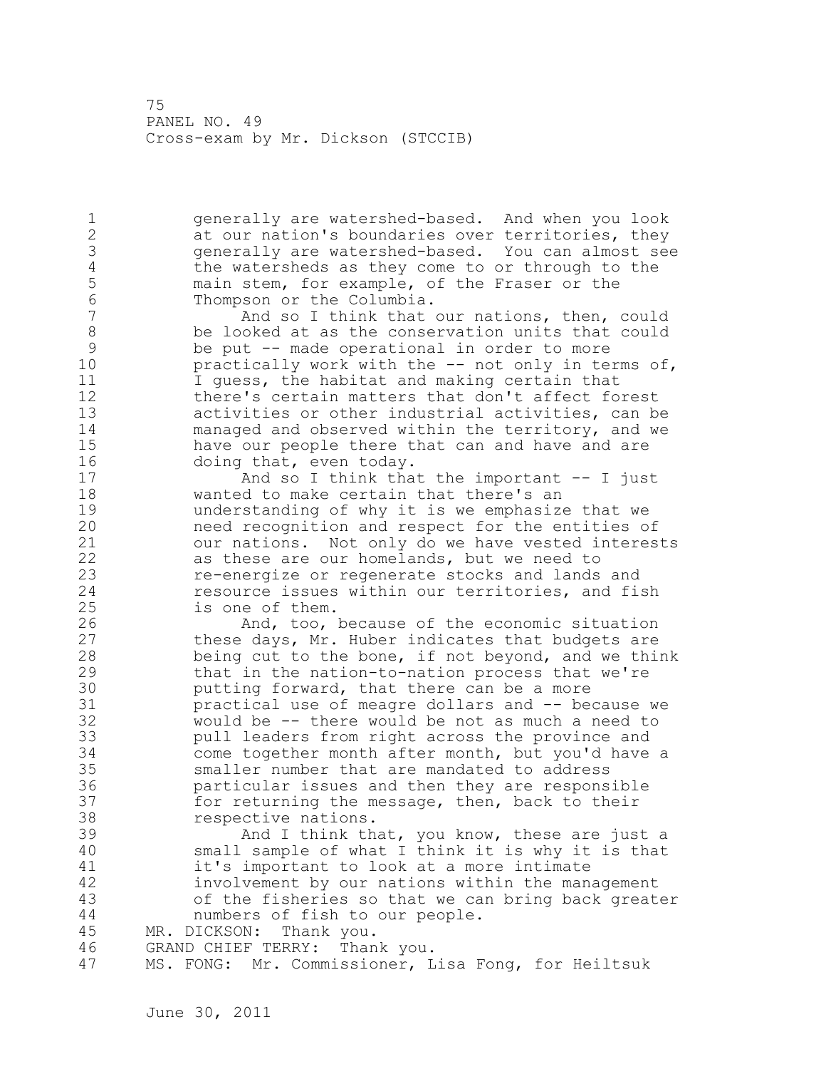generally are watershed-based. And when you look at our nation's boundaries over territories, they generally are watershed-based. You can almost see the watersheds as they come to or through to the main stem, for example, of the Fraser or the Thompson or the Columbia.

And so I think that our nations, then, could be looked at as the conservation units that could be put -- made operational in order to more practically work with the -- not only in terms of, I guess, the habitat and making certain that there's certain matters that don't affect forest activities or other industrial activities, can be managed and observed within the territory, and we have our people there that can and have and are doing that, even today.

And so I think that the important -- I just wanted to make certain that there's an understanding of why it is we emphasize that we need recognition and respect for the entities of our nations. Not only do we have vested interests as these are our homelands, but we need to re-energize or regenerate stocks and lands and resource issues within our territories, and fish is one of them.

And, too, because of the economic situation these days, Mr. Huber indicates that budgets are being cut to the bone, if not beyond, and we think that in the nation-to-nation process that we're putting forward, that there can be a more practical use of meagre dollars and -- because we would be -- there would be not as much a need to pull leaders from right across the province and come together month after month, but you'd have a smaller number that are mandated to address particular issues and then they are responsible for returning the message, then, back to their respective nations.

And I think that, you know, these are just a small sample of what I think it is why it is that it's important to look at a more intimate involvement by our nations within the management of the fisheries so that we can bring back greater numbers of fish to our people.

MR. DICKSON: Thank you.

GRAND CHIEF TERRY: Thank you.

MS. FONG: Mr. Commissioner, Lisa Fong, for Heiltsuk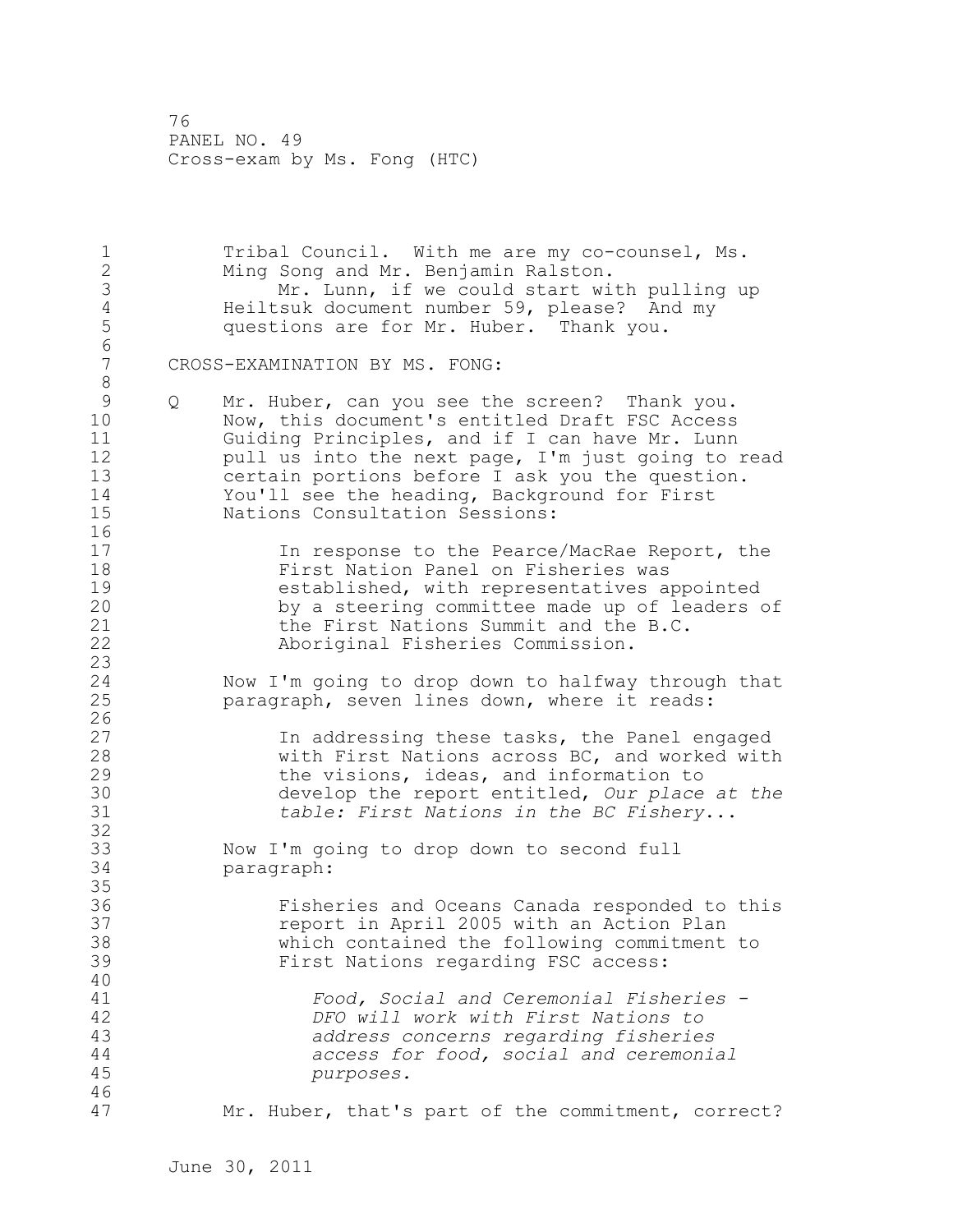Tribal Council. With me are my co-counsel, Ms. Ming Song and Mr. Benjamin Ralston.

Mr. Lunn, if we could start with pulling up Heiltsuk document number 59, please? And my questions are for Mr. Huber. Thank you.

CROSS-EXAMINATION BY MS. FONG:

Q Mr. Huber, can you see the screen? Thank you. Now, this document's entitled Draft FSC Access Guiding Principles, and if I can have Mr. Lunn pull us into the next page, I'm just going to read certain portions before I ask you the question. You'll see the heading, Background for First Nations Consultation Sessions:

> In response to the Pearce/MacRae Report, the First Nation Panel on Fisheries was established, with representatives appointed by a steering committee made up of leaders of the First Nations Summit and the B.C. Aboriginal Fisheries Commission.

Now I'm going to drop down to halfway through that paragraph, seven lines down, where it reads:

> In addressing these tasks, the Panel engaged with First Nations across BC, and worked with the visions, ideas, and information to develop the report entitled, *Our place at the table: First Nations in the BC Fishery*...

Now I'm going to drop down to second full paragraph:

> Fisheries and Oceans Canada responded to this report in April 2005 with an Action Plan which contained the following commitment to First Nations regarding FSC access:
>
> > *Food, Social and Ceremonial Fisheries - DFO will work with First Nations to address concerns regarding fisheries access for food, social and ceremonial purposes.*

Mr. Huber, that's part of the commitment, correct?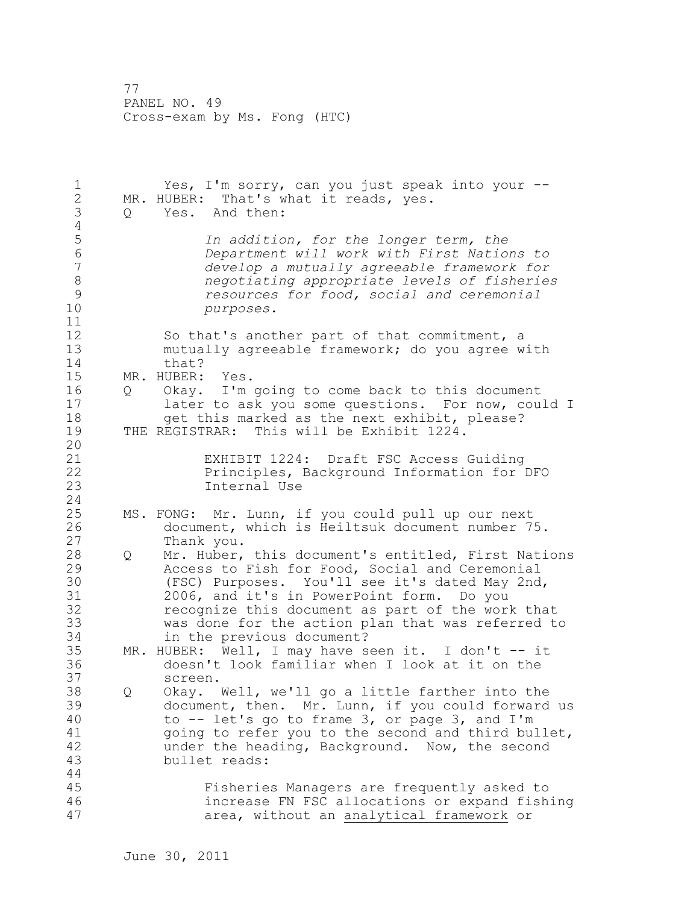Yes, I'm sorry, can you just speak into your --

MR. HUBER: That's what it reads, yes.

Q Yes. And then:

> *In addition, for the longer term, the Department will work with First Nations to develop a mutually agreeable framework for negotiating appropriate levels of fisheries resources for food, social and ceremonial purposes.*

So that's another part of that commitment, a mutually agreeable framework; do you agree with that?

MR. HUBER: Yes.

Q Okay. I'm going to come back to this document later to ask you some questions. For now, could I get this marked as the next exhibit, please?

THE REGISTRAR: This will be Exhibit 1224.

> EXHIBIT 1224: Draft FSC Access Guiding Principles, Background Information for DFO Internal Use

MS. FONG: Mr. Lunn, if you could pull up our next document, which is Heiltsuk document number 75. Thank you.

Q Mr. Huber, this document's entitled, First Nations Access to Fish for Food, Social and Ceremonial (FSC) Purposes. You'll see it's dated May 2nd, 2006, and it's in PowerPoint form. Do you recognize this document as part of the work that was done for the action plan that was referred to in the previous document?

MR. HUBER: Well, I may have seen it. I don't -- it doesn't look familiar when I look at it on the screen.

Q Okay. Well, we'll go a little farther into the document, then. Mr. Lunn, if you could forward us to -- let's go to frame 3, or page 3, and I'm going to refer you to the second and third bullet, under the heading, Background. Now, the second bullet reads:

> Fisheries Managers are frequently asked to increase FN FSC allocations or expand fishing area, without an <u>analytical framework</u> or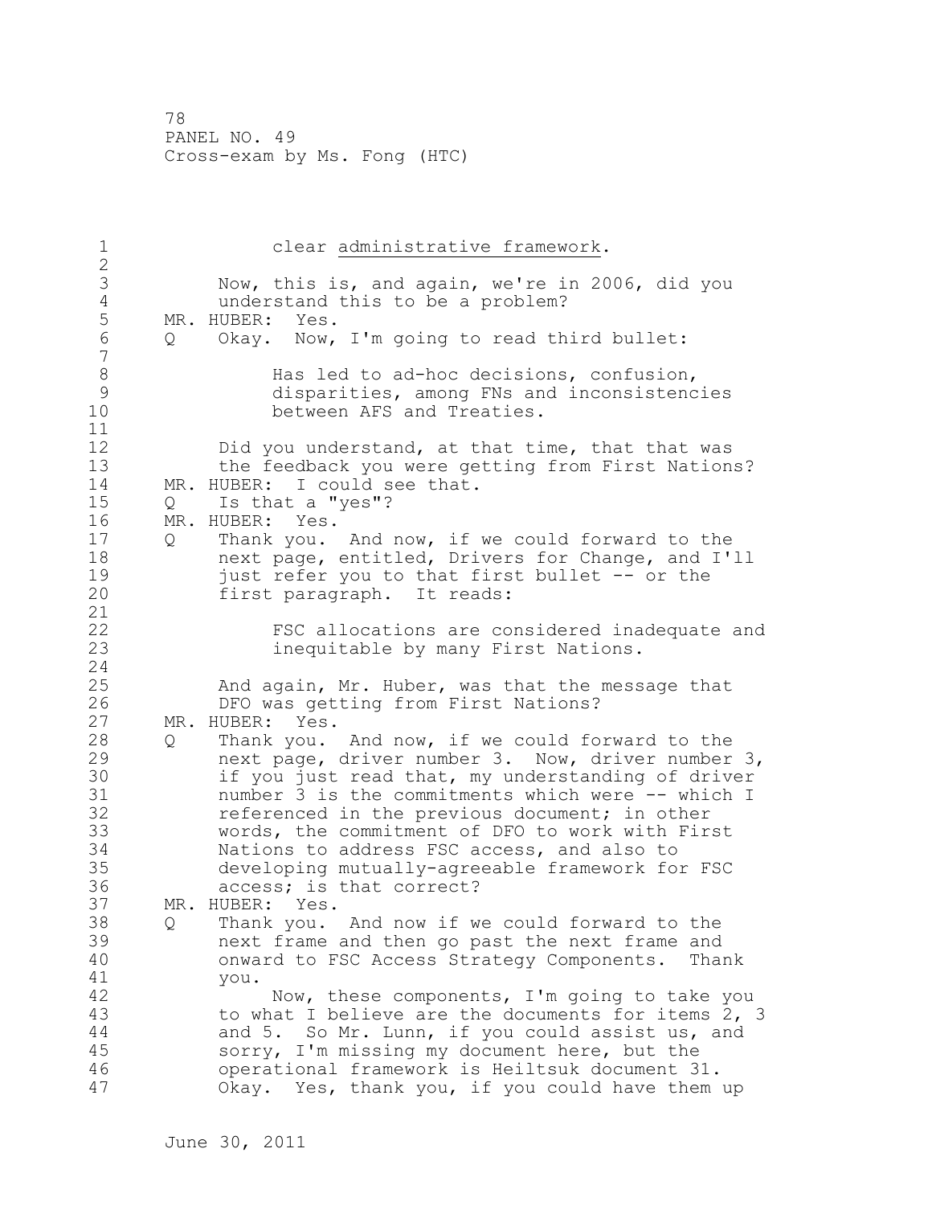clear <u>administrative framework</u>.

Now, this is, and again, we're in 2006, did you understand this to be a problem?

MR. HUBER: Yes.

Q Okay. Now, I'm going to read third bullet:

> Has led to ad-hoc decisions, confusion, disparities, among FNs and inconsistencies between AFS and Treaties.

Did you understand, at that time, that that was the feedback you were getting from First Nations?

MR. HUBER: I could see that.

Q Is that a "yes"?

MR. HUBER: Yes.

Q Thank you. And now, if we could forward to the next page, entitled, Drivers for Change, and I'll just refer you to that first bullet -- or the first paragraph. It reads:

> FSC allocations are considered inadequate and inequitable by many First Nations.

And again, Mr. Huber, was that the message that DFO was getting from First Nations?

MR. HUBER: Yes.

Q Thank you. And now, if we could forward to the next page, driver number 3. Now, driver number 3, if you just read that, my understanding of driver number 3 is the commitments which were -- which I referenced in the previous document; in other words, the commitment of DFO to work with First Nations to address FSC access, and also to developing mutually-agreeable framework for FSC access; is that correct?

MR. HUBER: Yes.

Q Thank you. And now if we could forward to the next frame and then go past the next frame and onward to FSC Access Strategy Components. Thank you.

Now, these components, I'm going to take you to what I believe are the documents for items 2, 3 and 5. So Mr. Lunn, if you could assist us, and sorry, I'm missing my document here, but the operational framework is Heiltsuk document 31. Okay. Yes, thank you, if you could have them up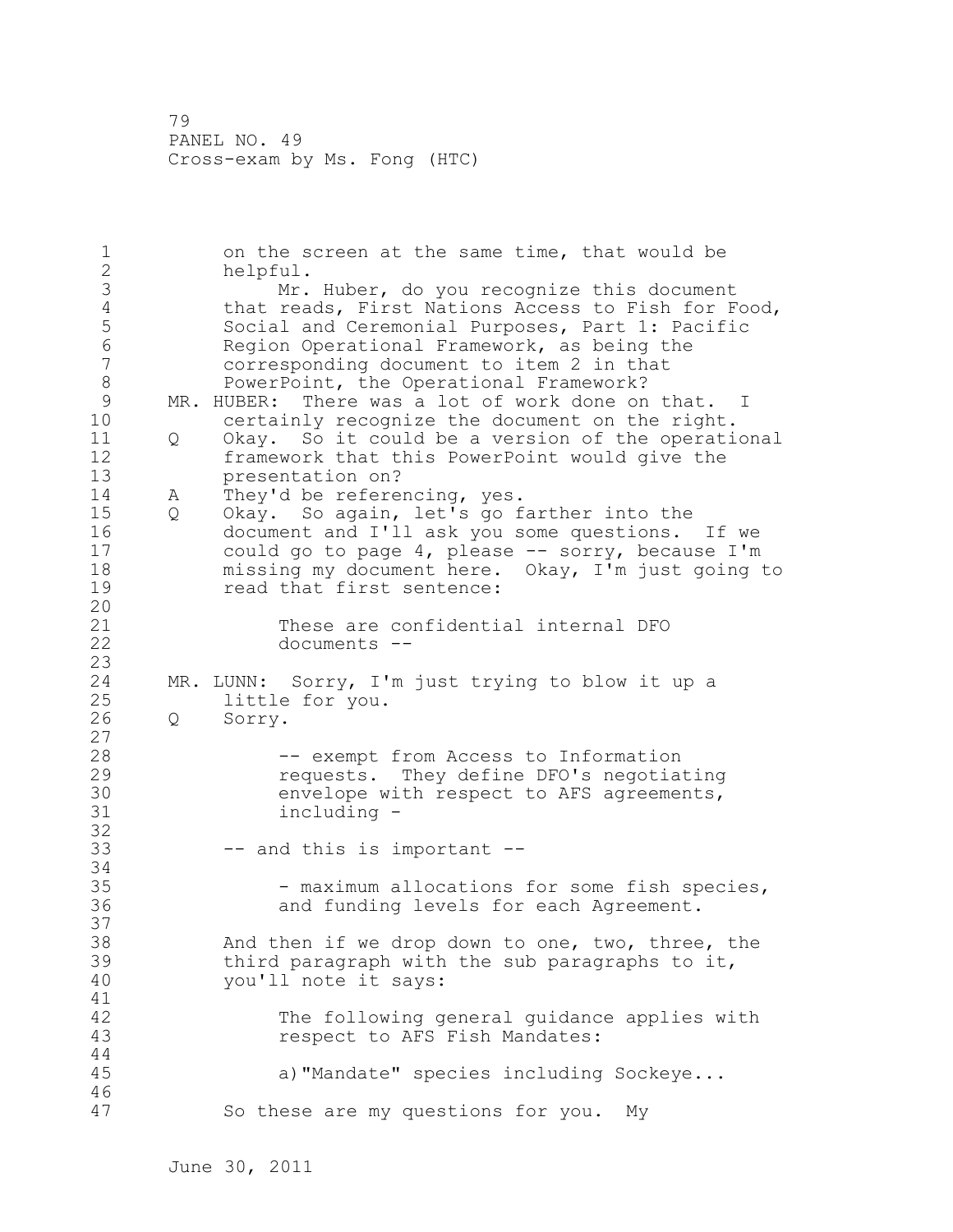on the screen at the same time, that would be helpful.

Mr. Huber, do you recognize this document that reads, First Nations Access to Fish for Food, Social and Ceremonial Purposes, Part 1: Pacific Region Operational Framework, as being the corresponding document to item 2 in that PowerPoint, the Operational Framework?

MR. HUBER: There was a lot of work done on that. I certainly recognize the document on the right.

Q Okay. So it could be a version of the operational framework that this PowerPoint would give the presentation on?

A They'd be referencing, yes.

Q Okay. So again, let's go farther into the document and I'll ask you some questions. If we could go to page 4, please -- sorry, because I'm missing my document here. Okay, I'm just going to read that first sentence:

> These are confidential internal DFO documents --

MR. LUNN: Sorry, I'm just trying to blow it up a little for you.

Q Sorry.

> -- exempt from Access to Information requests. They define DFO's negotiating envelope with respect to AFS agreements, including -

-- and this is important --

> - maximum allocations for some fish species, and funding levels for each Agreement.

And then if we drop down to one, two, three, the third paragraph with the sub paragraphs to it, you'll note it says:

> The following general guidance applies with respect to AFS Fish Mandates:
>
> a)"Mandate" species including Sockeye...

So these are my questions for you. My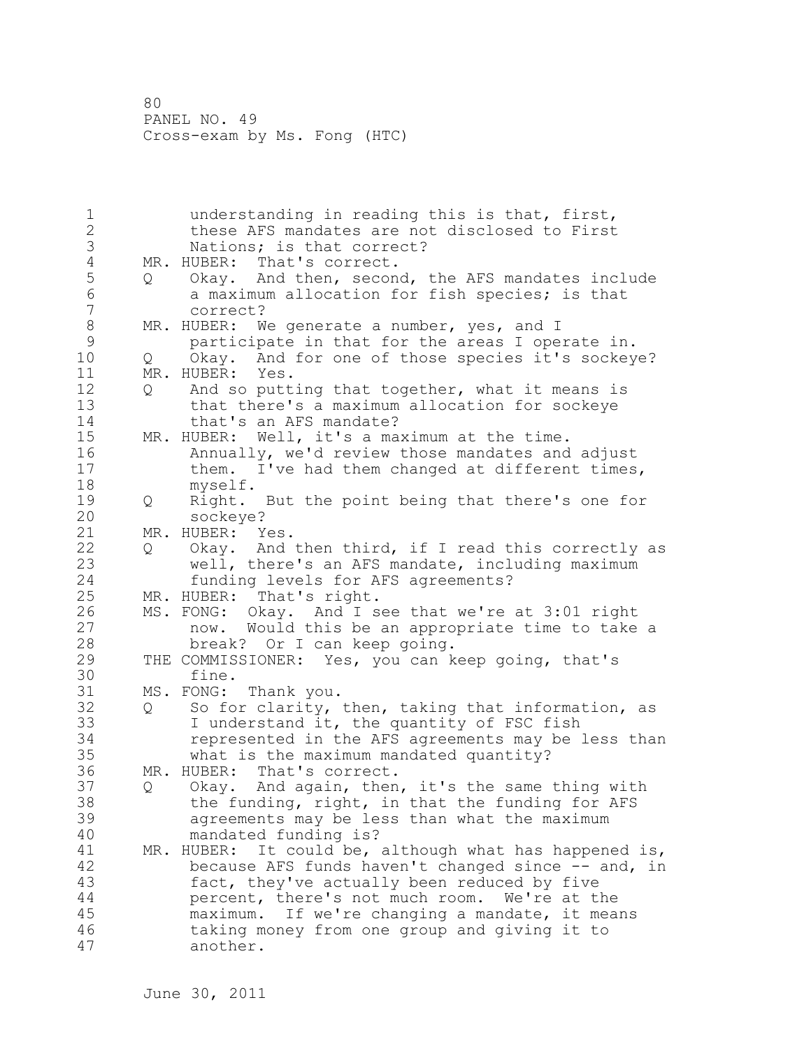understanding in reading this is that, first, these AFS mandates are not disclosed to First Nations; is that correct?

MR. HUBER: That's correct.

Q Okay. And then, second, the AFS mandates include a maximum allocation for fish species; is that correct?

MR. HUBER: We generate a number, yes, and I participate in that for the areas I operate in.

Q Okay. And for one of those species it's sockeye?

MR. HUBER: Yes.

Q And so putting that together, what it means is that there's a maximum allocation for sockeye that's an AFS mandate?

MR. HUBER: Well, it's a maximum at the time. Annually, we'd review those mandates and adjust them. I've had them changed at different times, myself.

Q Right. But the point being that there's one for sockeye?

MR. HUBER: Yes.

Q Okay. And then third, if I read this correctly as well, there's an AFS mandate, including maximum funding levels for AFS agreements?

MR. HUBER: That's right.

MS. FONG: Okay. And I see that we're at 3:01 right now. Would this be an appropriate time to take a break? Or I can keep going.

THE COMMISSIONER: Yes, you can keep going, that's fine.

MS. FONG: Thank you.

Q So for clarity, then, taking that information, as I understand it, the quantity of FSC fish represented in the AFS agreements may be less than what is the maximum mandated quantity?

MR. HUBER: That's correct.

Q Okay. And again, then, it's the same thing with the funding, right, in that the funding for AFS agreements may be less than what the maximum mandated funding is?

MR. HUBER: It could be, although what has happened is, because AFS funds haven't changed since -- and, in fact, they've actually been reduced by five percent, there's not much room. We're at the maximum. If we're changing a mandate, it means taking money from one group and giving it to another.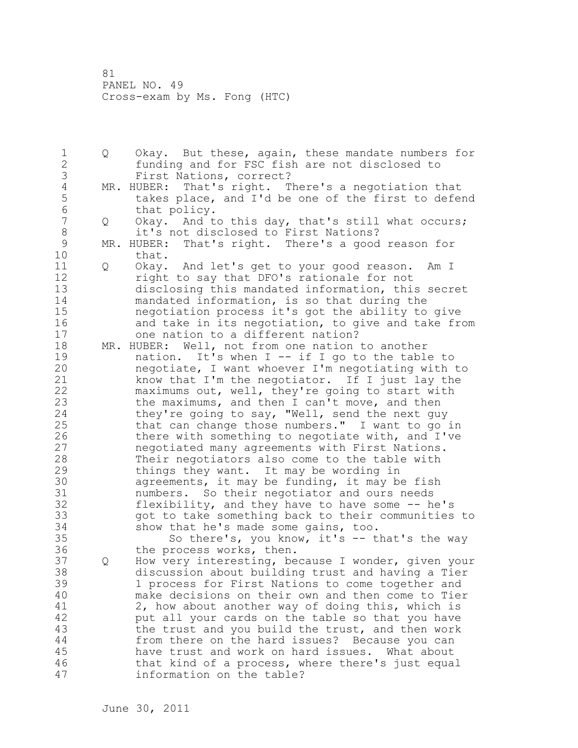Q Okay. But these, again, these mandate numbers for funding and for FSC fish are not disclosed to First Nations, correct?

MR. HUBER: That's right. There's a negotiation that takes place, and I'd be one of the first to defend that policy.

Q Okay. And to this day, that's still what occurs; it's not disclosed to First Nations?

MR. HUBER: That's right. There's a good reason for that.

Q Okay. And let's get to your good reason. Am I right to say that DFO's rationale for not disclosing this mandated information, this secret mandated information, is so that during the negotiation process it's got the ability to give and take in its negotiation, to give and take from one nation to a different nation?

MR. HUBER: Well, not from one nation to another nation. It's when I -- if I go to the table to negotiate, I want whoever I'm negotiating with to know that I'm the negotiator. If I just lay the maximums out, well, they're going to start with the maximums, and then I can't move, and then they're going to say, "Well, send the next guy that can change those numbers." I want to go in there with something to negotiate with, and I've negotiated many agreements with First Nations. Their negotiators also come to the table with things they want. It may be wording in agreements, it may be funding, it may be fish numbers. So their negotiator and ours needs flexibility, and they have to have some -- he's got to take something back to their communities to show that he's made some gains, too.

So there's, you know, it's -- that's the way the process works, then.

Q How very interesting, because I wonder, given your discussion about building trust and having a Tier 1 process for First Nations to come together and make decisions on their own and then come to Tier 2, how about another way of doing this, which is put all your cards on the table so that you have the trust and you build the trust, and then work from there on the hard issues? Because you can have trust and work on hard issues. What about that kind of a process, where there's just equal information on the table?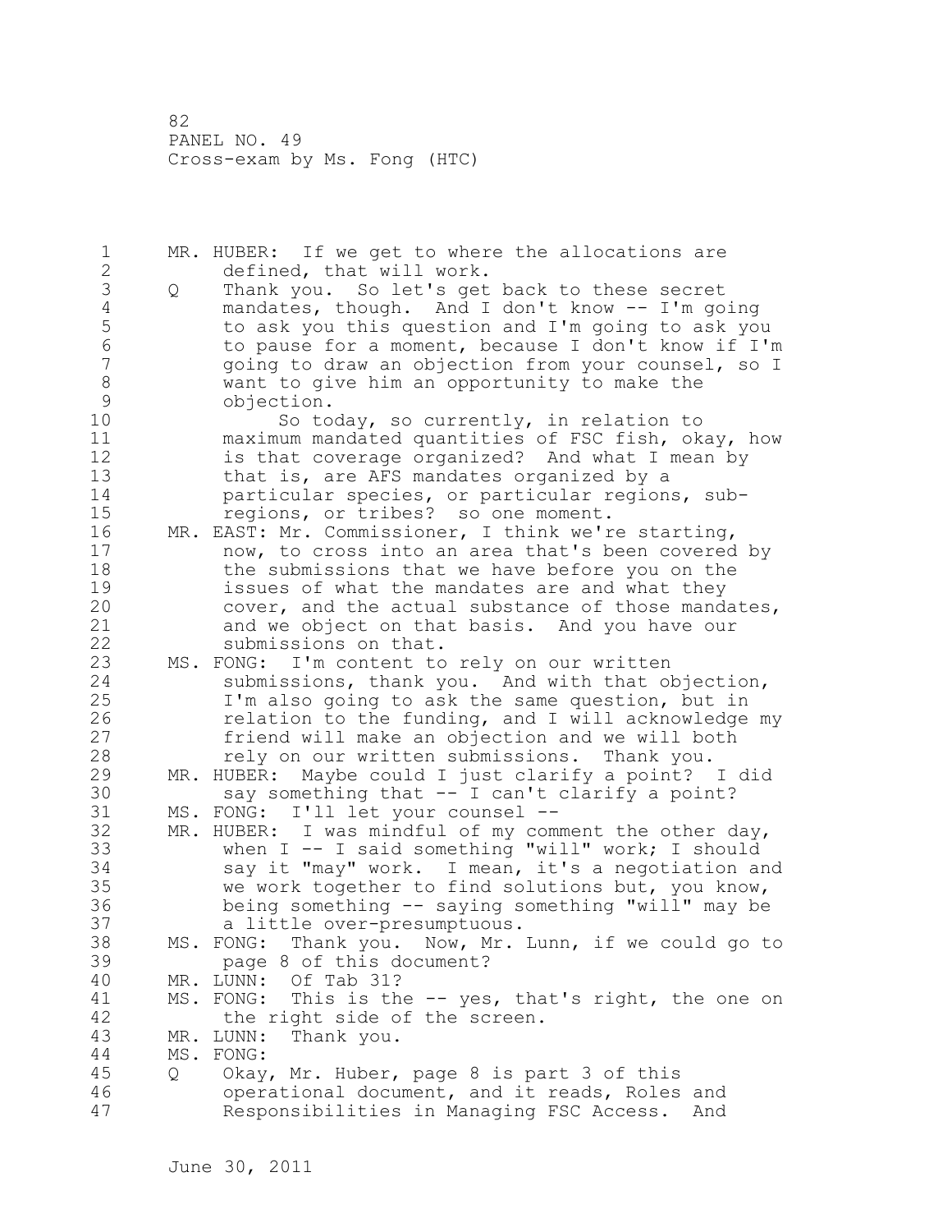MR. HUBER: If we get to where the allocations are defined, that will work.

Q Thank you. So let's get back to these secret mandates, though. And I don't know -- I'm going to ask you this question and I'm going to ask you to pause for a moment, because I don't know if I'm going to draw an objection from your counsel, so I want to give him an opportunity to make the objection.

So today, so currently, in relation to maximum mandated quantities of FSC fish, okay, how is that coverage organized? And what I mean by that is, are AFS mandates organized by a particular species, or particular regions, sub-regions, or tribes? so one moment.

MR. EAST: Mr. Commissioner, I think we're starting, now, to cross into an area that's been covered by the submissions that we have before you on the issues of what the mandates are and what they cover, and the actual substance of those mandates, and we object on that basis. And you have our submissions on that.

MS. FONG: I'm content to rely on our written submissions, thank you. And with that objection, I'm also going to ask the same question, but in relation to the funding, and I will acknowledge my friend will make an objection and we will both rely on our written submissions. Thank you.

MR. HUBER: Maybe could I just clarify a point? I did say something that -- I can't clarify a point?

MS. FONG: I'll let your counsel --

MR. HUBER: I was mindful of my comment the other day, when I -- I said something "will" work; I should say it "may" work. I mean, it's a negotiation and we work together to find solutions but, you know, being something -- saying something "will" may be a little over-presumptuous.

MS. FONG: Thank you. Now, Mr. Lunn, if we could go to page 8 of this document?

MR. LUNN: Of Tab 31?

MS. FONG: This is the -- yes, that's right, the one on the right side of the screen.

MR. LUNN: Thank you.

MS. FONG:

Q Okay, Mr. Huber, page 8 is part 3 of this operational document, and it reads, Roles and Responsibilities in Managing FSC Access. And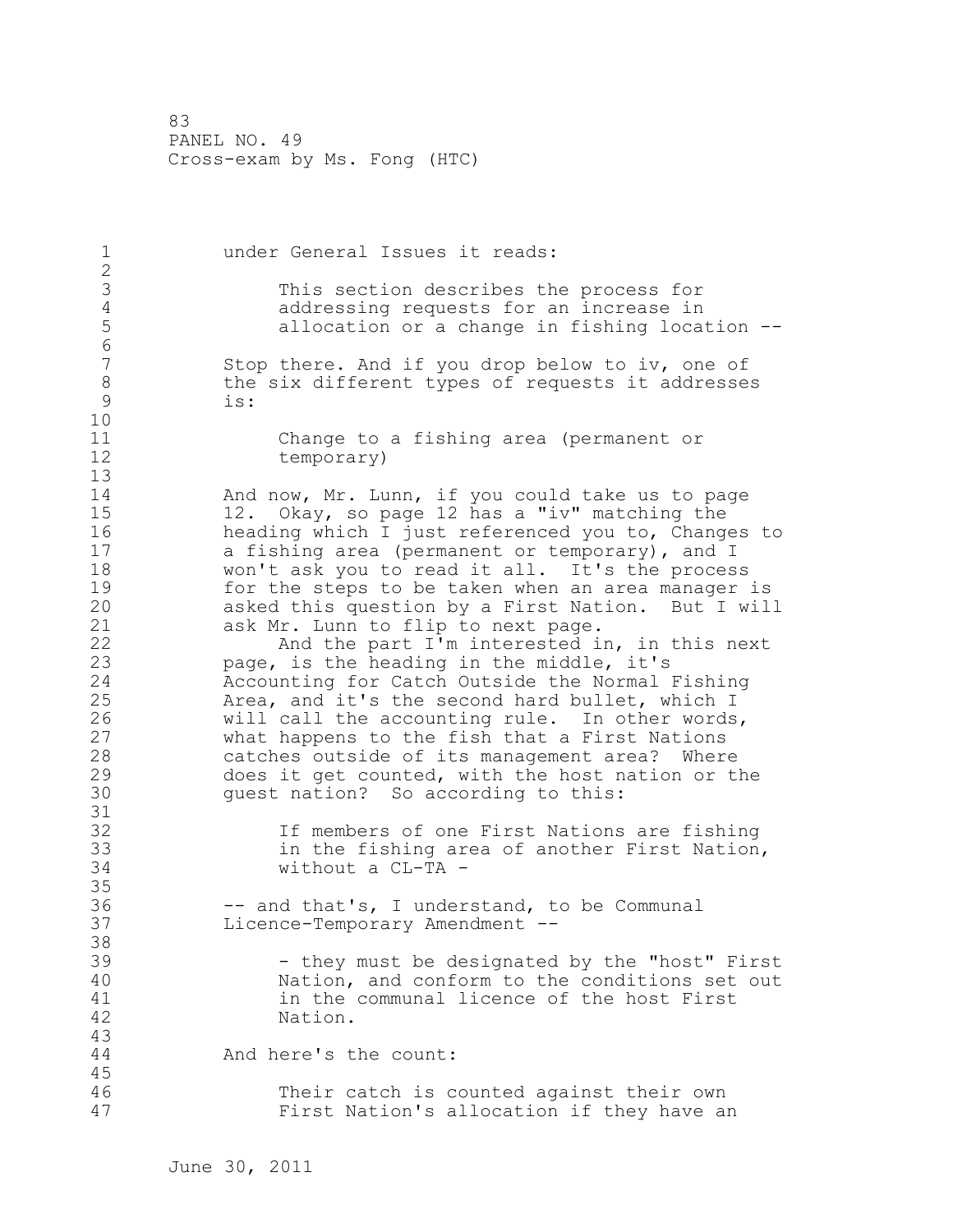under General Issues it reads:

> This section describes the process for addressing requests for an increase in allocation or a change in fishing location --

Stop there. And if you drop below to iv, one of the six different types of requests it addresses is:

> Change to a fishing area (permanent or temporary)

And now, Mr. Lunn, if you could take us to page 12. Okay, so page 12 has a "iv" matching the heading which I just referenced you to, Changes to a fishing area (permanent or temporary), and I won't ask you to read it all. It's the process for the steps to be taken when an area manager is asked this question by a First Nation. But I will ask Mr. Lunn to flip to next page.

And the part I'm interested in, in this next page, is the heading in the middle, it's Accounting for Catch Outside the Normal Fishing Area, and it's the second hard bullet, which I will call the accounting rule. In other words, what happens to the fish that a First Nations catches outside of its management area? Where does it get counted, with the host nation or the guest nation? So according to this:

> If members of one First Nations are fishing in the fishing area of another First Nation, without a CL-TA -

-- and that's, I understand, to be Communal Licence-Temporary Amendment --

> - they must be designated by the "host" First Nation, and conform to the conditions set out in the communal licence of the host First Nation.

And here's the count:

> Their catch is counted against their own First Nation's allocation if they have an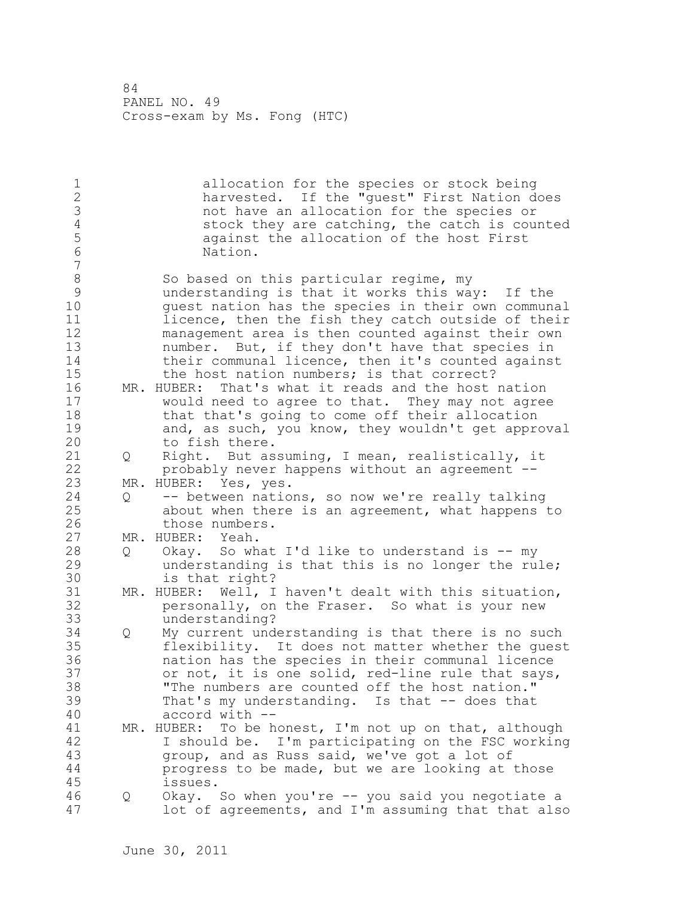allocation for the species or stock being harvested. If the "guest" First Nation does not have an allocation for the species or stock they are catching, the catch is counted against the allocation of the host First Nation.

So based on this particular regime, my understanding is that it works this way: If the guest nation has the species in their own communal licence, then the fish they catch outside of their management area is then counted against their own number. But, if they don't have that species in their communal licence, then it's counted against the host nation numbers; is that correct?

MR. HUBER: That's what it reads and the host nation would need to agree to that. They may not agree that that's going to come off their allocation and, as such, you know, they wouldn't get approval to fish there.

Q Right. But assuming, I mean, realistically, it probably never happens without an agreement --

MR. HUBER: Yes, yes.

Q -- between nations, so now we're really talking about when there is an agreement, what happens to those numbers.

MR. HUBER: Yeah.

Q Okay. So what I'd like to understand is -- my understanding is that this is no longer the rule; is that right?

MR. HUBER: Well, I haven't dealt with this situation, personally, on the Fraser. So what is your new understanding?

Q My current understanding is that there is no such flexibility. It does not matter whether the guest nation has the species in their communal licence or not, it is one solid, red-line rule that says, "The numbers are counted off the host nation." That's my understanding. Is that -- does that accord with --

MR. HUBER: To be honest, I'm not up on that, although I should be. I'm participating on the FSC working group, and as Russ said, we've got a lot of progress to be made, but we are looking at those issues.

Q Okay. So when you're -- you said you negotiate a lot of agreements, and I'm assuming that that also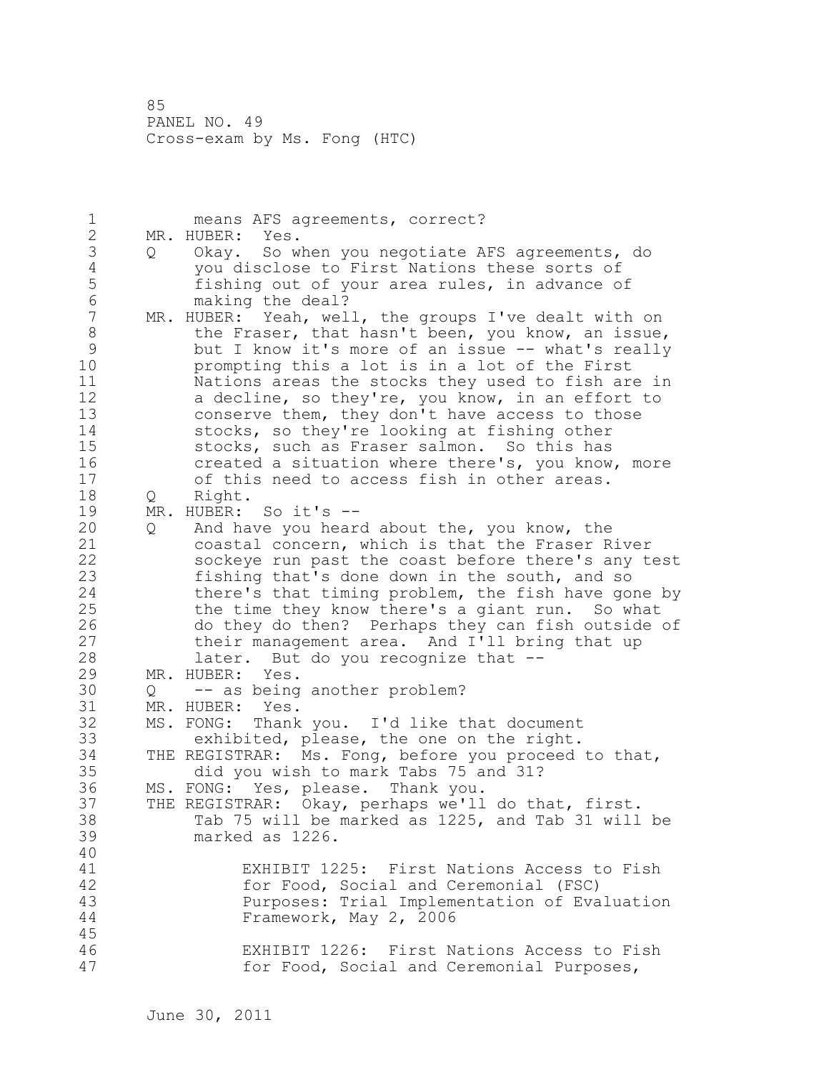means AFS agreements, correct?

MR. HUBER: Yes.

Q Okay. So when you negotiate AFS agreements, do you disclose to First Nations these sorts of fishing out of your area rules, in advance of making the deal?

MR. HUBER: Yeah, well, the groups I've dealt with on the Fraser, that hasn't been, you know, an issue, but I know it's more of an issue -- what's really prompting this a lot is in a lot of the First Nations areas the stocks they used to fish are in a decline, so they're, you know, in an effort to conserve them, they don't have access to those stocks, so they're looking at fishing other stocks, such as Fraser salmon. So this has created a situation where there's, you know, more of this need to access fish in other areas.

Q Right.

MR. HUBER: So it's --

Q And have you heard about the, you know, the coastal concern, which is that the Fraser River sockeye run past the coast before there's any test fishing that's done down in the south, and so there's that timing problem, the fish have gone by the time they know there's a giant run. So what do they do then? Perhaps they can fish outside of their management area. And I'll bring that up later. But do you recognize that --

MR. HUBER: Yes.

Q -- as being another problem?

MR. HUBER: Yes.

MS. FONG: Thank you. I'd like that document exhibited, please, the one on the right.

THE REGISTRAR: Ms. Fong, before you proceed to that, did you wish to mark Tabs 75 and 31?

MS. FONG: Yes, please. Thank you.

THE REGISTRAR: Okay, perhaps we'll do that, first. Tab 75 will be marked as 1225, and Tab 31 will be marked as 1226.

EXHIBIT 1225: First Nations Access to Fish for Food, Social and Ceremonial (FSC) Purposes: Trial Implementation of Evaluation Framework, May 2, 2006

EXHIBIT 1226: First Nations Access to Fish for Food, Social and Ceremonial Purposes,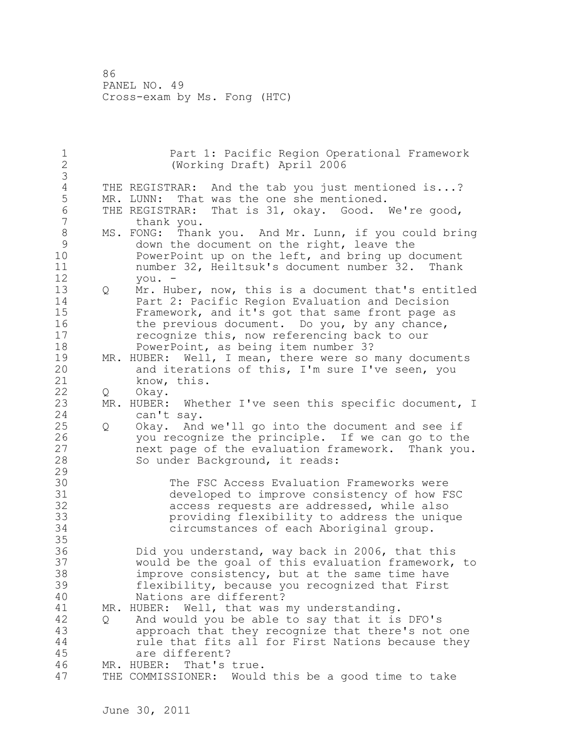Part 1: Pacific Region Operational Framework (Working Draft) April 2006

THE REGISTRAR: And the tab you just mentioned is...?

MR. LUNN: That was the one she mentioned.

THE REGISTRAR: That is 31, okay. Good. We're good, thank you.

MS. FONG: Thank you. And Mr. Lunn, if you could bring down the document on the right, leave the PowerPoint up on the left, and bring up document number 32, Heiltsuk's document number 32. Thank you. -

Q Mr. Huber, now, this is a document that's entitled Part 2: Pacific Region Evaluation and Decision Framework, and it's got that same front page as the previous document. Do you, by any chance, recognize this, now referencing back to our PowerPoint, as being item number 3?

MR. HUBER: Well, I mean, there were so many documents and iterations of this, I'm sure I've seen, you know, this.

Q Okay.

MR. HUBER: Whether I've seen this specific document, I can't say.

Q Okay. And we'll go into the document and see if you recognize the principle. If we can go to the next page of the evaluation framework. Thank you. So under Background, it reads:

> The FSC Access Evaluation Frameworks were developed to improve consistency of how FSC access requests are addressed, while also providing flexibility to address the unique circumstances of each Aboriginal group.

Did you understand, way back in 2006, that this would be the goal of this evaluation framework, to improve consistency, but at the same time have flexibility, because you recognized that First Nations are different?

MR. HUBER: Well, that was my understanding.

Q And would you be able to say that it is DFO's approach that they recognize that there's not one rule that fits all for First Nations because they are different?

MR. HUBER: That's true.

THE COMMISSIONER: Would this be a good time to take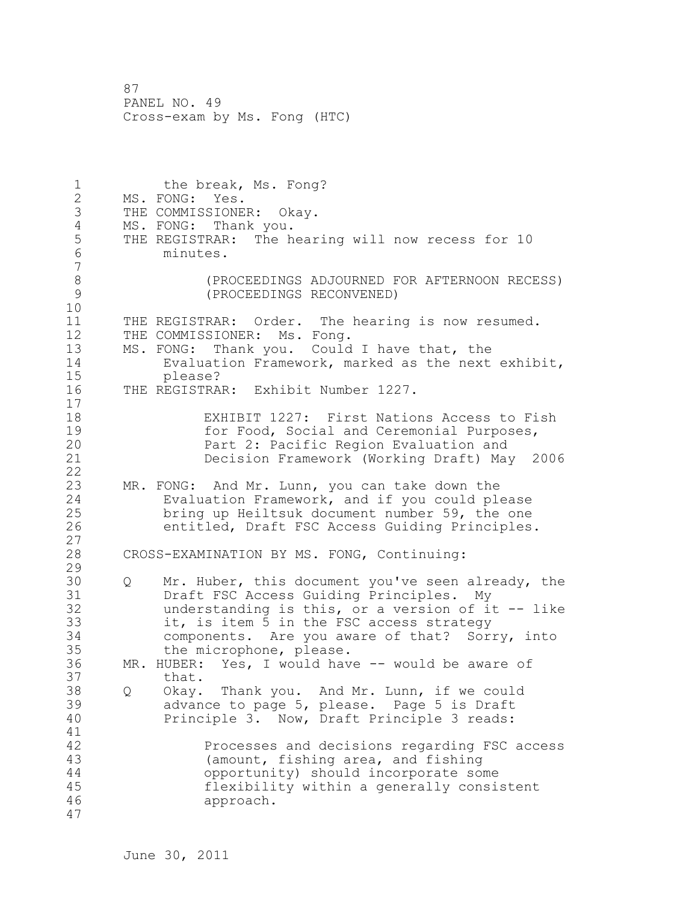the break, Ms. Fong?

MS. FONG: Yes.

THE COMMISSIONER: Okay.

MS. FONG: Thank you.

THE REGISTRAR: The hearing will now recess for 10 minutes.

(PROCEEDINGS ADJOURNED FOR AFTERNOON RECESS)
(PROCEEDINGS RECONVENED)

THE REGISTRAR: Order. The hearing is now resumed.

THE COMMISSIONER: Ms. Fong.

MS. FONG: Thank you. Could I have that, the Evaluation Framework, marked as the next exhibit, please?

THE REGISTRAR: Exhibit Number 1227.

EXHIBIT 1227: First Nations Access to Fish for Food, Social and Ceremonial Purposes, Part 2: Pacific Region Evaluation and Decision Framework (Working Draft) May 2006

MR. FONG: And Mr. Lunn, you can take down the Evaluation Framework, and if you could please bring up Heiltsuk document number 59, the one entitled, Draft FSC Access Guiding Principles.

CROSS-EXAMINATION BY MS. FONG, Continuing:

Q Mr. Huber, this document you've seen already, the Draft FSC Access Guiding Principles. My understanding is this, or a version of it -- like it, is item 5 in the FSC access strategy components. Are you aware of that? Sorry, into the microphone, please.

MR. HUBER: Yes, I would have -- would be aware of that.

Q Okay. Thank you. And Mr. Lunn, if we could advance to page 5, please. Page 5 is Draft Principle 3. Now, Draft Principle 3 reads:

> Processes and decisions regarding FSC access (amount, fishing area, and fishing opportunity) should incorporate some flexibility within a generally consistent approach.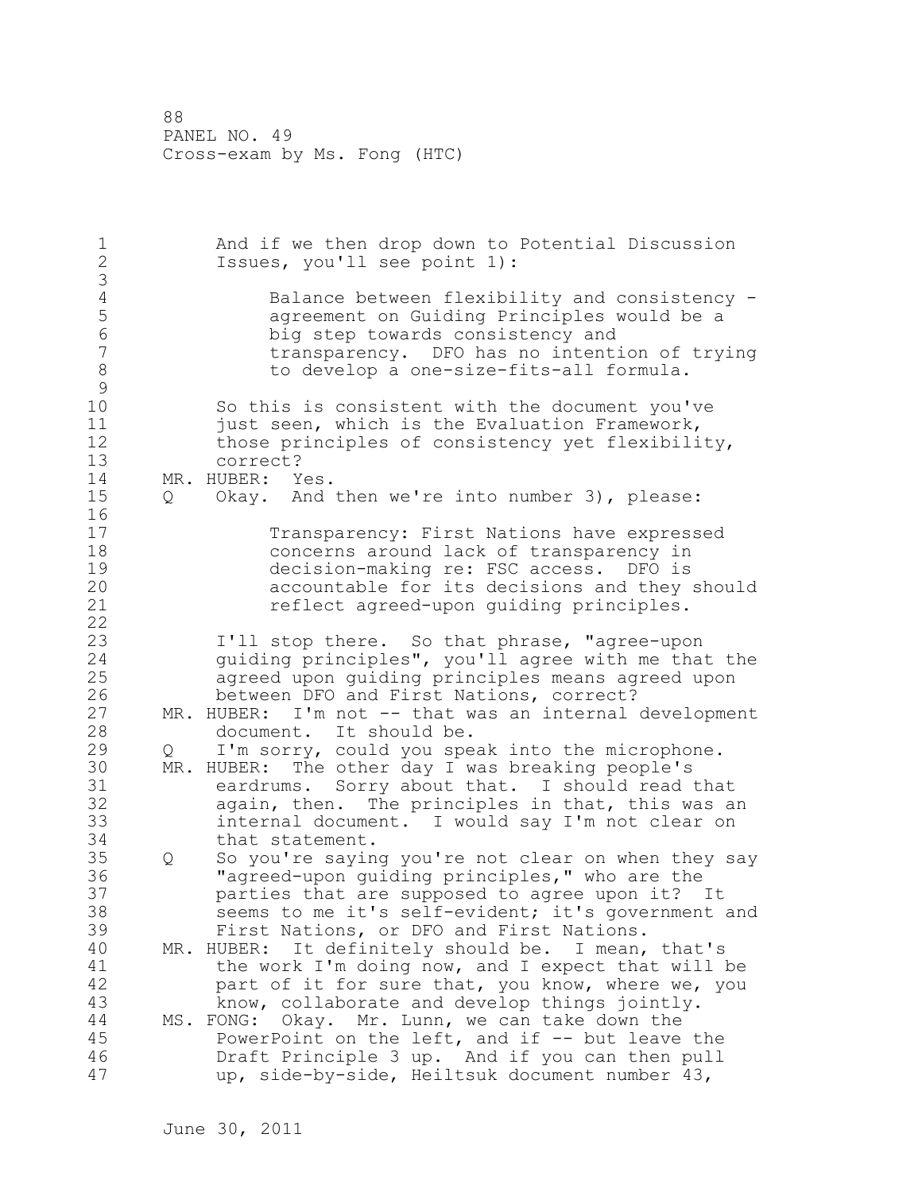And if we then drop down to Potential Discussion Issues, you'll see point 1):

> Balance between flexibility and consistency - agreement on Guiding Principles would be a big step towards consistency and transparency. DFO has no intention of trying to develop a one-size-fits-all formula.

So this is consistent with the document you've just seen, which is the Evaluation Framework, those principles of consistency yet flexibility, correct?

MR. HUBER: Yes.

Q Okay. And then we're into number 3), please:

> Transparency: First Nations have expressed concerns around lack of transparency in decision-making re: FSC access. DFO is accountable for its decisions and they should reflect agreed-upon guiding principles.

I'll stop there. So that phrase, "agree-upon guiding principles", you'll agree with me that the agreed upon guiding principles means agreed upon between DFO and First Nations, correct?

MR. HUBER: I'm not -- that was an internal development document. It should be.

Q I'm sorry, could you speak into the microphone.

MR. HUBER: The other day I was breaking people's eardrums. Sorry about that. I should read that again, then. The principles in that, this was an internal document. I would say I'm not clear on that statement.

Q So you're saying you're not clear on when they say "agreed-upon guiding principles," who are the parties that are supposed to agree upon it? It seems to me it's self-evident; it's government and First Nations, or DFO and First Nations.

MR. HUBER: It definitely should be. I mean, that's the work I'm doing now, and I expect that will be part of it for sure that, you know, where we, you know, collaborate and develop things jointly.

MS. FONG: Okay. Mr. Lunn, we can take down the PowerPoint on the left, and if -- but leave the Draft Principle 3 up. And if you can then pull up, side-by-side, Heiltsuk document number 43,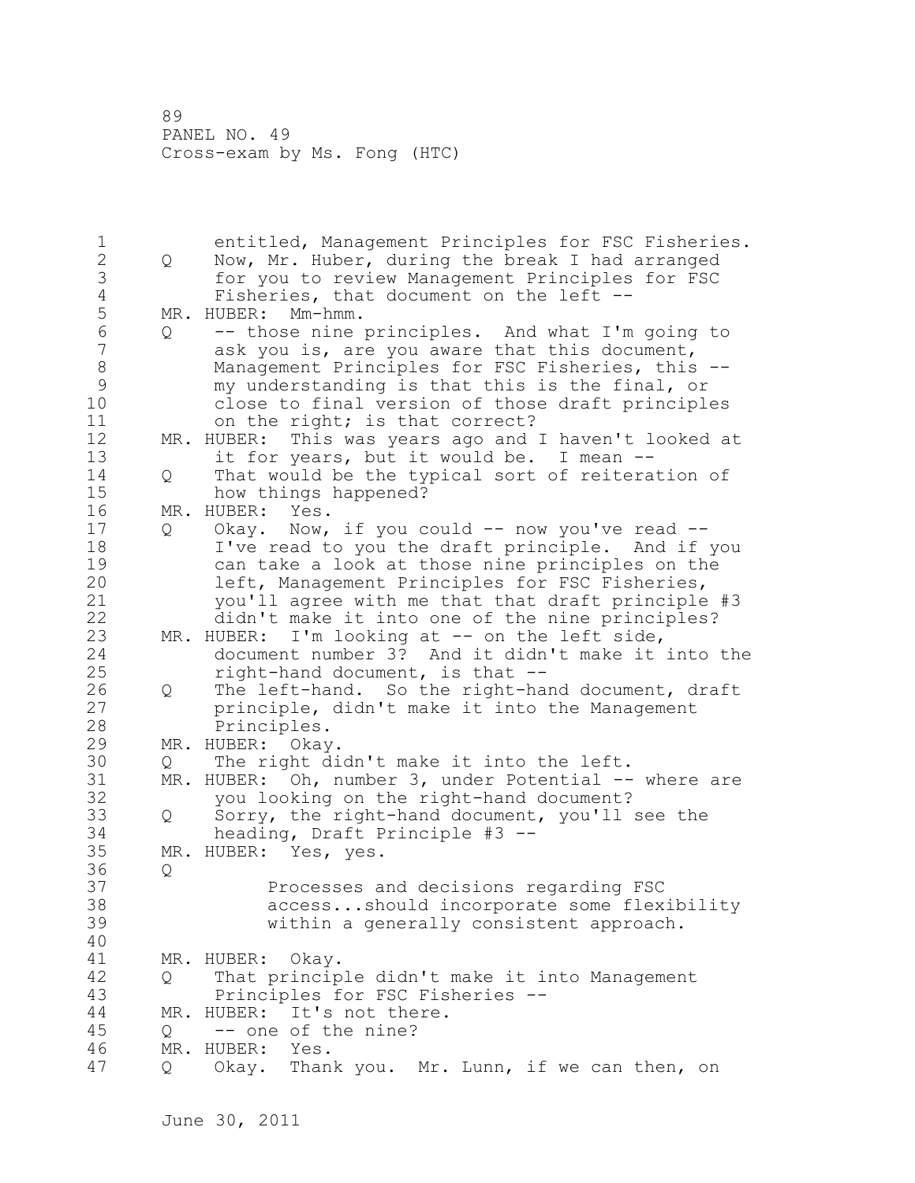entitled, Management Principles for FSC Fisheries.

Q Now, Mr. Huber, during the break I had arranged for you to review Management Principles for FSC Fisheries, that document on the left --

MR. HUBER: Mm-hmm.

Q -- those nine principles. And what I'm going to ask you is, are you aware that this document, Management Principles for FSC Fisheries, this -- my understanding is that this is the final, or close to final version of those draft principles on the right; is that correct?

MR. HUBER: This was years ago and I haven't looked at it for years, but it would be. I mean --

Q That would be the typical sort of reiteration of how things happened?

MR. HUBER: Yes.

Q Okay. Now, if you could -- now you've read -- I've read to you the draft principle. And if you can take a look at those nine principles on the left, Management Principles for FSC Fisheries, you'll agree with me that that draft principle #3 didn't make it into one of the nine principles?

MR. HUBER: I'm looking at -- on the left side, document number 3? And it didn't make it into the right-hand document, is that --

Q The left-hand. So the right-hand document, draft principle, didn't make it into the Management Principles.

MR. HUBER: Okay.

Q The right didn't make it into the left.

MR. HUBER: Oh, number 3, under Potential -- where are you looking on the right-hand document?

Q Sorry, the right-hand document, you'll see the heading, Draft Principle #3 --

MR. HUBER: Yes, yes.

Q

> Processes and decisions regarding FSC access...should incorporate some flexibility within a generally consistent approach.

MR. HUBER: Okay.

Q That principle didn't make it into Management Principles for FSC Fisheries --

MR. HUBER: It's not there.

Q -- one of the nine?

MR. HUBER: Yes.

Q Okay. Thank you. Mr. Lunn, if we can then, on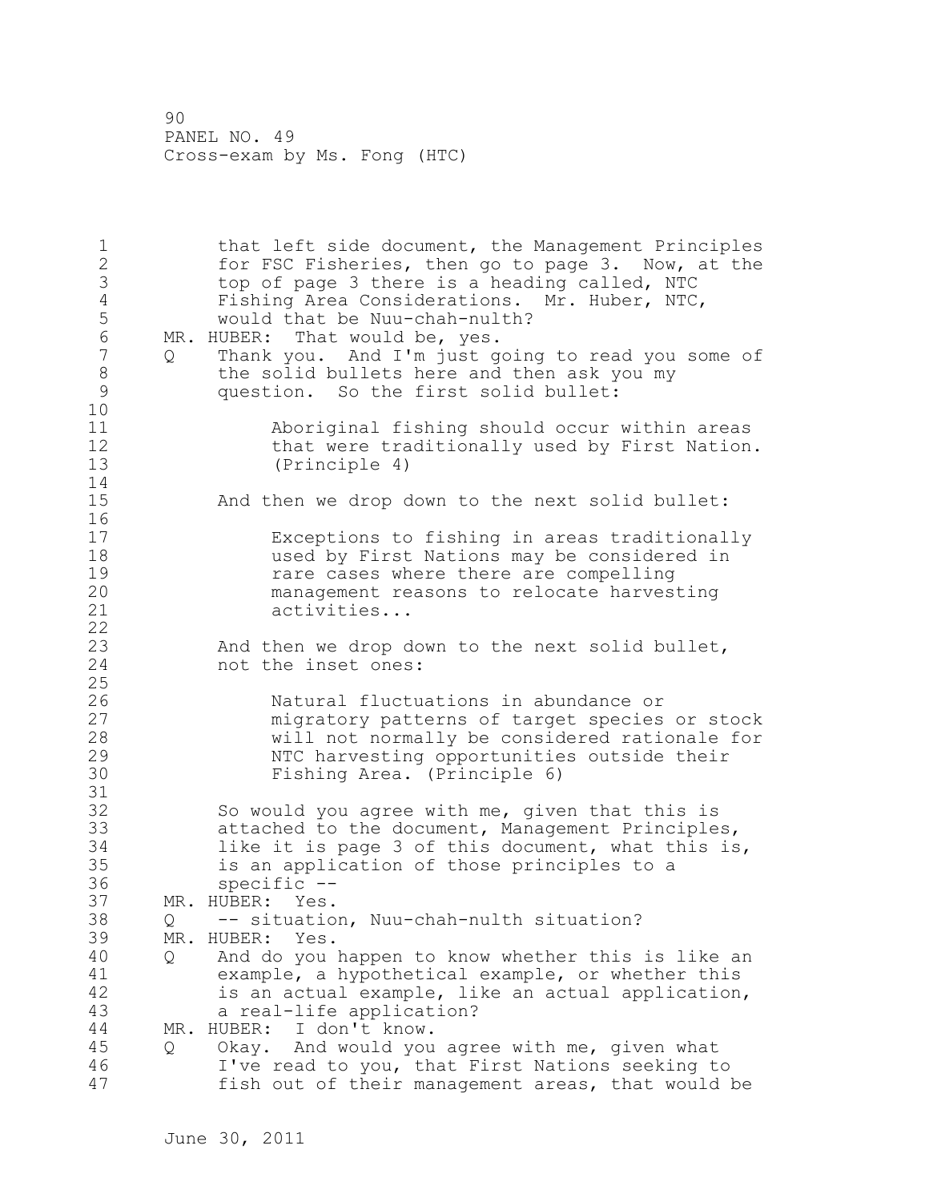that left side document, the Management Principles for FSC Fisheries, then go to page 3. Now, at the top of page 3 there is a heading called, NTC Fishing Area Considerations. Mr. Huber, NTC, would that be Nuu-chah-nulth?

MR. HUBER: That would be, yes.

Q Thank you. And I'm just going to read you some of the solid bullets here and then ask you my question. So the first solid bullet:

> Aboriginal fishing should occur within areas that were traditionally used by First Nation. (Principle 4)

And then we drop down to the next solid bullet:

> Exceptions to fishing in areas traditionally used by First Nations may be considered in rare cases where there are compelling management reasons to relocate harvesting activities...

And then we drop down to the next solid bullet, not the inset ones:

> Natural fluctuations in abundance or migratory patterns of target species or stock will not normally be considered rationale for NTC harvesting opportunities outside their Fishing Area. (Principle 6)

So would you agree with me, given that this is attached to the document, Management Principles, like it is page 3 of this document, what this is, is an application of those principles to a specific --

MR. HUBER: Yes.

Q -- situation, Nuu-chah-nulth situation?

MR. HUBER: Yes.

Q And do you happen to know whether this is like an example, a hypothetical example, or whether this is an actual example, like an actual application, a real-life application?

MR. HUBER: I don't know.

Q Okay. And would you agree with me, given what I've read to you, that First Nations seeking to fish out of their management areas, that would be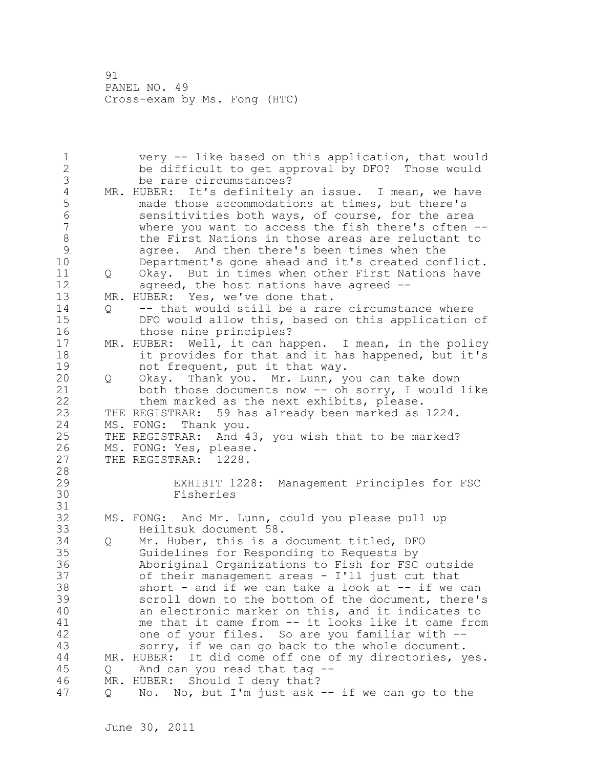very -- like based on this application, that would be difficult to get approval by DFO? Those would be rare circumstances?

MR. HUBER: It's definitely an issue. I mean, we have made those accommodations at times, but there's sensitivities both ways, of course, for the area where you want to access the fish there's often -- the First Nations in those areas are reluctant to agree. And then there's been times when the Department's gone ahead and it's created conflict.

Q Okay. But in times when other First Nations have agreed, the host nations have agreed --

MR. HUBER: Yes, we've done that.

Q -- that would still be a rare circumstance where DFO would allow this, based on this application of those nine principles?

MR. HUBER: Well, it can happen. I mean, in the policy it provides for that and it has happened, but it's not frequent, put it that way.

Q Okay. Thank you. Mr. Lunn, you can take down both those documents now -- oh sorry, I would like them marked as the next exhibits, please.

THE REGISTRAR: 59 has already been marked as 1224.

MS. FONG: Thank you.

THE REGISTRAR: And 43, you wish that to be marked?

MS. FONG: Yes, please.

THE REGISTRAR: 1228.

EXHIBIT 1228: Management Principles for FSC Fisheries

MS. FONG: And Mr. Lunn, could you please pull up Heiltsuk document 58.

Q Mr. Huber, this is a document titled, DFO Guidelines for Responding to Requests by Aboriginal Organizations to Fish for FSC outside of their management areas - I'll just cut that short - and if we can take a look at -- if we can scroll down to the bottom of the document, there's an electronic marker on this, and it indicates to me that it came from -- it looks like it came from one of your files. So are you familiar with -- sorry, if we can go back to the whole document.

MR. HUBER: It did come off one of my directories, yes.

Q And can you read that tag --

MR. HUBER: Should I deny that?

Q No. No, but I'm just ask -- if we can go to the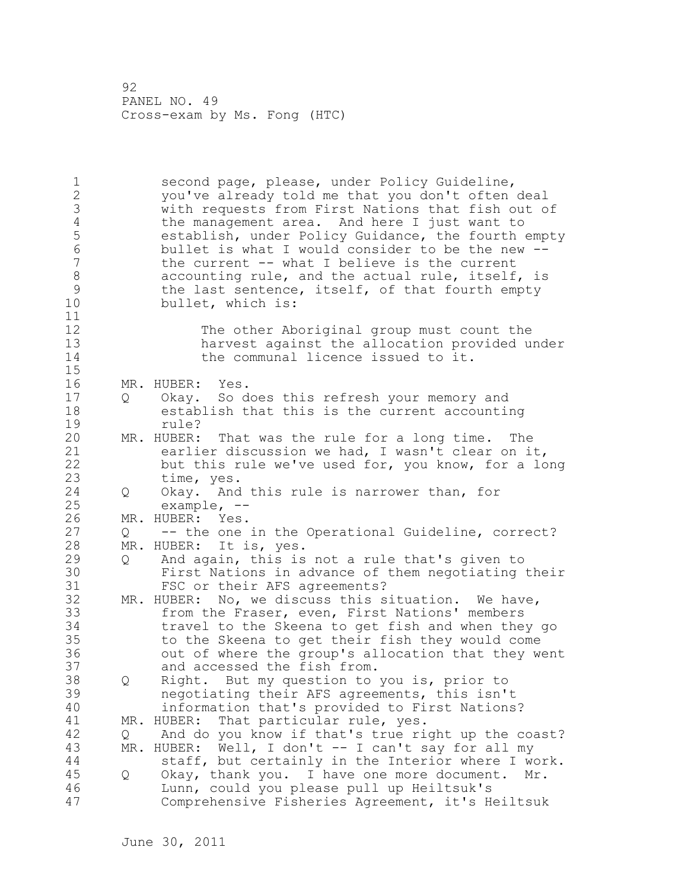second page, please, under Policy Guideline, you've already told me that you don't often deal with requests from First Nations that fish out of the management area. And here I just want to establish, under Policy Guidance, the fourth empty bullet is what I would consider to be the new -- the current -- what I believe is the current accounting rule, and the actual rule, itself, is the last sentence, itself, of that fourth empty bullet, which is:

> The other Aboriginal group must count the harvest against the allocation provided under the communal licence issued to it.

MR. HUBER: Yes.

Q Okay. So does this refresh your memory and establish that this is the current accounting rule?

MR. HUBER: That was the rule for a long time. The earlier discussion we had, I wasn't clear on it, but this rule we've used for, you know, for a long time, yes.

Q Okay. And this rule is narrower than, for example, --

MR. HUBER: Yes.

Q -- the one in the Operational Guideline, correct?

MR. HUBER: It is, yes.

Q And again, this is not a rule that's given to First Nations in advance of them negotiating their FSC or their AFS agreements?

MR. HUBER: No, we discuss this situation. We have, from the Fraser, even, First Nations' members travel to the Skeena to get fish and when they go to the Skeena to get their fish they would come out of where the group's allocation that they went and accessed the fish from.

Q Right. But my question to you is, prior to negotiating their AFS agreements, this isn't information that's provided to First Nations?

MR. HUBER: That particular rule, yes.

Q And do you know if that's true right up the coast?

MR. HUBER: Well, I don't -- I can't say for all my staff, but certainly in the Interior where I work.

Q Okay, thank you. I have one more document. Mr. Lunn, could you please pull up Heiltsuk's Comprehensive Fisheries Agreement, it's Heiltsuk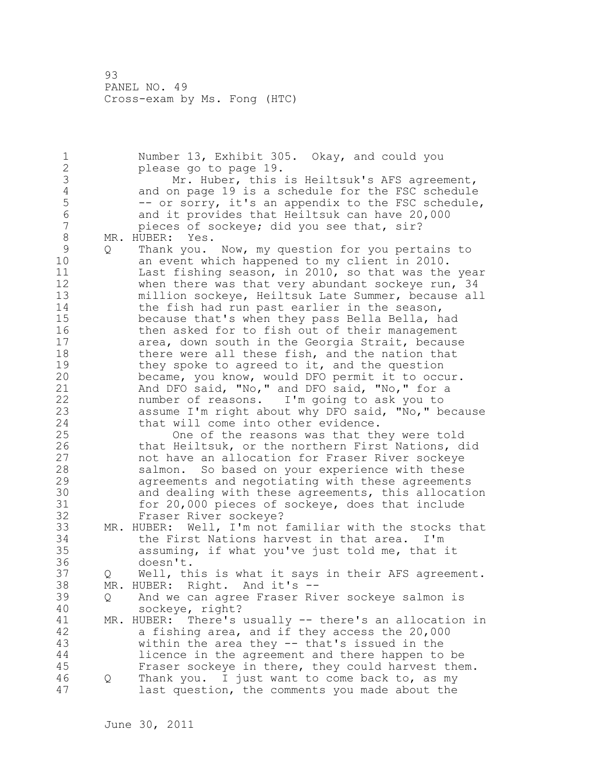Number 13, Exhibit 305. Okay, and could you please go to page 19.

Mr. Huber, this is Heiltsuk's AFS agreement, and on page 19 is a schedule for the FSC schedule -- or sorry, it's an appendix to the FSC schedule, and it provides that Heiltsuk can have 20,000 pieces of sockeye; did you see that, sir?

MR. HUBER: Yes.

Q Thank you. Now, my question for you pertains to an event which happened to my client in 2010. Last fishing season, in 2010, so that was the year when there was that very abundant sockeye run, 34 million sockeye, Heiltsuk Late Summer, because all the fish had run past earlier in the season, because that's when they pass Bella Bella, had then asked for to fish out of their management area, down south in the Georgia Strait, because there were all these fish, and the nation that they spoke to agreed to it, and the question became, you know, would DFO permit it to occur. And DFO said, "No," and DFO said, "No," for a number of reasons. I'm going to ask you to assume I'm right about why DFO said, "No," because that will come into other evidence.

One of the reasons was that they were told that Heiltsuk, or the northern First Nations, did not have an allocation for Fraser River sockeye salmon. So based on your experience with these agreements and negotiating with these agreements and dealing with these agreements, this allocation for 20,000 pieces of sockeye, does that include Fraser River sockeye?

MR. HUBER: Well, I'm not familiar with the stocks that the First Nations harvest in that area. I'm assuming, if what you've just told me, that it doesn't.

Q Well, this is what it says in their AFS agreement.

MR. HUBER: Right. And it's --

Q And we can agree Fraser River sockeye salmon is sockeye, right?

MR. HUBER: There's usually -- there's an allocation in a fishing area, and if they access the 20,000 within the area they -- that's issued in the licence in the agreement and there happen to be Fraser sockeye in there, they could harvest them.

Q Thank you. I just want to come back to, as my last question, the comments you made about the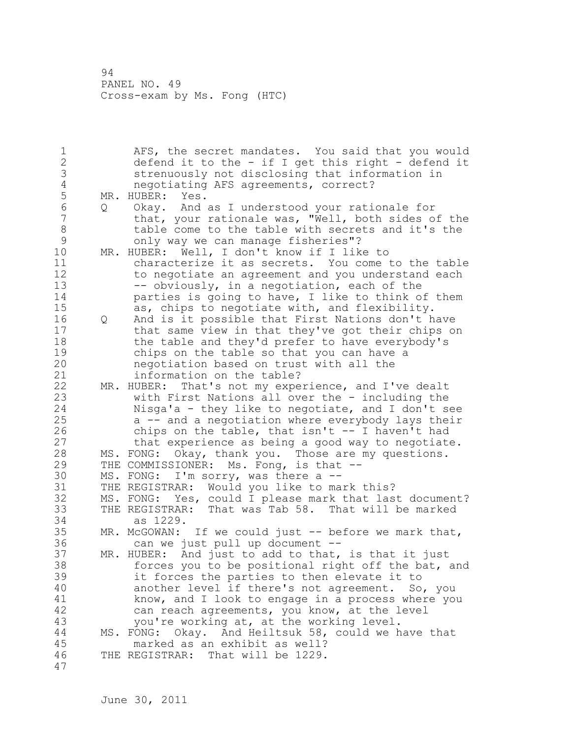AFS, the secret mandates. You said that you would defend it to the - if I get this right - defend it strenuously not disclosing that information in negotiating AFS agreements, correct?

MR. HUBER: Yes.

Q Okay. And as I understood your rationale for that, your rationale was, "Well, both sides of the table come to the table with secrets and it's the only way we can manage fisheries"?

MR. HUBER: Well, I don't know if I like to characterize it as secrets. You come to the table to negotiate an agreement and you understand each -- obviously, in a negotiation, each of the parties is going to have, I like to think of them as, chips to negotiate with, and flexibility.

Q And is it possible that First Nations don't have that same view in that they've got their chips on the table and they'd prefer to have everybody's chips on the table so that you can have a negotiation based on trust with all the information on the table?

MR. HUBER: That's not my experience, and I've dealt with First Nations all over the - including the Nisga'a - they like to negotiate, and I don't see a -- and a negotiation where everybody lays their chips on the table, that isn't -- I haven't had that experience as being a good way to negotiate.

MS. FONG: Okay, thank you. Those are my questions.

THE COMMISSIONER: Ms. Fong, is that --

MS. FONG: I'm sorry, was there a --

THE REGISTRAR: Would you like to mark this?

MS. FONG: Yes, could I please mark that last document?

THE REGISTRAR: That was Tab 58. That will be marked as 1229.

MR. McGOWAN: If we could just -- before we mark that, can we just pull up document --

MR. HUBER: And just to add to that, is that it just forces you to be positional right off the bat, and it forces the parties to then elevate it to another level if there's not agreement. So, you know, and I look to engage in a process where you can reach agreements, you know, at the level you're working at, at the working level.

MS. FONG: Okay. And Heiltsuk 58, could we have that marked as an exhibit as well?

THE REGISTRAR: That will be 1229.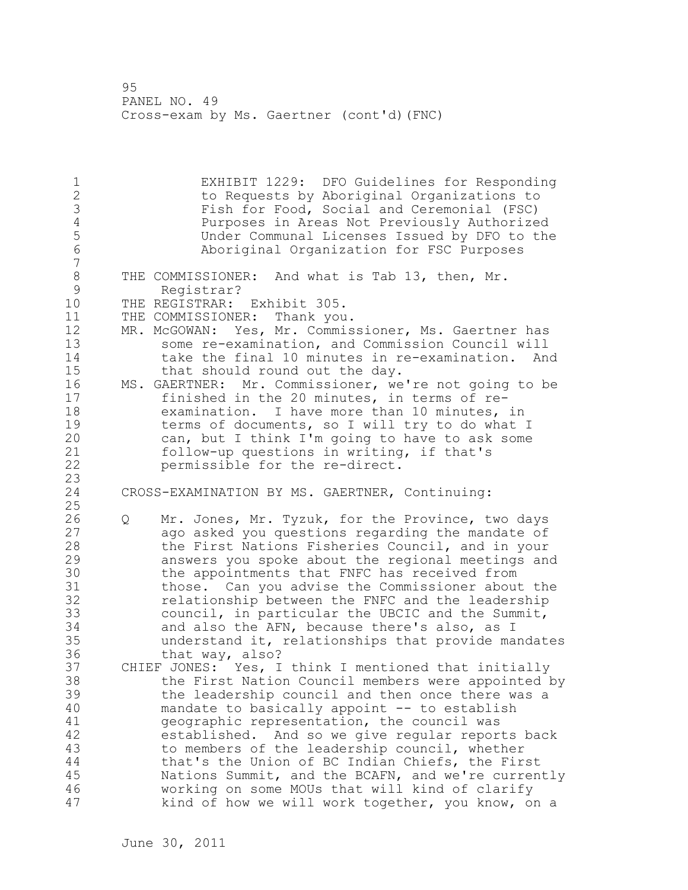EXHIBIT 1229: DFO Guidelines for Responding to Requests by Aboriginal Organizations to Fish for Food, Social and Ceremonial (FSC) Purposes in Areas Not Previously Authorized Under Communal Licenses Issued by DFO to the Aboriginal Organization for FSC Purposes

THE COMMISSIONER: And what is Tab 13, then, Mr. Registrar?

THE REGISTRAR: Exhibit 305.

THE COMMISSIONER: Thank you.

MR. McGOWAN: Yes, Mr. Commissioner, Ms. Gaertner has some re-examination, and Commission Council will take the final 10 minutes in re-examination. And that should round out the day.

MS. GAERTNER: Mr. Commissioner, we're not going to be finished in the 20 minutes, in terms of re-examination. I have more than 10 minutes, in terms of documents, so I will try to do what I can, but I think I'm going to have to ask some follow-up questions in writing, if that's permissible for the re-direct.

CROSS-EXAMINATION BY MS. GAERTNER, Continuing:

Q Mr. Jones, Mr. Tyzuk, for the Province, two days ago asked you questions regarding the mandate of the First Nations Fisheries Council, and in your answers you spoke about the regional meetings and the appointments that FNFC has received from those. Can you advise the Commissioner about the relationship between the FNFC and the leadership council, in particular the UBCIC and the Summit, and also the AFN, because there's also, as I understand it, relationships that provide mandates that way, also?

CHIEF JONES: Yes, I think I mentioned that initially the First Nation Council members were appointed by the leadership council and then once there was a mandate to basically appoint -- to establish geographic representation, the council was established. And so we give regular reports back to members of the leadership council, whether that's the Union of BC Indian Chiefs, the First Nations Summit, and the BCAFN, and we're currently working on some MOUs that will kind of clarify kind of how we will work together, you know, on a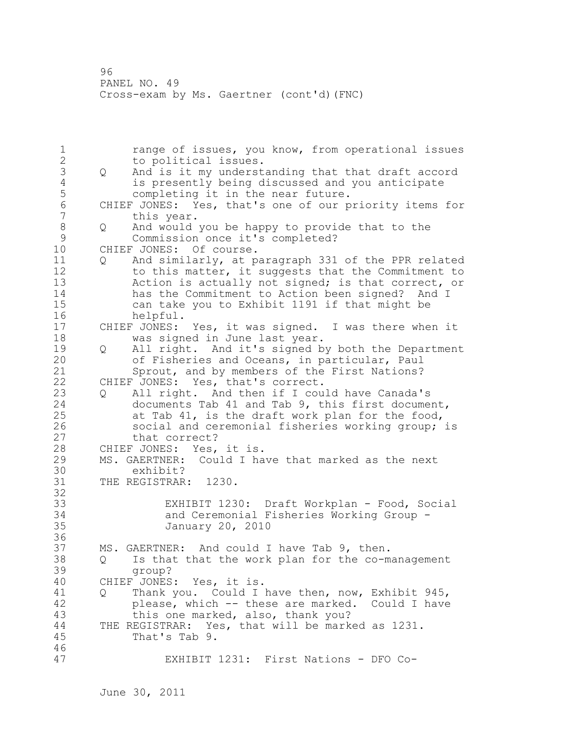range of issues, you know, from operational issues to political issues.

Q And is it my understanding that that draft accord is presently being discussed and you anticipate completing it in the near future.

CHIEF JONES: Yes, that's one of our priority items for this year.

Q And would you be happy to provide that to the Commission once it's completed?

CHIEF JONES: Of course.

Q And similarly, at paragraph 331 of the PPR related to this matter, it suggests that the Commitment to Action is actually not signed; is that correct, or has the Commitment to Action been signed? And I can take you to Exhibit 1191 if that might be helpful.

CHIEF JONES: Yes, it was signed. I was there when it was signed in June last year.

Q All right. And it's signed by both the Department of Fisheries and Oceans, in particular, Paul Sprout, and by members of the First Nations?

CHIEF JONES: Yes, that's correct.

Q All right. And then if I could have Canada's documents Tab 41 and Tab 9, this first document, at Tab 41, is the draft work plan for the food, social and ceremonial fisheries working group; is that correct?

CHIEF JONES: Yes, it is.

MS. GAERTNER: Could I have that marked as the next exhibit?

THE REGISTRAR: 1230.

EXHIBIT 1230: Draft Workplan - Food, Social and Ceremonial Fisheries Working Group - January 20, 2010

MS. GAERTNER: And could I have Tab 9, then.

Q Is that that the work plan for the co-management group?

CHIEF JONES: Yes, it is.

Q Thank you. Could I have then, now, Exhibit 945, please, which -- these are marked. Could I have this one marked, also, thank you?

THE REGISTRAR: Yes, that will be marked as 1231. That's Tab 9.

EXHIBIT 1231: First Nations - DFO Co-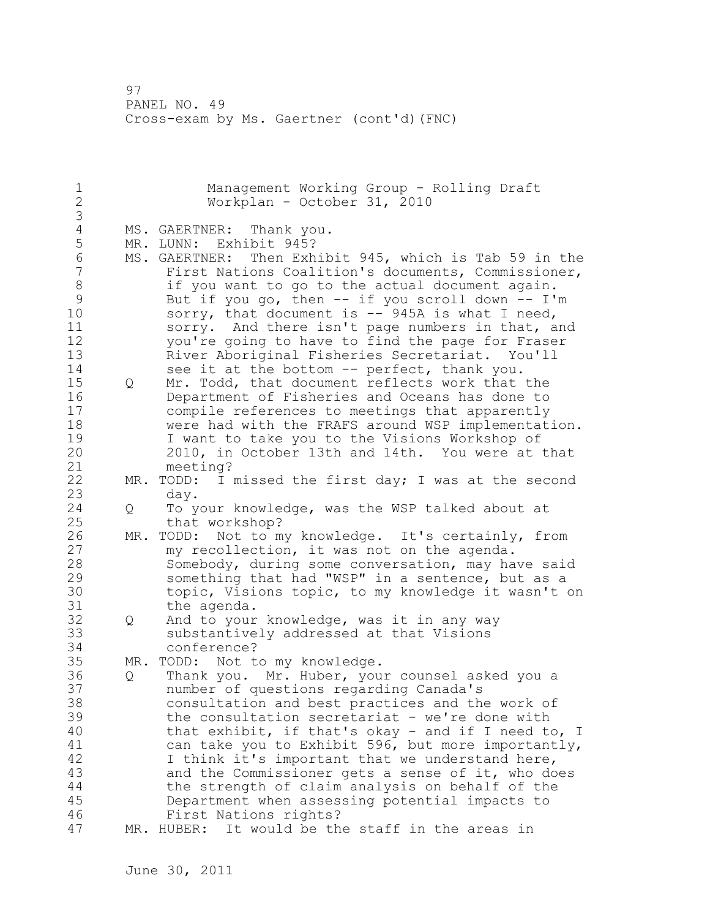Management Working Group - Rolling Draft Workplan - October 31, 2010

MS. GAERTNER: Thank you.

MR. LUNN: Exhibit 945?

MS. GAERTNER: Then Exhibit 945, which is Tab 59 in the First Nations Coalition's documents, Commissioner, if you want to go to the actual document again. But if you go, then -- if you scroll down -- I'm sorry, that document is -- 945A is what I need, sorry. And there isn't page numbers in that, and you're going to have to find the page for Fraser River Aboriginal Fisheries Secretariat. You'll see it at the bottom -- perfect, thank you.

Q Mr. Todd, that document reflects work that the Department of Fisheries and Oceans has done to compile references to meetings that apparently were had with the FRAFS around WSP implementation. I want to take you to the Visions Workshop of 2010, in October 13th and 14th. You were at that meeting?

MR. TODD: I missed the first day; I was at the second day.

Q To your knowledge, was the WSP talked about at that workshop?

MR. TODD: Not to my knowledge. It's certainly, from my recollection, it was not on the agenda. Somebody, during some conversation, may have said something that had "WSP" in a sentence, but as a topic, Visions topic, to my knowledge it wasn't on the agenda.

Q And to your knowledge, was it in any way substantively addressed at that Visions conference?

MR. TODD: Not to my knowledge.

Q Thank you. Mr. Huber, your counsel asked you a number of questions regarding Canada's consultation and best practices and the work of the consultation secretariat - we're done with that exhibit, if that's okay - and if I need to, I can take you to Exhibit 596, but more importantly, I think it's important that we understand here, and the Commissioner gets a sense of it, who does the strength of claim analysis on behalf of the Department when assessing potential impacts to First Nations rights?

MR. HUBER: It would be the staff in the areas in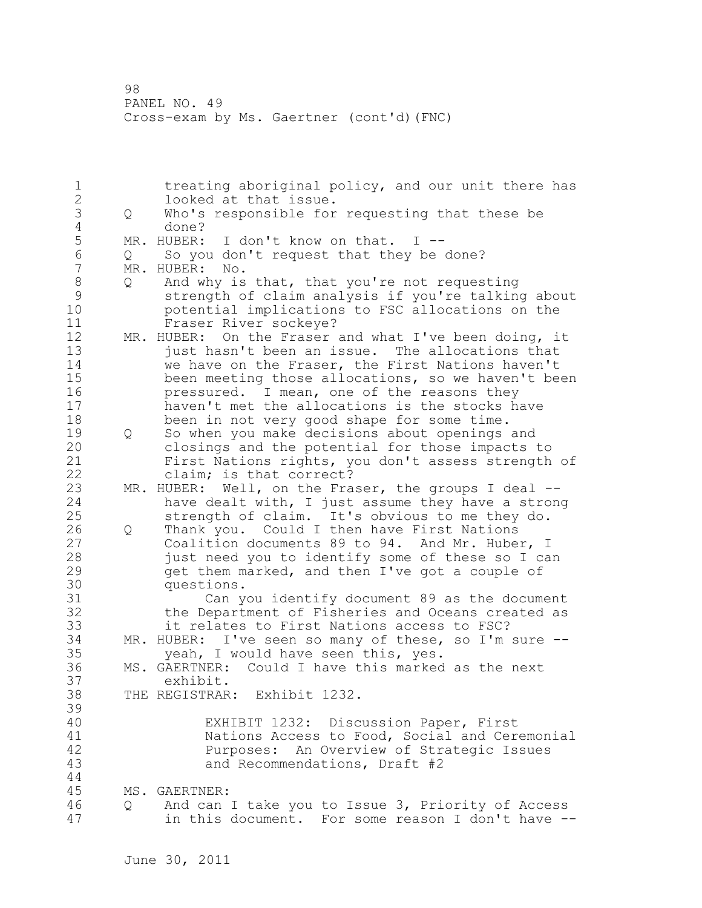treating aboriginal policy, and our unit there has looked at that issue.

Q Who's responsible for requesting that these be done?

MR. HUBER: I don't know on that. I --

Q So you don't request that they be done?

MR. HUBER: No.

Q And why is that, that you're not requesting strength of claim analysis if you're talking about potential implications to FSC allocations on the Fraser River sockeye?

MR. HUBER: On the Fraser and what I've been doing, it just hasn't been an issue. The allocations that we have on the Fraser, the First Nations haven't been meeting those allocations, so we haven't been pressured. I mean, one of the reasons they haven't met the allocations is the stocks have been in not very good shape for some time.

Q So when you make decisions about openings and closings and the potential for those impacts to First Nations rights, you don't assess strength of claim; is that correct?

MR. HUBER: Well, on the Fraser, the groups I deal -- have dealt with, I just assume they have a strong strength of claim. It's obvious to me they do.

Q Thank you. Could I then have First Nations Coalition documents 89 to 94. And Mr. Huber, I just need you to identify some of these so I can get them marked, and then I've got a couple of questions.

Can you identify document 89 as the document the Department of Fisheries and Oceans created as it relates to First Nations access to FSC?

MR. HUBER: I've seen so many of these, so I'm sure -- yeah, I would have seen this, yes.

MS. GAERTNER: Could I have this marked as the next exhibit.

THE REGISTRAR: Exhibit 1232.

EXHIBIT 1232: Discussion Paper, First Nations Access to Food, Social and Ceremonial Purposes: An Overview of Strategic Issues and Recommendations, Draft #2

MS. GAERTNER:

Q And can I take you to Issue 3, Priority of Access in this document. For some reason I don't have --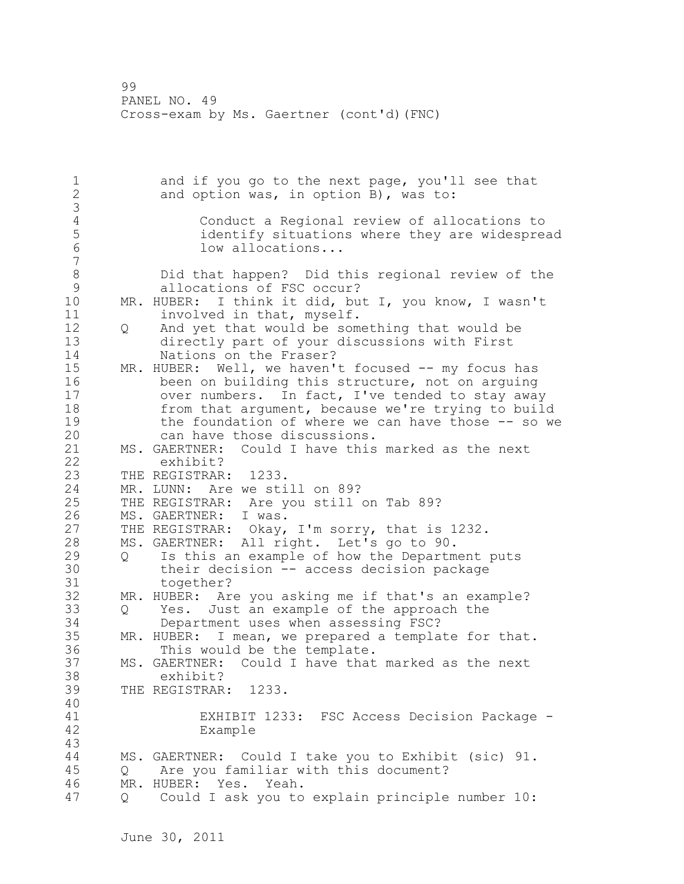and if you go to the next page, you'll see that and option was, in option B), was to:

> Conduct a Regional review of allocations to identify situations where they are widespread low allocations...

Did that happen? Did this regional review of the allocations of FSC occur?

MR. HUBER: I think it did, but I, you know, I wasn't involved in that, myself.

Q And yet that would be something that would be directly part of your discussions with First Nations on the Fraser?

MR. HUBER: Well, we haven't focused -- my focus has been on building this structure, not on arguing over numbers. In fact, I've tended to stay away from that argument, because we're trying to build the foundation of where we can have those -- so we can have those discussions.

MS. GAERTNER: Could I have this marked as the next exhibit?

THE REGISTRAR: 1233.

MR. LUNN: Are we still on 89?

THE REGISTRAR: Are you still on Tab 89?

MS. GAERTNER: I was.

THE REGISTRAR: Okay, I'm sorry, that is 1232.

MS. GAERTNER: All right. Let's go to 90.

Q Is this an example of how the Department puts their decision -- access decision package together?

MR. HUBER: Are you asking me if that's an example?

Q Yes. Just an example of the approach the Department uses when assessing FSC?

MR. HUBER: I mean, we prepared a template for that. This would be the template.

MS. GAERTNER: Could I have that marked as the next exhibit?

THE REGISTRAR: 1233.

> EXHIBIT 1233: FSC Access Decision Package - Example

MS. GAERTNER: Could I take you to Exhibit (sic) 91.

Q Are you familiar with this document?

MR. HUBER: Yes. Yeah.

Q Could I ask you to explain principle number 10: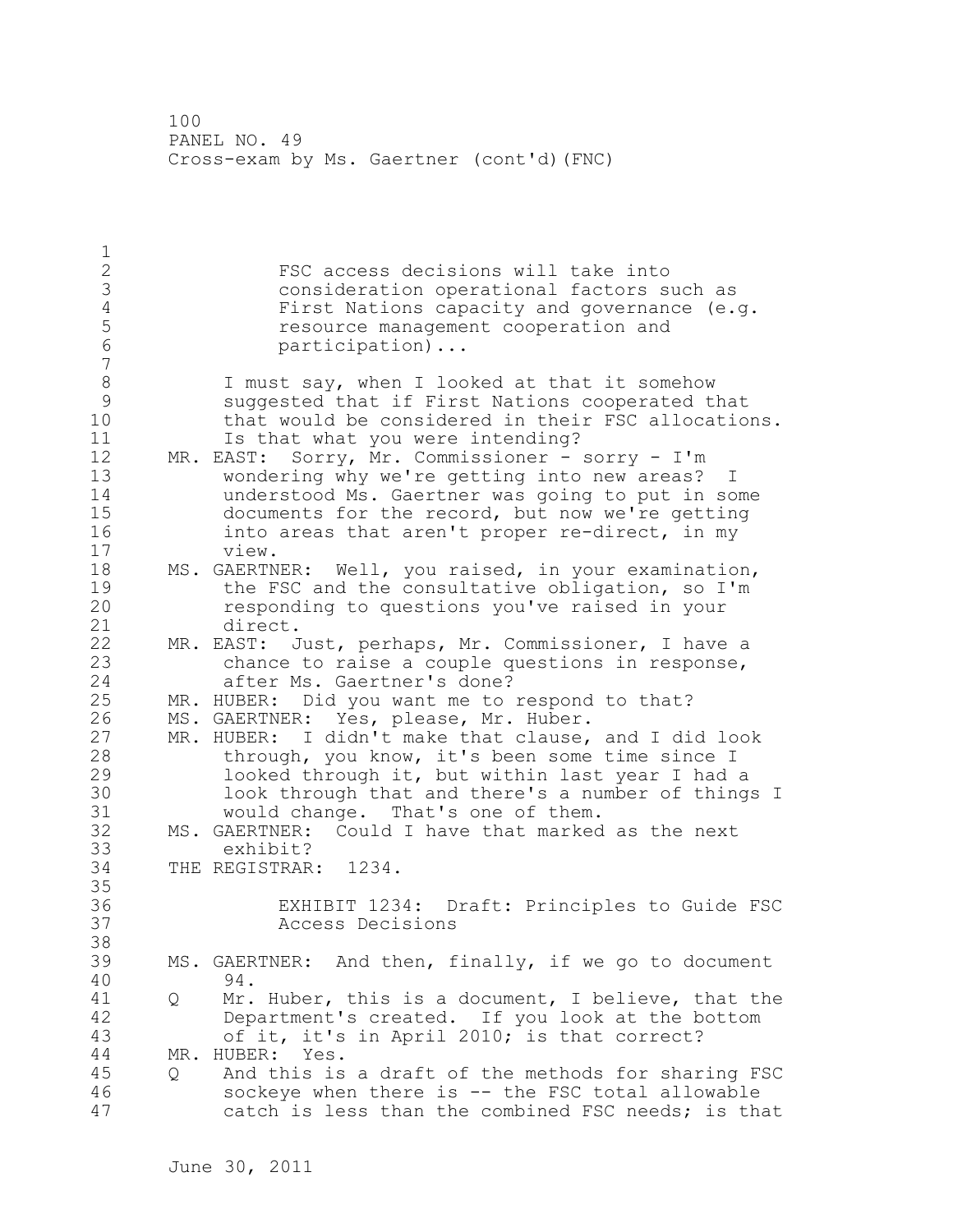FSC access decisions will take into consideration operational factors such as First Nations capacity and governance (e.g. resource management cooperation and participation)...

I must say, when I looked at that it somehow suggested that if First Nations cooperated that that would be considered in their FSC allocations. Is that what you were intending?

MR. EAST: Sorry, Mr. Commissioner - sorry - I'm wondering why we're getting into new areas? I understood Ms. Gaertner was going to put in some documents for the record, but now we're getting into areas that aren't proper re-direct, in my view.

MS. GAERTNER: Well, you raised, in your examination, the FSC and the consultative obligation, so I'm responding to questions you've raised in your direct.

MR. EAST: Just, perhaps, Mr. Commissioner, I have a chance to raise a couple questions in response, after Ms. Gaertner's done?

MR. HUBER: Did you want me to respond to that?

MS. GAERTNER: Yes, please, Mr. Huber.

MR. HUBER: I didn't make that clause, and I did look through, you know, it's been some time since I looked through it, but within last year I had a look through that and there's a number of things I would change. That's one of them.

MS. GAERTNER: Could I have that marked as the next exhibit?

THE REGISTRAR: 1234.

EXHIBIT 1234: Draft: Principles to Guide FSC Access Decisions

MS. GAERTNER: And then, finally, if we go to document 94.

Q Mr. Huber, this is a document, I believe, that the Department's created. If you look at the bottom of it, it's in April 2010; is that correct?

MR. HUBER: Yes.

Q And this is a draft of the methods for sharing FSC sockeye when there is -- the FSC total allowable catch is less than the combined FSC needs; is that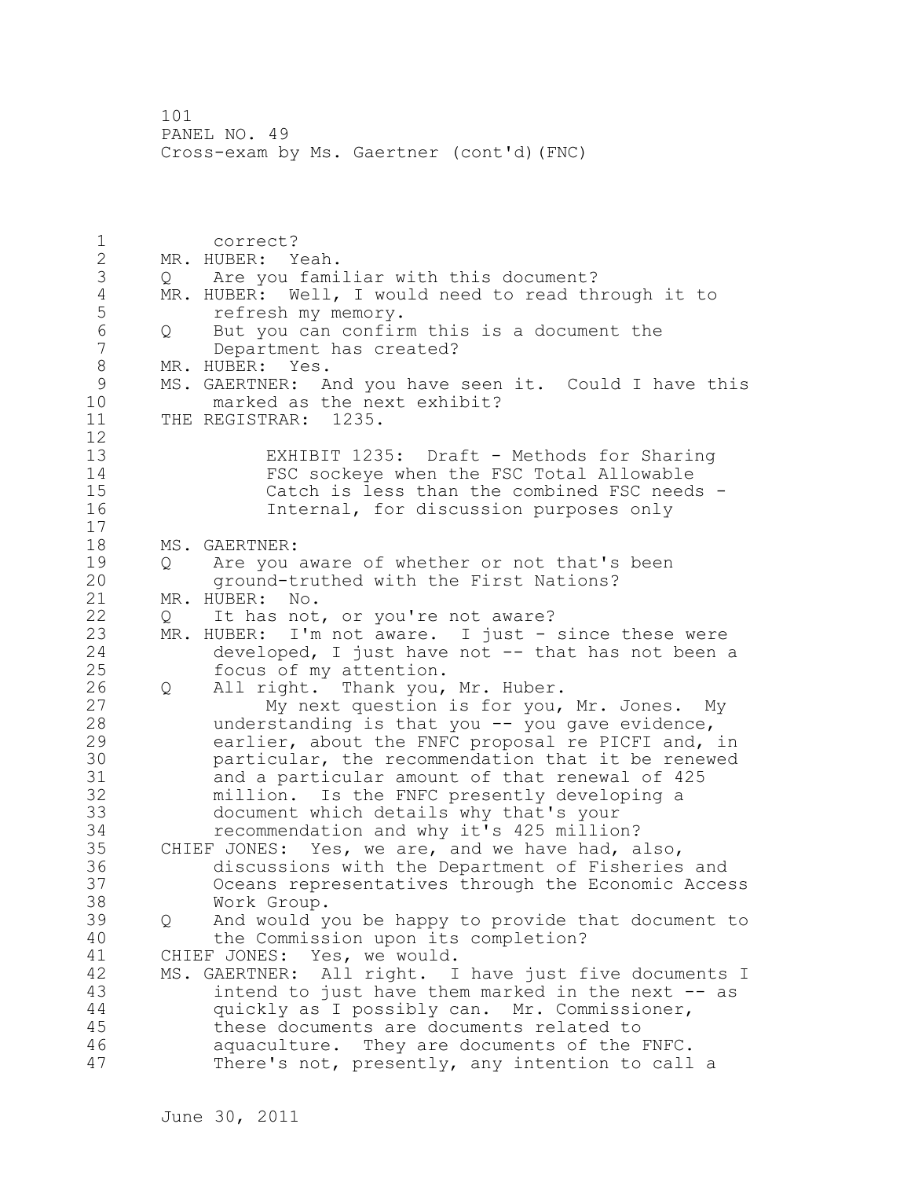correct?

MR. HUBER: Yeah.

Q Are you familiar with this document?

MR. HUBER: Well, I would need to read through it to refresh my memory.

Q But you can confirm this is a document the Department has created?

MR. HUBER: Yes.

MS. GAERTNER: And you have seen it. Could I have this marked as the next exhibit?

THE REGISTRAR: 1235.

EXHIBIT 1235: Draft - Methods for Sharing FSC sockeye when the FSC Total Allowable Catch is less than the combined FSC needs - Internal, for discussion purposes only

MS. GAERTNER:

Q Are you aware of whether or not that's been ground-truthed with the First Nations?

MR. HUBER: No.

Q It has not, or you're not aware?

MR. HUBER: I'm not aware. I just - since these were developed, I just have not -- that has not been a focus of my attention.

Q All right. Thank you, Mr. Huber.

My next question is for you, Mr. Jones. My understanding is that you -- you gave evidence, earlier, about the FNFC proposal re PICFI and, in particular, the recommendation that it be renewed and a particular amount of that renewal of 425 million. Is the FNFC presently developing a document which details why that's your recommendation and why it's 425 million?

CHIEF JONES: Yes, we are, and we have had, also, discussions with the Department of Fisheries and Oceans representatives through the Economic Access Work Group.

Q And would you be happy to provide that document to the Commission upon its completion?

CHIEF JONES: Yes, we would.

MS. GAERTNER: All right. I have just five documents I intend to just have them marked in the next -- as quickly as I possibly can. Mr. Commissioner, these documents are documents related to aquaculture. They are documents of the FNFC. There's not, presently, any intention to call a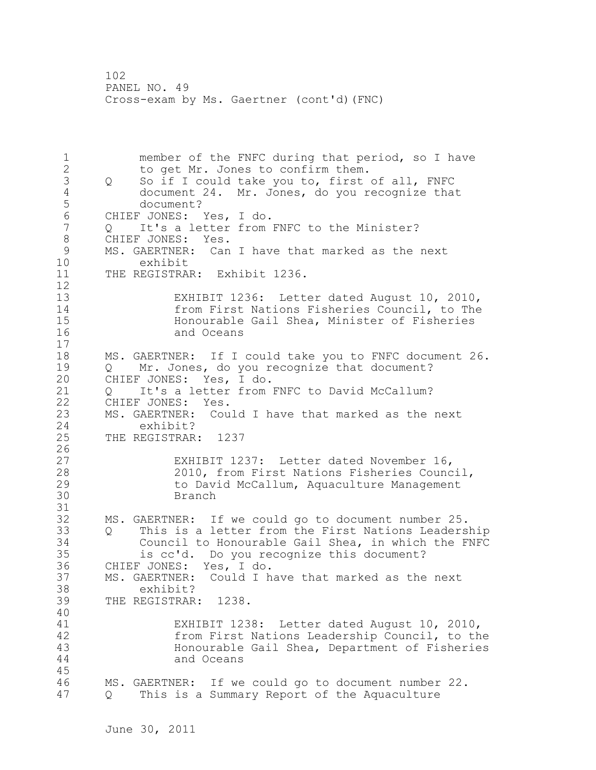member of the FNFC during that period, so I have to get Mr. Jones to confirm them.

Q So if I could take you to, first of all, FNFC document 24. Mr. Jones, do you recognize that document?

CHIEF JONES: Yes, I do.

Q It's a letter from FNFC to the Minister?

CHIEF JONES: Yes.

MS. GAERTNER: Can I have that marked as the next exhibit

THE REGISTRAR: Exhibit 1236.

EXHIBIT 1236: Letter dated August 10, 2010, from First Nations Fisheries Council, to The Honourable Gail Shea, Minister of Fisheries and Oceans

MS. GAERTNER: If I could take you to FNFC document 26.

Q Mr. Jones, do you recognize that document?

CHIEF JONES: Yes, I do.

Q It's a letter from FNFC to David McCallum?

CHIEF JONES: Yes.

MS. GAERTNER: Could I have that marked as the next exhibit?

THE REGISTRAR: 1237

EXHIBIT 1237: Letter dated November 16, 2010, from First Nations Fisheries Council, to David McCallum, Aquaculture Management Branch

MS. GAERTNER: If we could go to document number 25.

Q This is a letter from the First Nations Leadership Council to Honourable Gail Shea, in which the FNFC is cc'd. Do you recognize this document?

CHIEF JONES: Yes, I do.

MS. GAERTNER: Could I have that marked as the next exhibit?

THE REGISTRAR: 1238.

EXHIBIT 1238: Letter dated August 10, 2010, from First Nations Leadership Council, to the Honourable Gail Shea, Department of Fisheries and Oceans

MS. GAERTNER: If we could go to document number 22.

Q This is a Summary Report of the Aquaculture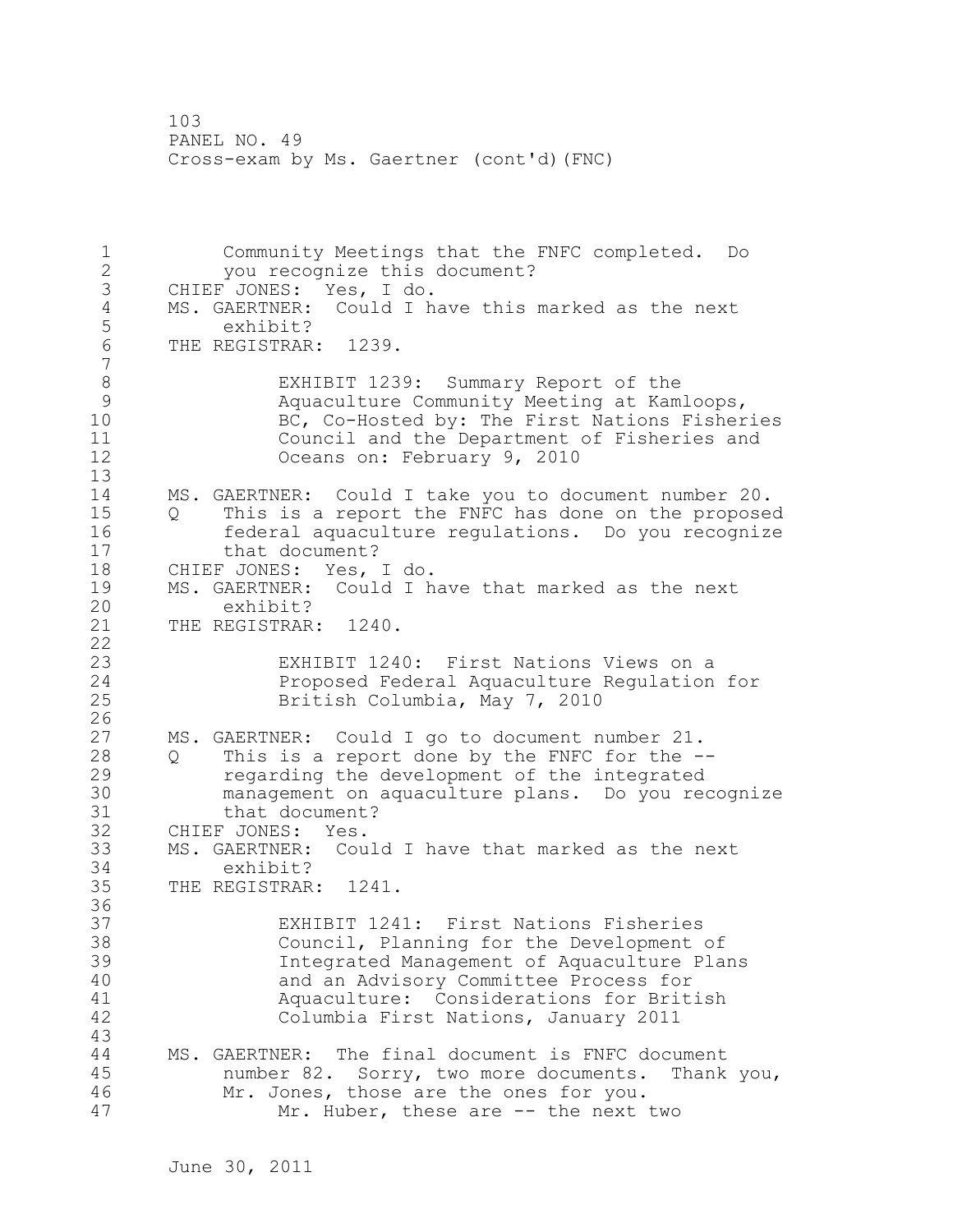Community Meetings that the FNFC completed. Do you recognize this document?

CHIEF JONES: Yes, I do.

MS. GAERTNER: Could I have this marked as the next exhibit?

THE REGISTRAR: 1239.

> EXHIBIT 1239: Summary Report of the Aquaculture Community Meeting at Kamloops, BC, Co-Hosted by: The First Nations Fisheries Council and the Department of Fisheries and Oceans on: February 9, 2010

MS. GAERTNER: Could I take you to document number 20.

Q This is a report the FNFC has done on the proposed federal aquaculture regulations. Do you recognize that document?

CHIEF JONES: Yes, I do.

MS. GAERTNER: Could I have that marked as the next exhibit?

THE REGISTRAR: 1240.

> EXHIBIT 1240: First Nations Views on a Proposed Federal Aquaculture Regulation for British Columbia, May 7, 2010

MS. GAERTNER: Could I go to document number 21.

Q This is a report done by the FNFC for the -- regarding the development of the integrated management on aquaculture plans. Do you recognize that document?

CHIEF JONES: Yes.

MS. GAERTNER: Could I have that marked as the next exhibit?

THE REGISTRAR: 1241.

> EXHIBIT 1241: First Nations Fisheries Council, Planning for the Development of Integrated Management of Aquaculture Plans and an Advisory Committee Process for Aquaculture: Considerations for British Columbia First Nations, January 2011

MS. GAERTNER: The final document is FNFC document number 82. Sorry, two more documents. Thank you, Mr. Jones, those are the ones for you.

Mr. Huber, these are -- the next two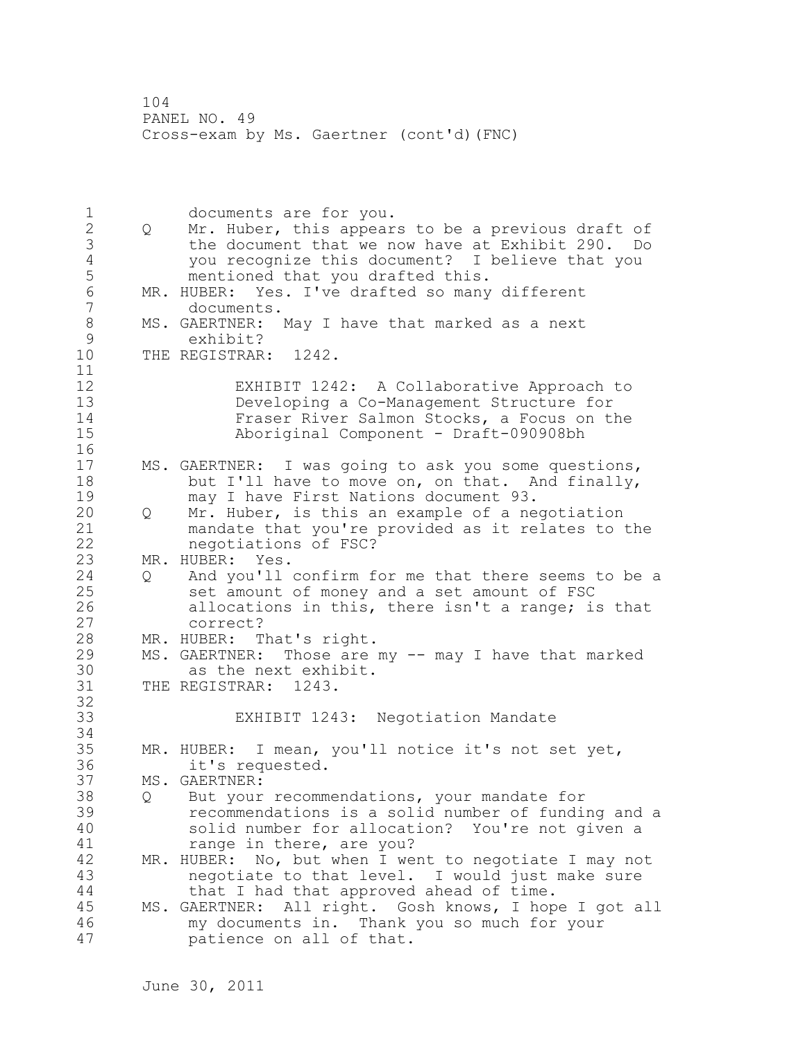documents are for you.

Q Mr. Huber, this appears to be a previous draft of the document that we now have at Exhibit 290. Do you recognize this document? I believe that you mentioned that you drafted this.

MR. HUBER: Yes. I've drafted so many different documents.

MS. GAERTNER: May I have that marked as a next exhibit?

THE REGISTRAR: 1242.

EXHIBIT 1242: A Collaborative Approach to Developing a Co-Management Structure for Fraser River Salmon Stocks, a Focus on the Aboriginal Component - Draft-090908bh

MS. GAERTNER: I was going to ask you some questions, but I'll have to move on, on that. And finally, may I have First Nations document 93.

Q Mr. Huber, is this an example of a negotiation mandate that you're provided as it relates to the negotiations of FSC?

MR. HUBER: Yes.

Q And you'll confirm for me that there seems to be a set amount of money and a set amount of FSC allocations in this, there isn't a range; is that correct?

MR. HUBER: That's right.

MS. GAERTNER: Those are my -- may I have that marked as the next exhibit.

THE REGISTRAR: 1243.

EXHIBIT 1243: Negotiation Mandate

MR. HUBER: I mean, you'll notice it's not set yet, it's requested.

MS. GAERTNER:

Q But your recommendations, your mandate for recommendations is a solid number of funding and a solid number for allocation? You're not given a range in there, are you?

MR. HUBER: No, but when I went to negotiate I may not negotiate to that level. I would just make sure that I had that approved ahead of time.

MS. GAERTNER: All right. Gosh knows, I hope I got all my documents in. Thank you so much for your patience on all of that.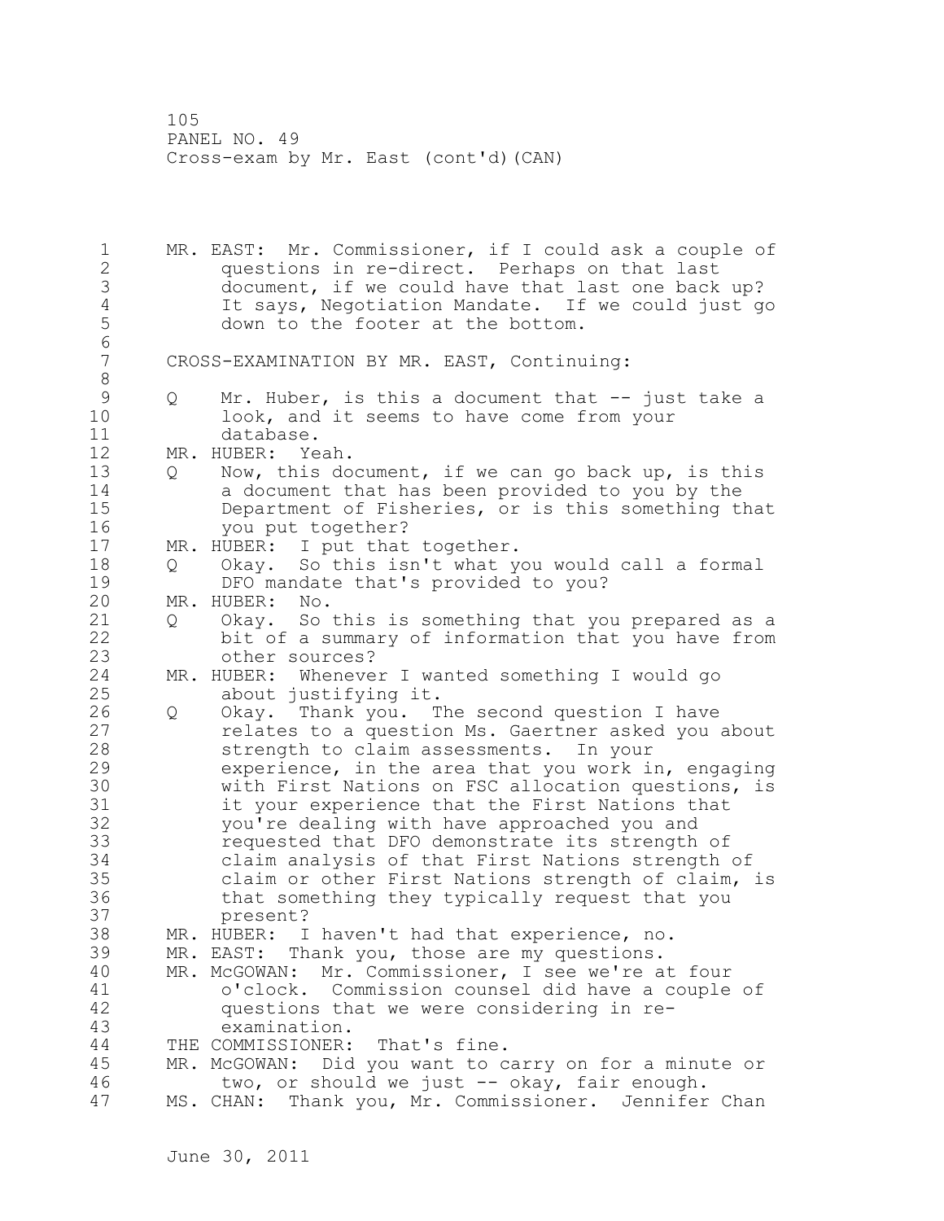MR. EAST: Mr. Commissioner, if I could ask a couple of questions in re-direct. Perhaps on that last document, if we could have that last one back up? It says, Negotiation Mandate. If we could just go down to the footer at the bottom.

CROSS-EXAMINATION BY MR. EAST, Continuing:

Q Mr. Huber, is this a document that -- just take a look, and it seems to have come from your database.

MR. HUBER: Yeah.

Q Now, this document, if we can go back up, is this a document that has been provided to you by the Department of Fisheries, or is this something that you put together?

MR. HUBER: I put that together.

Q Okay. So this isn't what you would call a formal DFO mandate that's provided to you?

MR. HUBER: No.

Q Okay. So this is something that you prepared as a bit of a summary of information that you have from other sources?

MR. HUBER: Whenever I wanted something I would go about justifying it.

Q Okay. Thank you. The second question I have relates to a question Ms. Gaertner asked you about strength to claim assessments. In your experience, in the area that you work in, engaging with First Nations on FSC allocation questions, is it your experience that the First Nations that you're dealing with have approached you and requested that DFO demonstrate its strength of claim analysis of that First Nations strength of claim or other First Nations strength of claim, is that something they typically request that you present?

MR. HUBER: I haven't had that experience, no.

MR. EAST: Thank you, those are my questions.

MR. McGOWAN: Mr. Commissioner, I see we're at four o'clock. Commission counsel did have a couple of questions that we were considering in re-examination.

THE COMMISSIONER: That's fine.

MR. McGOWAN: Did you want to carry on for a minute or two, or should we just -- okay, fair enough.

MS. CHAN: Thank you, Mr. Commissioner. Jennifer Chan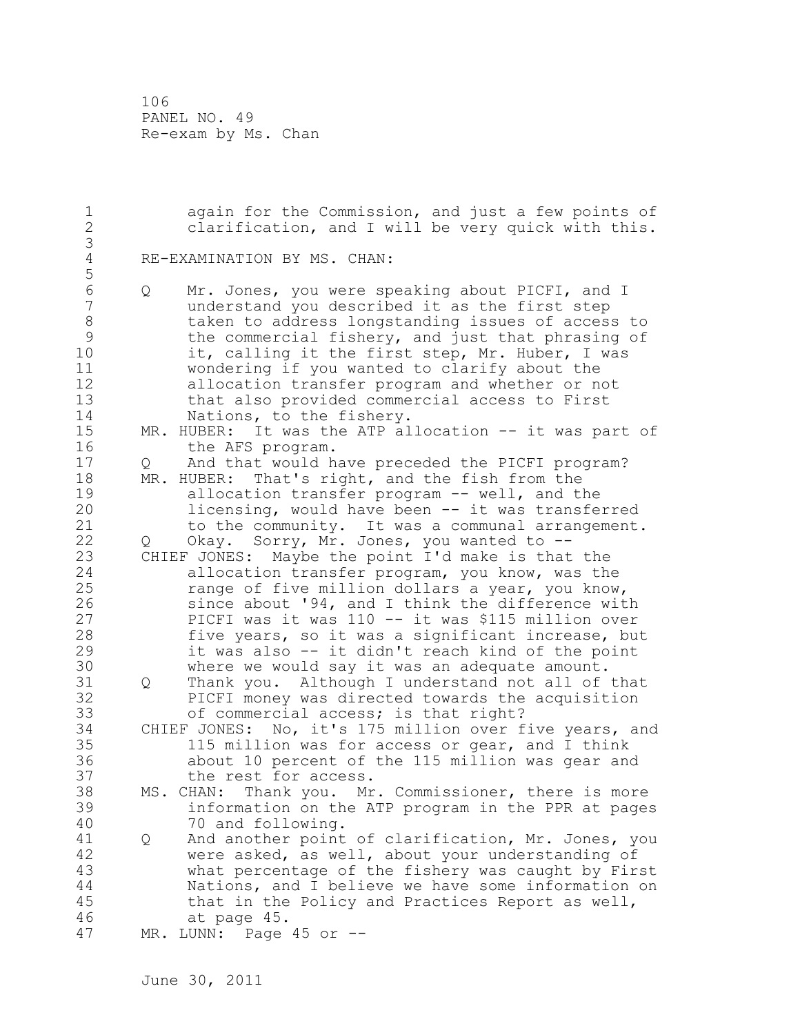again for the Commission, and just a few points of clarification, and I will be very quick with this.

RE-EXAMINATION BY MS. CHAN:

Q Mr. Jones, you were speaking about PICFI, and I understand you described it as the first step taken to address longstanding issues of access to the commercial fishery, and just that phrasing of it, calling it the first step, Mr. Huber, I was wondering if you wanted to clarify about the allocation transfer program and whether or not that also provided commercial access to First Nations, to the fishery.

MR. HUBER: It was the ATP allocation -- it was part of the AFS program.

Q And that would have preceded the PICFI program?

MR. HUBER: That's right, and the fish from the allocation transfer program -- well, and the licensing, would have been -- it was transferred to the community. It was a communal arrangement.

Q Okay. Sorry, Mr. Jones, you wanted to --

CHIEF JONES: Maybe the point I'd make is that the allocation transfer program, you know, was the range of five million dollars a year, you know, since about '94, and I think the difference with PICFI was it was 110 -- it was $115 million over five years, so it was a significant increase, but it was also -- it didn't reach kind of the point where we would say it was an adequate amount.

Q Thank you. Although I understand not all of that PICFI money was directed towards the acquisition of commercial access; is that right?

CHIEF JONES: No, it's 175 million over five years, and 115 million was for access or gear, and I think about 10 percent of the 115 million was gear and the rest for access.

MS. CHAN: Thank you. Mr. Commissioner, there is more information on the ATP program in the PPR at pages 70 and following.

Q And another point of clarification, Mr. Jones, you were asked, as well, about your understanding of what percentage of the fishery was caught by First Nations, and I believe we have some information on that in the Policy and Practices Report as well, at page 45.

MR. LUNN: Page 45 or --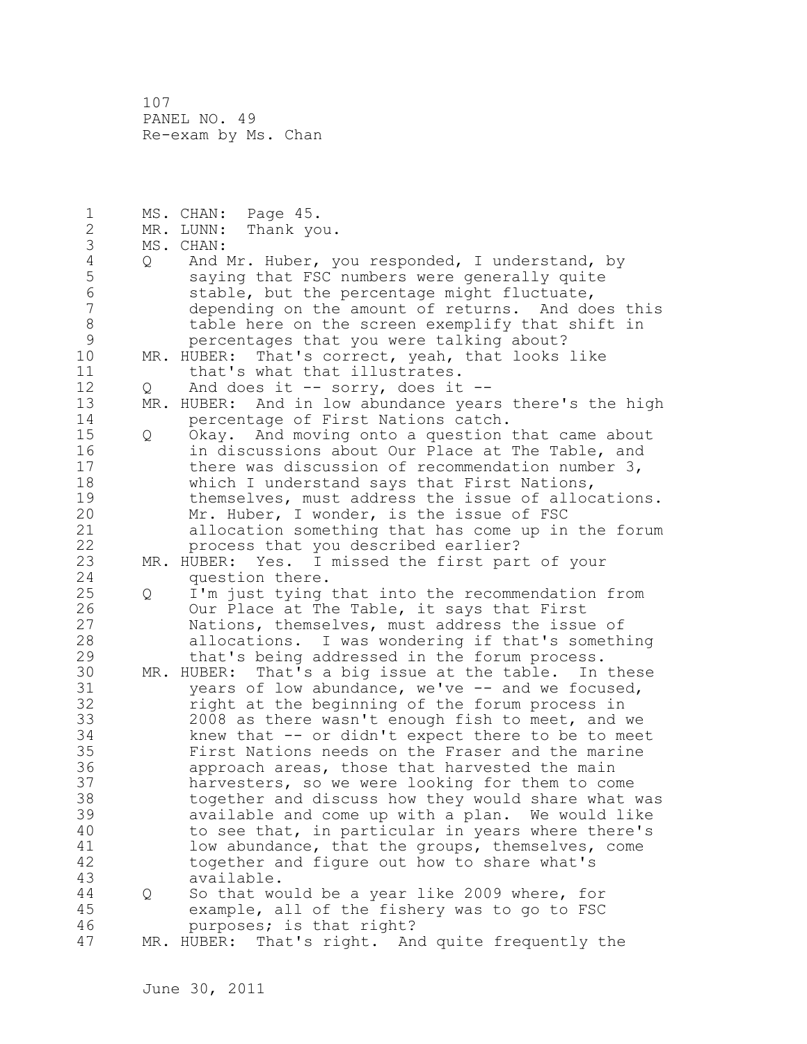MS. CHAN: Page 45.
MR. LUNN: Thank you.
MS. CHAN:
Q And Mr. Huber, you responded, I understand, by saying that FSC numbers were generally quite stable, but the percentage might fluctuate, depending on the amount of returns. And does this table here on the screen exemplify that shift in percentages that you were talking about?
MR. HUBER: That's correct, yeah, that looks like that's what that illustrates.
Q And does it -- sorry, does it --
MR. HUBER: And in low abundance years there's the high percentage of First Nations catch.
Q Okay. And moving onto a question that came about in discussions about Our Place at The Table, and there was discussion of recommendation number 3, which I understand says that First Nations, themselves, must address the issue of allocations. Mr. Huber, I wonder, is the issue of FSC allocation something that has come up in the forum process that you described earlier?
MR. HUBER: Yes. I missed the first part of your question there.
Q I'm just tying that into the recommendation from Our Place at The Table, it says that First Nations, themselves, must address the issue of allocations. I was wondering if that's something that's being addressed in the forum process.
MR. HUBER: That's a big issue at the table. In these years of low abundance, we've -- and we focused, right at the beginning of the forum process in 2008 as there wasn't enough fish to meet, and we knew that -- or didn't expect there to be to meet First Nations needs on the Fraser and the marine approach areas, those that harvested the main harvesters, so we were looking for them to come together and discuss how they would share what was available and come up with a plan. We would like to see that, in particular in years where there's low abundance, that the groups, themselves, come together and figure out how to share what's available.
Q So that would be a year like 2009 where, for example, all of the fishery was to go to FSC purposes; is that right?
MR. HUBER: That's right. And quite frequently the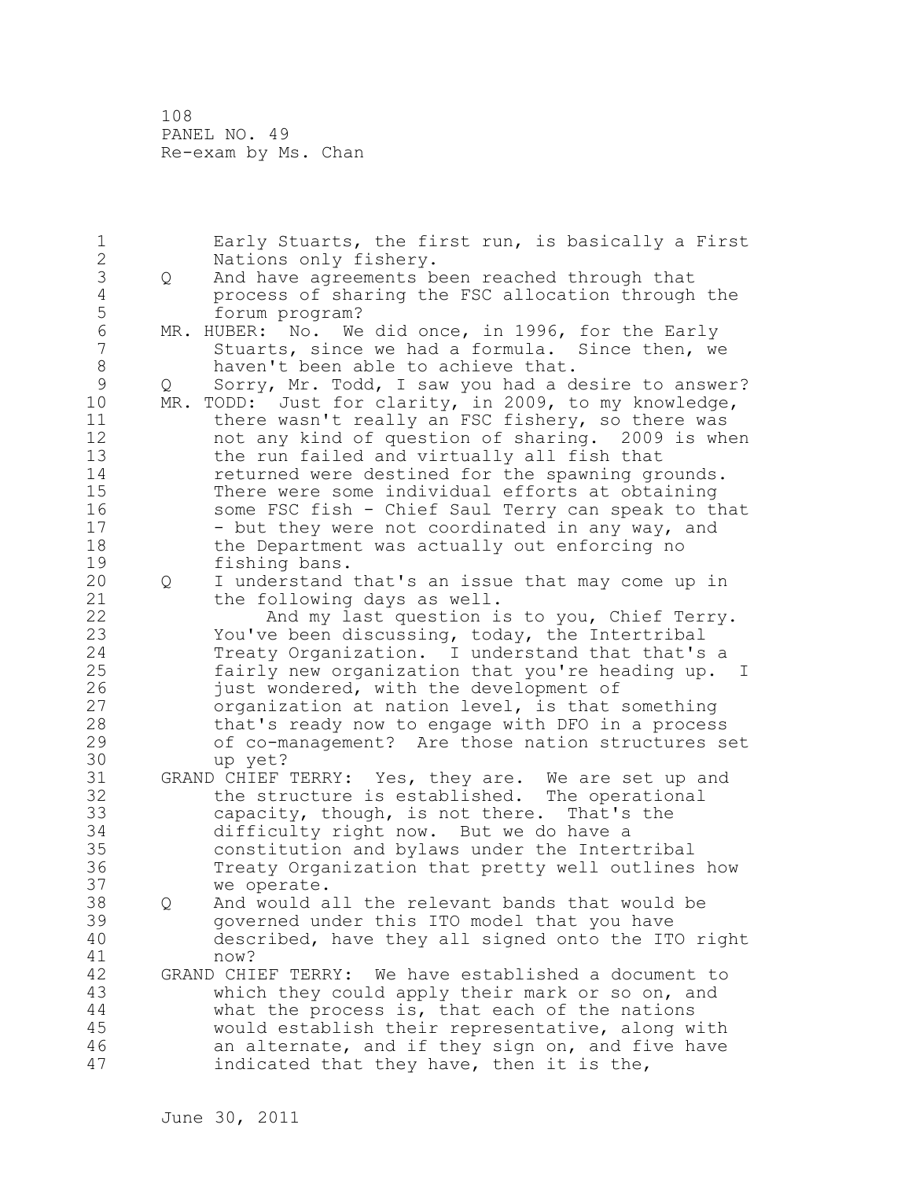Early Stuarts, the first run, is basically a First Nations only fishery.

Q And have agreements been reached through that process of sharing the FSC allocation through the forum program?

MR. HUBER: No. We did once, in 1996, for the Early Stuarts, since we had a formula. Since then, we haven't been able to achieve that.

Q Sorry, Mr. Todd, I saw you had a desire to answer?

MR. TODD: Just for clarity, in 2009, to my knowledge, there wasn't really an FSC fishery, so there was not any kind of question of sharing. 2009 is when the run failed and virtually all fish that returned were destined for the spawning grounds. There were some individual efforts at obtaining some FSC fish - Chief Saul Terry can speak to that - but they were not coordinated in any way, and the Department was actually out enforcing no fishing bans.

Q I understand that's an issue that may come up in the following days as well.

And my last question is to you, Chief Terry. You've been discussing, today, the Intertribal Treaty Organization. I understand that that's a fairly new organization that you're heading up. I just wondered, with the development of organization at nation level, is that something that's ready now to engage with DFO in a process of co-management? Are those nation structures set up yet?

GRAND CHIEF TERRY: Yes, they are. We are set up and the structure is established. The operational capacity, though, is not there. That's the difficulty right now. But we do have a constitution and bylaws under the Intertribal Treaty Organization that pretty well outlines how we operate.

Q And would all the relevant bands that would be governed under this ITO model that you have described, have they all signed onto the ITO right now?

GRAND CHIEF TERRY: We have established a document to which they could apply their mark or so on, and what the process is, that each of the nations would establish their representative, along with an alternate, and if they sign on, and five have indicated that they have, then it is the,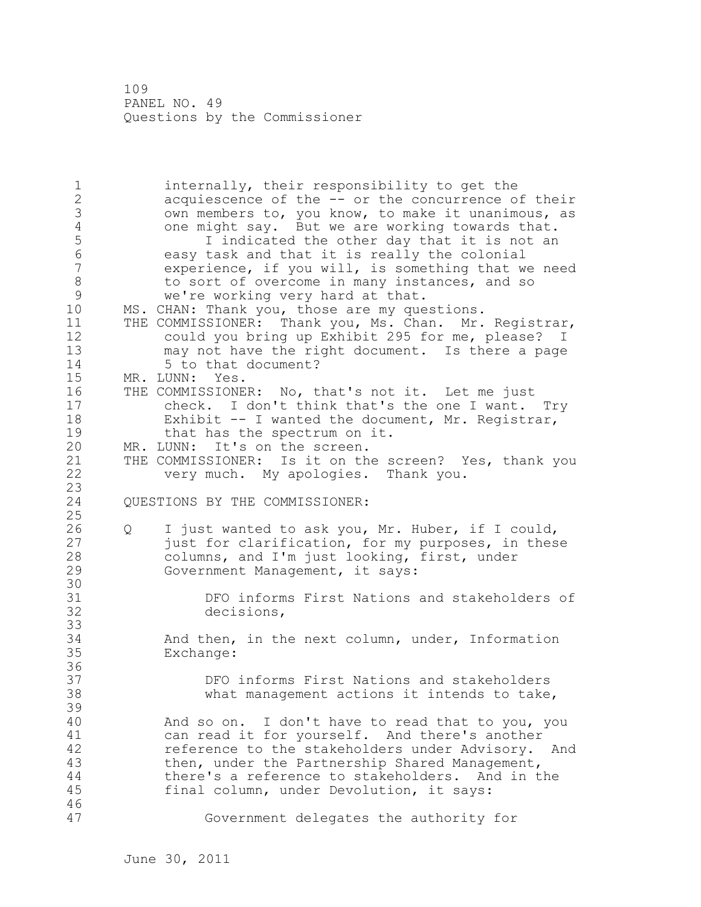internally, their responsibility to get the acquiescence of the -- or the concurrence of their own members to, you know, to make it unanimous, as one might say. But we are working towards that.

I indicated the other day that it is not an easy task and that it is really the colonial experience, if you will, is something that we need to sort of overcome in many instances, and so we're working very hard at that.

MS. CHAN: Thank you, those are my questions.

THE COMMISSIONER: Thank you, Ms. Chan. Mr. Registrar, could you bring up Exhibit 295 for me, please? I may not have the right document. Is there a page 5 to that document?

MR. LUNN: Yes.

THE COMMISSIONER: No, that's not it. Let me just check. I don't think that's the one I want. Try Exhibit -- I wanted the document, Mr. Registrar, that has the spectrum on it.

MR. LUNN: It's on the screen.

THE COMMISSIONER: Is it on the screen? Yes, thank you very much. My apologies. Thank you.

QUESTIONS BY THE COMMISSIONER:

Q I just wanted to ask you, Mr. Huber, if I could, just for clarification, for my purposes, in these columns, and I'm just looking, first, under Government Management, it says:

> DFO informs First Nations and stakeholders of decisions,

And then, in the next column, under, Information Exchange:

> DFO informs First Nations and stakeholders what management actions it intends to take,

And so on. I don't have to read that to you, you can read it for yourself. And there's another reference to the stakeholders under Advisory. And then, under the Partnership Shared Management, there's a reference to stakeholders. And in the final column, under Devolution, it says:

> Government delegates the authority for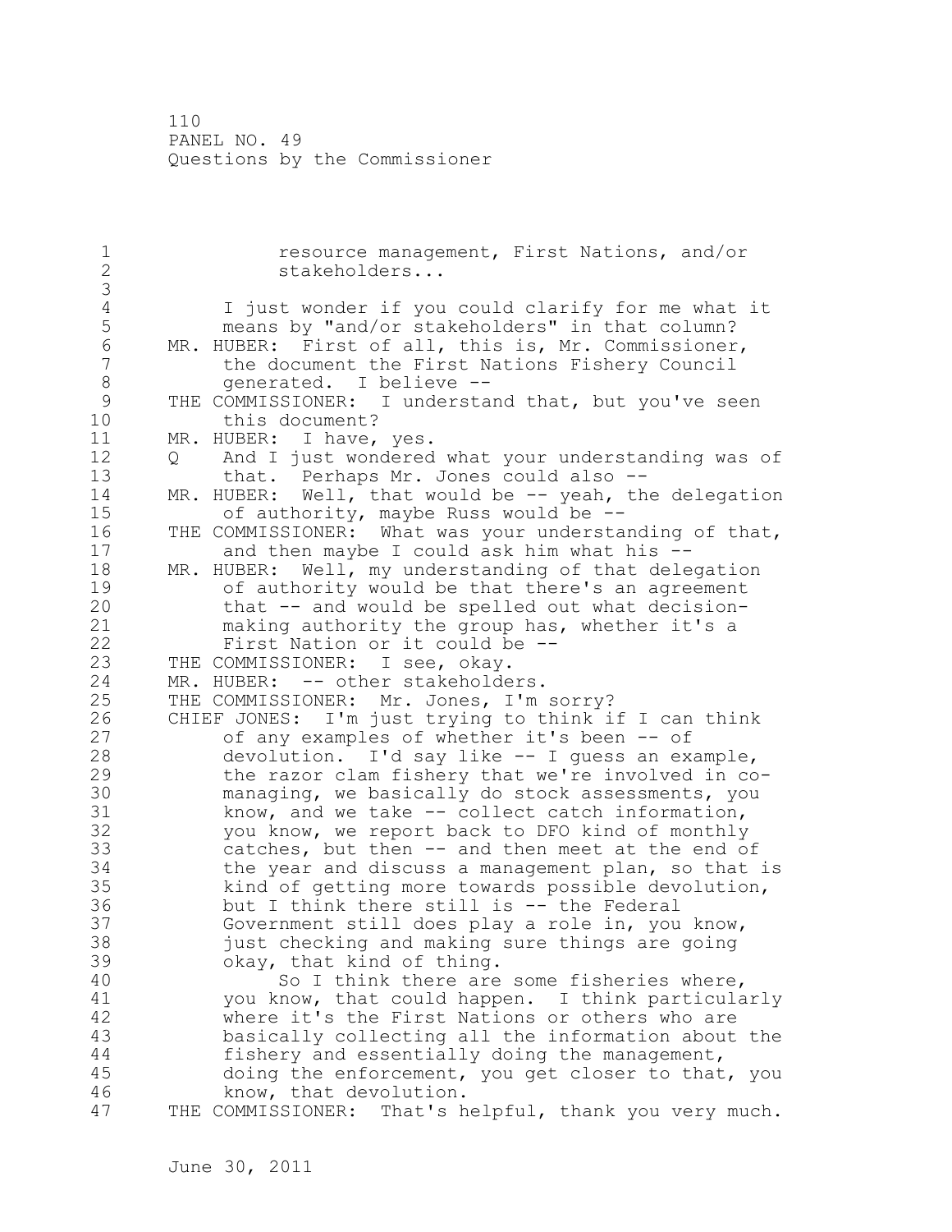resource management, First Nations, and/or stakeholders...

I just wonder if you could clarify for me what it means by "and/or stakeholders" in that column?

MR. HUBER: First of all, this is, Mr. Commissioner, the document the First Nations Fishery Council generated. I believe --

THE COMMISSIONER: I understand that, but you've seen this document?

MR. HUBER: I have, yes.

Q And I just wondered what your understanding was of that. Perhaps Mr. Jones could also --

MR. HUBER: Well, that would be -- yeah, the delegation of authority, maybe Russ would be --

THE COMMISSIONER: What was your understanding of that, and then maybe I could ask him what his --

MR. HUBER: Well, my understanding of that delegation of authority would be that there's an agreement that -- and would be spelled out what decision-making authority the group has, whether it's a First Nation or it could be --

THE COMMISSIONER: I see, okay.

MR. HUBER: -- other stakeholders.

THE COMMISSIONER: Mr. Jones, I'm sorry?

CHIEF JONES: I'm just trying to think if I can think of any examples of whether it's been -- of devolution. I'd say like -- I guess an example, the razor clam fishery that we're involved in co-managing, we basically do stock assessments, you know, and we take -- collect catch information, you know, we report back to DFO kind of monthly catches, but then -- and then meet at the end of the year and discuss a management plan, so that is kind of getting more towards possible devolution, but I think there still is -- the Federal Government still does play a role in, you know, just checking and making sure things are going okay, that kind of thing.

So I think there are some fisheries where, you know, that could happen. I think particularly where it's the First Nations or others who are basically collecting all the information about the fishery and essentially doing the management, doing the enforcement, you get closer to that, you know, that devolution.

THE COMMISSIONER: That's helpful, thank you very much.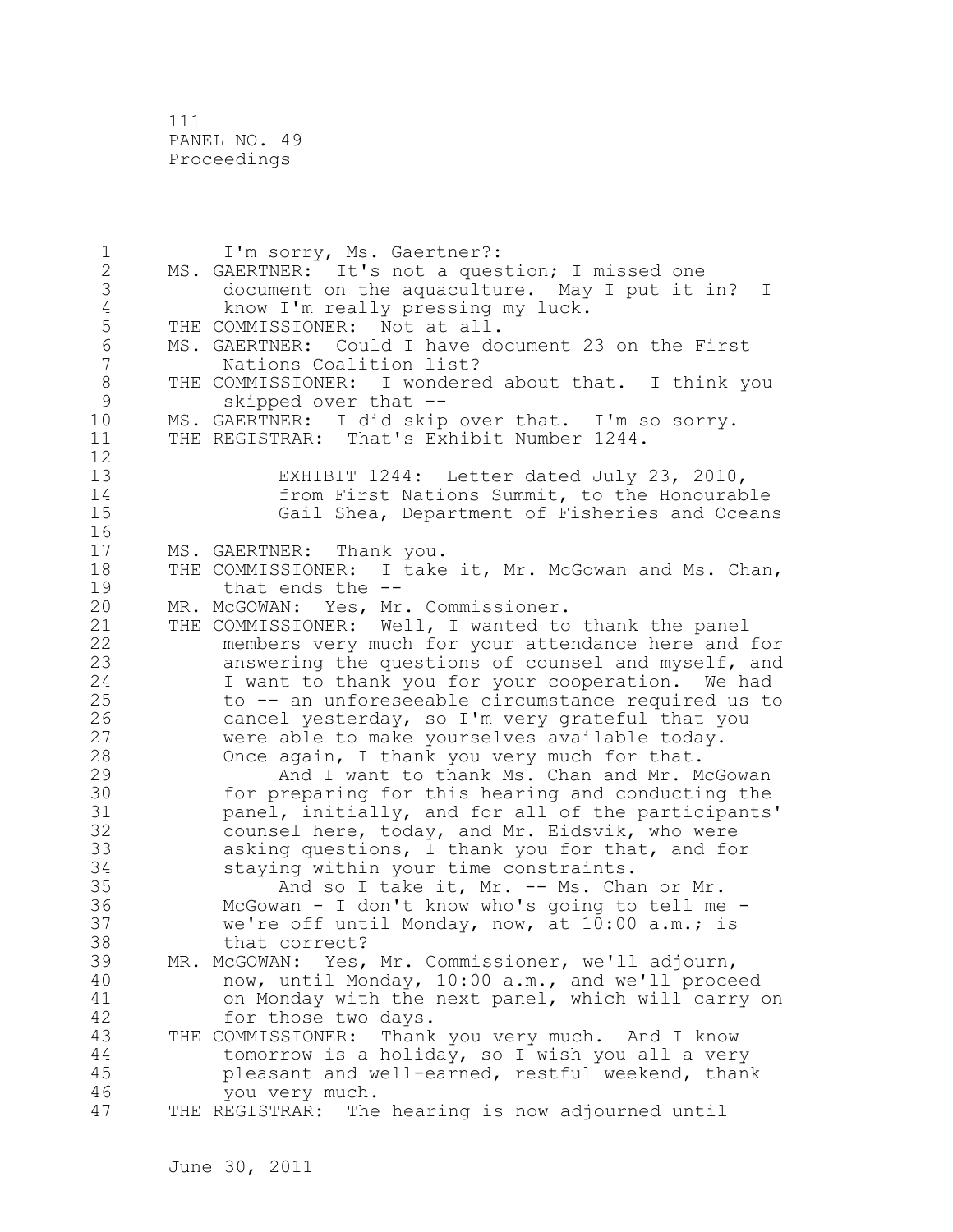I'm sorry, Ms. Gaertner?:

MS. GAERTNER: It's not a question; I missed one document on the aquaculture. May I put it in? I know I'm really pressing my luck.

THE COMMISSIONER: Not at all.

MS. GAERTNER: Could I have document 23 on the First Nations Coalition list?

THE COMMISSIONER: I wondered about that. I think you skipped over that --

MS. GAERTNER: I did skip over that. I'm so sorry.

THE REGISTRAR: That's Exhibit Number 1244.

EXHIBIT 1244: Letter dated July 23, 2010, from First Nations Summit, to the Honourable Gail Shea, Department of Fisheries and Oceans

MS. GAERTNER: Thank you.

THE COMMISSIONER: I take it, Mr. McGowan and Ms. Chan, that ends the --

MR. McGOWAN: Yes, Mr. Commissioner.

THE COMMISSIONER: Well, I wanted to thank the panel members very much for your attendance here and for answering the questions of counsel and myself, and I want to thank you for your cooperation. We had to -- an unforeseeable circumstance required us to cancel yesterday, so I'm very grateful that you were able to make yourselves available today. Once again, I thank you very much for that.

And I want to thank Ms. Chan and Mr. McGowan for preparing for this hearing and conducting the panel, initially, and for all of the participants' counsel here, today, and Mr. Eidsvik, who were asking questions, I thank you for that, and for staying within your time constraints.

And so I take it, Mr. -- Ms. Chan or Mr. McGowan - I don't know who's going to tell me - we're off until Monday, now, at 10:00 a.m.; is that correct?

MR. McGOWAN: Yes, Mr. Commissioner, we'll adjourn, now, until Monday, 10:00 a.m., and we'll proceed on Monday with the next panel, which will carry on for those two days.

THE COMMISSIONER: Thank you very much. And I know tomorrow is a holiday, so I wish you all a very pleasant and well-earned, restful weekend, thank you very much.

THE REGISTRAR: The hearing is now adjourned until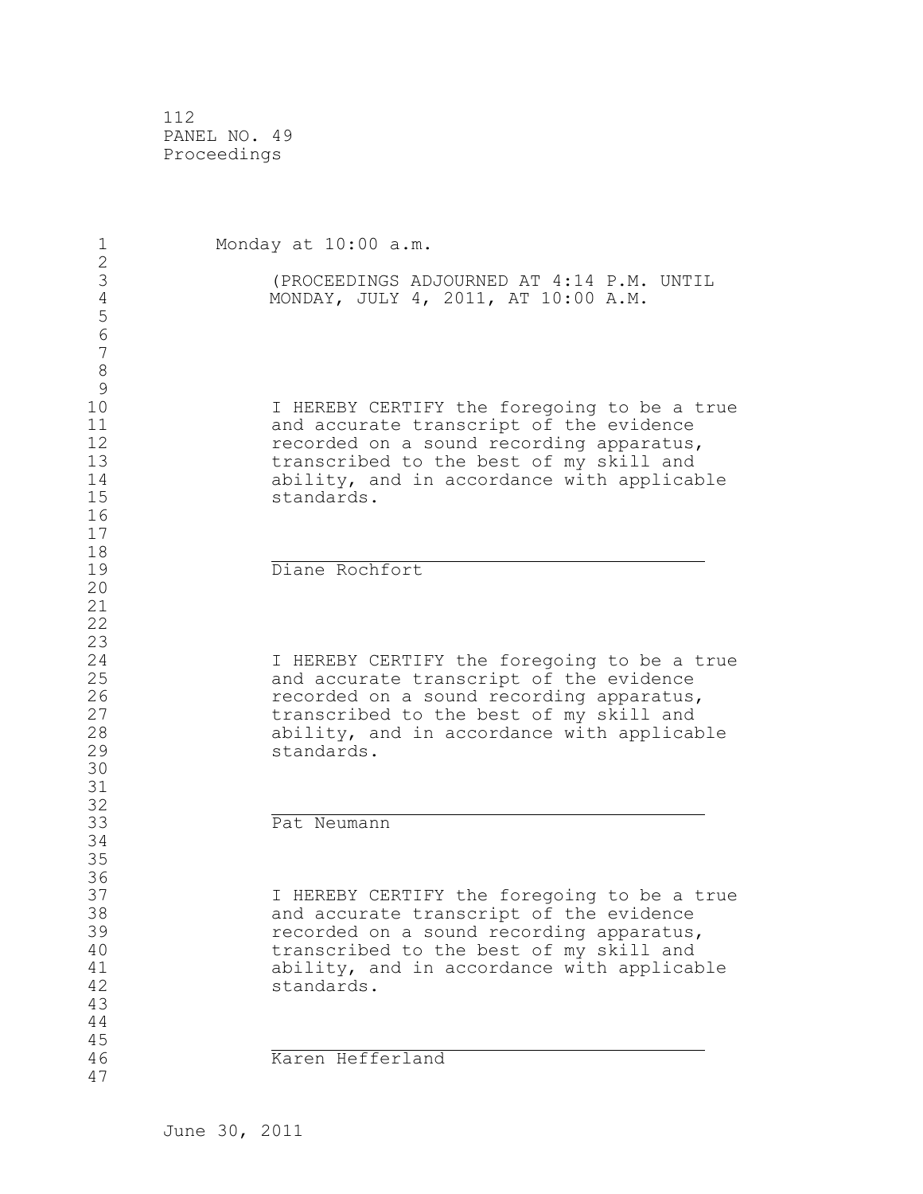Monday at 10:00 a.m.

(PROCEEDINGS ADJOURNED AT 4:14 P.M. UNTIL MONDAY, JULY 4, 2011, AT 10:00 A.M.

I HEREBY CERTIFY the foregoing to be a true and accurate transcript of the evidence recorded on a sound recording apparatus, transcribed to the best of my skill and ability, and in accordance with applicable standards.

\_\_\_\_\_\_\_\_\_\_\_\_\_\_\_\_\_\_\_\_\_\_\_\_\_\_\_\_\_\_\_\_\_\_\_\_\_\_\_\_

Diane Rochfort

I HEREBY CERTIFY the foregoing to be a true and accurate transcript of the evidence recorded on a sound recording apparatus, transcribed to the best of my skill and ability, and in accordance with applicable standards.

\_\_\_\_\_\_\_\_\_\_\_\_\_\_\_\_\_\_\_\_\_\_\_\_\_\_\_\_\_\_\_\_\_\_\_\_\_\_\_\_

Pat Neumann

I HEREBY CERTIFY the foregoing to be a true and accurate transcript of the evidence recorded on a sound recording apparatus, transcribed to the best of my skill and ability, and in accordance with applicable standards.

\_\_\_\_\_\_\_\_\_\_\_\_\_\_\_\_\_\_\_\_\_\_\_\_\_\_\_\_\_\_\_\_\_\_\_\_\_\_\_\_

Karen Hefferland